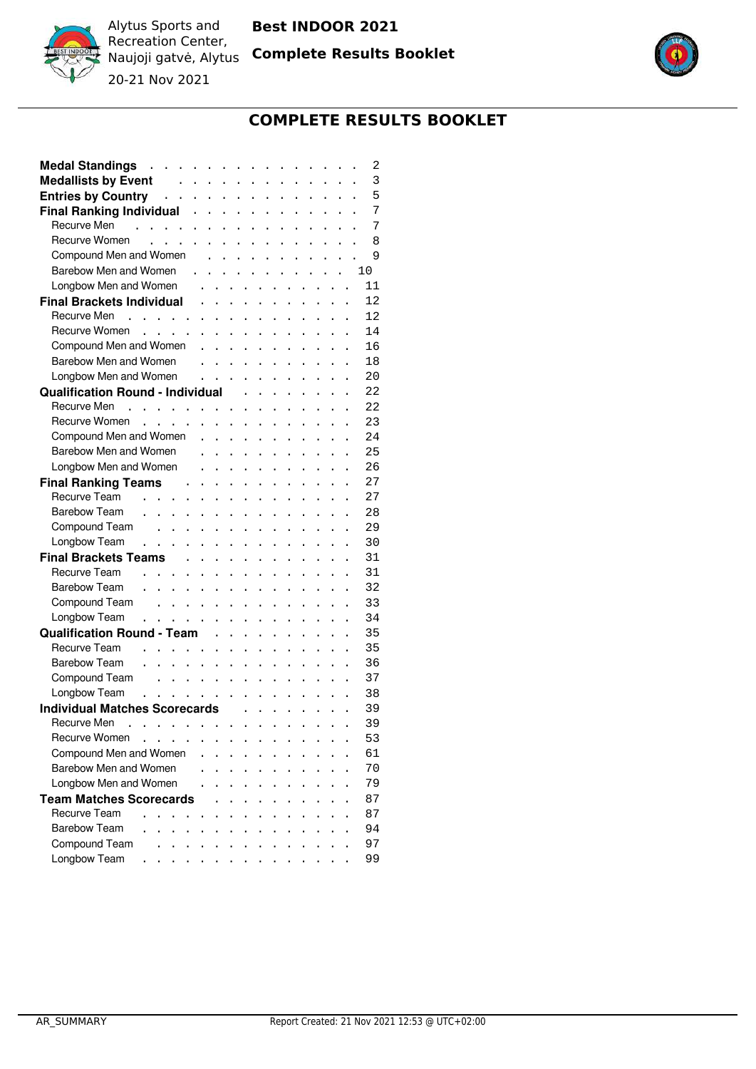# COMPLETE RESULTS BOOKLET

Best INDOOR 2021

Complete Results Booklet

Alytus Sports and Recreation Center, Naujoji gatvė, Alytus

20-21 Nov 2021

| Section | Page |
|---|---|
| **Medal Standings** | 2 |
| **Medallists by Event** | 3 |
| **Entries by Country** | 5 |
| **Final Ranking Individual** | 7 |
| Recurve Men | 7 |
| Recurve Women | 8 |
| Compound Men and Women | 9 |
| Barebow Men and Women | 10 |
| Longbow Men and Women | 11 |
| **Final Brackets Individual** | 12 |
| Recurve Men | 12 |
| Recurve Women | 14 |
| Compound Men and Women | 16 |
| Barebow Men and Women | 18 |
| Longbow Men and Women | 20 |
| **Qualification Round - Individual** | 22 |
| Recurve Men | 22 |
| Recurve Women | 23 |
| Compound Men and Women | 24 |
| Barebow Men and Women | 25 |
| Longbow Men and Women | 26 |
| **Final Ranking Teams** | 27 |
| Recurve Team | 27 |
| Barebow Team | 28 |
| Compound Team | 29 |
| Longbow Team | 30 |
| **Final Brackets Teams** | 31 |
| Recurve Team | 31 |
| Barebow Team | 32 |
| Compound Team | 33 |
| Longbow Team | 34 |
| **Qualification Round - Team** | 35 |
| Recurve Team | 35 |
| Barebow Team | 36 |
| Compound Team | 37 |
| Longbow Team | 38 |
| **Individual Matches Scorecards** | 39 |
| Recurve Men | 39 |
| Recurve Women | 53 |
| Compound Men and Women | 61 |
| Barebow Men and Women | 70 |
| Longbow Men and Women | 79 |
| **Team Matches Scorecards** | 87 |
| Recurve Team | 87 |
| Barebow Team | 94 |
| Compound Team | 97 |
| Longbow Team | 99 |

AR_SUMMARY

Report Created: 21 Nov 2021 12:53 @ UTC+02:00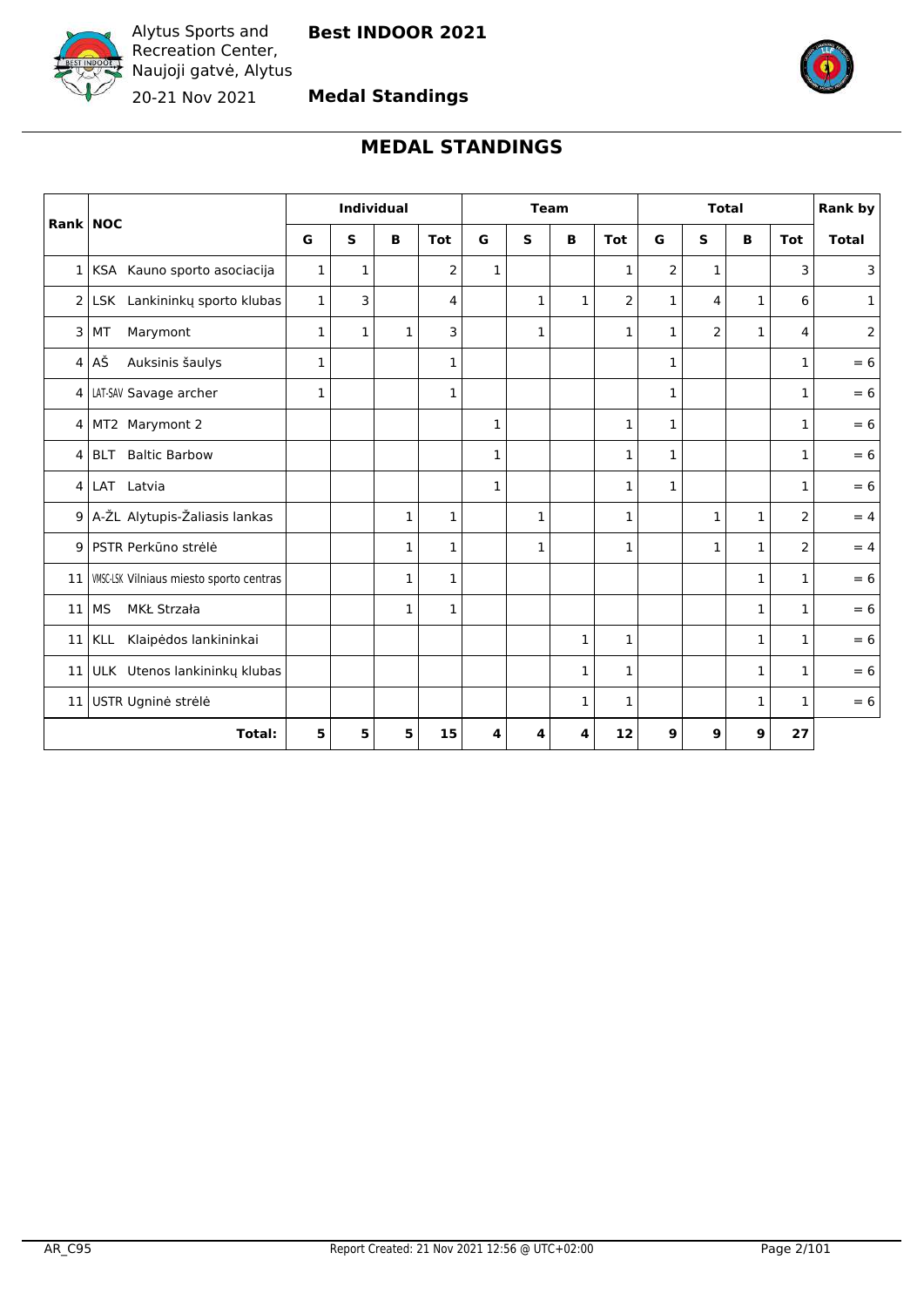# MEDAL STANDINGS

| Rank | NOC | Individual | | | | Team | | | | Total | | | | Rank by |
|---|---|---|---|---|---|---|---|---|---|---|---|---|---|---|
| | | G | S | B | Tot | G | S | B | Tot | G | S | B | Tot | Total |
| 1 | KSA Kauno sporto asociacija | 1 | 1 | | 2 | 1 | | | 1 | 2 | 1 | | 3 | 3 |
| 2 | LSK Lankininkų sporto klubas | 1 | 3 | | 4 | | 1 | 1 | 2 | 1 | 4 | 1 | 6 | 1 |
| 3 | MT Marymont | 1 | 1 | 1 | 3 | | 1 | | 1 | 1 | 2 | 1 | 4 | 2 |
| 4 | AŠ Auksinis šaulys | 1 | | | 1 | | | | | 1 | | | 1 | = 6 |
| 4 | LAT-SAV Savage archer | 1 | | | 1 | | | | | 1 | | | 1 | = 6 |
| 4 | MT2 Marymont 2 | | | | | 1 | | | 1 | 1 | | | 1 | = 6 |
| 4 | BLT Baltic Barbow | | | | | 1 | | | 1 | 1 | | | 1 | = 6 |
| 4 | LAT Latvia | | | | | 1 | | | 1 | 1 | | | 1 | = 6 |
| 9 | A-ŽL Alytupis-Žaliasis lankas | | | 1 | 1 | | 1 | | 1 | | 1 | 1 | 2 | = 4 |
| 9 | PSTR Perkūno strėlė | | | 1 | 1 | | 1 | | 1 | | 1 | 1 | 2 | = 4 |
| 11 | VMSC-LSK Vilniaus miesto sporto centras | | | 1 | 1 | | | | | | | 1 | 1 | = 6 |
| 11 | MS MKŁ Strzała | | | 1 | 1 | | | | | | | 1 | 1 | = 6 |
| 11 | KLL Klaipėdos lankininkai | | | | | | | 1 | 1 | | | 1 | 1 | = 6 |
| 11 | ULK Utenos lankininkų klubas | | | | | | | 1 | 1 | | | 1 | 1 | = 6 |
| 11 | USTR Ugninė strėlė | | | | | | | 1 | 1 | | | 1 | 1 | = 6 |
| | **Total:** | **5** | **5** | **5** | **15** | **4** | **4** | **4** | **12** | **9** | **9** | **9** | **27** | |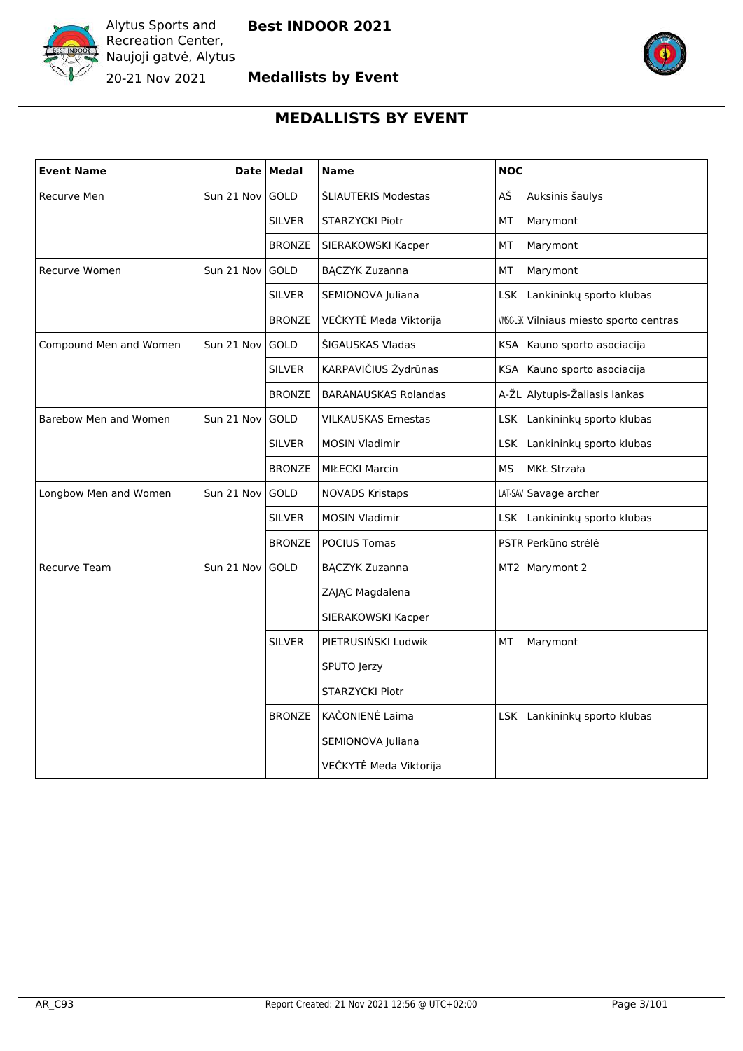# MEDALLISTS BY EVENT

| Event Name | Date | Medal | Name | NOC |
|---|---|---|---|---|
| Recurve Men | Sun 21 Nov | GOLD | ŠLIAUTERIS Modestas | AŠ Auksinis šaulys |
| | | SILVER | STARZYCKI Piotr | MT Marymont |
| | | BRONZE | SIERAKOWSKI Kacper | MT Marymont |
| Recurve Women | Sun 21 Nov | GOLD | BĄCZYK Zuzanna | MT Marymont |
| | | SILVER | SEMIONOVA Juliana | LSK Lankininkų sporto klubas |
| | | BRONZE | VEČKYTĖ Meda Viktorija | VMSC-LSK Vilniaus miesto sporto centras |
| Compound Men and Women | Sun 21 Nov | GOLD | ŠIGAUSKAS Vladas | KSA Kauno sporto asociacija |
| | | SILVER | KARPAVIČIUS Žydrūnas | KSA Kauno sporto asociacija |
| | | BRONZE | BARANAUSKAS Rolandas | A-ŽL Alytupis-Žaliasis lankas |
| Barebow Men and Women | Sun 21 Nov | GOLD | VILKAUSKAS Ernestas | LSK Lankininkų sporto klubas |
| | | SILVER | MOSIN Vladimir | LSK Lankininkų sporto klubas |
| | | BRONZE | MIŁECKI Marcin | MS MKŁ Strzała |
| Longbow Men and Women | Sun 21 Nov | GOLD | NOVADS Kristaps | LAT-SAV Savage archer |
| | | SILVER | MOSIN Vladimir | LSK Lankininkų sporto klubas |
| | | BRONZE | POCIUS Tomas | PSTR Perkūno strėlė |
| Recurve Team | Sun 21 Nov | GOLD | BĄCZYK Zuzanna | MT2 Marymont 2 |
| | | | ZAJĄC Magdalena | |
| | | | SIERAKOWSKI Kacper | |
| | | SILVER | PIETRUSIŃSKI Ludwik | MT Marymont |
| | | | SPUTO Jerzy | |
| | | | STARZYCKI Piotr | |
| | | BRONZE | KAČONIENĖ Laima | LSK Lankininkų sporto klubas |
| | | | SEMIONOVA Juliana | |
| | | | VEČKYTĖ Meda Viktorija | |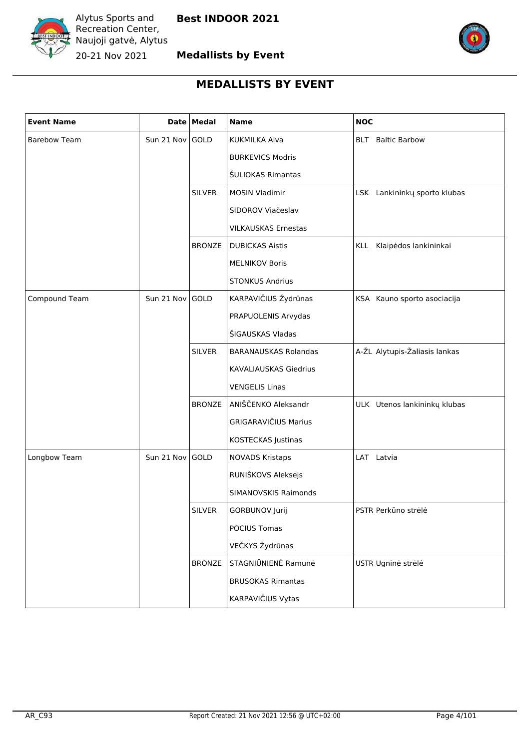# MEDALLISTS BY EVENT

| Event Name | Date | Medal | Name | NOC |
|---|---|---|---|---|
| Barebow Team | Sun 21 Nov | GOLD | KUKMILKA Aiva | BLT Baltic Barbow |
| | | | BURKEVICS Modris | |
| | | | ŠULIOKAS Rimantas | |
| | | SILVER | MOSIN Vladimir | LSK Lankininkų sporto klubas |
| | | | SIDOROV Viačeslav | |
| | | | VILKAUSKAS Ernestas | |
| | | BRONZE | DUBICKAS Aistis | KLL Klaipėdos lankininkai |
| | | | MELNIKOV Boris | |
| | | | STONKUS Andrius | |
| Compound Team | Sun 21 Nov | GOLD | KARPAVIČIUS Žydrūnas | KSA Kauno sporto asociacija |
| | | | PRAPUOLENIS Arvydas | |
| | | | ŠIGAUSKAS Vladas | |
| | | SILVER | BARANAUSKAS Rolandas | A-ŽL Alytupis-Žaliasis lankas |
| | | | KAVALIAUSKAS Giedrius | |
| | | | VENGELIS Linas | |
| | | BRONZE | ANIŠČENKO Aleksandr | ULK Utenos lankininkų klubas |
| | | | GRIGARAVIČIUS Marius | |
| | | | KOSTECKAS Justinas | |
| Longbow Team | Sun 21 Nov | GOLD | NOVADS Kristaps | LAT Latvia |
| | | | RUNIŠKOVS Aleksejs | |
| | | | SIMANOVSKIS Raimonds | |
| | | SILVER | GORBUNOV Jurij | PSTR Perkūno strėlė |
| | | | POCIUS Tomas | |
| | | | VEČKYS Žydrūnas | |
| | | BRONZE | STAGNIŪNIENĖ Ramunė | USTR Ugninė strėlė |
| | | | BRUSOKAS Rimantas | |
| | | | KARPAVIČIUS Vytas | |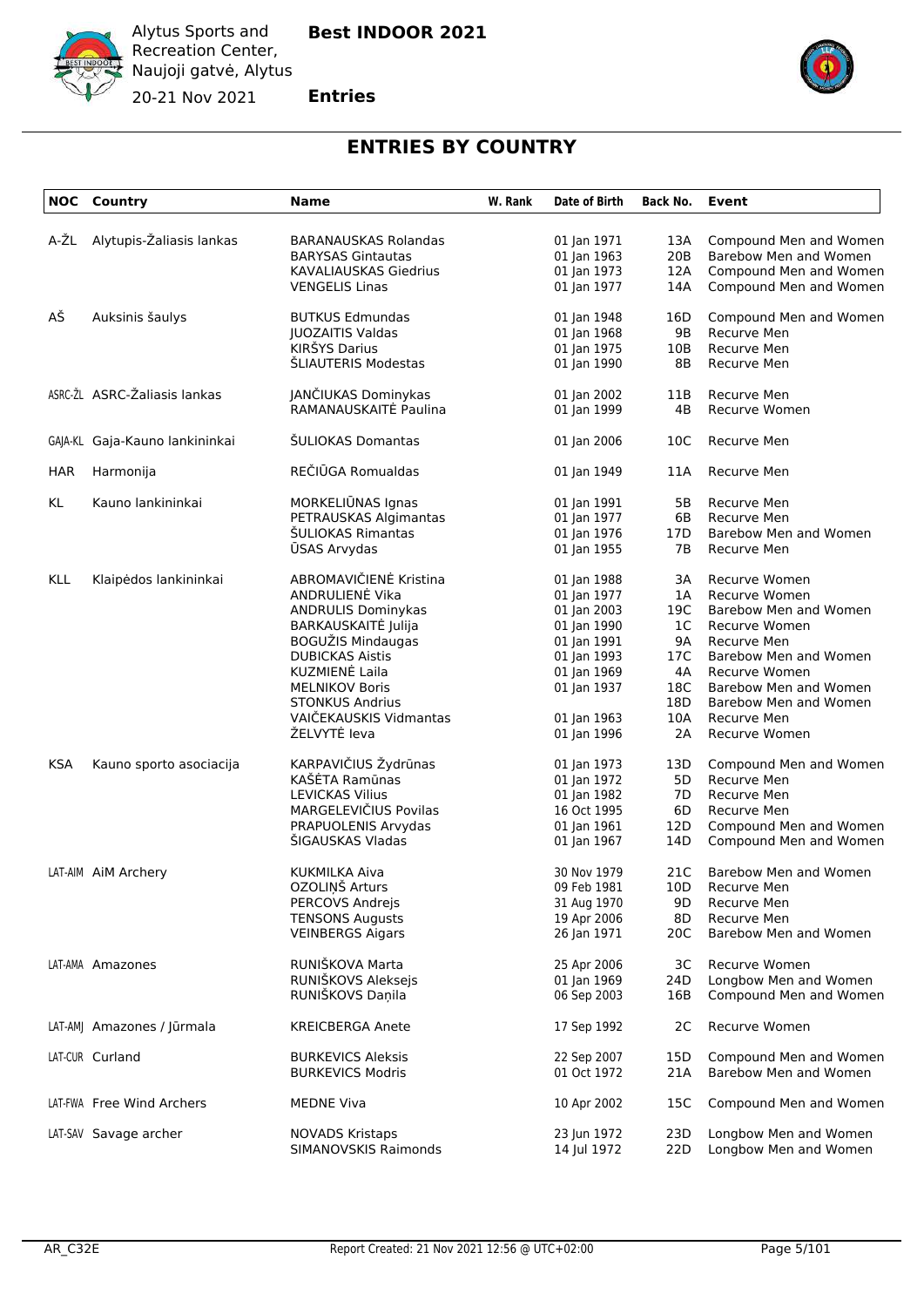## ENTRIES BY COUNTRY

| NOC | Country | Name | W. Rank | Date of Birth | Back No. | Event |
|---|---|---|---|---|---|---|
| A-ŽL | Alytupis-Žaliasis lankas | BARANAUSKAS Rolandas | | 01 Jan 1971 | 13A | Compound Men and Women |
| | | BARYSAS Gintautas | | 01 Jan 1963 | 20B | Barebow Men and Women |
| | | KAVALIAUSKAS Giedrius | | 01 Jan 1973 | 12A | Compound Men and Women |
| | | VENGELIS Linas | | 01 Jan 1977 | 14A | Compound Men and Women |
| AŠ | Auksinis šaulys | BUTKUS Edmundas | | 01 Jan 1948 | 16D | Compound Men and Women |
| | | JUOZAITIS Valdas | | 01 Jan 1968 | 9B | Recurve Men |
| | | KIRŠYS Darius | | 01 Jan 1975 | 10B | Recurve Men |
| | | ŠLIAUTERIS Modestas | | 01 Jan 1990 | 8B | Recurve Men |
| ASRC-ŽL | ASRC-Žaliasis lankas | JANČIUKAS Dominykas | | 01 Jan 2002 | 11B | Recurve Men |
| | | RAMANAUSKAITĖ Paulina | | 01 Jan 1999 | 4B | Recurve Women |
| GAJA-KL | Gaja-Kauno lankininkai | ŠULIOKAS Domantas | | 01 Jan 2006 | 10C | Recurve Men |
| HAR | Harmonija | REČIŪGA Romualdas | | 01 Jan 1949 | 11A | Recurve Men |
| KL | Kauno lankininkai | MORKELIŪNAS Ignas | | 01 Jan 1991 | 5B | Recurve Men |
| | | PETRAUSKAS Algimantas | | 01 Jan 1977 | 6B | Recurve Men |
| | | ŠULIOKAS Rimantas | | 01 Jan 1976 | 17D | Barebow Men and Women |
| | | ŪSAS Arvydas | | 01 Jan 1955 | 7B | Recurve Men |
| KLL | Klaipėdos lankininkai | ABROMAVIČIENĖ Kristina | | 01 Jan 1988 | 3A | Recurve Women |
| | | ANDRULIENĖ Vika | | 01 Jan 1977 | 1A | Recurve Women |
| | | ANDRULIS Dominykas | | 01 Jan 2003 | 19C | Barebow Men and Women |
| | | BARKAUSKAITĖ Julija | | 01 Jan 1990 | 1C | Recurve Women |
| | | BOGUŽIS Mindaugas | | 01 Jan 1991 | 9A | Recurve Men |
| | | DUBICKAS Aistis | | 01 Jan 1993 | 17C | Barebow Men and Women |
| | | KUZMIENĖ Laila | | 01 Jan 1969 | 4A | Recurve Women |
| | | MELNIKOV Boris | | 01 Jan 1937 | 18C | Barebow Men and Women |
| | | STONKUS Andrius | | | 18D | Barebow Men and Women |
| | | VAIČEKAUSKIS Vidmantas | | 01 Jan 1963 | 10A | Recurve Men |
| | | ŽELVYTĖ Ieva | | 01 Jan 1996 | 2A | Recurve Women |
| KSA | Kauno sporto asociacija | KARPAVIČIUS Žydrūnas | | 01 Jan 1973 | 13D | Compound Men and Women |
| | | KAŠĖTA Ramūnas | | 01 Jan 1972 | 5D | Recurve Men |
| | | LEVICKAS Vilius | | 01 Jan 1982 | 7D | Recurve Men |
| | | MARGELEVIČIUS Povilas | | 16 Oct 1995 | 6D | Recurve Men |
| | | PRAPUOLENIS Arvydas | | 01 Jan 1961 | 12D | Compound Men and Women |
| | | ŠIGAUSKAS Vladas | | 01 Jan 1967 | 14D | Compound Men and Women |
| LAT-AIM | AiM Archery | KUKMILKA Aiva | | 30 Nov 1979 | 21C | Barebow Men and Women |
| | | OZOLIŅŠ Arturs | | 09 Feb 1981 | 10D | Recurve Men |
| | | PERCOVS Andrejs | | 31 Aug 1970 | 9D | Recurve Men |
| | | TENSONS Augusts | | 19 Apr 2006 | 8D | Recurve Men |
| | | VEINBERGS Aigars | | 26 Jan 1971 | 20C | Barebow Men and Women |
| LAT-AMA | Amazones | RUNIŠKOVA Marta | | 25 Apr 2006 | 3C | Recurve Women |
| | | RUNIŠKOVS Aleksejs | | 01 Jan 1969 | 24D | Longbow Men and Women |
| | | RUNIŠKOVS Daņila | | 06 Sep 2003 | 16B | Compound Men and Women |
| LAT-AMJ | Amazones / Jūrmala | KREICBERGA Anete | | 17 Sep 1992 | 2C | Recurve Women |
| LAT-CUR | Curland | BURKEVICS Aleksis | | 22 Sep 2007 | 15D | Compound Men and Women |
| | | BURKEVICS Modris | | 01 Oct 1972 | 21A | Barebow Men and Women |
| LAT-FWA | Free Wind Archers | MEDNE Viva | | 10 Apr 2002 | 15C | Compound Men and Women |
| LAT-SAV | Savage archer | NOVADS Kristaps | | 23 Jun 1972 | 23D | Longbow Men and Women |
| | | SIMANOVSKIS Raimonds | | 14 Jul 1972 | 22D | Longbow Men and Women |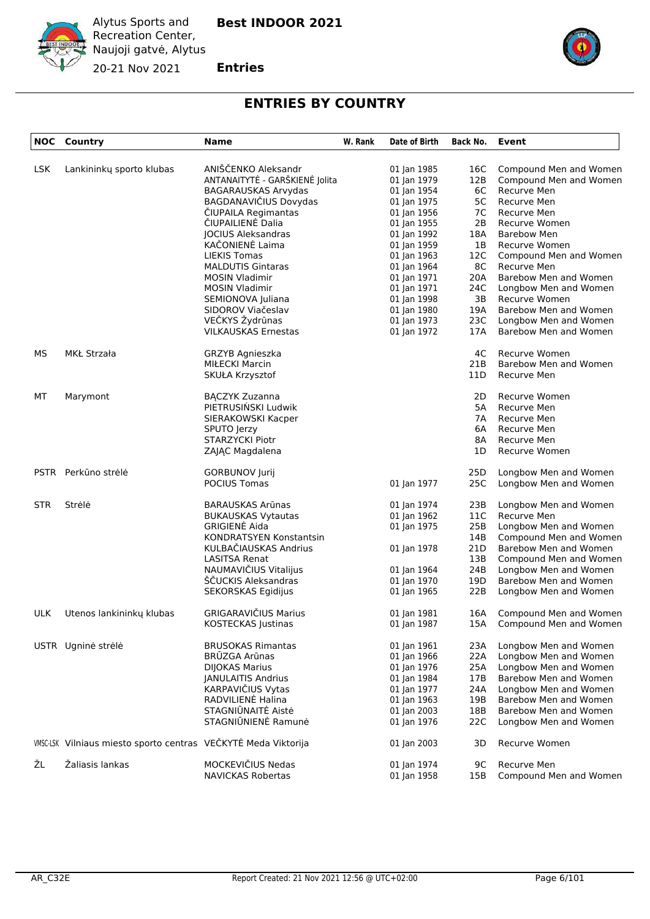# ENTRIES BY COUNTRY

| NOC | Country | Name | W. Rank | Date of Birth | Back No. | Event |
|---|---|---|---|---|---|---|
| LSK | Lankininkų sporto klubas | ANIŠČENKO Aleksandr | | 01 Jan 1985 | 16C | Compound Men and Women |
| | | ANTANAITYTĖ - GARŠKIENĖ Jolita | | 01 Jan 1979 | 12B | Compound Men and Women |
| | | BAGARAUSKAS Arvydas | | 01 Jan 1954 | 6C | Recurve Men |
| | | BAGDANAVIČIUS Dovydas | | 01 Jan 1975 | 5C | Recurve Men |
| | | ČIUPAILA Regimantas | | 01 Jan 1956 | 7C | Recurve Men |
| | | ČIUPAILIENĖ Dalia | | 01 Jan 1955 | 2B | Recurve Women |
| | | JOCIUS Aleksandras | | 01 Jan 1992 | 18A | Barebow Men |
| | | KAČONIENĖ Laima | | 01 Jan 1959 | 1B | Recurve Women |
| | | LIEKIS Tomas | | 01 Jan 1963 | 12C | Compound Men and Women |
| | | MALDUTIS Gintaras | | 01 Jan 1964 | 8C | Recurve Men |
| | | MOSIN Vladimir | | 01 Jan 1971 | 20A | Barebow Men and Women |
| | | MOSIN Vladimir | | 01 Jan 1971 | 24C | Longbow Men and Women |
| | | SEMIONOVA Juliana | | 01 Jan 1998 | 3B | Recurve Women |
| | | SIDOROV Viačeslav | | 01 Jan 1980 | 19A | Barebow Men and Women |
| | | VEČKYS Žydrūnas | | 01 Jan 1973 | 23C | Longbow Men and Women |
| | | VILKAUSKAS Ernestas | | 01 Jan 1972 | 17A | Barebow Men and Women |
| MS | MKŁ Strzała | GRZYB Agnieszka | | | 4C | Recurve Women |
| | | MIŁECKI Marcin | | | 21B | Barebow Men and Women |
| | | SKUŁA Krzysztof | | | 11D | Recurve Men |
| MT | Marymont | BĄCZYK Zuzanna | | | 2D | Recurve Women |
| | | PIETRUSIŃSKI Ludwik | | | 5A | Recurve Men |
| | | SIERAKOWSKI Kacper | | | 7A | Recurve Men |
| | | SPUTO Jerzy | | | 6A | Recurve Men |
| | | STARZYCKI Piotr | | | 8A | Recurve Men |
| | | ZAJĄC Magdalena | | | 1D | Recurve Women |
| PSTR | Perkūno strėlė | GORBUNOV Jurij | | | 25D | Longbow Men and Women |
| | | POCIUS Tomas | | 01 Jan 1977 | 25C | Longbow Men and Women |
| STR | Strėlė | BARAUSKAS Arūnas | | 01 Jan 1974 | 23B | Longbow Men and Women |
| | | BUKAUSKAS Vytautas | | 01 Jan 1962 | 11C | Recurve Men |
| | | GRIGIENĖ Aida | | 01 Jan 1975 | 25B | Longbow Men and Women |
| | | KONDRATSYEN Konstantsin | | | 14B | Compound Men and Women |
| | | KULBAČIAUSKAS Andrius | | 01 Jan 1978 | 21D | Barebow Men and Women |
| | | LASITSA Renat | | | 13B | Compound Men and Women |
| | | NAUMAVIČIUS Vitalijus | | 01 Jan 1964 | 24B | Longbow Men and Women |
| | | ŠČUCKIS Aleksandras | | 01 Jan 1970 | 19D | Barebow Men and Women |
| | | SEKORSKAS Egidijus | | 01 Jan 1965 | 22B | Longbow Men and Women |
| ULK | Utenos lankininkų klubas | GRIGARAVIČIUS Marius | | 01 Jan 1981 | 16A | Compound Men and Women |
| | | KOSTECKAS Justinas | | 01 Jan 1987 | 15A | Compound Men and Women |
| USTR | Ugninė strėlė | BRUSOKAS Rimantas | | 01 Jan 1961 | 23A | Longbow Men and Women |
| | | BRŪZGA Arūnas | | 01 Jan 1966 | 22A | Longbow Men and Women |
| | | DIJOKAS Marius | | 01 Jan 1976 | 25A | Longbow Men and Women |
| | | JANULAITIS Andrius | | 01 Jan 1984 | 17B | Barebow Men and Women |
| | | KARPAVIČIUS Vytas | | 01 Jan 1977 | 24A | Longbow Men and Women |
| | | RADVILIENĖ Halina | | 01 Jan 1963 | 19B | Barebow Men and Women |
| | | STAGNIŪNAITĖ Aistė | | 01 Jan 2003 | 18B | Barebow Men and Women |
| | | STAGNIŪNIENĖ Ramunė | | 01 Jan 1976 | 22C | Longbow Men and Women |
| VMSC-LSK | Vilniaus miesto sporto centras | VEČKYTĖ Meda Viktorija | | 01 Jan 2003 | 3D | Recurve Women |
| ŽL | Žaliasis lankas | MOCKEVIČIUS Nedas | | 01 Jan 1974 | 9C | Recurve Men |
| | | NAVICKAS Robertas | | 01 Jan 1958 | 15B | Compound Men and Women |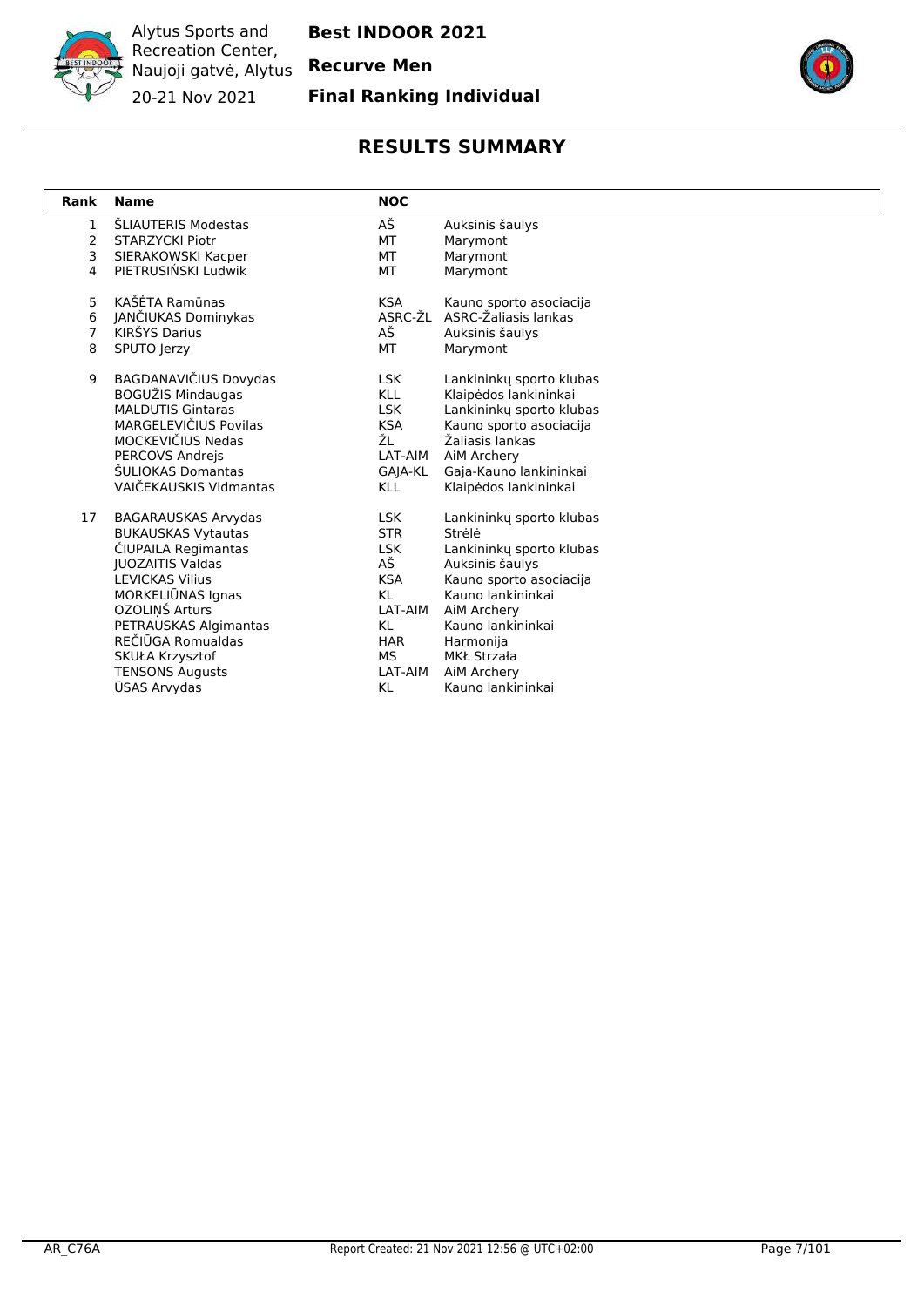Alytus Sports and Recreation Center, Naujoji gatvė, Alytus

20-21 Nov 2021

**Best INDOOR 2021**

**Recurve Men**

**Final Ranking Individual**

## RESULTS SUMMARY

| Rank | Name | NOC | |
|---|---|---|---|
| 1 | ŠLIAUTERIS Modestas | AŠ | Auksinis šaulys |
| 2 | STARZYCKI Piotr | MT | Marymont |
| 3 | SIERAKOWSKI Kacper | MT | Marymont |
| 4 | PIETRUSIŃSKI Ludwik | MT | Marymont |
| 5 | KAŠĖTA Ramūnas | KSA | Kauno sporto asociacija |
| 6 | JANČIUKAS Dominykas | ASRC-ŽL | ASRC-Žaliasis lankas |
| 7 | KIRŠYS Darius | AŠ | Auksinis šaulys |
| 8 | SPUTO Jerzy | MT | Marymont |
| 9 | BAGDANAVIČIUS Dovydas | LSK | Lankininkų sporto klubas |
| | BOGUŽIS Mindaugas | KLL | Klaipėdos lankininkai |
| | MALDUTIS Gintaras | LSK | Lankininkų sporto klubas |
| | MARGELEVIČIUS Povilas | KSA | Kauno sporto asociacija |
| | MOCKEVIČIUS Nedas | ŽL | Žaliasis lankas |
| | PERCOVS Andrejs | LAT-AIM | AiM Archery |
| | ŠULIOKAS Domantas | GAJA-KL | Gaja-Kauno lankininkai |
| | VAIČEKAUSKIS Vidmantas | KLL | Klaipėdos lankininkai |
| 17 | BAGARAUSKAS Arvydas | LSK | Lankininkų sporto klubas |
| | BUKAUSKAS Vytautas | STR | Strėlė |
| | ČIUPAILA Regimantas | LSK | Lankininkų sporto klubas |
| | JUOZAITIS Valdas | AŠ | Auksinis šaulys |
| | LEVICKAS Vilius | KSA | Kauno sporto asociacija |
| | MORKELIŪNAS Ignas | KL | Kauno lankininkai |
| | OZOLIŅŠ Arturs | LAT-AIM | AiM Archery |
| | PETRAUSKAS Algimantas | KL | Kauno lankininkai |
| | REČIŪGA Romualdas | HAR | Harmonija |
| | SKUŁA Krzysztof | MS | MKŁ Strzała |
| | TENSONS Augusts | LAT-AIM | AiM Archery |
| | ŪSAS Arvydas | KL | Kauno lankininkai |

AR_C76A Report Created: 21 Nov 2021 12:56 @ UTC+02:00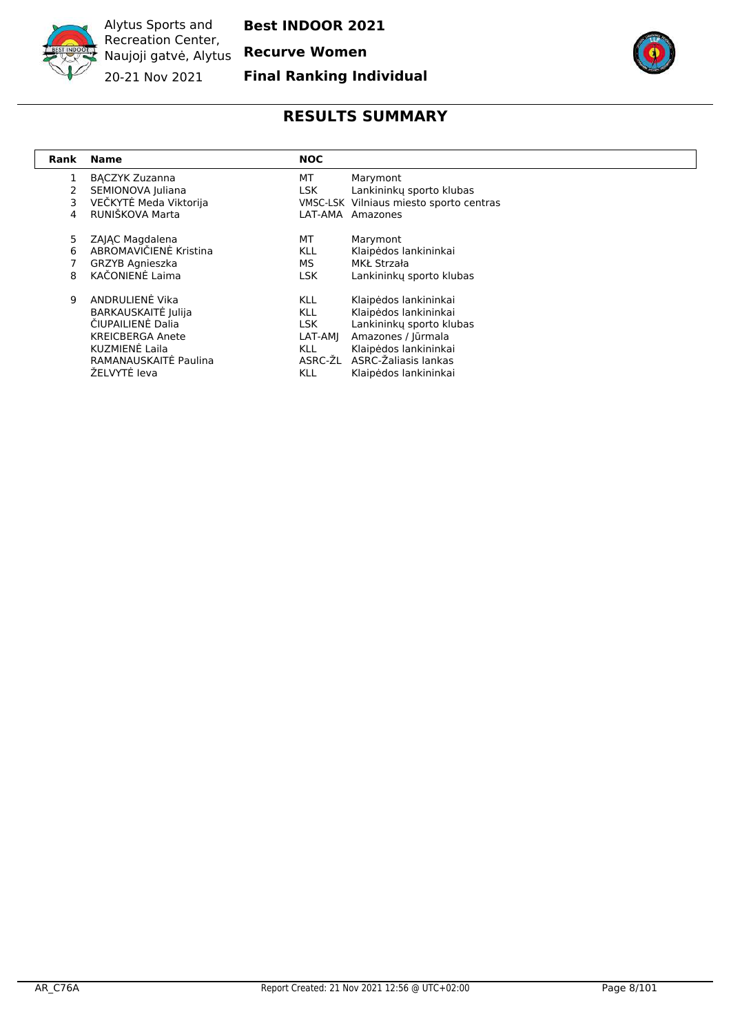Alytus Sports and Recreation Center, Naujoji gatvė, Alytus

20-21 Nov 2021

**Best INDOOR 2021**

**Recurve Women**

**Final Ranking Individual**

## RESULTS SUMMARY

| Rank | Name | NOC | |
|---|---|---|---|
| 1 | BĄCZYK Zuzanna | MT | Marymont |
| 2 | SEMIONOVA Juliana | LSK | Lankininkų sporto klubas |
| 3 | VEČKYTĖ Meda Viktorija | VMSC-LSK | Vilniaus miesto sporto centras |
| 4 | RUNIŠKOVA Marta | LAT-AMA | Amazones |
| 5 | ZAJĄC Magdalena | MT | Marymont |
| 6 | ABROMAVIČIENĖ Kristina | KLL | Klaipėdos lankininkai |
| 7 | GRZYB Agnieszka | MS | MKŁ Strzała |
| 8 | KAČONIENĖ Laima | LSK | Lankininkų sporto klubas |
| 9 | ANDRULIENĖ Vika | KLL | Klaipėdos lankininkai |
| | BARKAUSKAITĖ Julija | KLL | Klaipėdos lankininkai |
| | ČIUPAILIENĖ Dalia | LSK | Lankininkų sporto klubas |
| | KREICBERGA Anete | LAT-AMJ | Amazones / Jūrmala |
| | KUZMIENĖ Laila | KLL | Klaipėdos lankininkai |
| | RAMANAUSKAITĖ Paulina | ASRC-ŽL | ASRC-Žaliasis lankas |
| | ŽELVYTĖ Ieva | KLL | Klaipėdos lankininkai |

AR_C76A Report Created: 21 Nov 2021 12:56 @ UTC+02:00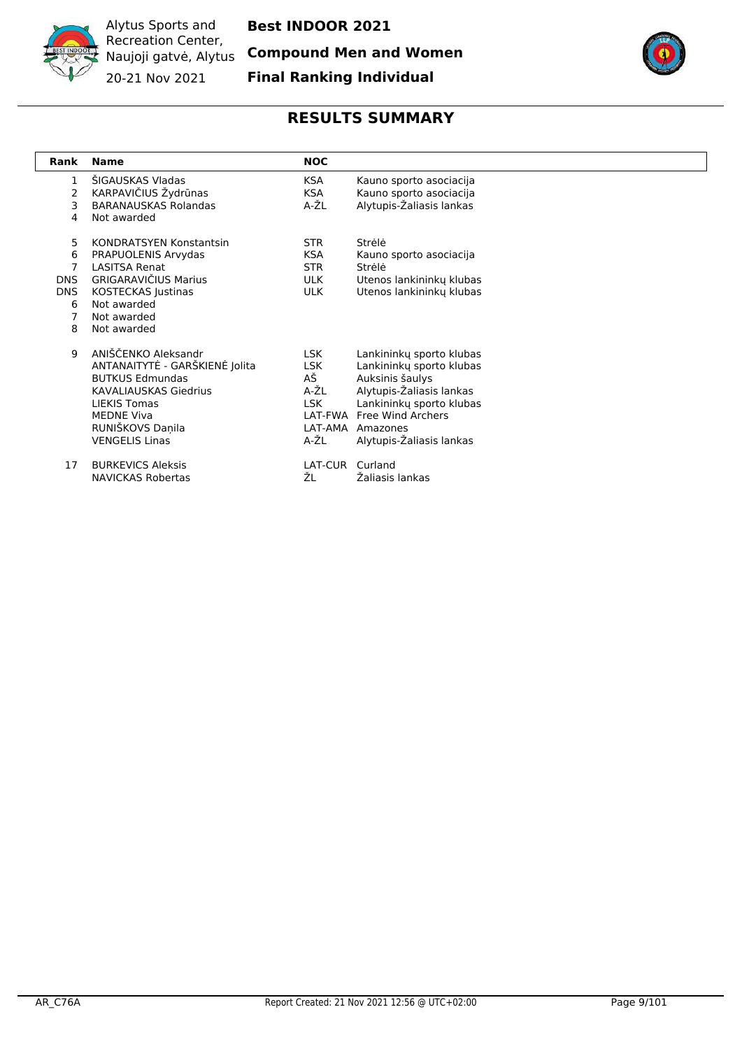# Best INDOOR 2021

## Compound Men and Women

## Final Ranking Individual

Alytus Sports and Recreation Center, Naujoji gatvė, Alytus

20-21 Nov 2021

## RESULTS SUMMARY

| Rank | Name | NOC | |
|---|---|---|---|
| 1 | ŠIGAUSKAS Vladas | KSA | Kauno sporto asociacija |
| 2 | KARPAVIČIUS Žydrūnas | KSA | Kauno sporto asociacija |
| 3 | BARANAUSKAS Rolandas | A-ŽL | Alytupis-Žaliasis lankas |
| 4 | Not awarded | | |
| 5 | KONDRATSYEN Konstantsin | STR | Strėlė |
| 6 | PRAPUOLENIS Arvydas | KSA | Kauno sporto asociacija |
| 7 | LASITSA Renat | STR | Strėlė |
| DNS | GRIGARAVIČIUS Marius | ULK | Utenos lankininkų klubas |
| DNS | KOSTECKAS Justinas | ULK | Utenos lankininkų klubas |
| 6 | Not awarded | | |
| 7 | Not awarded | | |
| 8 | Not awarded | | |
| 9 | ANIŠČENKO Aleksandr | LSK | Lankininkų sporto klubas |
| | ANTANAITYTĖ - GARŠKIENĖ Jolita | LSK | Lankininkų sporto klubas |
| | BUTKUS Edmundas | AŠ | Auksinis šaulys |
| | KAVALIAUSKAS Giedrius | A-ŽL | Alytupis-Žaliasis lankas |
| | LIEKIS Tomas | LSK | Lankininkų sporto klubas |
| | MEDNE Viva | LAT-FWA | Free Wind Archers |
| | RUNIŠKOVS Daņila | LAT-AMA | Amazones |
| | VENGELIS Linas | A-ŽL | Alytupis-Žaliasis lankas |
| 17 | BURKEVICS Aleksis | LAT-CUR | Curland |
| | NAVICKAS Robertas | ŽL | Žaliasis lankas |

AR_C76A | Report Created: 21 Nov 2021 12:56 @ UTC+02:00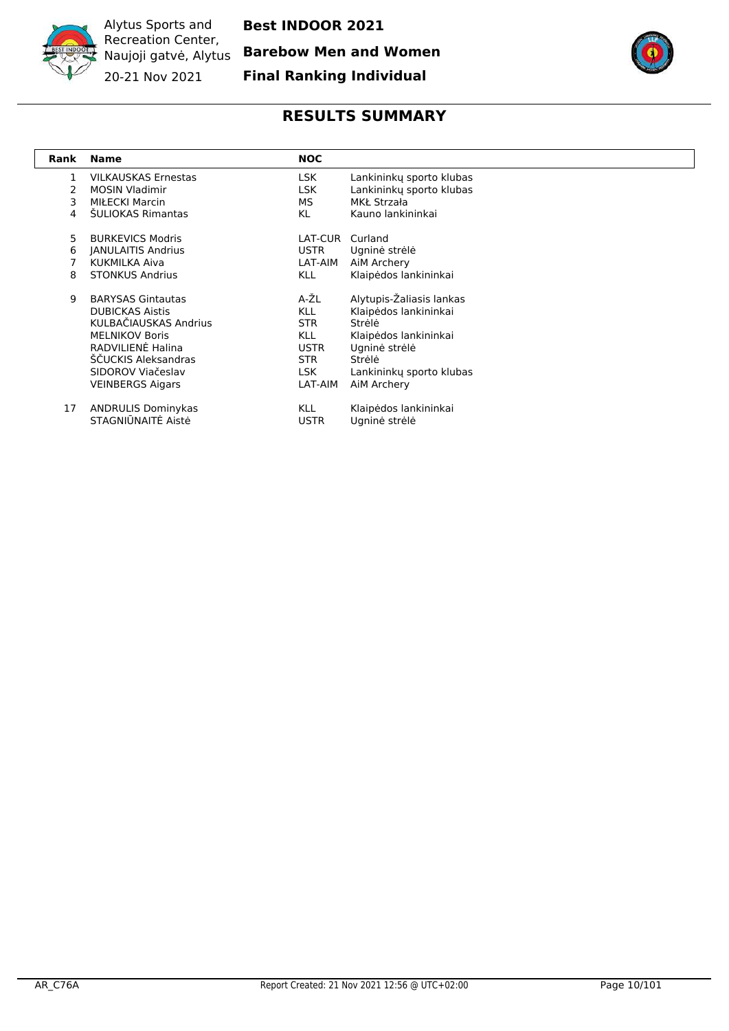Alytus Sports and Recreation Center, Naujoji gatvė, Alytus

20-21 Nov 2021

**Best INDOOR 2021**

**Barebow Men and Women**

**Final Ranking Individual**

## RESULTS SUMMARY

| Rank | Name | NOC | |
|---|---|---|---|
| 1 | VILKAUSKAS Ernestas | LSK | Lankininkų sporto klubas |
| 2 | MOSIN Vladimir | LSK | Lankininkų sporto klubas |
| 3 | MIŁECKI Marcin | MS | MKŁ Strzała |
| 4 | ŠULIOKAS Rimantas | KL | Kauno lankininkai |
| 5 | BURKEVICS Modris | LAT-CUR | Curland |
| 6 | JANULAITIS Andrius | USTR | Ugninė strėlė |
| 7 | KUKMILKA Aiva | LAT-AIM | AiM Archery |
| 8 | STONKUS Andrius | KLL | Klaipėdos lankininkai |
| 9 | BARYSAS Gintautas | A-ŽL | Alytupis-Žaliasis lankas |
| | DUBICKAS Aistis | KLL | Klaipėdos lankininkai |
| | KULBAČIAUSKAS Andrius | STR | Strėlė |
| | MELNIKOV Boris | KLL | Klaipėdos lankininkai |
| | RADVILIENĖ Halina | USTR | Ugninė strėlė |
| | ŠČUCKIS Aleksandras | STR | Strėlė |
| | SIDOROV Viačeslav | LSK | Lankininkų sporto klubas |
| | VEINBERGS Aigars | LAT-AIM | AiM Archery |
| 17 | ANDRULIS Dominykas | KLL | Klaipėdos lankininkai |
| | STAGNIŪNAITĖ Aistė | USTR | Ugninė strėlė |

AR_C76A

Report Created: 21 Nov 2021 12:56 @ UTC+02:00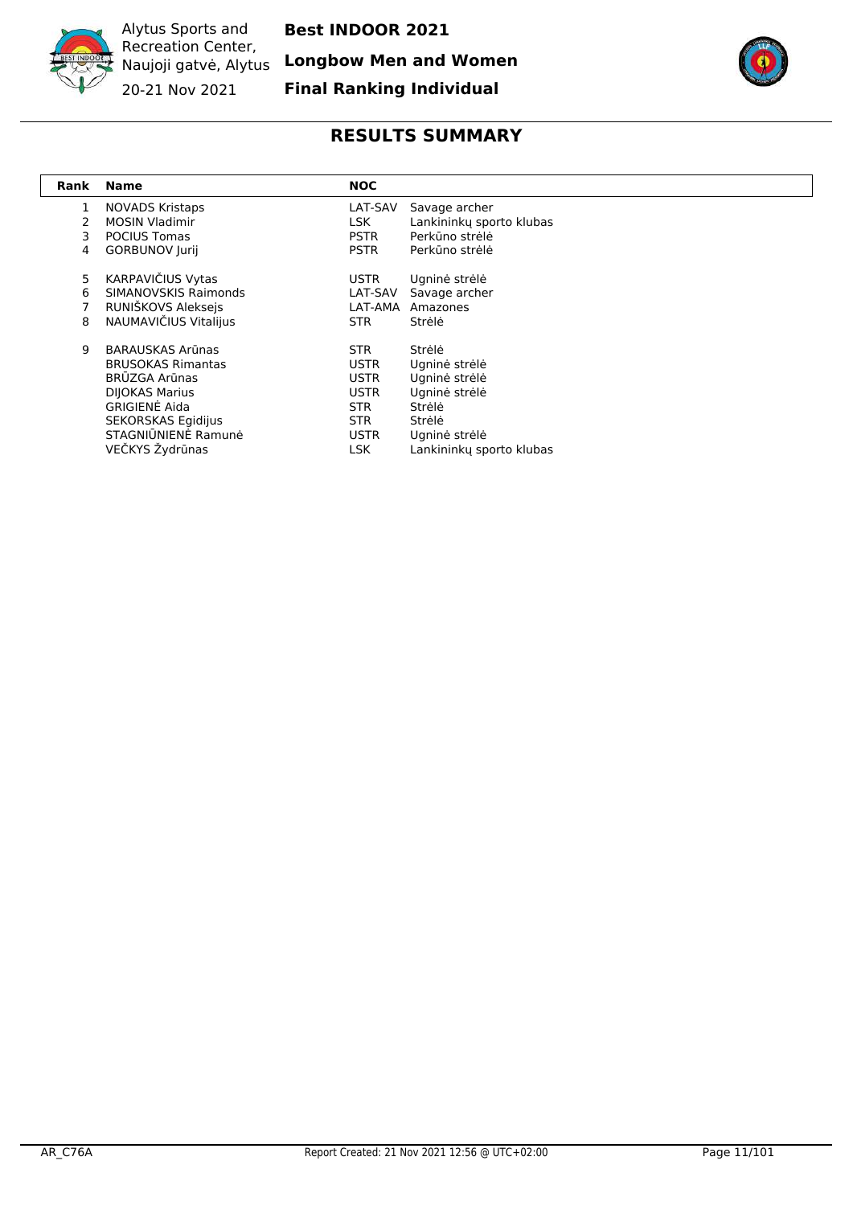Alytus Sports and Recreation Center, Naujoji gatvė, Alytus

20-21 Nov 2021

**Best INDOOR 2021**

**Longbow Men and Women**

**Final Ranking Individual**

## RESULTS SUMMARY

| Rank | Name | NOC | |
|---|---|---|---|
| 1 | NOVADS Kristaps | LAT-SAV | Savage archer |
| 2 | MOSIN Vladimir | LSK | Lankininkų sporto klubas |
| 3 | POCIUS Tomas | PSTR | Perkūno strėlė |
| 4 | GORBUNOV Jurij | PSTR | Perkūno strėlė |
| 5 | KARPAVIČIUS Vytas | USTR | Ugninė strėlė |
| 6 | SIMANOVSKIS Raimonds | LAT-SAV | Savage archer |
| 7 | RUNIŠKOVS Aleksejs | LAT-AMA | Amazones |
| 8 | NAUMAVIČIUS Vitalijus | STR | Strėlė |
| 9 | BARAUSKAS Arūnas | STR | Strėlė |
| | BRUSOKAS Rimantas | USTR | Ugninė strėlė |
| | BRŪZGA Arūnas | USTR | Ugninė strėlė |
| | DIJOKAS Marius | USTR | Ugninė strėlė |
| | GRIGIENĖ Aida | STR | Strėlė |
| | SEKORSKAS Egidijus | STR | Strėlė |
| | STAGNIŪNIENĖ Ramunė | USTR | Ugninė strėlė |
| | VEČKYS Žydrūnas | LSK | Lankininkų sporto klubas |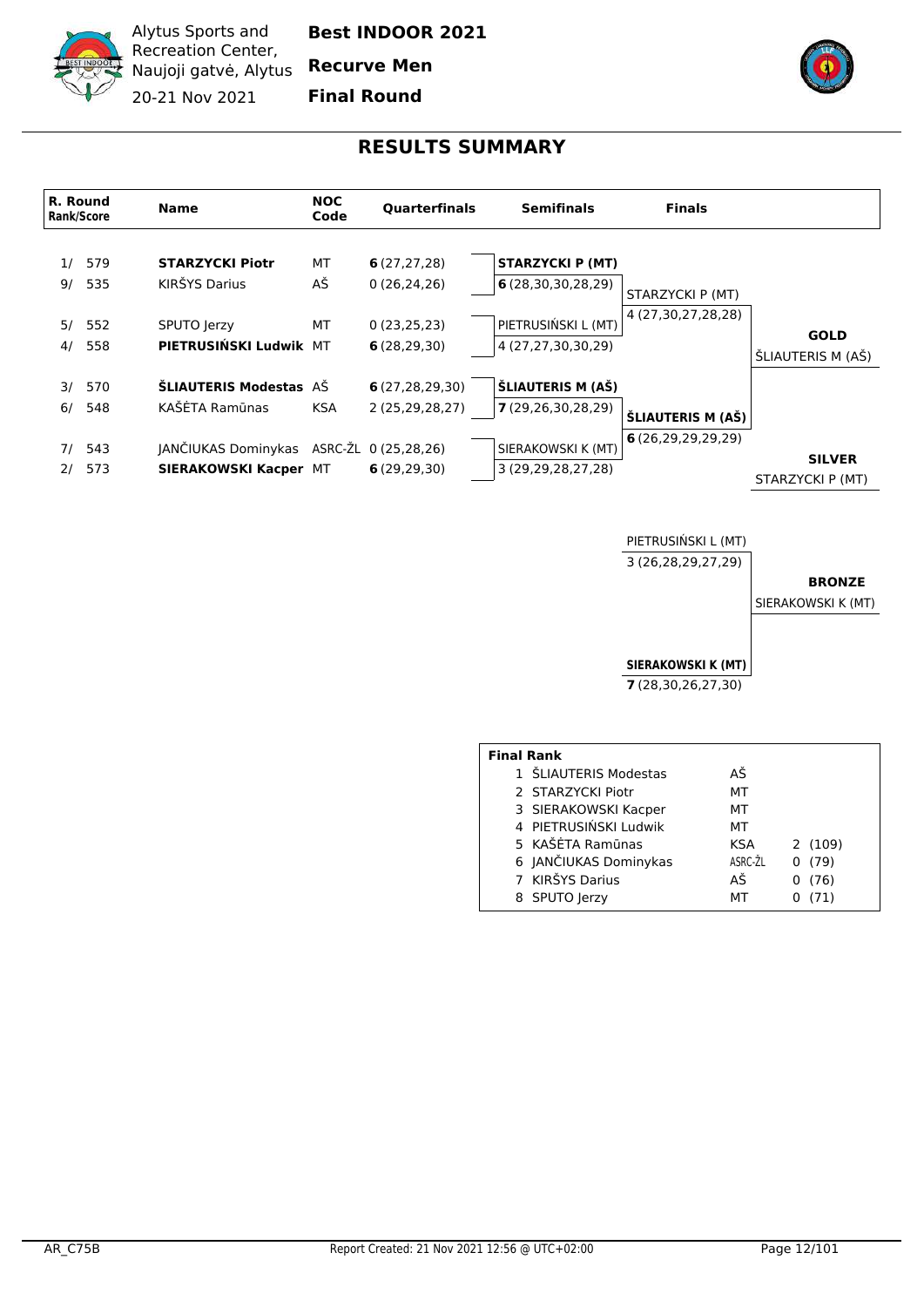Alytus Sports and Recreation Center, Naujoji gatvė, Alytus
20-21 Nov 2021

**Best INDOOR 2021**
**Recurve Men**
**Final Round**

# RESULTS SUMMARY

| R. Round Rank/Score | | Name | NOC Code | Quarterfinals | Semifinals | Finals | |
|---|---|---|---|---|---|---|---|
| 1/ | 579 | **STARZYCKI Piotr** | MT | **6** (27,27,28) | **STARZYCKI P (MT)** | | |
| 9/ | 535 | KIRŠYS Darius | AŠ | 0 (26,24,26) | **6** (28,30,30,28,29) | STARZYCKI P (MT) | |
| 5/ | 552 | SPUTO Jerzy | MT | 0 (23,25,23) | PIETRUSIŃSKI L (MT) | 4 (27,30,27,28,28) | **GOLD** |
| 4/ | 558 | **PIETRUSIŃSKI Ludwik** | MT | **6** (28,29,30) | 4 (27,27,30,30,29) | | ŠLIAUTERIS M (AŠ) |
| 3/ | 570 | **ŠLIAUTERIS Modestas** | AŠ | **6** (27,28,29,30) | **ŠLIAUTERIS M (AŠ)** | | |
| 6/ | 548 | KAŠĖTA Ramūnas | KSA | 2 (25,29,28,27) | **7** (29,26,30,28,29) | **ŠLIAUTERIS M (AŠ)** | |
| 7/ | 543 | JANČIUKAS Dominykas | ASRC-ŽL | 0 (25,28,26) | SIERAKOWSKI K (MT) | **6** (26,29,29,29,29) | **SILVER** |
| 2/ | 573 | **SIERAKOWSKI Kacper** | MT | **6** (29,29,30) | 3 (29,29,28,27,28) | | STARZYCKI P (MT) |

**Bronze match**

| Finals | |
|---|---|
| PIETRUSIŃSKI L (MT) | |
| 3 (26,28,29,27,29) | **BRONZE** |
| | SIERAKOWSKI K (MT) |
| **SIERAKOWSKI K (MT)** | |
| **7** (28,30,26,27,30) | |

| Final Rank | | | |
|---|---|---|---|
| 1 | ŠLIAUTERIS Modestas | AŠ | |
| 2 | STARZYCKI Piotr | MT | |
| 3 | SIERAKOWSKI Kacper | MT | |
| 4 | PIETRUSIŃSKI Ludwik | MT | |
| 5 | KAŠĖTA Ramūnas | KSA | 2 (109) |
| 6 | JANČIUKAS Dominykas | ASRC-ŽL | 0 (79) |
| 7 | KIRŠYS Darius | AŠ | 0 (76) |
| 8 | SPUTO Jerzy | MT | 0 (71) |

AR_C75B — Report Created: 21 Nov 2021 12:56 @ UTC+02:00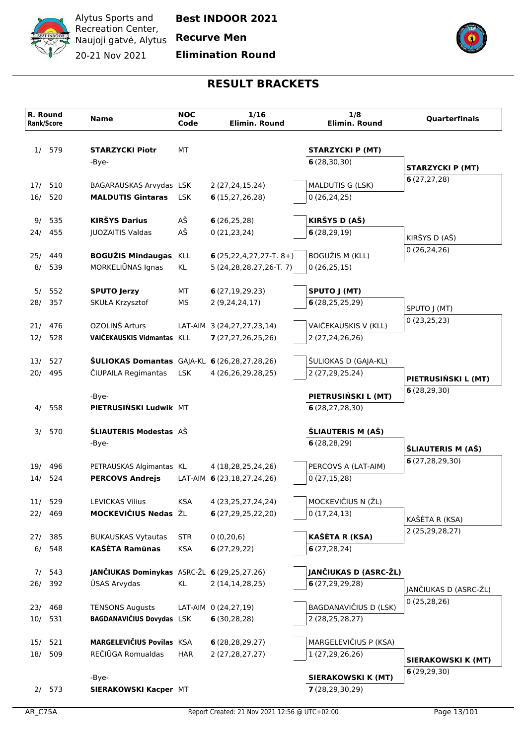Alytus Sports and Recreation Center, Naujoji gatvė, Alytus

20-21 Nov 2021

**Best INDOOR 2021**

**Recurve Men**

**Elimination Round**

## RESULT BRACKETS

| R. Round Rank/Score | Name | NOC Code | 1/16 Elimin. Round | 1/8 Elimin. Round | Quarterfinals |
|---|---|---|---|---|---|
| 1/ 579 | **STARZYCKI Piotr** | MT | | **STARZYCKI P (MT)** | |
| | -Bye- | | | **6** (28,30,30) | **STARZYCKI P (MT)** |
| 17/ 510 | BAGARAUSKAS Arvydas | LSK | 2 (27,24,15,24) | MALDUTIS G (LSK) | **6** (27,27,28) |
| 16/ 520 | **MALDUTIS Gintaras** | LSK | **6** (15,27,26,28) | 0 (26,24,25) | |
| 9/ 535 | **KIRŠYS Darius** | AŠ | **6** (26,25,28) | **KIRŠYS D (AŠ)** | |
| 24/ 455 | JUOZAITIS Valdas | AŠ | 0 (21,23,24) | **6** (28,29,19) | KIRŠYS D (AŠ) |
| 25/ 449 | **BOGUŽIS Mindaugas** | KLL | **6** (25,22,4,27,27-T. 8+) | BOGUŽIS M (KLL) | 0 (26,24,26) |
| 8/ 539 | MORKELIŪNAS Ignas | KL | 5 (24,28,28,27,26-T. 7) | 0 (26,25,15) | |
| 5/ 552 | **SPUTO Jerzy** | MT | **6** (27,19,29,23) | **SPUTO J (MT)** | |
| 28/ 357 | SKUŁA Krzysztof | MS | 2 (9,24,24,17) | **6** (28,25,25,29) | SPUTO J (MT) |
| 21/ 476 | OZOLIŅŠ Arturs | LAT-AIM | 3 (24,27,27,23,14) | VAIČEKAUSKIS V (KLL) | 0 (23,25,23) |
| 12/ 528 | **VAIČEKAUSKIS Vidmantas** | KLL | **7** (27,27,26,25,26) | 2 (27,24,26,26) | |
| 13/ 527 | **ŠULIOKAS Domantas** | GAJA-KL | **6** (26,28,27,28,26) | ŠULIOKAS D (GAJA-KL) | |
| 20/ 495 | ČIUPAILA Regimantas | LSK | 4 (26,26,29,28,25) | 2 (27,29,25,24) | **PIETRUSIŃSKI L (MT)** |
| | -Bye- | | | **PIETRUSIŃSKI L (MT)** | **6** (28,29,30) |
| 4/ 558 | **PIETRUSIŃSKI Ludwik** | MT | | **6** (28,27,28,30) | |
| 3/ 570 | **ŠLIAUTERIS Modestas** | AŠ | | **ŠLIAUTERIS M (AŠ)** | |
| | -Bye- | | | **6** (28,28,29) | **ŠLIAUTERIS M (AŠ)** |
| 19/ 496 | PETRAUSKAS Algimantas | KL | 4 (18,28,25,24,26) | PERCOVS A (LAT-AIM) | **6** (27,28,29,30) |
| 14/ 524 | **PERCOVS Andrejs** | LAT-AIM | **6** (23,18,27,24,26) | 0 (27,15,28) | |
| 11/ 529 | LEVICKAS Vilius | KSA | 4 (23,25,27,24,24) | MOCKEVIČIUS N (ŽL) | |
| 22/ 469 | **MOCKEVIČIUS Nedas** | ŽL | **6** (27,29,25,22,20) | 0 (17,24,13) | KAŠĖTA R (KSA) |
| 27/ 385 | BUKAUSKAS Vytautas | STR | 0 (0,20,6) | **KAŠĖTA R (KSA)** | 2 (25,29,28,27) |
| 6/ 548 | **KAŠĖTA Ramūnas** | KSA | **6** (27,29,22) | **6** (27,28,24) | |
| 7/ 543 | **JANČIUKAS Dominykas** | ASRC-ŽL | **6** (29,25,27,26) | **JANČIUKAS D (ASRC-ŽL)** | |
| 26/ 392 | ŪSAS Arvydas | KL | 2 (14,14,28,25) | **6** (27,29,29,28) | JANČIUKAS D (ASRC-ŽL) |
| 23/ 468 | TENSONS Augusts | LAT-AIM | 0 (24,27,19) | BAGDANAVIČIUS D (LSK) | 0 (25,28,26) |
| 10/ 531 | **BAGDANAVIČIUS Dovydas** | LSK | **6** (30,28,28) | 2 (28,25,28,27) | |
| 15/ 521 | **MARGELEVIČIUS Povilas** | KSA | **6** (28,28,29,27) | MARGELEVIČIUS P (KSA) | |
| 18/ 509 | REČIŪGA Romualdas | HAR | 2 (27,28,27,27) | 1 (27,29,26,26) | **SIERAKOWSKI K (MT)** |
| | -Bye- | | | **SIERAKOWSKI K (MT)** | **6** (29,29,30) |
| 2/ 573 | **SIERAKOWSKI Kacper** | MT | | **7** (28,29,30,29) | |

AR_C75A Report Created: 21 Nov 2021 12:56 @ UTC+02:00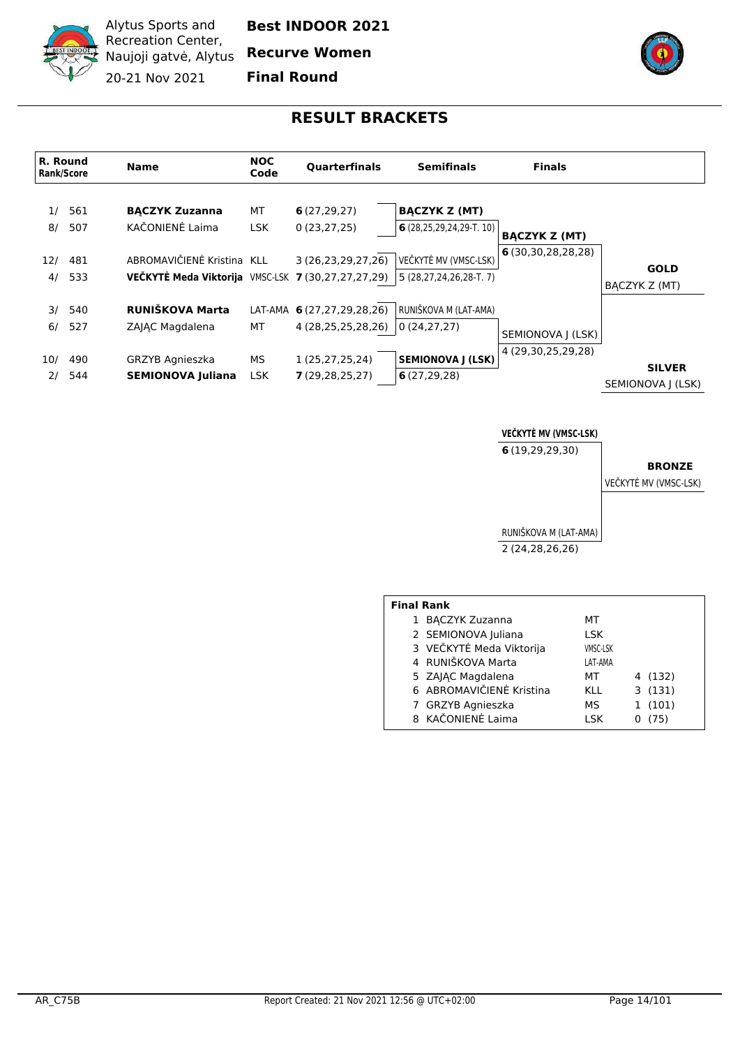Alytus Sports and Recreation Center, Naujoji gatvė, Alytus

20-21 Nov 2021

**Best INDOOR 2021**

**Recurve Women**

**Final Round**

## RESULT BRACKETS

| R. Round Rank/Score | Name | NOC Code | Quarterfinals | Semifinals | Finals | |
|---|---|---|---|---|---|---|
| 1/ 561 | **BĄCZYK Zuzanna** | MT | **6** (27,29,27) | **BĄCZYK Z (MT)** | | |
| 8/ 507 | KAČONIENĖ Laima | LSK | 0 (23,27,25) | **6** (28,25,29,24,29-T. 10) | **BĄCZYK Z (MT)** | |
| 12/ 481 | ABROMAVIČIENĖ Kristina | KLL | 3 (26,23,29,27,26) | VEČKYTĖ MV (VMSC-LSK) | **6** (30,30,28,28,28) | **GOLD** |
| 4/ 533 | **VEČKYTĖ Meda Viktorija** | VMSC-LSK | **7** (30,27,27,27,29) | 5 (28,27,24,26,28-T. 7) | | BĄCZYK Z (MT) |
| 3/ 540 | **RUNIŠKOVA Marta** | LAT-AMA | **6** (27,27,29,28,26) | RUNIŠKOVA M (LAT-AMA) | | |
| 6/ 527 | ZAJĄC Magdalena | MT | 4 (28,25,25,28,26) | 0 (24,27,27) | SEMIONOVA J (LSK) | |
| 10/ 490 | GRZYB Agnieszka | MS | 1 (25,27,25,24) | **SEMIONOVA J (LSK)** | 4 (29,30,25,29,28) | **SILVER** |
| 2/ 544 | **SEMIONOVA Juliana** | LSK | **7** (29,28,25,27) | **6** (27,29,28) | | SEMIONOVA J (LSK) |

| Bronze Match | | |
|---|---|---|
| **VEČKYTĖ MV (VMSC-LSK)** | **6** (19,29,29,30) | **BRONZE** |
| RUNIŠKOVA M (LAT-AMA) | 2 (24,28,26,26) | VEČKYTĖ MV (VMSC-LSK) |

**Final Rank**

| | Name | NOC | |
|---|---|---|---|
| 1 | BĄCZYK Zuzanna | MT | |
| 2 | SEMIONOVA Juliana | LSK | |
| 3 | VEČKYTĖ Meda Viktorija | VMSC-LSK | |
| 4 | RUNIŠKOVA Marta | LAT-AMA | |
| 5 | ZAJĄC Magdalena | MT | 4 (132) |
| 6 | ABROMAVIČIENĖ Kristina | KLL | 3 (131) |
| 7 | GRZYB Agnieszka | MS | 1 (101) |
| 8 | KAČONIENĖ Laima | LSK | 0 (75) |

AR_C75B

Report Created: 21 Nov 2021 12:56 @ UTC+02:00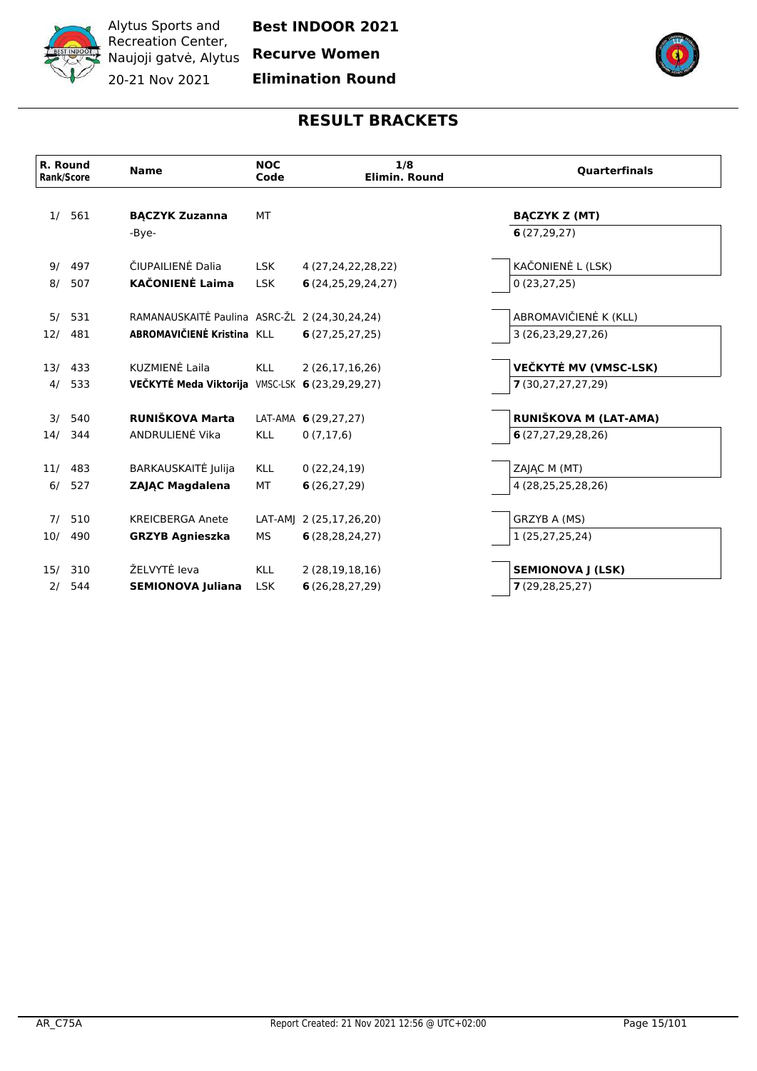Alytus Sports and Recreation Center, Naujoji gatvė, Alytus

20-21 Nov 2021

**Best INDOOR 2021**

**Recurve Women**

**Elimination Round**

## RESULT BRACKETS

| R. Round Rank/Score | Name | NOC Code | 1/8 Elimin. Round | Quarterfinals |
|---|---|---|---|---|
| 1/ 561 | **BĄCZYK Zuzanna** | MT | | **BĄCZYK Z (MT)** |
| | -Bye- | | | **6** (27,29,27) |
| 9/ 497 | ČIUPAILIENĖ Dalia | LSK | 4 (27,24,22,28,22) | KAČONIENĖ L (LSK) |
| 8/ 507 | **KAČONIENĖ Laima** | LSK | **6** (24,25,29,24,27) | 0 (23,27,25) |
| 5/ 531 | RAMANAUSKAITĖ Paulina | ASRC-ŽL | 2 (24,30,24,24) | ABROMAVIČIENĖ K (KLL) |
| 12/ 481 | **ABROMAVIČIENĖ Kristina** | KLL | **6** (27,25,27,25) | 3 (26,23,29,27,26) |
| 13/ 433 | KUZMIENĖ Laila | KLL | 2 (26,17,16,26) | **VEČKYTĖ MV (VMSC-LSK)** |
| 4/ 533 | **VEČKYTĖ Meda Viktorija** | VMSC-LSK | **6** (23,29,29,27) | **7** (30,27,27,27,29) |
| 3/ 540 | **RUNIŠKOVA Marta** | LAT-AMA | **6** (29,27,27) | **RUNIŠKOVA M (LAT-AMA)** |
| 14/ 344 | ANDRULIENĖ Vika | KLL | 0 (7,17,6) | **6** (27,27,29,28,26) |
| 11/ 483 | BARKAUSKAITĖ Julija | KLL | 0 (22,24,19) | ZAJĄC M (MT) |
| 6/ 527 | **ZAJĄC Magdalena** | MT | **6** (26,27,29) | 4 (28,25,25,28,26) |
| 7/ 510 | KREICBERGA Anete | LAT-AMJ | 2 (25,17,26,20) | GRZYB A (MS) |
| 10/ 490 | **GRZYB Agnieszka** | MS | **6** (28,28,24,27) | 1 (25,27,25,24) |
| 15/ 310 | ŽELVYTĖ Ieva | KLL | 2 (28,19,18,16) | **SEMIONOVA J (LSK)** |
| 2/ 544 | **SEMIONOVA Juliana** | LSK | **6** (26,28,27,29) | **7** (29,28,25,27) |

AR_C75A — Report Created: 21 Nov 2021 12:56 @ UTC+02:00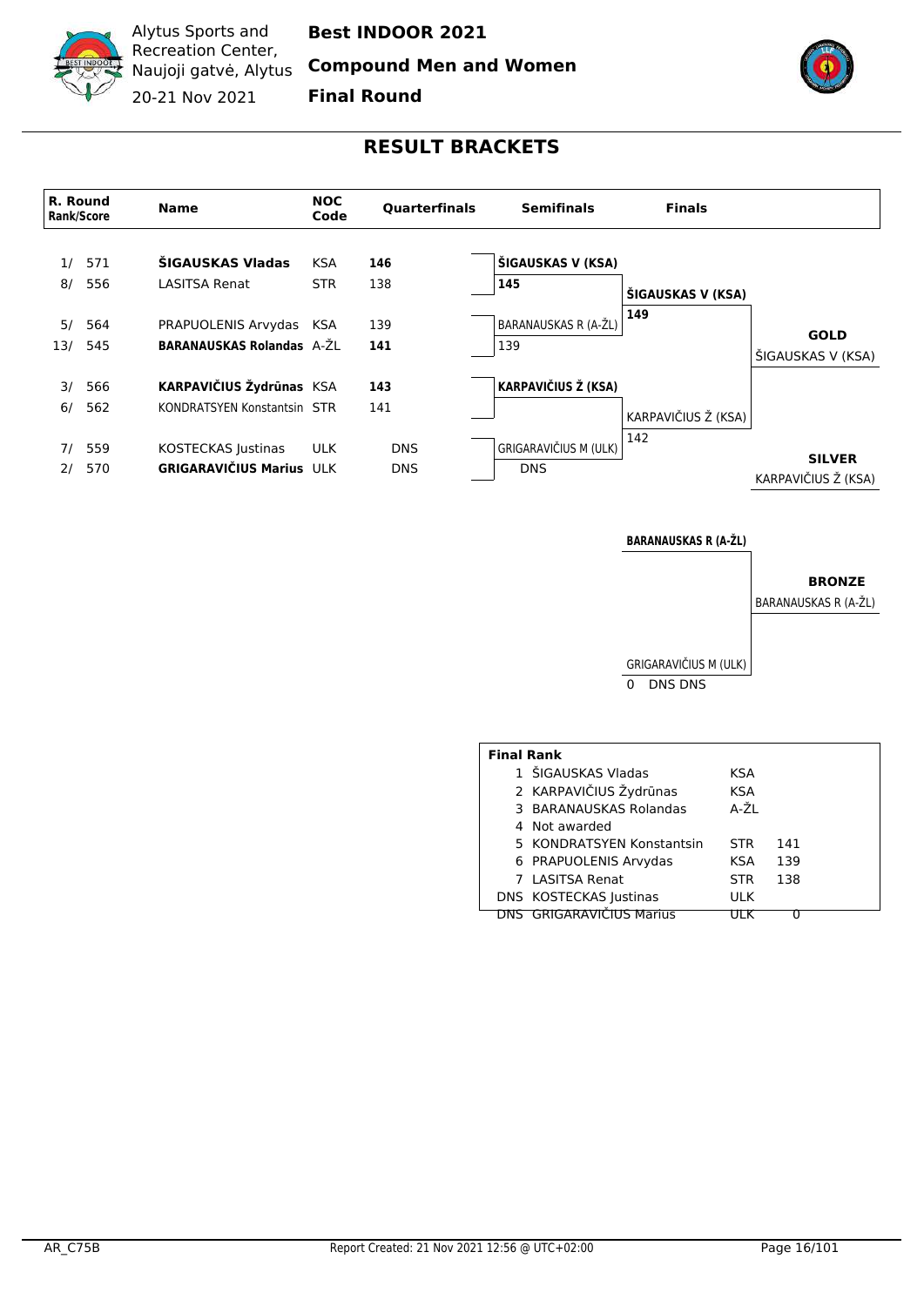Alytus Sports and Recreation Center, Naujoji gatvė, Alytus

20-21 Nov 2021

**Best INDOOR 2021**

**Compound Men and Women**

**Final Round**

# RESULT BRACKETS

| R. Round Rank/Score | Name | NOC Code | Quarterfinals | Semifinals | Finals | |
|---|---|---|---|---|---|---|
| 1/ 571 | **ŠIGAUSKAS Vladas** | KSA | **146** | **ŠIGAUSKAS V (KSA)** | | |
| 8/ 556 | LASITSA Renat | STR | 138 | **145** | **ŠIGAUSKAS V (KSA)** | |
| 5/ 564 | PRAPUOLENIS Arvydas | KSA | 139 | BARANAUSKAS R (A-ŽL) | **149** | **GOLD** |
| 13/ 545 | **BARANAUSKAS Rolandas** | A-ŽL | **141** | 139 | | ŠIGAUSKAS V (KSA) |
| 3/ 566 | **KARPAVIČIUS Žydrūnas** | KSA | **143** | **KARPAVIČIUS Ž (KSA)** | | |
| 6/ 562 | KONDRATSYEN Konstantsin | STR | 141 | | KARPAVIČIUS Ž (KSA) | |
| 7/ 559 | KOSTECKAS Justinas | ULK | DNS | GRIGARAVIČIUS M (ULK) | 142 | **SILVER** |
| 2/ 570 | **GRIGARAVIČIUS Marius** | ULK | DNS | DNS | | KARPAVIČIUS Ž (KSA) |

**Bronze match**

| Semifinal losers | | |
|---|---|---|
| **BARANAUSKAS R (A-ŽL)** | | **BRONZE** |
| GRIGARAVIČIUS M (ULK) | 0 DNS DNS | BARANAUSKAS R (A-ŽL) |

| Final Rank | | | |
|---|---|---|---|
| 1 | ŠIGAUSKAS Vladas | KSA | |
| 2 | KARPAVIČIUS Žydrūnas | KSA | |
| 3 | BARANAUSKAS Rolandas | A-ŽL | |
| 4 | Not awarded | | |
| 5 | KONDRATSYEN Konstantsin | STR | 141 |
| 6 | PRAPUOLENIS Arvydas | KSA | 139 |
| 7 | LASITSA Renat | STR | 138 |
| DNS | KOSTECKAS Justinas | ULK | |
| DNS | GRIGARAVIČIUS Marius | ULK | 0 |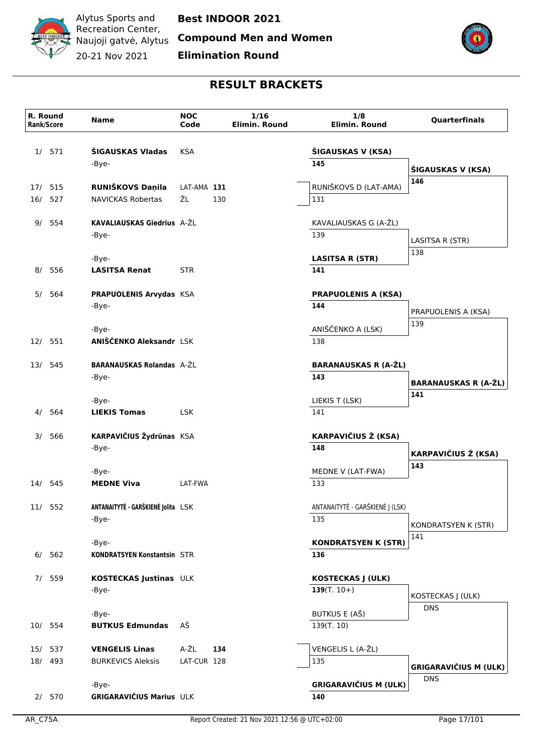# Best INDOOR 2021

Alytus Sports and Recreation Center, Naujoji gatvė, Alytus

20-21 Nov 2021

**Compound Men and Women**

**Elimination Round**

## RESULT BRACKETS

| R. Round Rank/Score | Name | NOC Code | 1/16 Elimin. Round | 1/8 Elimin. Round | Quarterfinals |
|---|---|---|---|---|---|
| 1/ 571 | **ŠIGAUSKAS Vladas** | KSA | | **ŠIGAUSKAS V (KSA)** | |
| | -Bye- | | | **145** | **ŠIGAUSKAS V (KSA)** |
| 17/ 515 | **RUNIŠKOVS Daņila** | LAT-AMA | **131** | RUNIŠKOVS D (LAT-AMA) | **146** |
| 16/ 527 | NAVICKAS Robertas | ŽL | 130 | 131 | |
| 9/ 554 | **KAVALIAUSKAS Giedrius** | A-ŽL | | KAVALIAUSKAS G (A-ŽL) | |
| | -Bye- | | | 139 | LASITSA R (STR) |
| | -Bye- | | | **LASITSA R (STR)** | 138 |
| 8/ 556 | **LASITSA Renat** | STR | | **141** | |
| 5/ 564 | **PRAPUOLENIS Arvydas** | KSA | | **PRAPUOLENIS A (KSA)** | |
| | -Bye- | | | **144** | PRAPUOLENIS A (KSA) |
| | -Bye- | | | ANIŠČENKO A (LSK) | 139 |
| 12/ 551 | **ANIŠČENKO Aleksandr** | LSK | | 138 | |
| 13/ 545 | **BARANAUSKAS Rolandas** | A-ŽL | | **BARANAUSKAS R (A-ŽL)** | |
| | -Bye- | | | **143** | **BARANAUSKAS R (A-ŽL)** |
| | -Bye- | | | LIEKIS T (LSK) | **141** |
| 4/ 564 | **LIEKIS Tomas** | LSK | | 141 | |
| 3/ 566 | **KARPAVIČIUS Žydrūnas** | KSA | | **KARPAVIČIUS Ž (KSA)** | |
| | -Bye- | | | **148** | **KARPAVIČIUS Ž (KSA)** |
| | -Bye- | | | MEDNE V (LAT-FWA) | **143** |
| 14/ 545 | **MEDNE Viva** | LAT-FWA | | 133 | |
| 11/ 552 | **ANTANAITYTĖ - GARŠKIENĖ Jolita** | LSK | | ANTANAITYTĖ - GARŠKIENĖ J (LSK) | |
| | -Bye- | | | 135 | KONDRATSYEN K (STR) |
| | -Bye- | | | **KONDRATSYEN K (STR)** | 141 |
| 6/ 562 | **KONDRATSYEN Konstantsin** | STR | | **136** | |
| 7/ 559 | **KOSTECKAS Justinas** | ULK | | **KOSTECKAS J (ULK)** | |
| | -Bye- | | | **139**(T. 10+) | KOSTECKAS J (ULK) |
| | -Bye- | | | BUTKUS E (AŠ) | DNS |
| 10/ 554 | **BUTKUS Edmundas** | AŠ | | 139(T. 10) | |
| 15/ 537 | **VENGELIS Linas** | A-ŽL | **134** | VENGELIS L (A-ŽL) | |
| 18/ 493 | BURKEVICS Aleksis | LAT-CUR | 128 | 135 | **GRIGARAVIČIUS M (ULK)** |
| | -Bye- | | | **GRIGARAVIČIUS M (ULK)** | DNS |
| 2/ 570 | **GRIGARAVIČIUS Marius** | ULK | | **140** | |

AR_C75A

Report Created: 21 Nov 2021 12:56 @ UTC+02:00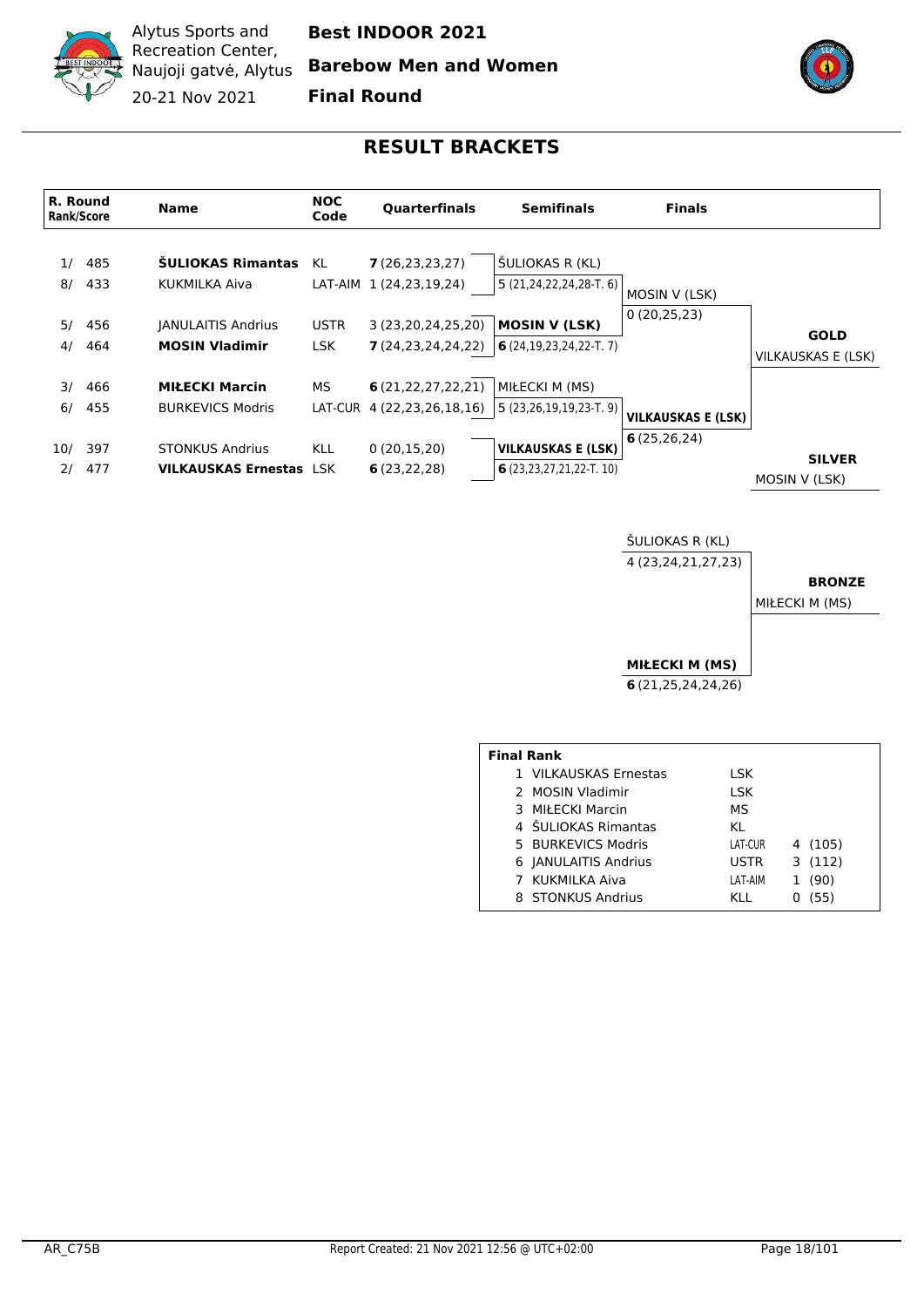Alytus Sports and Recreation Center, Naujoji gatvė, Alytus

20-21 Nov 2021

**Best INDOOR 2021**

**Barebow Men and Women**

**Final Round**

## RESULT BRACKETS

| R. Round Rank/Score | Name | NOC Code | Quarterfinals | Semifinals | Finals | |
|---|---|---|---|---|---|---|
| 1/ 485 | **ŠULIOKAS Rimantas** | KL | **7** (26,23,23,27) | ŠULIOKAS R (KL) | | |
| 8/ 433 | KUKMILKA Aiva | LAT-AIM | 1 (24,23,19,24) | 5 (21,24,22,24,28-T. 6) | MOSIN V (LSK) | |
| | | | | | 0 (20,25,23) | |
| 5/ 456 | JANULAITIS Andrius | USTR | 3 (23,20,24,25,20) | **MOSIN V (LSK)** | | **GOLD** |
| 4/ 464 | **MOSIN Vladimir** | LSK | **7** (24,23,24,24,22) | **6** (24,19,23,24,22-T. 7) | | VILKAUSKAS E (LSK) |
| 3/ 466 | **MIŁECKI Marcin** | MS | **6** (21,22,27,22,21) | MIŁECKI M (MS) | | |
| 6/ 455 | BURKEVICS Modris | LAT-CUR | 4 (22,23,26,18,16) | 5 (23,26,19,19,23-T. 9) | **VILKAUSKAS E (LSK)** | |
| | | | | | **6** (25,26,24) | |
| 10/ 397 | STONKUS Andrius | KLL | 0 (20,15,20) | **VILKAUSKAS E (LSK)** | | **SILVER** |
| 2/ 477 | **VILKAUSKAS Ernestas** | LSK | **6** (23,22,28) | **6** (23,23,27,21,22-T. 10) | | MOSIN V (LSK) |

| Bronze Match | | |
|---|---|---|
| ŠULIOKAS R (KL) | 4 (23,24,21,27,23) | **BRONZE** |
| **MIŁECKI M (MS)** | **6** (21,25,24,24,26) | MIŁECKI M (MS) |

| Final Rank | | | |
|---|---|---|---|
| 1 | VILKAUSKAS Ernestas | LSK | |
| 2 | MOSIN Vladimir | LSK | |
| 3 | MIŁECKI Marcin | MS | |
| 4 | ŠULIOKAS Rimantas | KL | |
| 5 | BURKEVICS Modris | LAT-CUR | 4 (105) |
| 6 | JANULAITIS Andrius | USTR | 3 (112) |
| 7 | KUKMILKA Aiva | LAT-AIM | 1 (90) |
| 8 | STONKUS Andrius | KLL | 0 (55) |

AR_C75B

Report Created: 21 Nov 2021 12:56 @ UTC+02:00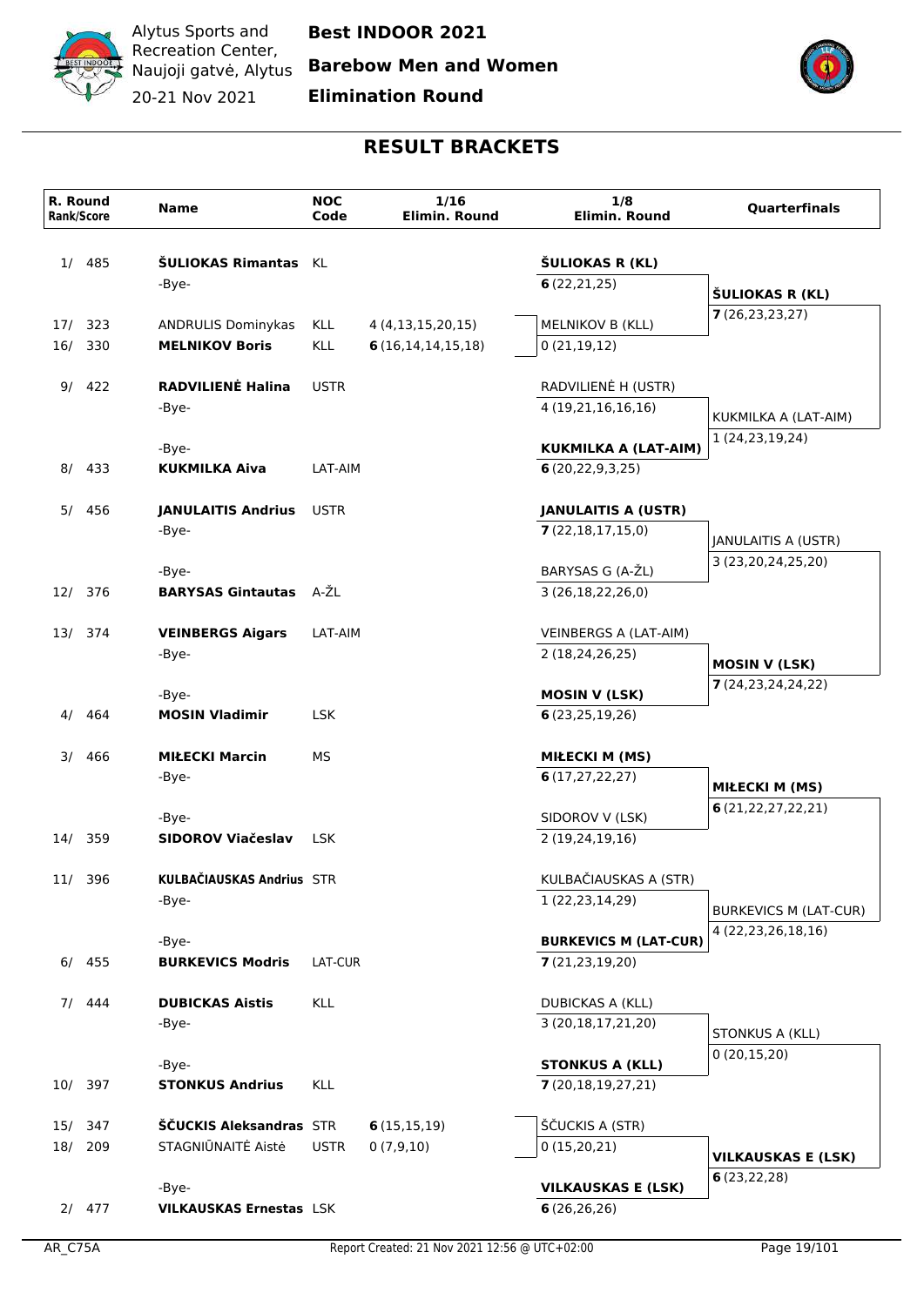Alytus Sports and Recreation Center, Naujoji gatvė, Alytus

20-21 Nov 2021

**Best INDOOR 2021**

**Barebow Men and Women**

**Elimination Round**

## RESULT BRACKETS

| R. Round Rank/Score | Name | NOC Code | 1/16 Elimin. Round | 1/8 Elimin. Round | Quarterfinals |
|---|---|---|---|---|---|
| 1/ 485 | **ŠULIOKAS Rimantas** | KL | | **ŠULIOKAS R (KL)** | |
| | -Bye- | | | **6** (22,21,25) | **ŠULIOKAS R (KL)** |
| 17/ 323 | ANDRULIS Dominykas | KLL | 4 (4,13,15,20,15) | MELNIKOV B (KLL) | **7** (26,23,23,27) |
| 16/ 330 | **MELNIKOV Boris** | KLL | **6** (16,14,14,15,18) | 0 (21,19,12) | |
| 9/ 422 | **RADVILIENĖ Halina** | USTR | | RADVILIENĖ H (USTR) | |
| | -Bye- | | | 4 (19,21,16,16,16) | KUKMILKA A (LAT-AIM) |
| | -Bye- | | | **KUKMILKA A (LAT-AIM)** | 1 (24,23,19,24) |
| 8/ 433 | **KUKMILKA Aiva** | LAT-AIM | | **6** (20,22,9,3,25) | |
| 5/ 456 | **JANULAITIS Andrius** | USTR | | **JANULAITIS A (USTR)** | |
| | -Bye- | | | **7** (22,18,17,15,0) | JANULAITIS A (USTR) |
| | -Bye- | | | BARYSAS G (A-ŽL) | 3 (23,20,24,25,20) |
| 12/ 376 | **BARYSAS Gintautas** | A-ŽL | | 3 (26,18,22,26,0) | |
| 13/ 374 | **VEINBERGS Aigars** | LAT-AIM | | VEINBERGS A (LAT-AIM) | |
| | -Bye- | | | 2 (18,24,26,25) | **MOSIN V (LSK)** |
| | -Bye- | | | **MOSIN V (LSK)** | **7** (24,23,24,24,22) |
| 4/ 464 | **MOSIN Vladimir** | LSK | | **6** (23,25,19,26) | |
| 3/ 466 | **MIŁECKI Marcin** | MS | | **MIŁECKI M (MS)** | |
| | -Bye- | | | **6** (17,27,22,27) | **MIŁECKI M (MS)** |
| | -Bye- | | | SIDOROV V (LSK) | **6** (21,22,27,22,21) |
| 14/ 359 | **SIDOROV Viačeslav** | LSK | | 2 (19,24,19,16) | |
| 11/ 396 | **KULBAČIAUSKAS Andrius** | STR | | KULBAČIAUSKAS A (STR) | |
| | -Bye- | | | 1 (22,23,14,29) | BURKEVICS M (LAT-CUR) |
| | -Bye- | | | **BURKEVICS M (LAT-CUR)** | 4 (22,23,26,18,16) |
| 6/ 455 | **BURKEVICS Modris** | LAT-CUR | | **7** (21,23,19,20) | |
| 7/ 444 | **DUBICKAS Aistis** | KLL | | DUBICKAS A (KLL) | |
| | -Bye- | | | 3 (20,18,17,21,20) | STONKUS A (KLL) |
| | -Bye- | | | **STONKUS A (KLL)** | 0 (20,15,20) |
| 10/ 397 | **STONKUS Andrius** | KLL | | **7** (20,18,19,27,21) | |
| 15/ 347 | **ŠČUCKIS Aleksandras** | STR | **6** (15,15,19) | ŠČUCKIS A (STR) | |
| 18/ 209 | STAGNIŪNAITĖ Aistė | USTR | 0 (7,9,10) | 0 (15,20,21) | **VILKAUSKAS E (LSK)** |
| | -Bye- | | | **VILKAUSKAS E (LSK)** | **6** (23,22,28) |
| 2/ 477 | **VILKAUSKAS Ernestas** | LSK | | **6** (26,26,26) | |

AR_C75A

Report Created: 21 Nov 2021 12:56 @ UTC+02:00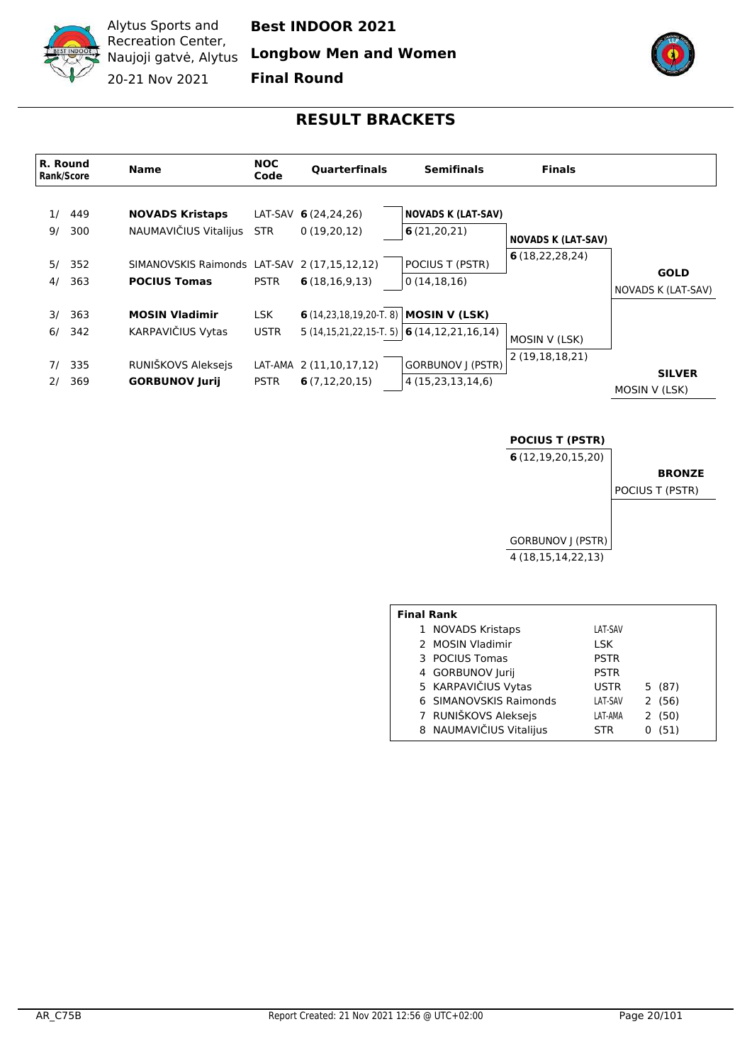Alytus Sports and Recreation Center, Naujoji gatvė, Alytus

20-21 Nov 2021

**Best INDOOR 2021**

**Longbow Men and Women**

**Final Round**

## RESULT BRACKETS

| R. Round Rank/Score | Name | NOC Code | Quarterfinals | Semifinals | Finals |
|---|---|---|---|---|---|
| 1/ 449 | **NOVADS Kristaps** | LAT-SAV | **6** (24,24,26) | **NOVADS K (LAT-SAV)** | |
| 9/ 300 | NAUMAVIČIUS Vitalijus | STR | 0 (19,20,12) | **6** (21,20,21) | **NOVADS K (LAT-SAV)** |
| 5/ 352 | SIMANOVSKIS Raimonds | LAT-SAV | 2 (17,15,12,12) | POCIUS T (PSTR) | **6** (18,22,28,24) |
| 4/ 363 | **POCIUS Tomas** | PSTR | **6** (18,16,9,13) | 0 (14,18,16) | |
| 3/ 363 | **MOSIN Vladimir** | LSK | **6** (14,23,18,19,20-T. 8) | **MOSIN V (LSK)** | |
| 6/ 342 | KARPAVIČIUS Vytas | USTR | 5 (14,15,21,22,15-T. 5) | **6** (14,12,21,16,14) | MOSIN V (LSK) |
| 7/ 335 | RUNIŠKOVS Aleksejs | LAT-AMA | 2 (11,10,17,12) | GORBUNOV J (PSTR) | 2 (19,18,18,21) |
| 2/ 369 | **GORBUNOV Jurij** | PSTR | **6** (7,12,20,15) | 4 (15,23,13,14,6) | |

**GOLD**: NOVADS K (LAT-SAV)

**SILVER**: MOSIN V (LSK)

**Bronze match**

| Finals | |
|---|---|
| **POCIUS T (PSTR)** | **6** (12,19,20,15,20) |
| GORBUNOV J (PSTR) | 4 (18,15,14,22,13) |

**BRONZE**: POCIUS T (PSTR)

| Final Rank | | | |
|---|---|---|---|
| 1 | NOVADS Kristaps | LAT-SAV | |
| 2 | MOSIN Vladimir | LSK | |
| 3 | POCIUS Tomas | PSTR | |
| 4 | GORBUNOV Jurij | PSTR | |
| 5 | KARPAVIČIUS Vytas | USTR | 5 (87) |
| 6 | SIMANOVSKIS Raimonds | LAT-SAV | 2 (56) |
| 7 | RUNIŠKOVS Aleksejs | LAT-AMA | 2 (50) |
| 8 | NAUMAVIČIUS Vitalijus | STR | 0 (51) |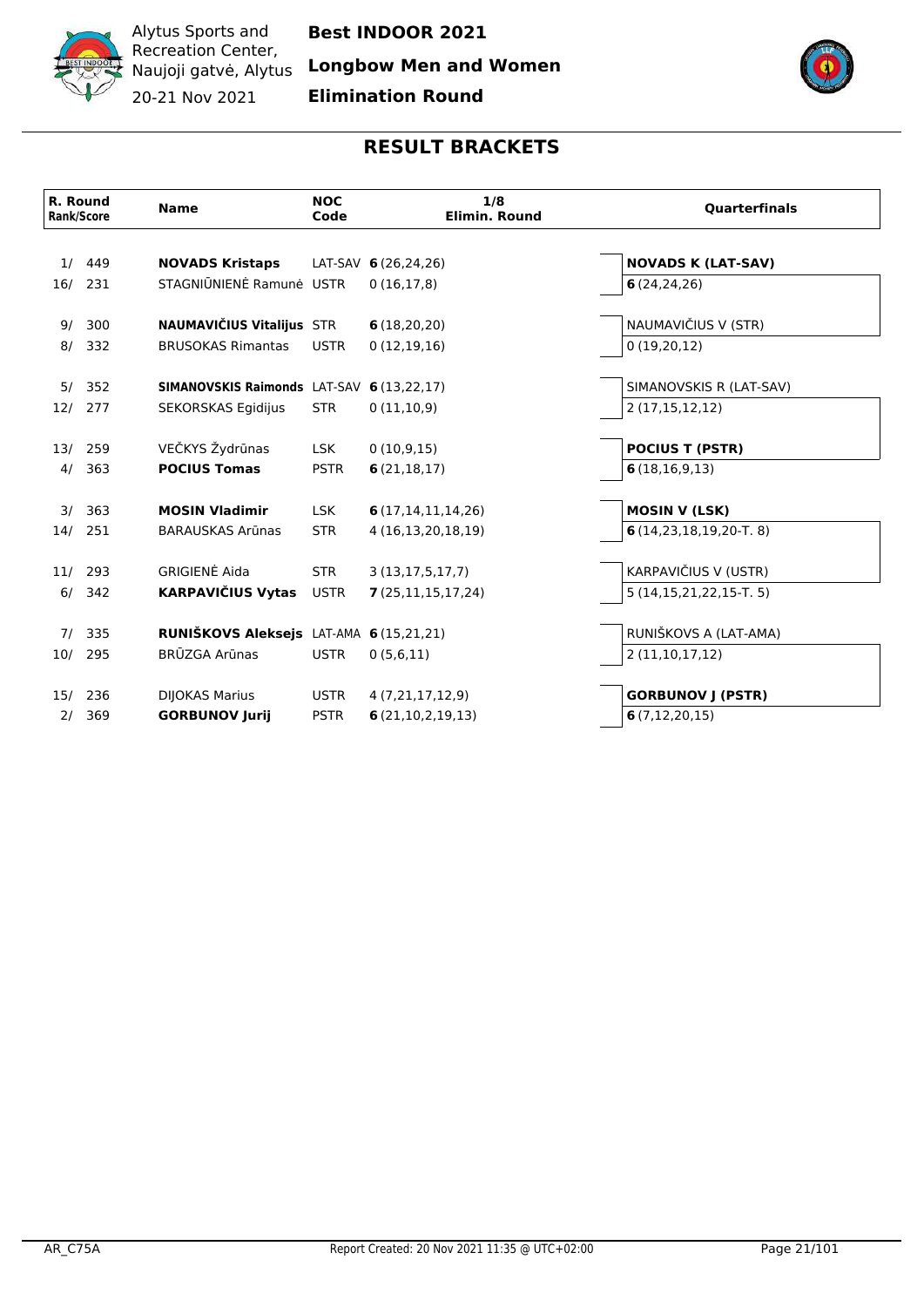Alytus Sports and Recreation Center, Naujoji gatvė, Alytus

20-21 Nov 2021

**Best INDOOR 2021**

**Longbow Men and Women**

**Elimination Round**

## RESULT BRACKETS

| R. Round Rank/Score | Name | NOC Code | 1/8 Elimin. Round | Quarterfinals |
|---|---|---|---|---|
| 1/ 449 | **NOVADS Kristaps** | LAT-SAV | **6** (26,24,26) | **NOVADS K (LAT-SAV)** |
| 16/ 231 | STAGNIŪNIENĖ Ramunė | USTR | 0 (16,17,8) | **6** (24,24,26) |
| 9/ 300 | **NAUMAVIČIUS Vitalijus** | STR | **6** (18,20,20) | NAUMAVIČIUS V (STR) |
| 8/ 332 | BRUSOKAS Rimantas | USTR | 0 (12,19,16) | 0 (19,20,12) |
| 5/ 352 | **SIMANOVSKIS Raimonds** | LAT-SAV | **6** (13,22,17) | SIMANOVSKIS R (LAT-SAV) |
| 12/ 277 | SEKORSKAS Egidijus | STR | 0 (11,10,9) | 2 (17,15,12,12) |
| 13/ 259 | VEČKYS Žydrūnas | LSK | 0 (10,9,15) | **POCIUS T (PSTR)** |
| 4/ 363 | **POCIUS Tomas** | PSTR | **6** (21,18,17) | **6** (18,16,9,13) |
| 3/ 363 | **MOSIN Vladimir** | LSK | **6** (17,14,11,14,26) | **MOSIN V (LSK)** |
| 14/ 251 | BARAUSKAS Arūnas | STR | 4 (16,13,20,18,19) | **6** (14,23,18,19,20-T. 8) |
| 11/ 293 | GRIGIENĖ Aida | STR | 3 (13,17,5,17,7) | KARPAVIČIUS V (USTR) |
| 6/ 342 | **KARPAVIČIUS Vytas** | USTR | **7** (25,11,15,17,24) | 5 (14,15,21,22,15-T. 5) |
| 7/ 335 | **RUNIŠKOVS Aleksejs** | LAT-AMA | **6** (15,21,21) | RUNIŠKOVS A (LAT-AMA) |
| 10/ 295 | BRŪZGA Arūnas | USTR | 0 (5,6,11) | 2 (11,10,17,12) |
| 15/ 236 | DIJOKAS Marius | USTR | 4 (7,21,17,12,9) | **GORBUNOV J (PSTR)** |
| 2/ 369 | **GORBUNOV Jurij** | PSTR | **6** (21,10,2,19,13) | **6** (7,12,20,15) |

AR_C75A

Report Created: 20 Nov 2021 11:35 @ UTC+02:00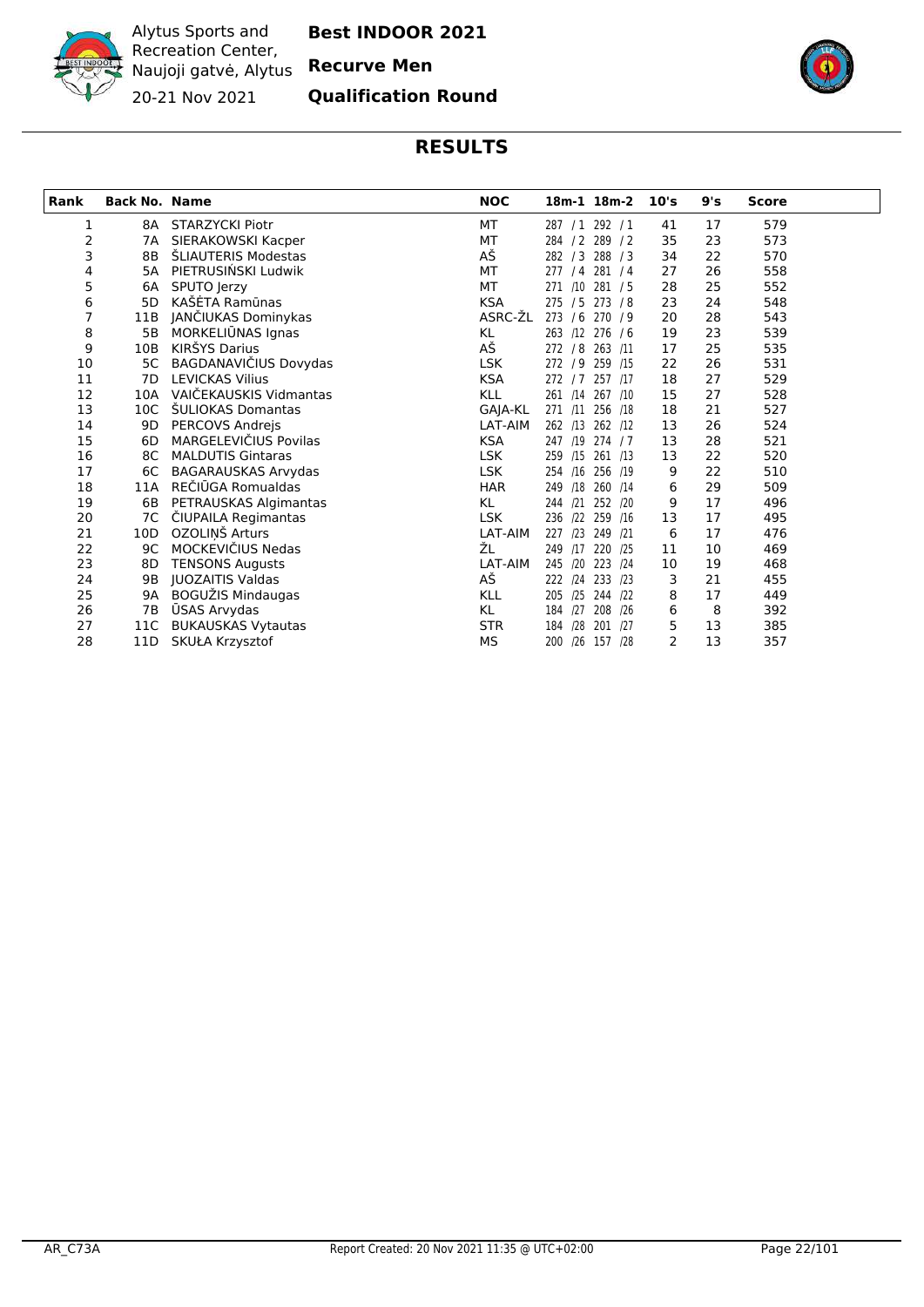Alytus Sports and Recreation Center, Naujoji gatvė, Alytus

20-21 Nov 2021

**Best INDOOR 2021**

**Recurve Men**

**Qualification Round**

## RESULTS

| Rank | Back No. | Name | NOC | 18m-1 | 18m-2 | 10's | 9's | Score |
|---|---|---|---|---|---|---|---|---|
| 1 | 8A | STARZYCKI Piotr | MT | 287 / 1 | 292 / 1 | 41 | 17 | 579 |
| 2 | 7A | SIERAKOWSKI Kacper | MT | 284 / 2 | 289 / 2 | 35 | 23 | 573 |
| 3 | 8B | ŠLIAUTERIS Modestas | AŠ | 282 / 3 | 288 / 3 | 34 | 22 | 570 |
| 4 | 5A | PIETRUSIŃSKI Ludwik | MT | 277 / 4 | 281 / 4 | 27 | 26 | 558 |
| 5 | 6A | SPUTO Jerzy | MT | 271 /10 | 281 / 5 | 28 | 25 | 552 |
| 6 | 5D | KAŠĖTA Ramūnas | KSA | 275 / 5 | 273 / 8 | 23 | 24 | 548 |
| 7 | 11B | JANČIUKAS Dominykas | ASRC-ŽL | 273 / 6 | 270 / 9 | 20 | 28 | 543 |
| 8 | 5B | MORKELIŪNAS Ignas | KL | 263 /12 | 276 / 6 | 19 | 23 | 539 |
| 9 | 10B | KIRŠYS Darius | AŠ | 272 / 8 | 263 /11 | 17 | 25 | 535 |
| 10 | 5C | BAGDANAVIČIUS Dovydas | LSK | 272 / 9 | 259 /15 | 22 | 26 | 531 |
| 11 | 7D | LEVICKAS Vilius | KSA | 272 / 7 | 257 /17 | 18 | 27 | 529 |
| 12 | 10A | VAIČEKAUSKIS Vidmantas | KLL | 261 /14 | 267 /10 | 15 | 27 | 528 |
| 13 | 10C | ŠULIOKAS Domantas | GAJA-KL | 271 /11 | 256 /18 | 18 | 21 | 527 |
| 14 | 9D | PERCOVS Andrejs | LAT-AIM | 262 /13 | 262 /12 | 13 | 26 | 524 |
| 15 | 6D | MARGELEVIČIUS Povilas | KSA | 247 /19 | 274 / 7 | 13 | 28 | 521 |
| 16 | 8C | MALDUTIS Gintaras | LSK | 259 /15 | 261 /13 | 13 | 22 | 520 |
| 17 | 6C | BAGARAUSKAS Arvydas | LSK | 254 /16 | 256 /19 | 9 | 22 | 510 |
| 18 | 11A | REČIŪGA Romualdas | HAR | 249 /18 | 260 /14 | 6 | 29 | 509 |
| 19 | 6B | PETRAUSKAS Algimantas | KL | 244 /21 | 252 /20 | 9 | 17 | 496 |
| 20 | 7C | ČIUPAILA Regimantas | LSK | 236 /22 | 259 /16 | 13 | 17 | 495 |
| 21 | 10D | OZOLIŅŠ Arturs | LAT-AIM | 227 /23 | 249 /21 | 6 | 17 | 476 |
| 22 | 9C | MOCKEVIČIUS Nedas | ŽL | 249 /17 | 220 /25 | 11 | 10 | 469 |
| 23 | 8D | TENSONS Augusts | LAT-AIM | 245 /20 | 223 /24 | 10 | 19 | 468 |
| 24 | 9B | JUOZAITIS Valdas | AŠ | 222 /24 | 233 /23 | 3 | 21 | 455 |
| 25 | 9A | BOGUŽIS Mindaugas | KLL | 205 /25 | 244 /22 | 8 | 17 | 449 |
| 26 | 7B | ŪSAS Arvydas | KL | 184 /27 | 208 /26 | 6 | 8 | 392 |
| 27 | 11C | BUKAUSKAS Vytautas | STR | 184 /28 | 201 /27 | 5 | 13 | 385 |
| 28 | 11D | SKUŁA Krzysztof | MS | 200 /26 | 157 /28 | 2 | 13 | 357 |

AR_C73A

Report Created: 20 Nov 2021 11:35 @ UTC+02:00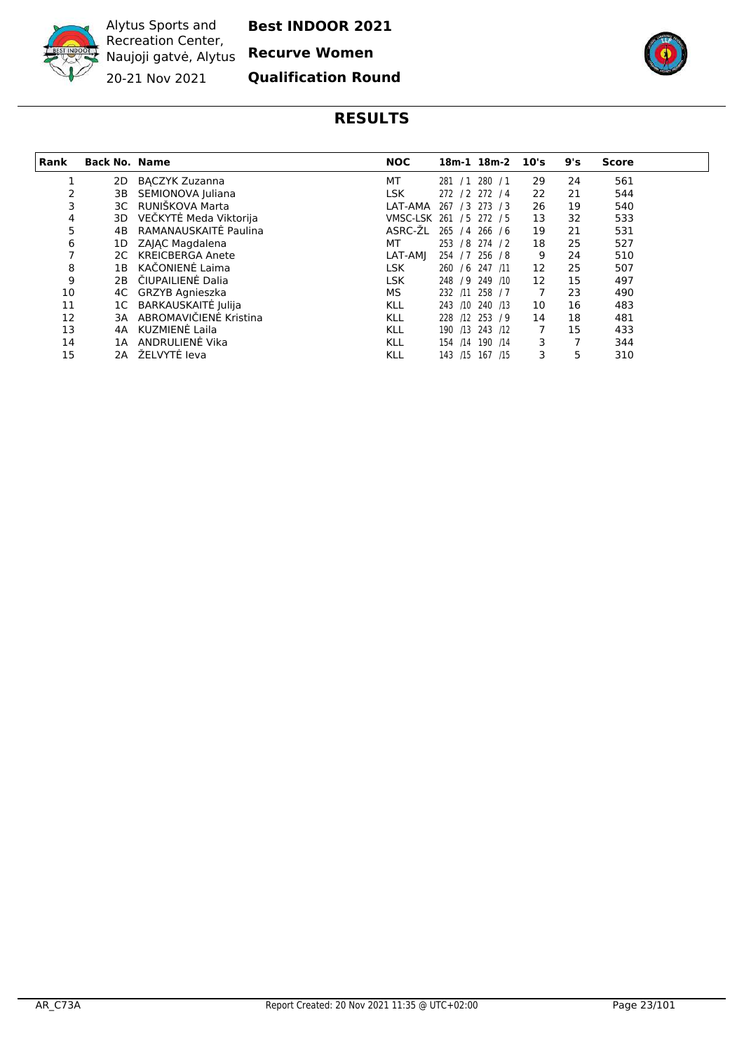Alytus Sports and Recreation Center, Naujoji gatvė, Alytus

20-21 Nov 2021

**Best INDOOR 2021**

**Recurve Women**

**Qualification Round**

## RESULTS

| Rank | Back No. | Name | NOC | 18m-1 | 18m-2 | 10's | 9's | Score |
|---|---|---|---|---|---|---|---|---|
| 1 | 2D | BĄCZYK Zuzanna | MT | 281 / 1 | 280 / 1 | 29 | 24 | 561 |
| 2 | 3B | SEMIONOVA Juliana | LSK | 272 / 2 | 272 / 4 | 22 | 21 | 544 |
| 3 | 3C | RUNIŠKOVA Marta | LAT-AMA | 267 / 3 | 273 / 3 | 26 | 19 | 540 |
| 4 | 3D | VEČKYTĖ Meda Viktorija | VMSC-LSK | 261 / 5 | 272 / 5 | 13 | 32 | 533 |
| 5 | 4B | RAMANAUSKAITĖ Paulina | ASRC-ŽL | 265 / 4 | 266 / 6 | 19 | 21 | 531 |
| 6 | 1D | ZAJĄC Magdalena | MT | 253 / 8 | 274 / 2 | 18 | 25 | 527 |
| 7 | 2C | KREICBERGA Anete | LAT-AMJ | 254 / 7 | 256 / 8 | 9 | 24 | 510 |
| 8 | 1B | KAČONIENĖ Laima | LSK | 260 / 6 | 247 /11 | 12 | 25 | 507 |
| 9 | 2B | ČIUPAILIENĖ Dalia | LSK | 248 / 9 | 249 /10 | 12 | 15 | 497 |
| 10 | 4C | GRZYB Agnieszka | MS | 232 /11 | 258 / 7 | 7 | 23 | 490 |
| 11 | 1C | BARKAUSKAITĖ Julija | KLL | 243 /10 | 240 /13 | 10 | 16 | 483 |
| 12 | 3A | ABROMAVIČIENĖ Kristina | KLL | 228 /12 | 253 / 9 | 14 | 18 | 481 |
| 13 | 4A | KUZMIENĖ Laila | KLL | 190 /13 | 243 /12 | 7 | 15 | 433 |
| 14 | 1A | ANDRULIENĖ Vika | KLL | 154 /14 | 190 /14 | 3 | 7 | 344 |
| 15 | 2A | ŽELVYTĖ Ieva | KLL | 143 /15 | 167 /15 | 3 | 5 | 310 |

AR_C73A Report Created: 20 Nov 2021 11:35 @ UTC+02:00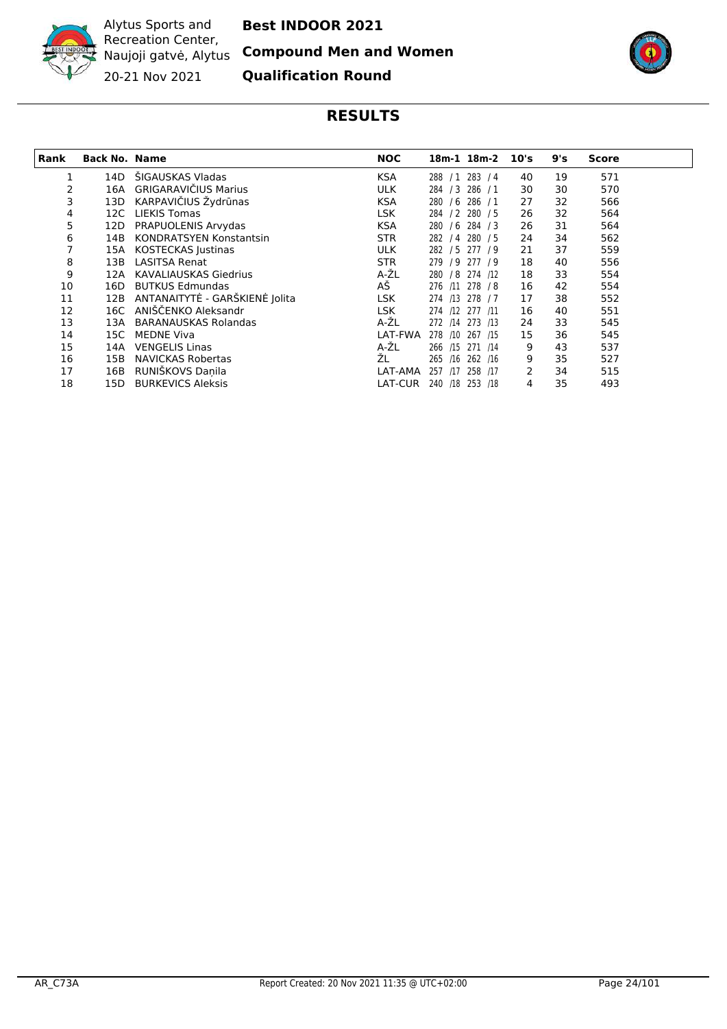Alytus Sports and Recreation Center, Naujoji gatvė, Alytus

20-21 Nov 2021

**Best INDOOR 2021**

**Compound Men and Women**

**Qualification Round**

## RESULTS

| Rank | Back No. | Name | NOC | 18m-1 | 18m-2 | 10's | 9's | Score |
|---|---|---|---|---|---|---|---|---|
| 1 | 14D | ŠIGAUSKAS Vladas | KSA | 288 / 1 | 283 / 4 | 40 | 19 | 571 |
| 2 | 16A | GRIGARAVIČIUS Marius | ULK | 284 / 3 | 286 / 1 | 30 | 30 | 570 |
| 3 | 13D | KARPAVIČIUS Žydrūnas | KSA | 280 / 6 | 286 / 1 | 27 | 32 | 566 |
| 4 | 12C | LIEKIS Tomas | LSK | 284 / 2 | 280 / 5 | 26 | 32 | 564 |
| 5 | 12D | PRAPUOLENIS Arvydas | KSA | 280 / 6 | 284 / 3 | 26 | 31 | 564 |
| 6 | 14B | KONDRATSYEN Konstantsin | STR | 282 / 4 | 280 / 5 | 24 | 34 | 562 |
| 7 | 15A | KOSTECKAS Justinas | ULK | 282 / 5 | 277 / 9 | 21 | 37 | 559 |
| 8 | 13B | LASITSA Renat | STR | 279 / 9 | 277 / 9 | 18 | 40 | 556 |
| 9 | 12A | KAVALIAUSKAS Giedrius | A-ŽL | 280 / 8 | 274 /12 | 18 | 33 | 554 |
| 10 | 16D | BUTKUS Edmundas | AŠ | 276 /11 | 278 / 8 | 16 | 42 | 554 |
| 11 | 12B | ANTANAITYTĖ - GARŠKIENĖ Jolita | LSK | 274 /13 | 278 / 7 | 17 | 38 | 552 |
| 12 | 16C | ANIŠČENKO Aleksandr | LSK | 274 /12 | 277 /11 | 16 | 40 | 551 |
| 13 | 13A | BARANAUSKAS Rolandas | A-ŽL | 272 /14 | 273 /13 | 24 | 33 | 545 |
| 14 | 15C | MEDNE Viva | LAT-FWA | 278 /10 | 267 /15 | 15 | 36 | 545 |
| 15 | 14A | VENGELIS Linas | A-ŽL | 266 /15 | 271 /14 | 9 | 43 | 537 |
| 16 | 15B | NAVICKAS Robertas | ŽL | 265 /16 | 262 /16 | 9 | 35 | 527 |
| 17 | 16B | RUNIŠKOVS Daņila | LAT-AMA | 257 /17 | 258 /17 | 2 | 34 | 515 |
| 18 | 15D | BURKEVICS Aleksis | LAT-CUR | 240 /18 | 253 /18 | 4 | 35 | 493 |

AR_C73A Report Created: 20 Nov 2021 11:35 @ UTC+02:00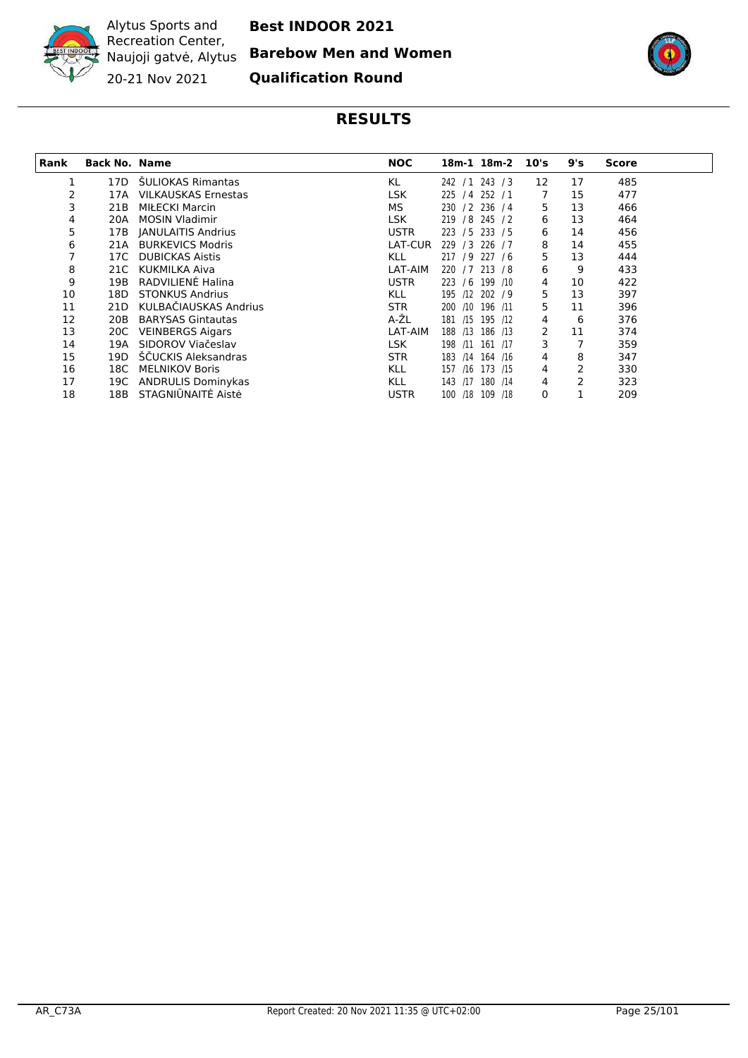Alytus Sports and Recreation Center, Naujoji gatvė, Alytus

20-21 Nov 2021

**Best INDOOR 2021**

**Barebow Men and Women**

**Qualification Round**

## RESULTS

| Rank | Back No. | Name | NOC | 18m-1 | 18m-2 | 10's | 9's | Score |
|---|---|---|---|---|---|---|---|---|
| 1 | 17D | ŠULIOKAS Rimantas | KL | 242 /1 | 243 /3 | 12 | 17 | 485 |
| 2 | 17A | VILKAUSKAS Ernestas | LSK | 225 /4 | 252 /1 | 7 | 15 | 477 |
| 3 | 21B | MIŁECKI Marcin | MS | 230 /2 | 236 /4 | 5 | 13 | 466 |
| 4 | 20A | MOSIN Vladimir | LSK | 219 /8 | 245 /2 | 6 | 13 | 464 |
| 5 | 17B | JANULAITIS Andrius | USTR | 223 /5 | 233 /5 | 6 | 14 | 456 |
| 6 | 21A | BURKEVICS Modris | LAT-CUR | 229 /3 | 226 /7 | 8 | 14 | 455 |
| 7 | 17C | DUBICKAS Aistis | KLL | 217 /9 | 227 /6 | 5 | 13 | 444 |
| 8 | 21C | KUKMILKA Aiva | LAT-AIM | 220 /7 | 213 /8 | 6 | 9 | 433 |
| 9 | 19B | RADVILIENĖ Halina | USTR | 223 /6 | 199 /10 | 4 | 10 | 422 |
| 10 | 18D | STONKUS Andrius | KLL | 195 /12 | 202 /9 | 5 | 13 | 397 |
| 11 | 21D | KULBAČIAUSKAS Andrius | STR | 200 /10 | 196 /11 | 5 | 11 | 396 |
| 12 | 20B | BARYSAS Gintautas | A-ŽL | 181 /15 | 195 /12 | 4 | 6 | 376 |
| 13 | 20C | VEINBERGS Aigars | LAT-AIM | 188 /13 | 186 /13 | 2 | 11 | 374 |
| 14 | 19A | SIDOROV Viačeslav | LSK | 198 /11 | 161 /17 | 3 | 7 | 359 |
| 15 | 19D | ŠČUCKIS Aleksandras | STR | 183 /14 | 164 /16 | 4 | 8 | 347 |
| 16 | 18C | MELNIKOV Boris | KLL | 157 /16 | 173 /15 | 4 | 2 | 330 |
| 17 | 19C | ANDRULIS Dominykas | KLL | 143 /17 | 180 /14 | 4 | 2 | 323 |
| 18 | 18B | STAGNIŪNAITĖ Aistė | USTR | 100 /18 | 109 /18 | 0 | 1 | 209 |

AR_C73A

Report Created: 20 Nov 2021 11:35 @ UTC+02:00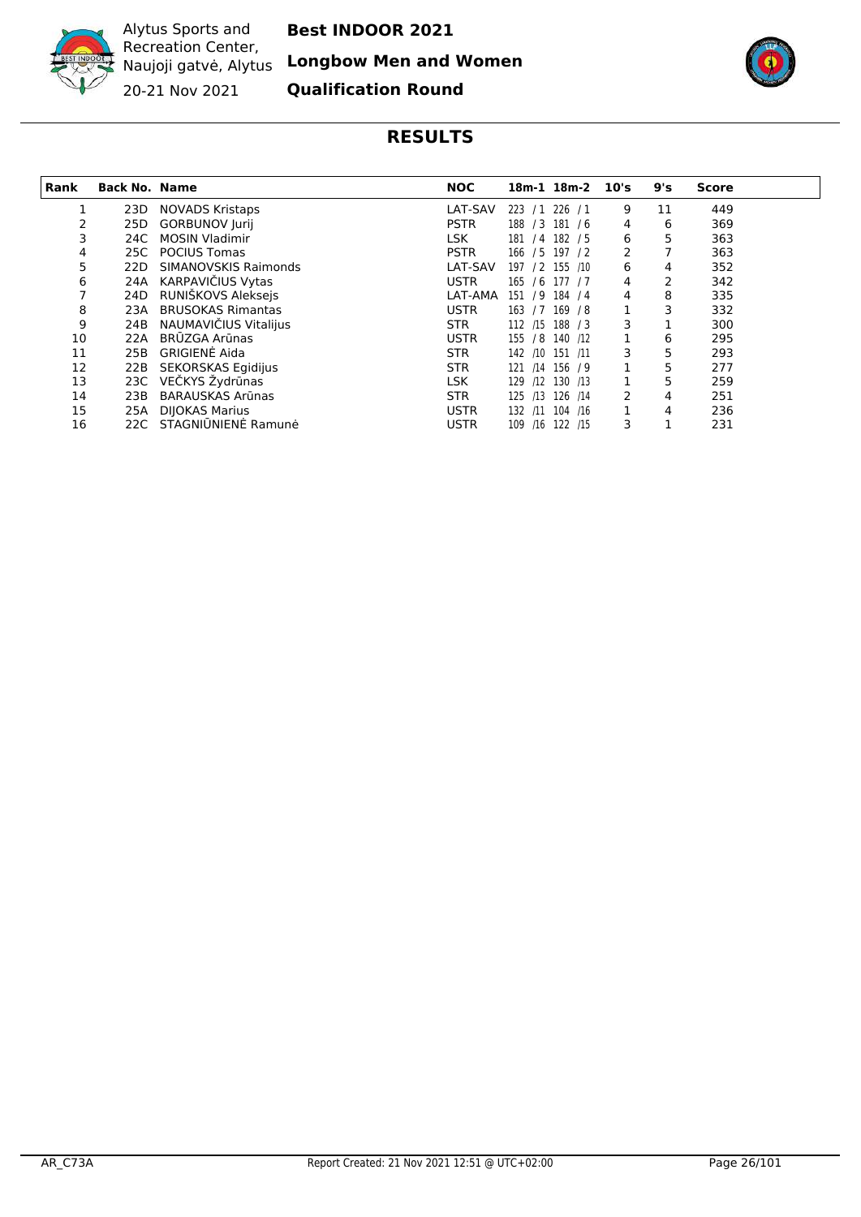Alytus Sports and Recreation Center, Naujoji gatvė, Alytus

20-21 Nov 2021

**Best INDOOR 2021**

**Longbow Men and Women**

**Qualification Round**

## RESULTS

| Rank | Back No. | Name | NOC | 18m-1 | 18m-2 | 10's | 9's | Score |
|---|---|---|---|---|---|---|---|---|
| 1 | 23D | NOVADS Kristaps | LAT-SAV | 223 / 1 | 226 / 1 | 9 | 11 | 449 |
| 2 | 25D | GORBUNOV Jurij | PSTR | 188 / 3 | 181 / 6 | 4 | 6 | 369 |
| 3 | 24C | MOSIN Vladimir | LSK | 181 / 4 | 182 / 5 | 6 | 5 | 363 |
| 4 | 25C | POCIUS Tomas | PSTR | 166 / 5 | 197 / 2 | 2 | 7 | 363 |
| 5 | 22D | SIMANOVSKIS Raimonds | LAT-SAV | 197 / 2 | 155 /10 | 6 | 4 | 352 |
| 6 | 24A | KARPAVIČIUS Vytas | USTR | 165 / 6 | 177 / 7 | 4 | 2 | 342 |
| 7 | 24D | RUNIŠKOVS Aleksejs | LAT-AMA | 151 / 9 | 184 / 4 | 4 | 8 | 335 |
| 8 | 23A | BRUSOKAS Rimantas | USTR | 163 / 7 | 169 / 8 | 1 | 3 | 332 |
| 9 | 24B | NAUMAVIČIUS Vitalijus | STR | 112 /15 | 188 / 3 | 3 | 1 | 300 |
| 10 | 22A | BRŪZGA Arūnas | USTR | 155 / 8 | 140 /12 | 1 | 6 | 295 |
| 11 | 25B | GRIGIENĖ Aida | STR | 142 /10 | 151 /11 | 3 | 5 | 293 |
| 12 | 22B | SEKORSKAS Egidijus | STR | 121 /14 | 156 / 9 | 1 | 5 | 277 |
| 13 | 23C | VEČKYS Žydrūnas | LSK | 129 /12 | 130 /13 | 1 | 5 | 259 |
| 14 | 23B | BARAUSKAS Arūnas | STR | 125 /13 | 126 /14 | 2 | 4 | 251 |
| 15 | 25A | DIJOKAS Marius | USTR | 132 /11 | 104 /16 | 1 | 4 | 236 |
| 16 | 22C | STAGNIŪNIENĖ Ramunė | USTR | 109 /16 | 122 /15 | 3 | 1 | 231 |

AR_C73A — Report Created: 21 Nov 2021 12:51 @ UTC+02:00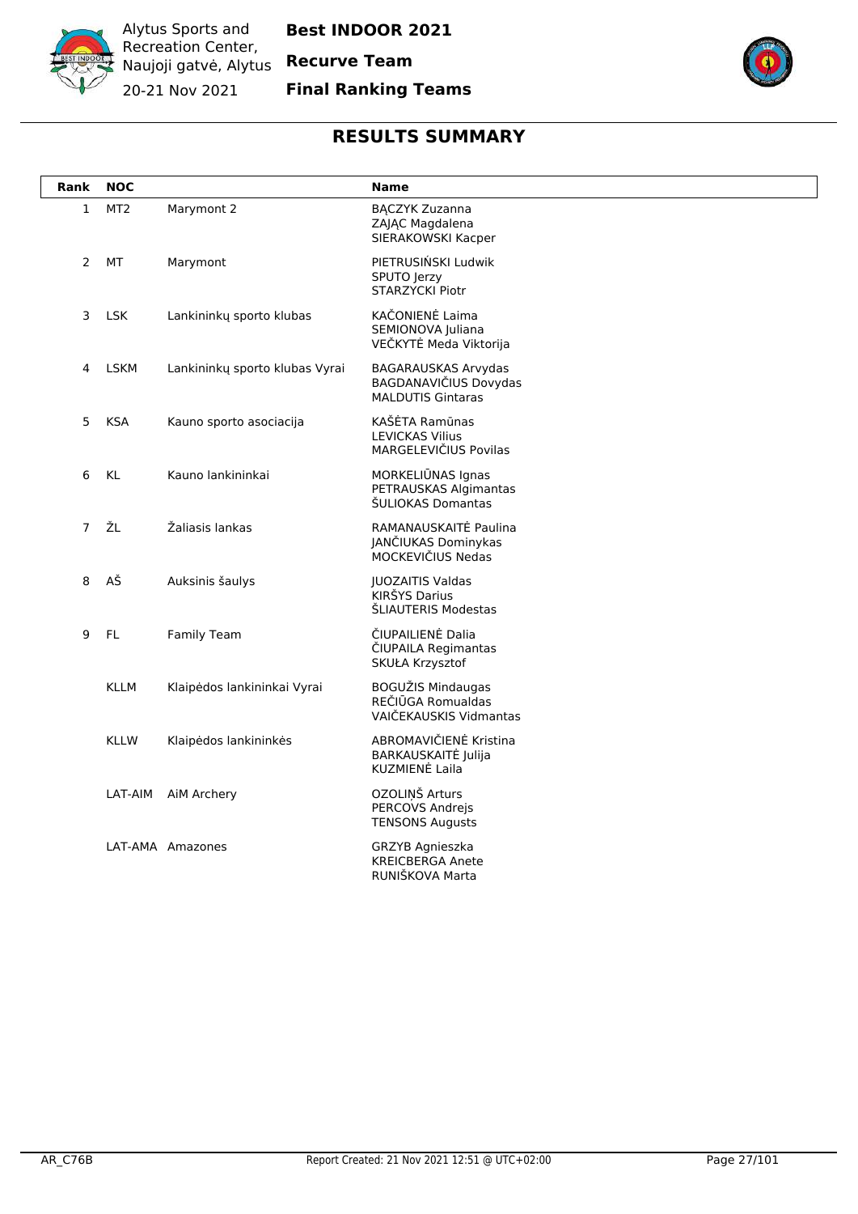Alytus Sports and Recreation Center, Naujoji gatvė, Alytus
20-21 Nov 2021

**Best INDOOR 2021**
**Recurve Team**
**Final Ranking Teams**

## RESULTS SUMMARY

| Rank | NOC | | Name |
|---|---|---|---|
| 1 | MT2 | Marymont 2 | BĄCZYK Zuzanna<br>ZAJĄC Magdalena<br>SIERAKOWSKI Kacper |
| 2 | MT | Marymont | PIETRUSIŃSKI Ludwik<br>SPUTO Jerzy<br>STARZYCKI Piotr |
| 3 | LSK | Lankininkų sporto klubas | KAČONIENĖ Laima<br>SEMIONOVA Juliana<br>VEČKYTĖ Meda Viktorija |
| 4 | LSKM | Lankininkų sporto klubas Vyrai | BAGARAUSKAS Arvydas<br>BAGDANAVIČIUS Dovydas<br>MALDUTIS Gintaras |
| 5 | KSA | Kauno sporto asociacija | KAŠĖTA Ramūnas<br>LEVICKAS Vilius<br>MARGELEVIČIUS Povilas |
| 6 | KL | Kauno lankininkai | MORKELIŪNAS Ignas<br>PETRAUSKAS Algimantas<br>ŠULIOKAS Domantas |
| 7 | ŽL | Žaliasis lankas | RAMANAUSKAITĖ Paulina<br>JANČIUKAS Dominykas<br>MOCKEVIČIUS Nedas |
| 8 | AŠ | Auksinis šaulys | JUOZAITIS Valdas<br>KIRŠYS Darius<br>ŠLIAUTERIS Modestas |
| 9 | FL | Family Team | ČIUPAILIENĖ Dalia<br>ČIUPAILA Regimantas<br>SKUŁA Krzysztof |
| | KLLM | Klaipėdos lankininkai Vyrai | BOGUŽIS Mindaugas<br>REČIŪGA Romualdas<br>VAIČEKAUSKIS Vidmantas |
| | KLLW | Klaipėdos lankininkės | ABROMAVIČIENĖ Kristina<br>BARKAUSKAITĖ Julija<br>KUZMIENĖ Laila |
| | LAT-AIM | AiM Archery | OZOLIŅŠ Arturs<br>PERCOVS Andrejs<br>TENSONS Augusts |
| | LAT-AMA | Amazones | GRZYB Agnieszka<br>KREICBERGA Anete<br>RUNIŠKOVA Marta |

AR_C76B    Report Created: 21 Nov 2021 12:51 @ UTC+02:00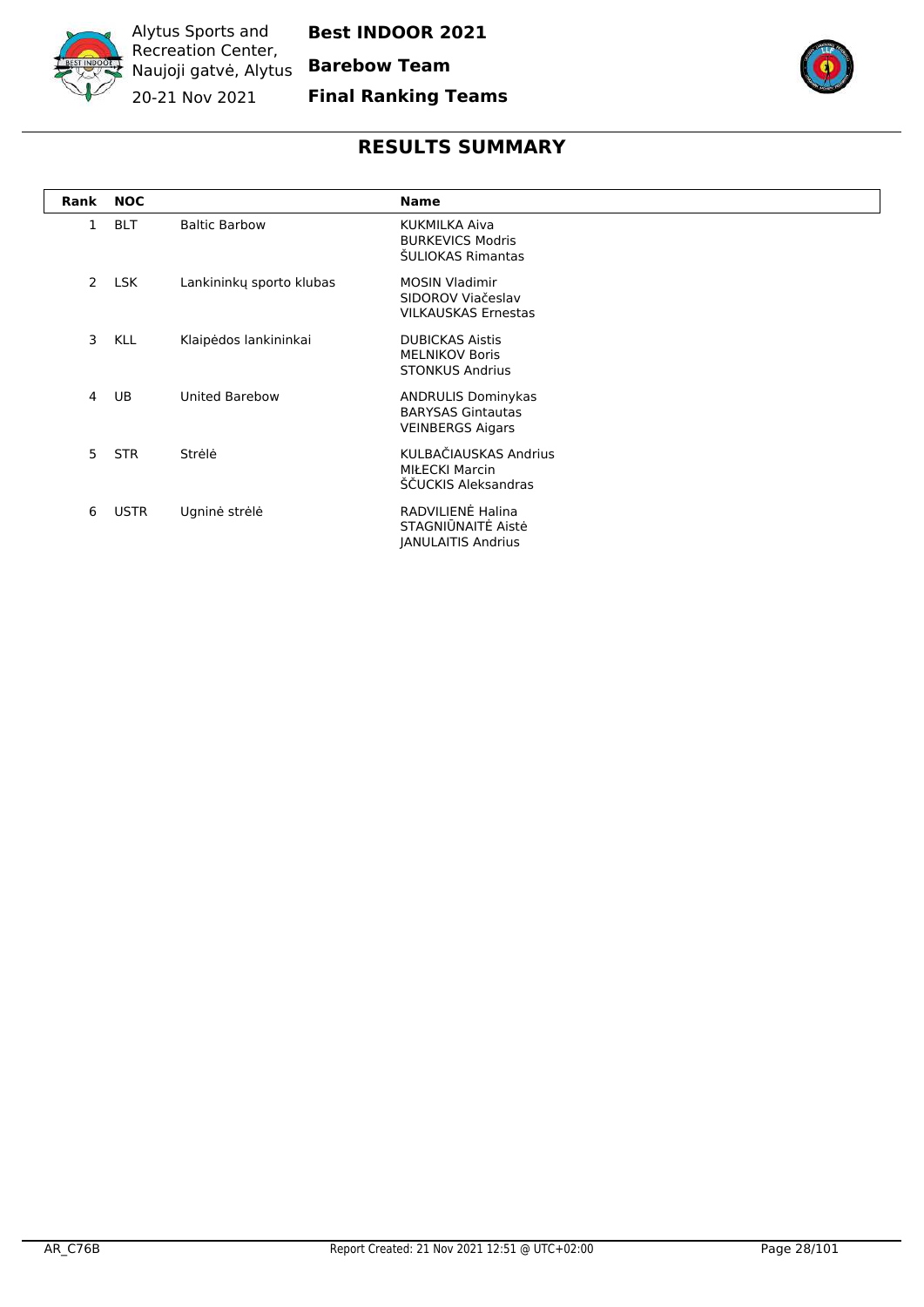Alytus Sports and Recreation Center, Naujoji gatvė, Alytus

20-21 Nov 2021

**Best INDOOR 2021**

**Barebow Team**

**Final Ranking Teams**

## RESULTS SUMMARY

| Rank | NOC | | Name |
|---|---|---|---|
| 1 | BLT | Baltic Barbow | KUKMILKA Aiva<br>BURKEVICS Modris<br>ŠULIOKAS Rimantas |
| 2 | LSK | Lankininkų sporto klubas | MOSIN Vladimir<br>SIDOROV Viačeslav<br>VILKAUSKAS Ernestas |
| 3 | KLL | Klaipėdos lankininkai | DUBICKAS Aistis<br>MELNIKOV Boris<br>STONKUS Andrius |
| 4 | UB | United Barebow | ANDRULIS Dominykas<br>BARYSAS Gintautas<br>VEINBERGS Aigars |
| 5 | STR | Strėlė | KULBAČIAUSKAS Andrius<br>MIŁECKI Marcin<br>ŠČUCKIS Aleksandras |
| 6 | USTR | Ugninė strėlė | RADVILIENĖ Halina<br>STAGNIŪNAITĖ Aistė<br>JANULAITIS Andrius |

AR_C76B

Report Created: 21 Nov 2021 12:51 @ UTC+02:00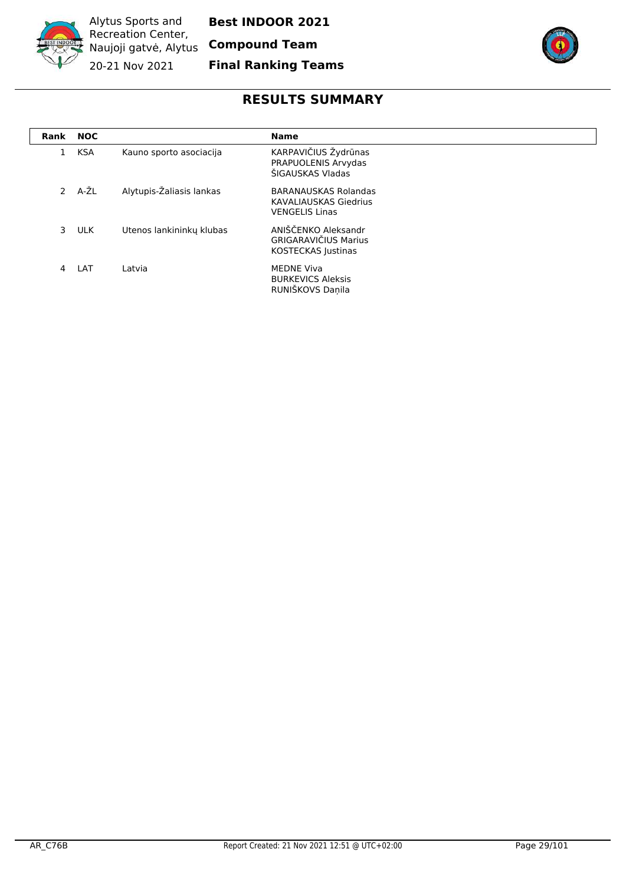Alytus Sports and Recreation Center, Naujoji gatvė, Alytus

20-21 Nov 2021

**Best INDOOR 2021**

**Compound Team**

**Final Ranking Teams**

## RESULTS SUMMARY

| Rank | NOC | | Name |
|---|---|---|---|
| 1 | KSA | Kauno sporto asociacija | KARPAVIČIUS Žydrūnas<br>PRAPUOLENIS Arvydas<br>ŠIGAUSKAS Vladas |
| 2 | A-ŽL | Alytupis-Žaliasis lankas | BARANAUSKAS Rolandas<br>KAVALIAUSKAS Giedrius<br>VENGELIS Linas |
| 3 | ULK | Utenos lankininkų klubas | ANIŠČENKO Aleksandr<br>GRIGARAVIČIUS Marius<br>KOSTECKAS Justinas |
| 4 | LAT | Latvia | MEDNE Viva<br>BURKEVICS Aleksis<br>RUNIŠKOVS Daņila |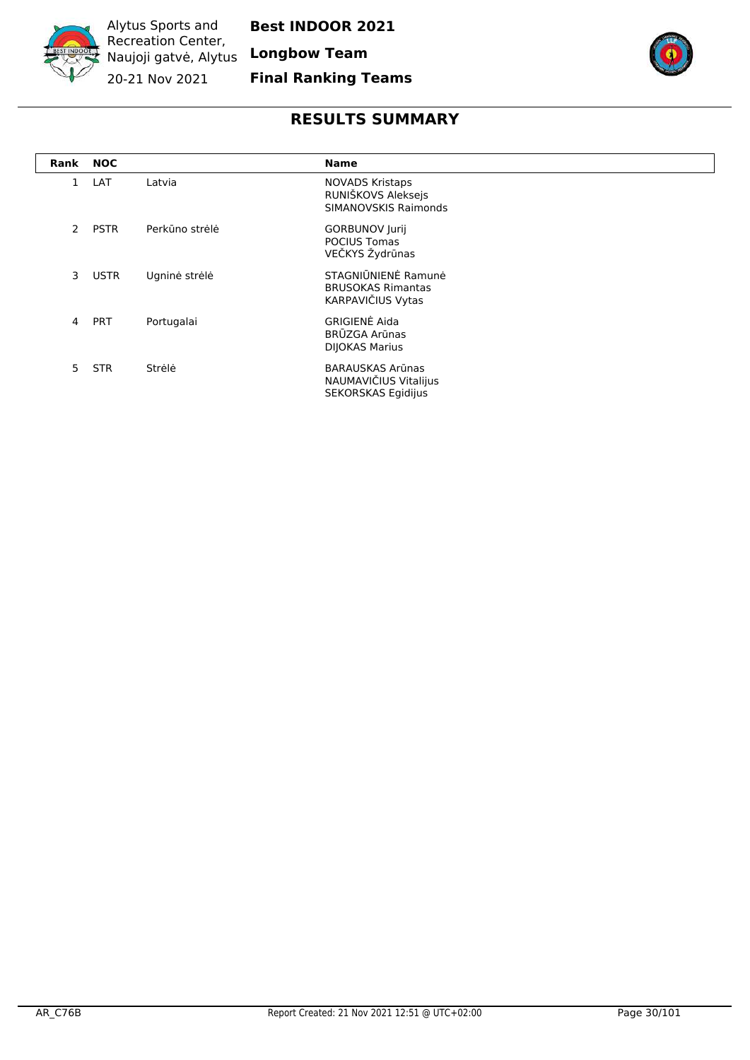Alytus Sports and Recreation Center, Naujoji gatvė, Alytus

20-21 Nov 2021

**Best INDOOR 2021**

**Longbow Team**

**Final Ranking Teams**

## RESULTS SUMMARY

| Rank | NOC | | Name |
|---|---|---|---|
| 1 | LAT | Latvia | NOVADS Kristaps<br>RUNIŠKOVS Aleksejs<br>SIMANOVSKIS Raimonds |
| 2 | PSTR | Perkūno strėlė | GORBUNOV Jurij<br>POCIUS Tomas<br>VEČKYS Žydrūnas |
| 3 | USTR | Ugninė strėlė | STAGNIŪNIENĖ Ramunė<br>BRUSOKAS Rimantas<br>KARPAVIČIUS Vytas |
| 4 | PRT | Portugalai | GRIGIENĖ Aida<br>BRŪZGA Arūnas<br>DIJOKAS Marius |
| 5 | STR | Strėlė | BARAUSKAS Arūnas<br>NAUMAVIČIUS Vitalijus<br>SEKORSKAS Egidijus |

AR_C76B — Report Created: 21 Nov 2021 12:51 @ UTC+02:00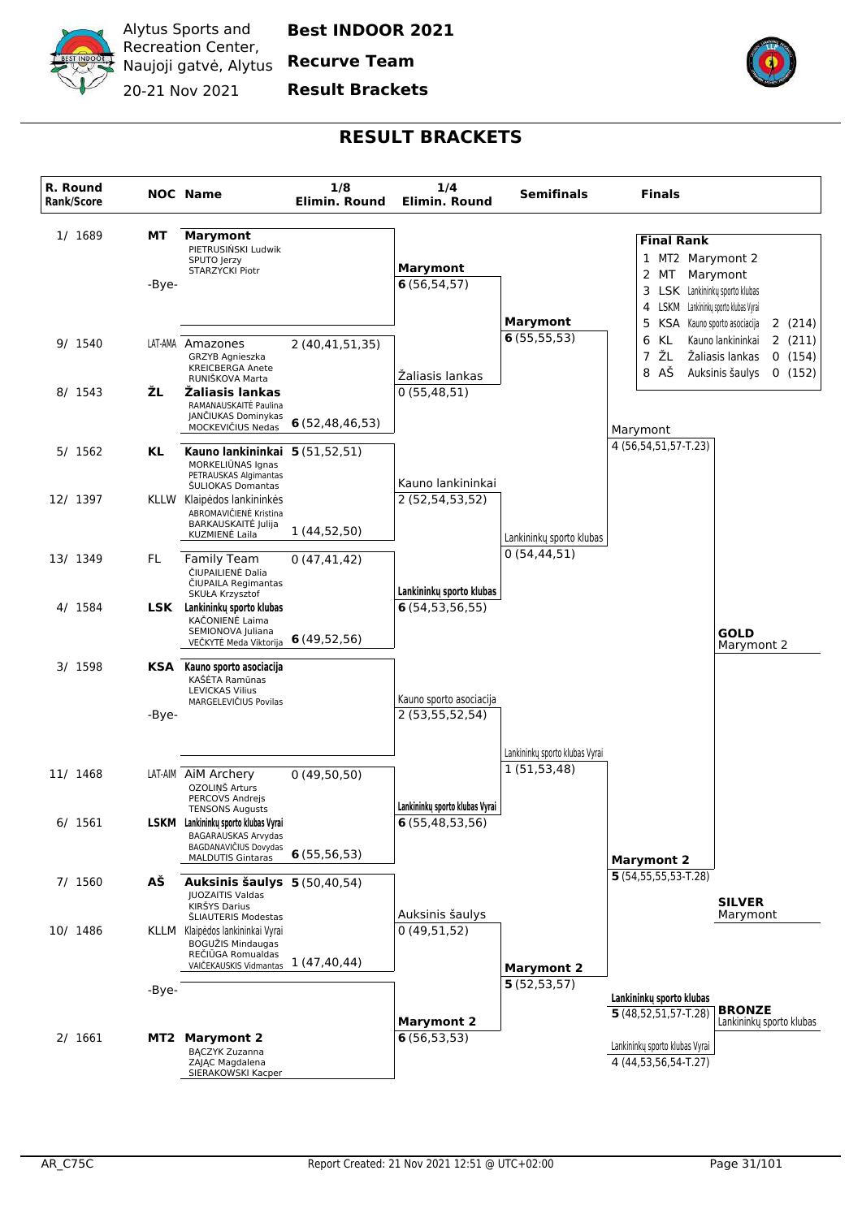Alytus Sports and Recreation Center, Naujoji gatvė, Alytus

20-21 Nov 2021

**Best INDOOR 2021**

**Recurve Team**

**Result Brackets**

# RESULT BRACKETS

| R. Round Rank/Score | NOC | Name | 1/8 Elimin. Round | 1/4 Elimin. Round | Semifinals | Finals |
|---|---|---|---|---|---|---|
| 1/ 1689 | MT | **Marymont** (PIETRUSIŃSKI Ludwik, SPUTO Jerzy, STARZYCKI Piotr) | | **Marymont** **6** (56,54,57) | **Marymont** **6** (55,55,53) | Marymont 4 (56,54,51,57-T.23) |
| | -Bye- | | | | | |
| 9/ 1540 | LAT-AMA | Amazones (GRZYB Agnieszka, KREICBERGA Anete, RUNIŠKOVA Marta) | 2 (40,41,51,35) | Žaliasis lankas 0 (55,48,51) | | |
| 8/ 1543 | ŽL | **Žaliasis lankas** (RAMANAUSKAITĖ Paulina, JANČIUKAS Dominykas, MOCKEVIČIUS Nedas) | **6** (52,48,46,53) | | | |
| 5/ 1562 | KL | **Kauno lankininkai** (MORKELIŪNAS Ignas, PETRAUSKAS Algimantas, ŠULIOKAS Domantas) | **5** (51,52,51) | Kauno lankininkai 2 (52,54,53,52) | Lankininkų sporto klubas 0 (54,44,51) | |
| 12/ 1397 | KLLW | Klaipėdos lankininkės (ABROMAVIČIENĖ Kristina, BARKAUSKAITĖ Julija, KUZMIENĖ Laila) | 1 (44,52,50) | | | |
| 13/ 1349 | FL | Family Team (ČIUPAILIENĖ Dalia, ČIUPAILA Regimantas, SKUŁA Krzysztof) | 0 (47,41,42) | **Lankininkų sporto klubas** **6** (54,53,56,55) | | |
| 4/ 1584 | LSK | **Lankininkų sporto klubas** (KAČONIENĖ Laima, SEMIONOVA Juliana, VEČKYTĖ Meda Viktorija) | **6** (49,52,56) | | | |
| 3/ 1598 | KSA | **Kauno sporto asociacija** (KAŠĖTA Ramūnas, LEVICKAS Vilius, MARGELEVIČIUS Povilas) | | Kauno sporto asociacija 2 (53,55,52,54) | Lankininkų sporto klubas Vyrai 1 (51,53,48) | |
| | -Bye- | | | | | |
| 11/ 1468 | LAT-AIM | AiM Archery (OZOLIŅŠ Arturs, PERCOVS Andrejs, TENSONS Augusts) | 0 (49,50,50) | **Lankininkų sporto klubas Vyrai** **6** (55,48,53,56) | | |
| 6/ 1561 | LSKM | **Lankininkų sporto klubas Vyrai** (BAGARAUSKAS Arvydas, BAGDANAVIČIUS Dovydas, MALDUTIS Gintaras) | **6** (55,56,53) | | | |
| 7/ 1560 | AŠ | **Auksinis šaulys** (JUOZAITIS Valdas, KIRŠYS Darius, ŠLIAUTERIS Modestas) | **5** (50,40,54) | Auksinis šaulys 0 (49,51,52) | **Marymont 2** **5** (52,53,57) | **Marymont 2** **5** (54,55,55,53-T.28) |
| 10/ 1486 | KLLM | Klaipėdos lankininkai Vyrai (BOGUŽIS Mindaugas, REČIŪGA Romualdas, VAIČEKAUSKIS Vidmantas) | 1 (47,40,44) | | | |
| | -Bye- | | | **Marymont 2** **6** (56,53,53) | | |
| 2/ 1661 | MT2 | **Marymont 2** (BĄCZYK Zuzanna, ZAJĄC Magdalena, SIERAKOWSKI Kacper) | | | | |

**Bronze match:** **Lankininkų sporto klubas** **5** (48,52,51,57-T.28) vs Lankininkų sporto klubas Vyrai 4 (44,53,56,54-T.27)

**GOLD** Marymont 2

**SILVER** Marymont

**BRONZE** Lankininkų sporto klubas

**Final Rank**

| Rank | NOC | Team | | |
|---|---|---|---|---|
| 1 | MT2 | Marymont 2 | | |
| 2 | MT | Marymont | | |
| 3 | LSK | Lankininkų sporto klubas | | |
| 4 | LSKM | Lankininkų sporto klubas Vyrai | | |
| 5 | KSA | Kauno sporto asociacija | 2 | (214) |
| 6 | KL | Kauno lankininkai | 2 | (211) |
| 7 | ŽL | Žaliasis lankas | 0 | (154) |
| 8 | AŠ | Auksinis šaulys | 0 | (152) |

AR_C75C

Report Created: 21 Nov 2021 12:51 @ UTC+02:00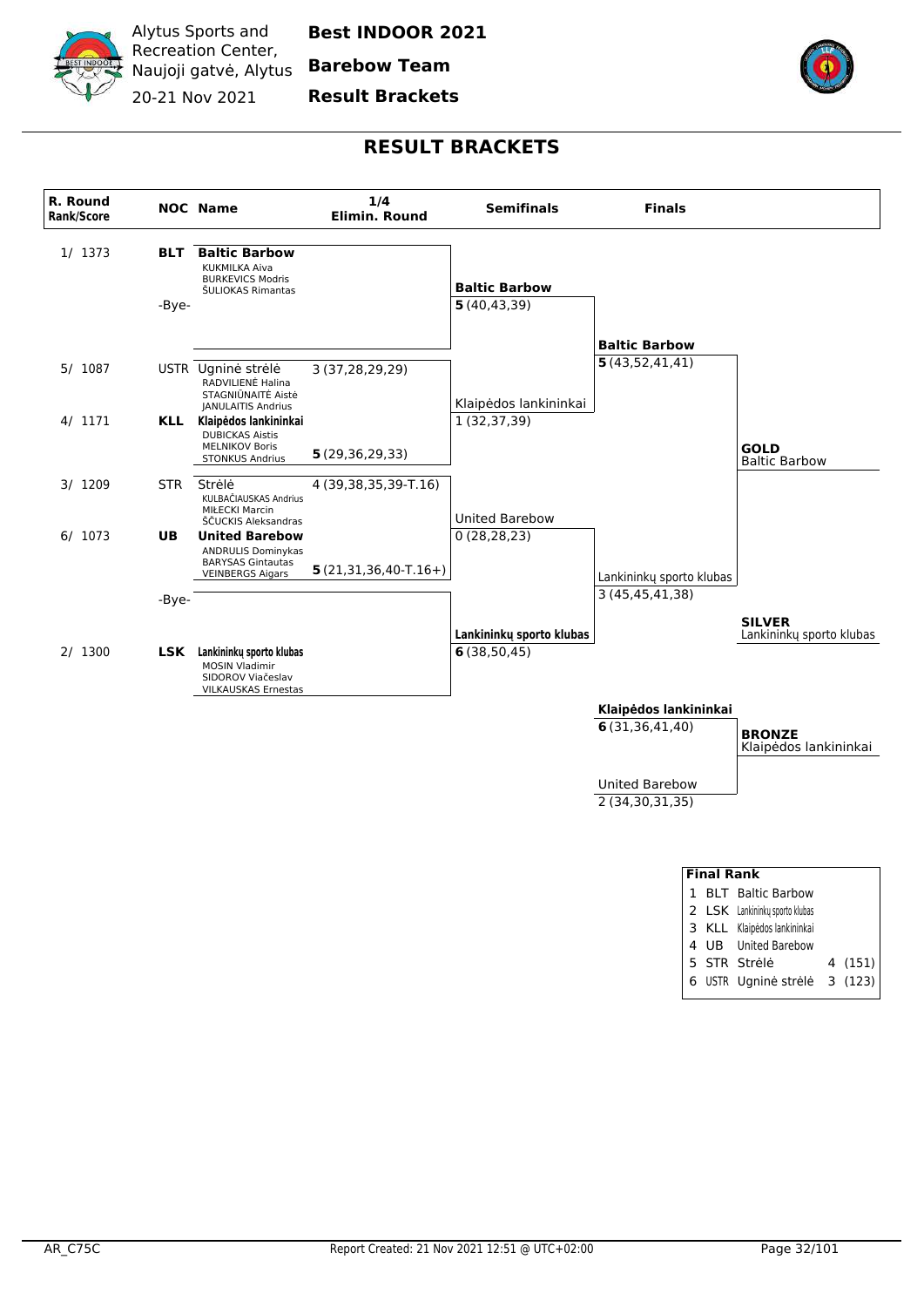Alytus Sports and Recreation Center, Naujoji gatvė, Alytus

20-21 Nov 2021

**Best INDOOR 2021**

**Barebow Team**

**Result Brackets**

# RESULT BRACKETS

| R. Round Rank/Score | NOC | Name | 1/4 Elimin. Round | Semifinals | Finals |
|---|---|---|---|---|---|
| 1/ 1373 | **BLT** | **Baltic Barbow** (KUKMILKA Aiva, BURKEVICS Modris, ŠULIOKAS Rimantas) | | **Baltic Barbow** **5** (40,43,39) | **Baltic Barbow** **5** (43,52,41,41) |
| | -Bye- | | | | |
| 5/ 1087 | USTR | Ugninė strėlė (RADVILIENĖ Halina, STAGNIŪNAITĖ Aistė, JANULAITIS Andrius) | 3 (37,28,29,29) | Klaipėdos lankininkai 1 (32,37,39) | |
| 4/ 1171 | **KLL** | **Klaipėdos lankininkai** (DUBICKAS Aistis, MELNIKOV Boris, STONKUS Andrius) | **5** (29,36,29,33) | | |
| 3/ 1209 | STR | Strėlė (KULBAČIAUSKAS Andrius, MIŁECKI Marcin, ŠČUCKIS Aleksandras) | 4 (39,38,35,39-T.16) | United Barebow 0 (28,28,23) | Lankininkų sporto klubas 3 (45,45,41,38) |
| 6/ 1073 | **UB** | **United Barebow** (ANDRULIS Dominykas, BARYSAS Gintautas, VEINBERGS Aigars) | **5** (21,31,36,40-T.16+) | | |
| | -Bye- | | | **Lankininkų sporto klubas** **6** (38,50,45) | |
| 2/ 1300 | **LSK** | **Lankininkų sporto klubas** (MOSIN Vladimir, SIDOROV Viačeslav, VILKAUSKAS Ernestas) | | | |

**GOLD** Baltic Barbow

**SILVER** Lankininkų sporto klubas

Bronze match:

- **Klaipėdos lankininkai** **6** (31,36,41,40)
- United Barebow 2 (34,30,31,35)

**BRONZE** Klaipėdos lankininkai

**Final Rank**

| | | | |
|---|---|---|---|
| 1 | BLT | Baltic Barbow | |
| 2 | LSK | Lankininkų sporto klubas | |
| 3 | KLL | Klaipėdos lankininkai | |
| 4 | UB | United Barebow | |
| 5 | STR | Strėlė | 4 (151) |
| 6 | USTR | Ugninė strėlė | 3 (123) |

AR_C75C — Report Created: 21 Nov 2021 12:51 @ UTC+02:00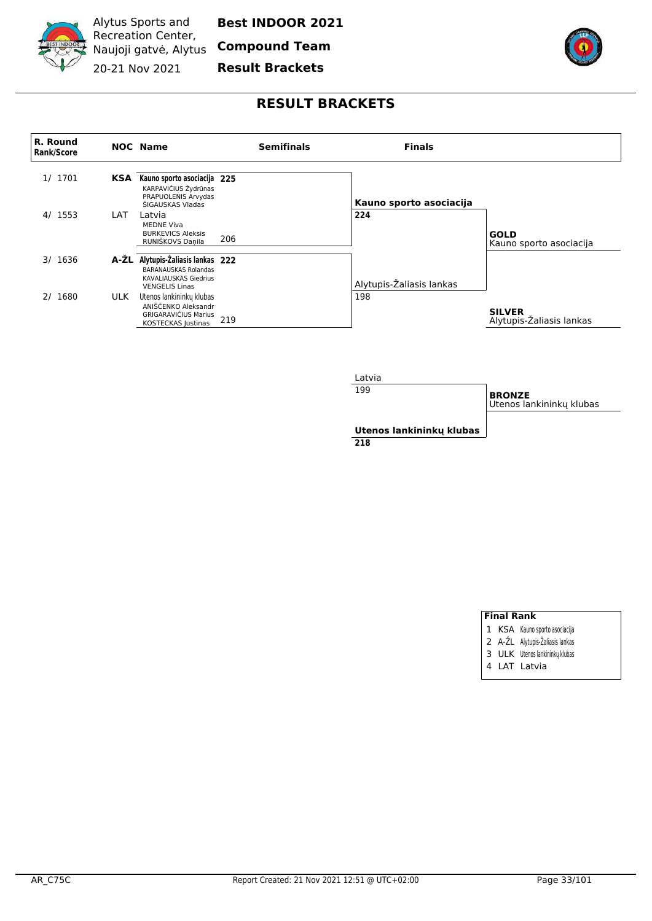Alytus Sports and Recreation Center, Naujoji gatvė, Alytus

20-21 Nov 2021

**Best INDOOR 2021**

**Compound Team**

**Result Brackets**

# RESULT BRACKETS

| R. Round Rank/Score | NOC | Name | Semifinals | Finals |
|---|---|---|---|---|
| 1/ 1701 | **KSA** | **Kauno sporto asociacija** (KARPAVIČIUS Žydrūnas, PRAPUOLENIS Arvydas, ŠIGAUSKAS Vladas) | **225** | **Kauno sporto asociacija** **224** |
| 4/ 1553 | LAT | Latvia (MEDNE Viva, BURKEVICS Aleksis, RUNIŠKOVS Daņila) | 206 | |
| 3/ 1636 | **A-ŽL** | **Alytupis-Žaliasis lankas** (BARANAUSKAS Rolandas, KAVALIAUSKAS Giedrius, VENGELIS Linas) | **222** | Alytupis-Žaliasis lankas 198 |
| 2/ 1680 | ULK | Utenos lankininkų klubas (ANIŠČENKO Aleksandr, GRIGARAVIČIUS Marius, KOSTECKAS Justinas) | 219 | |

**GOLD** Kauno sporto asociacija

**SILVER** Alytupis-Žaliasis lankas

**Bronze match:**

| Team | Score |
|---|---|
| Latvia | 199 |
| **Utenos lankininkų klubas** | **218** |

**BRONZE** Utenos lankininkų klubas

**Final Rank**

| Rank | NOC | Name |
|---|---|---|
| 1 | KSA | Kauno sporto asociacija |
| 2 | A-ŽL | Alytupis-Žaliasis lankas |
| 3 | ULK | Utenos lankininkų klubas |
| 4 | LAT | Latvia |

AR_C75C — Report Created: 21 Nov 2021 12:51 @ UTC+02:00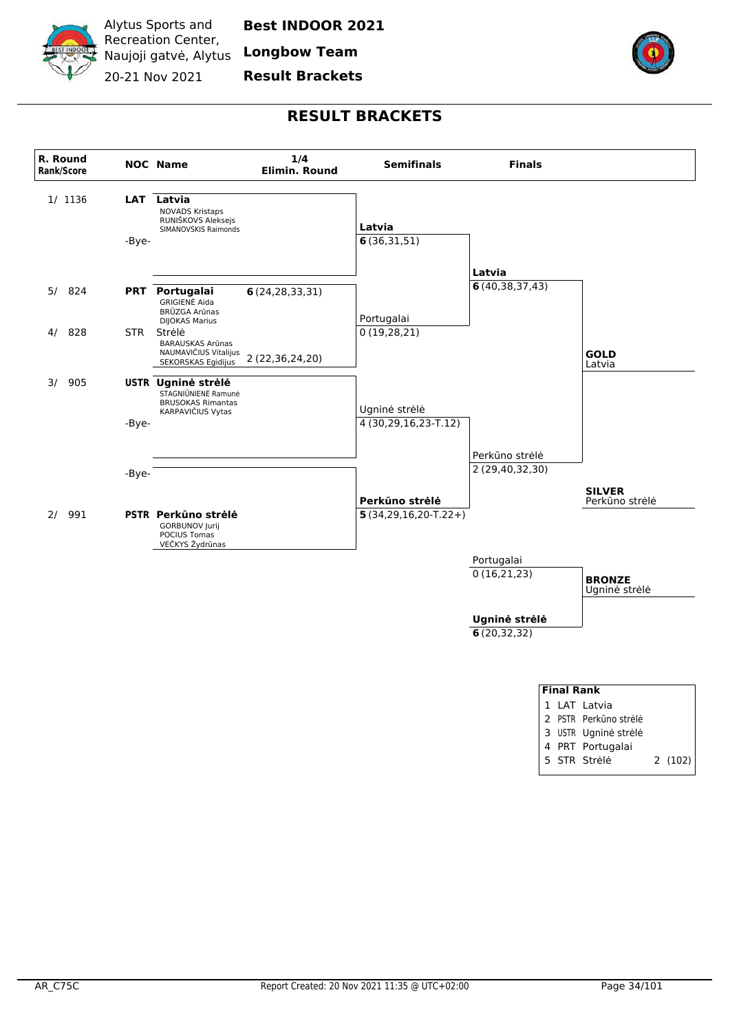Alytus Sports and Recreation Center, Naujoji gatvė, Alytus

20-21 Nov 2021

**Best INDOOR 2021**

**Longbow Team**

**Result Brackets**

# RESULT BRACKETS

| R. Round Rank/Score | NOC | Name | 1/4 Elimin. Round | Semifinals | Finals | |
|---|---|---|---|---|---|---|
| 1/ 1136 | LAT | **Latvia** (NOVADS Kristaps, RUNIŠKOVS Aleksejs, SIMANOVSKIS Raimonds) | | **Latvia** **6** (36,31,51) | | |
| | -Bye- | | | | | |
| | | | | | **Latvia** **6** (40,38,37,43) | |
| 5/ 824 | PRT | **Portugalai** (GRIGIENĖ Aida, BRŪZGA Arūnas, DIJOKAS Marius) | **6** (24,28,33,31) | Portugalai 0 (19,28,21) | | |
| 4/ 828 | STR | Strėlė (BARAUSKAS Arūnas, NAUMAVIČIUS Vitalijus, SEKORSKAS Egidijus) | 2 (22,36,24,20) | | | **GOLD** Latvia |
| 3/ 905 | USTR | **Ugninė strėlė** (STAGNIŪNIENĖ Ramunė, BRUSOKAS Rimantas, KARPAVIČIUS Vytas) | | Ugninė strėlė 4 (30,29,16,23-T.12) | | |
| | -Bye- | | | | | |
| | | | | | Perkūno strėlė 2 (29,40,32,30) | |
| | -Bye- | | | | | |
| | | | | | | **SILVER** Perkūno strėlė |
| 2/ 991 | PSTR | **Perkūno strėlė** (GORBUNOV Jurij, POCIUS Tomas, VEČKYS Žydrūnas) | | **Perkūno strėlė** **5** (34,29,16,20-T.22+) | | |

**Bronze Medal Match**

| Team | Score |
|---|---|
| Portugalai | 0 (16,21,23) |
| **Ugninė strėlė** | **6** (20,32,32) |

**BRONZE** Ugninė strėlė

| Final Rank | | | |
|---|---|---|---|
| 1 | LAT | Latvia | |
| 2 | PSTR | Perkūno strėlė | |
| 3 | USTR | Ugninė strėlė | |
| 4 | PRT | Portugalai | |
| 5 | STR | Strėlė | 2 (102) |

AR_C75C

Report Created: 20 Nov 2021 11:35 @ UTC+02:00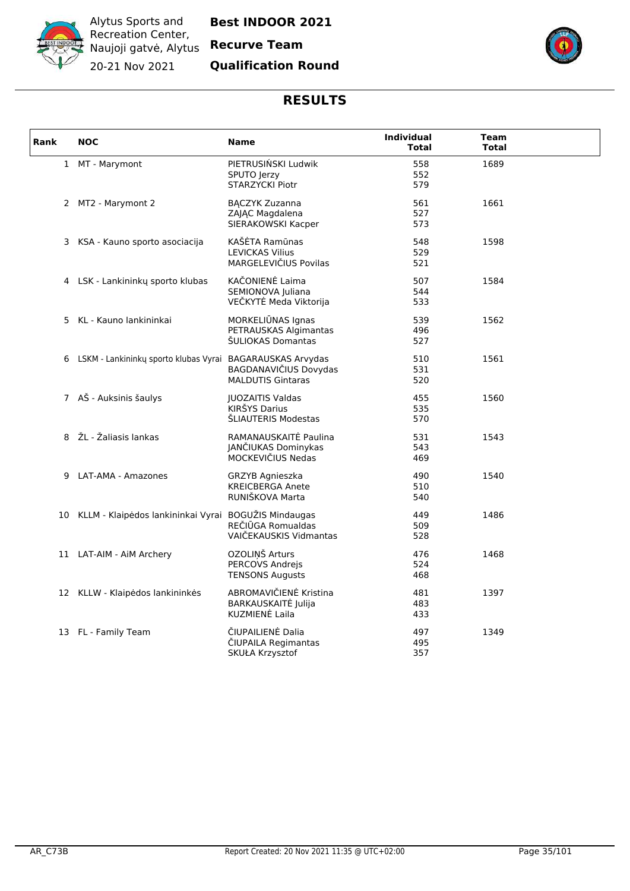Alytus Sports and Recreation Center, Naujoji gatvė, Alytus

20-21 Nov 2021

**Best INDOOR 2021**

**Recurve Team**

**Qualification Round**

## RESULTS

| Rank | NOC | Name | Individual Total | Team Total |
|---|---|---|---|---|
| 1 | MT - Marymont | PIETRUSIŃSKI Ludwik | 558 | 1689 |
| | | SPUTO Jerzy | 552 | |
| | | STARZYCKI Piotr | 579 | |
| 2 | MT2 - Marymont 2 | BĄCZYK Zuzanna | 561 | 1661 |
| | | ZAJĄC Magdalena | 527 | |
| | | SIERAKOWSKI Kacper | 573 | |
| 3 | KSA - Kauno sporto asociacija | KAŠĖTA Ramūnas | 548 | 1598 |
| | | LEVICKAS Vilius | 529 | |
| | | MARGELEVIČIUS Povilas | 521 | |
| 4 | LSK - Lankininkų sporto klubas | KAČONIENĖ Laima | 507 | 1584 |
| | | SEMIONOVA Juliana | 544 | |
| | | VEČKYTĖ Meda Viktorija | 533 | |
| 5 | KL - Kauno lankininkai | MORKELIŪNAS Ignas | 539 | 1562 |
| | | PETRAUSKAS Algimantas | 496 | |
| | | ŠULIOKAS Domantas | 527 | |
| 6 | LSKM - Lankininkų sporto klubas Vyrai | BAGARAUSKAS Arvydas | 510 | 1561 |
| | | BAGDANAVIČIUS Dovydas | 531 | |
| | | MALDUTIS Gintaras | 520 | |
| 7 | AŠ - Auksinis šaulys | JUOZAITIS Valdas | 455 | 1560 |
| | | KIRŠYS Darius | 535 | |
| | | ŠLIAUTERIS Modestas | 570 | |
| 8 | ŽL - Žaliasis lankas | RAMANAUSKAITĖ Paulina | 531 | 1543 |
| | | JANČIUKAS Dominykas | 543 | |
| | | MOCKEVIČIUS Nedas | 469 | |
| 9 | LAT-AMA - Amazones | GRZYB Agnieszka | 490 | 1540 |
| | | KREICBERGA Anete | 510 | |
| | | RUNIŠKOVA Marta | 540 | |
| 10 | KLLM - Klaipėdos lankininkai Vyrai | BOGUŽIS Mindaugas | 449 | 1486 |
| | | REČIŪGA Romualdas | 509 | |
| | | VAIČEKAUSKIS Vidmantas | 528 | |
| 11 | LAT-AIM - AiM Archery | OZOLIŅŠ Arturs | 476 | 1468 |
| | | PERCOVS Andrejs | 524 | |
| | | TENSONS Augusts | 468 | |
| 12 | KLLW - Klaipėdos lankininkės | ABROMAVIČIENĖ Kristina | 481 | 1397 |
| | | BARKAUSKAITĖ Julija | 483 | |
| | | KUZMIENĖ Laila | 433 | |
| 13 | FL - Family Team | ČIUPAILIENĖ Dalia | 497 | 1349 |
| | | ČIUPAILA Regimantas | 495 | |
| | | SKUŁA Krzysztof | 357 | |

AR_C73B Report Created: 20 Nov 2021 11:35 @ UTC+02:00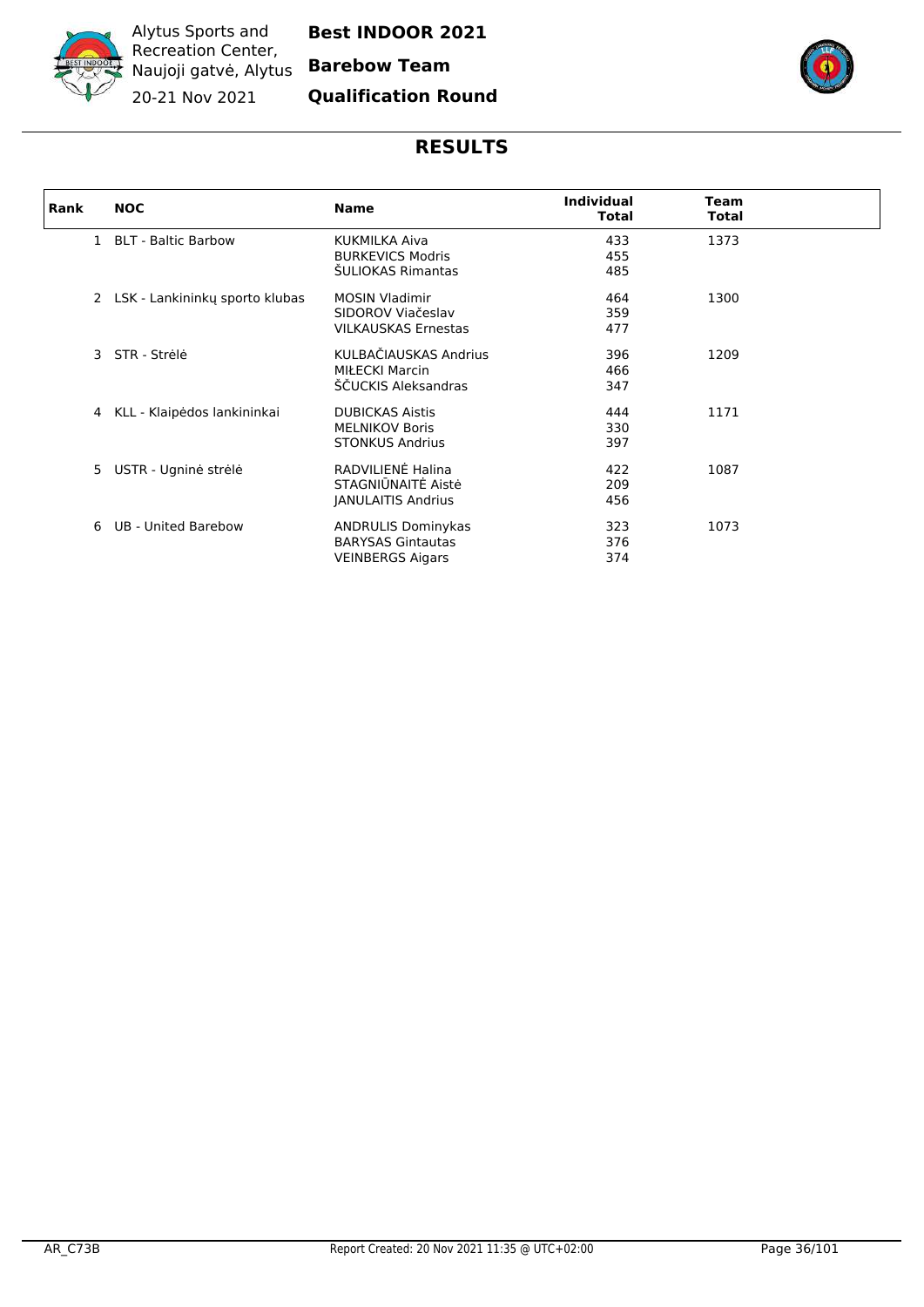Alytus Sports and Recreation Center, Naujoji gatvė, Alytus
20-21 Nov 2021

**Best INDOOR 2021**
**Barebow Team**
**Qualification Round**

## RESULTS

| Rank | NOC | Name | Individual Total | Team Total |
|---|---|---|---|---|
| 1 | BLT - Baltic Barbow | KUKMILKA Aiva | 433 | 1373 |
| | | BURKEVICS Modris | 455 | |
| | | ŠULIOKAS Rimantas | 485 | |
| 2 | LSK - Lankininkų sporto klubas | MOSIN Vladimir | 464 | 1300 |
| | | SIDOROV Viačeslav | 359 | |
| | | VILKAUSKAS Ernestas | 477 | |
| 3 | STR - Strėlė | KULBAČIAUSKAS Andrius | 396 | 1209 |
| | | MIŁECKI Marcin | 466 | |
| | | ŠČUCKIS Aleksandras | 347 | |
| 4 | KLL - Klaipėdos lankininkai | DUBICKAS Aistis | 444 | 1171 |
| | | MELNIKOV Boris | 330 | |
| | | STONKUS Andrius | 397 | |
| 5 | USTR - Ugninė strėlė | RADVILIENĖ Halina | 422 | 1087 |
| | | STAGNIŪNAITĖ Aistė | 209 | |
| | | JANULAITIS Andrius | 456 | |
| 6 | UB - United Barebow | ANDRULIS Dominykas | 323 | 1073 |
| | | BARYSAS Gintautas | 376 | |
| | | VEINBERGS Aigars | 374 | |

AR_C73B Report Created: 20 Nov 2021 11:35 @ UTC+02:00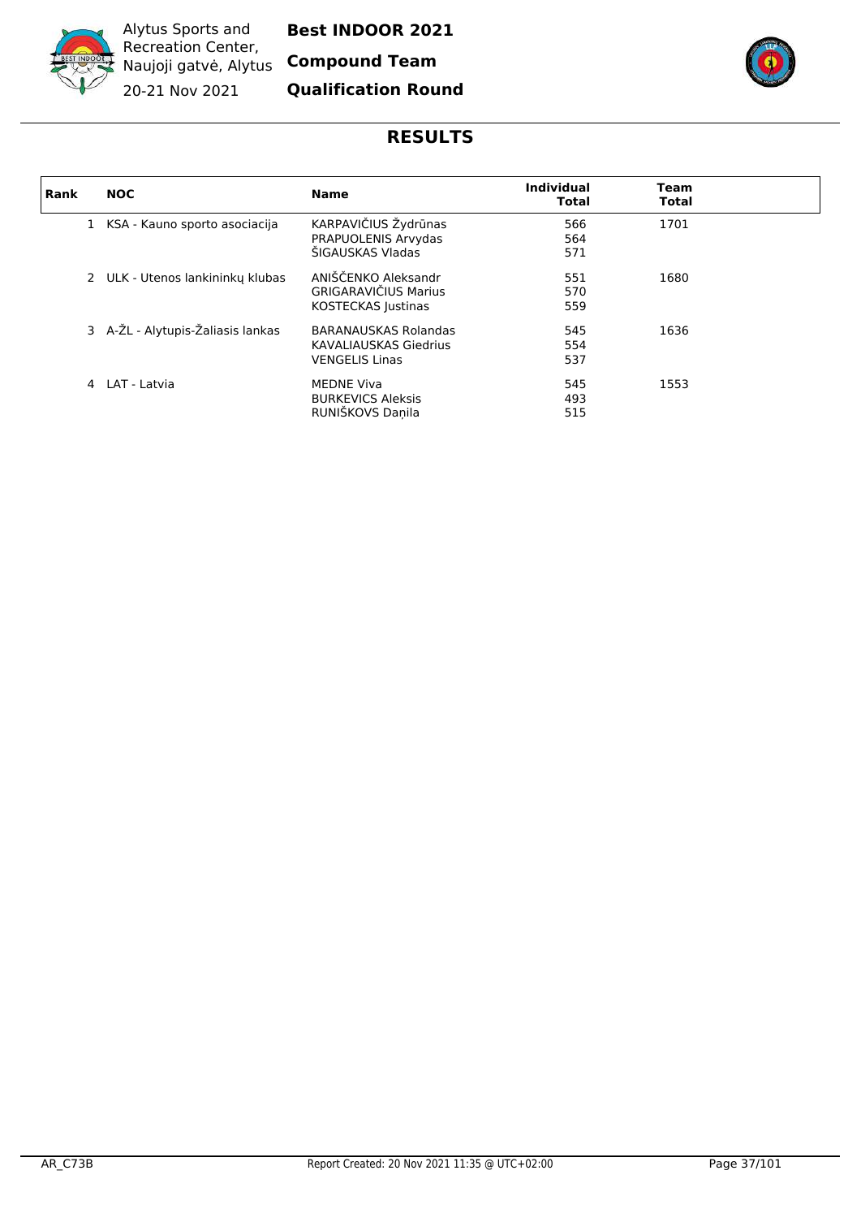Alytus Sports and Recreation Center, Naujoji gatvė, Alytus
20-21 Nov 2021

**Best INDOOR 2021**
**Compound Team**
**Qualification Round**

## RESULTS

| Rank | NOC | Name | Individual Total | Team Total |
|---|---|---|---|---|
| 1 | KSA - Kauno sporto asociacija | KARPAVIČIUS Žydrūnas | 566 | 1701 |
| | | PRAPUOLENIS Arvydas | 564 | |
| | | ŠIGAUSKAS Vladas | 571 | |
| 2 | ULK - Utenos lankininkų klubas | ANIŠČENKO Aleksandr | 551 | 1680 |
| | | GRIGARAVIČIUS Marius | 570 | |
| | | KOSTECKAS Justinas | 559 | |
| 3 | A-ŽL - Alytupis-Žaliasis lankas | BARANAUSKAS Rolandas | 545 | 1636 |
| | | KAVALIAUSKAS Giedrius | 554 | |
| | | VENGELIS Linas | 537 | |
| 4 | LAT - Latvia | MEDNE Viva | 545 | 1553 |
| | | BURKEVICS Aleksis | 493 | |
| | | RUNIŠKOVS Daņila | 515 | |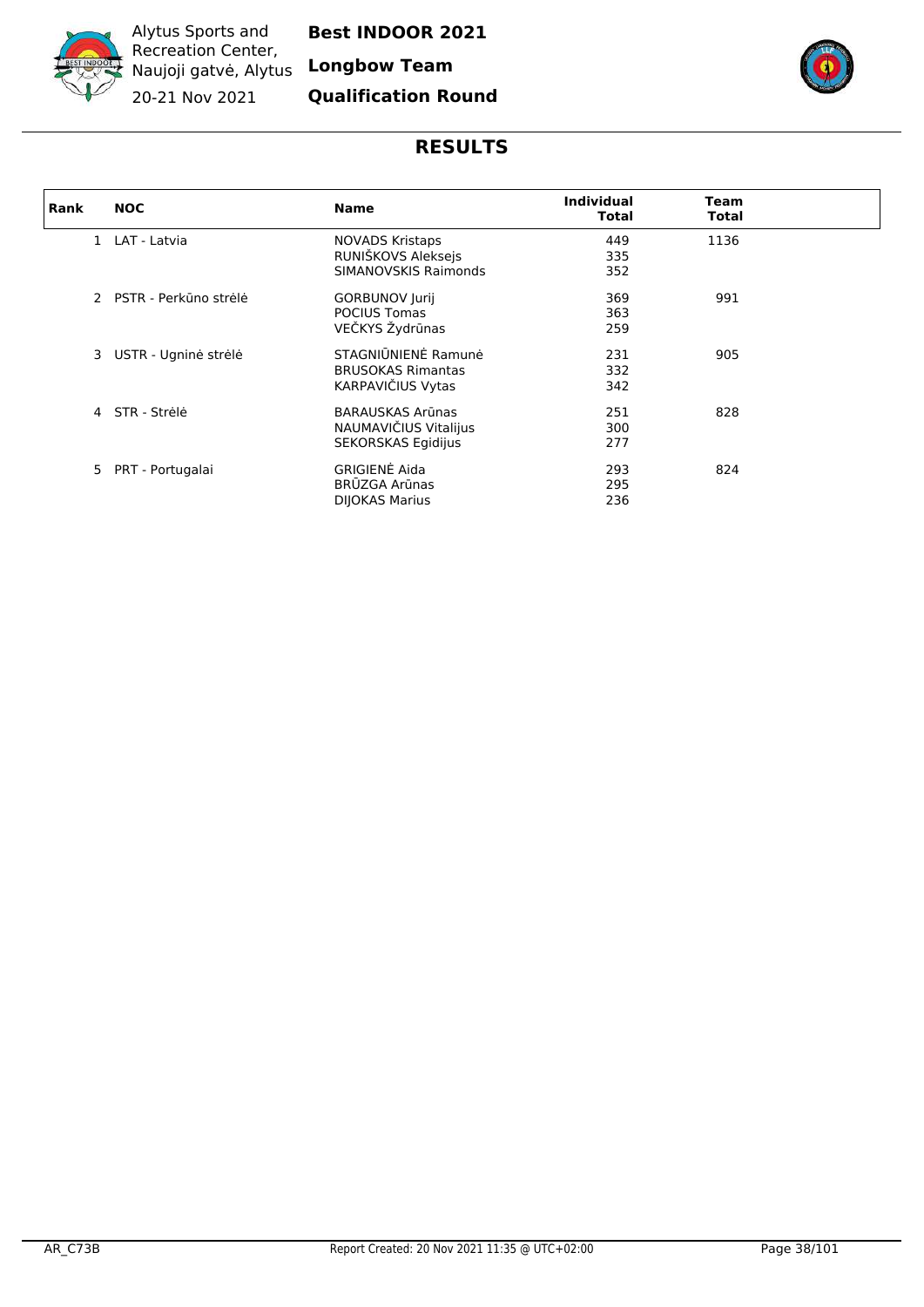Alytus Sports and Recreation Center, Naujoji gatvė, Alytus

20-21 Nov 2021

**Best INDOOR 2021**

**Longbow Team**

**Qualification Round**

## RESULTS

| Rank | NOC | Name | Individual Total | Team Total |
|---|---|---|---|---|
| 1 | LAT - Latvia | NOVADS Kristaps | 449 | 1136 |
| | | RUNIŠKOVS Aleksejs | 335 | |
| | | SIMANOVSKIS Raimonds | 352 | |
| 2 | PSTR - Perkūno strėlė | GORBUNOV Jurij | 369 | 991 |
| | | POCIUS Tomas | 363 | |
| | | VEČKYS Žydrūnas | 259 | |
| 3 | USTR - Ugninė strėlė | STAGNIŪNIENĖ Ramunė | 231 | 905 |
| | | BRUSOKAS Rimantas | 332 | |
| | | KARPAVIČIUS Vytas | 342 | |
| 4 | STR - Strėlė | BARAUSKAS Arūnas | 251 | 828 |
| | | NAUMAVIČIUS Vitalijus | 300 | |
| | | SEKORSKAS Egidijus | 277 | |
| 5 | PRT - Portugalai | GRIGIENĖ Aida | 293 | 824 |
| | | BRŪZGA Arūnas | 295 | |
| | | DIJOKAS Marius | 236 | |

AR_C73B

Report Created: 20 Nov 2021 11:35 @ UTC+02:00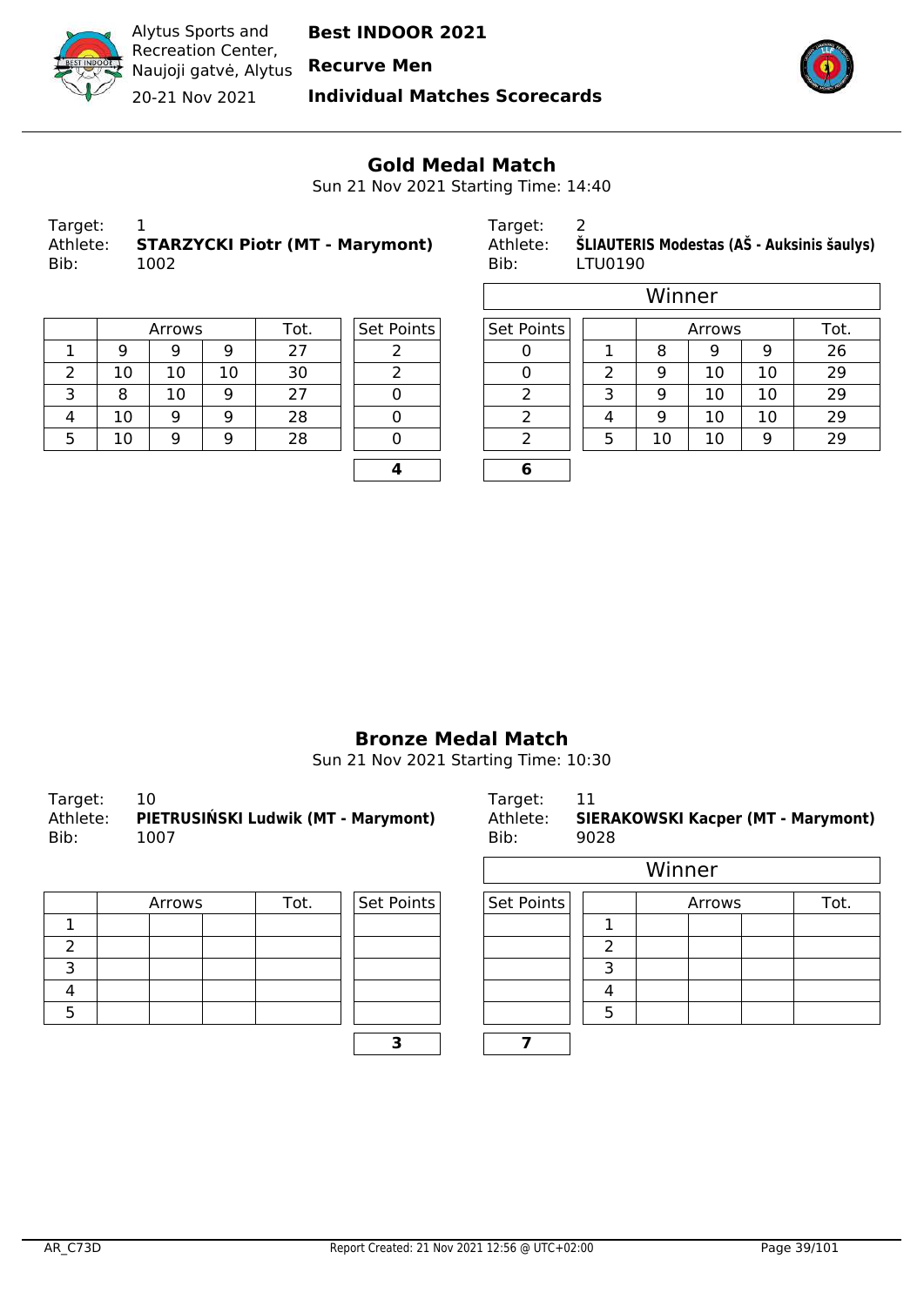Alytus Sports and Recreation Center, Naujoji gatvė, Alytus

20-21 Nov 2021

**Best INDOOR 2021**

**Recurve Men**

**Individual Matches Scorecards**

## Gold Medal Match

Sun 21 Nov 2021 Starting Time: 14:40

Target: 1
Athlete: **STARZYCKI Piotr (MT - Marymont)**
Bib: 1002

Target: 2
Athlete: **ŠLIAUTERIS Modestas (AŠ - Auksinis šaulys)**
Bib: LTU0190

Winner: ŠLIAUTERIS Modestas

| | Arrows | | | Tot. | Set Points |
|---|---|---|---|---|---|
| 1 | 9 | 9 | 9 | 27 | 2 |
| 2 | 10 | 10 | 10 | 30 | 2 |
| 3 | 8 | 10 | 9 | 27 | 0 |
| 4 | 10 | 9 | 9 | 28 | 0 |
| 5 | 10 | 9 | 9 | 28 | 0 |
| | | | | | **4** |

| Set Points | | Arrows | | | Tot. |
|---|---|---|---|---|---|
| 0 | 1 | 8 | 9 | 9 | 26 |
| 0 | 2 | 9 | 10 | 10 | 29 |
| 2 | 3 | 9 | 10 | 10 | 29 |
| 2 | 4 | 9 | 10 | 10 | 29 |
| 2 | 5 | 10 | 10 | 9 | 29 |
| **6** | | | | | |

## Bronze Medal Match

Sun 21 Nov 2021 Starting Time: 10:30

Target: 10
Athlete: **PIETRUSIŃSKI Ludwik (MT - Marymont)**
Bib: 1007

Target: 11
Athlete: **SIERAKOWSKI Kacper (MT - Marymont)**
Bib: 9028

Winner: SIERAKOWSKI Kacper

| | Arrows | | | Tot. | Set Points |
|---|---|---|---|---|---|
| 1 | | | | | |
| 2 | | | | | |
| 3 | | | | | |
| 4 | | | | | |
| 5 | | | | | |
| | | | | | **3** |

| Set Points | | Arrows | | | Tot. |
|---|---|---|---|---|---|
| | 1 | | | | |
| | 2 | | | | |
| | 3 | | | | |
| | 4 | | | | |
| | 5 | | | | |
| **7** | | | | | |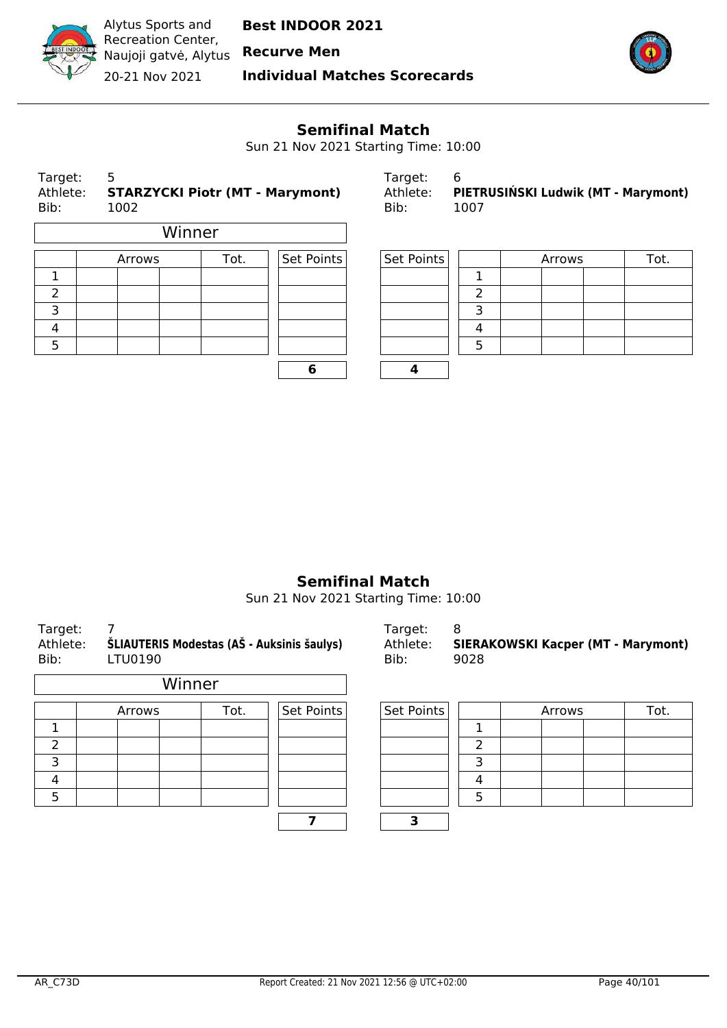## Semifinal Match

Sun 21 Nov 2021 Starting Time: 10:00

Target: 5
Athlete: **STARZYCKI Piotr (MT - Marymont)**
Bib: 1002

Winner

| | Arrows | | | Tot. | Set Points |
|---|---|---|---|---|---|
| 1 | | | | | |
| 2 | | | | | |
| 3 | | | | | |
| 4 | | | | | |
| 5 | | | | | |
| | | | | | **6** |

Target: 6
Athlete: **PIETRUSIŃSKI Ludwik (MT - Marymont)**
Bib: 1007

| Set Points | | Arrows | | | Tot. |
|---|---|---|---|---|---|
| | 1 | | | | |
| | 2 | | | | |
| | 3 | | | | |
| | 4 | | | | |
| | 5 | | | | |
| **4** | | | | | |

## Semifinal Match

Sun 21 Nov 2021 Starting Time: 10:00

Target: 7
Athlete: **ŠLIAUTERIS Modestas (AŠ - Auksinis šaulys)**
Bib: LTU0190

Winner

| | Arrows | | | Tot. | Set Points |
|---|---|---|---|---|---|
| 1 | | | | | |
| 2 | | | | | |
| 3 | | | | | |
| 4 | | | | | |
| 5 | | | | | |
| | | | | | **7** |

Target: 8
Athlete: **SIERAKOWSKI Kacper (MT - Marymont)**
Bib: 9028

| Set Points | | Arrows | | | Tot. |
|---|---|---|---|---|---|
| | 1 | | | | |
| | 2 | | | | |
| | 3 | | | | |
| | 4 | | | | |
| | 5 | | | | |
| **3** | | | | | |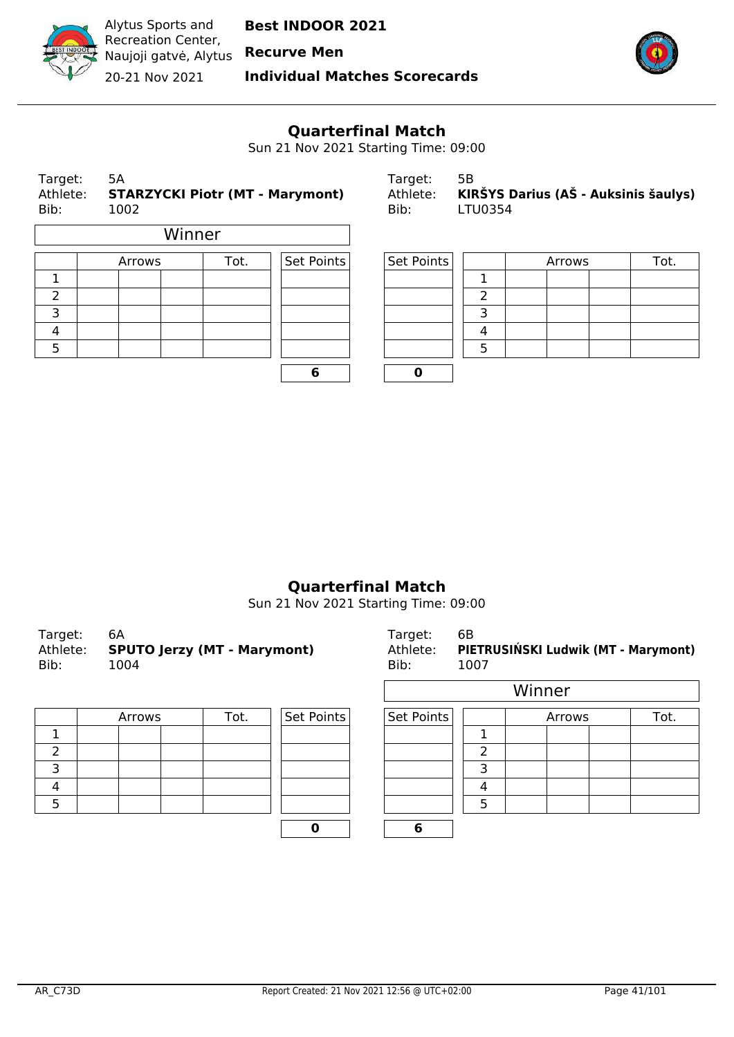Alytus Sports and Recreation Center, Naujoji gatvė, Alytus
20-21 Nov 2021

**Best INDOOR 2021**
**Recurve Men**
**Individual Matches Scorecards**

## Quarterfinal Match

Sun 21 Nov 2021 Starting Time: 09:00

| Target: | 5A | Target: | 5B |
|---|---|---|---|
| Athlete: | **STARZYCKI Piotr (MT - Marymont)** | Athlete: | **KIRŠYS Darius (AŠ - Auksinis šaulys)** |
| Bib: | 1002 | Bib: | LTU0354 |

Winner: STARZYCKI Piotr

| | Arrows | | | Tot. | Set Points | Set Points | | Arrows | | | Tot. |
|---|---|---|---|---|---|---|---|---|---|---|---|
| 1 | | | | | | | 1 | | | | |
| 2 | | | | | | | 2 | | | | |
| 3 | | | | | | | 3 | | | | |
| 4 | | | | | | | 4 | | | | |
| 5 | | | | | | | 5 | | | | |
| | | | | | **6** | **0** | | | | | |

## Quarterfinal Match

Sun 21 Nov 2021 Starting Time: 09:00

| Target: | 6A | Target: | 6B |
|---|---|---|---|
| Athlete: | **SPUTO Jerzy (MT - Marymont)** | Athlete: | **PIETRUSIŃSKI Ludwik (MT - Marymont)** |
| Bib: | 1004 | Bib: | 1007 |

Winner: PIETRUSIŃSKI Ludwik

| | Arrows | | | Tot. | Set Points | Set Points | | Arrows | | | Tot. |
|---|---|---|---|---|---|---|---|---|---|---|---|
| 1 | | | | | | | 1 | | | | |
| 2 | | | | | | | 2 | | | | |
| 3 | | | | | | | 3 | | | | |
| 4 | | | | | | | 4 | | | | |
| 5 | | | | | | | 5 | | | | |
| | | | | | **0** | **6** | | | | | |

AR_C73D — Report Created: 21 Nov 2021 12:56 @ UTC+02:00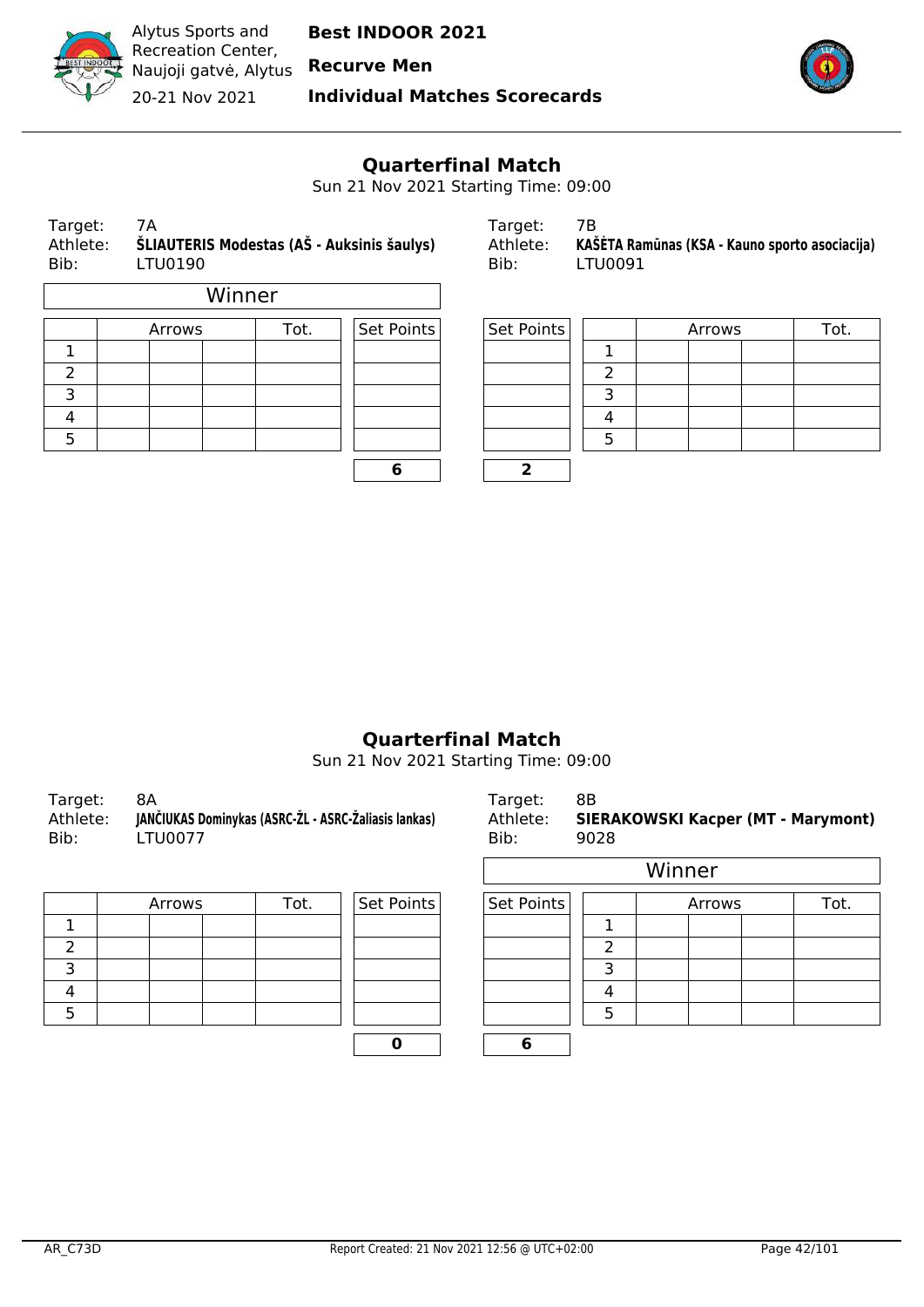Alytus Sports and Recreation Center, Naujoji gatvė, Alytus

20-21 Nov 2021

**Best INDOOR 2021**

**Recurve Men**

**Individual Matches Scorecards**

## Quarterfinal Match

Sun 21 Nov 2021 Starting Time: 09:00

Target: 7A
Athlete: **ŠLIAUTERIS Modestas (AŠ - Auksinis šaulys)**
Bib: LTU0190

Winner

| | Arrows | | | Tot. | Set Points |
|---|---|---|---|---|---|
| 1 | | | | | |
| 2 | | | | | |
| 3 | | | | | |
| 4 | | | | | |
| 5 | | | | | |
| | | | | | **6** |

Target: 7B
Athlete: **KAŠĖTA Ramūnas (KSA - Kauno sporto asociacija)**
Bib: LTU0091

| Set Points | | Arrows | | | Tot. |
|---|---|---|---|---|---|
| | 1 | | | | |
| | 2 | | | | |
| | 3 | | | | |
| | 4 | | | | |
| | 5 | | | | |
| **2** | | | | | |

## Quarterfinal Match

Sun 21 Nov 2021 Starting Time: 09:00

Target: 8A
Athlete: **JANČIUKAS Dominykas (ASRC-ŽL - ASRC-Žaliasis lankas)**
Bib: LTU0077

| | Arrows | | | Tot. | Set Points |
|---|---|---|---|---|---|
| 1 | | | | | |
| 2 | | | | | |
| 3 | | | | | |
| 4 | | | | | |
| 5 | | | | | |
| | | | | | **0** |

Target: 8B
Athlete: **SIERAKOWSKI Kacper (MT - Marymont)**
Bib: 9028

Winner

| Set Points | | Arrows | | | Tot. |
|---|---|---|---|---|---|
| | 1 | | | | |
| | 2 | | | | |
| | 3 | | | | |
| | 4 | | | | |
| | 5 | | | | |
| **6** | | | | | |

AR_C73D

Report Created: 21 Nov 2021 12:56 @ UTC+02:00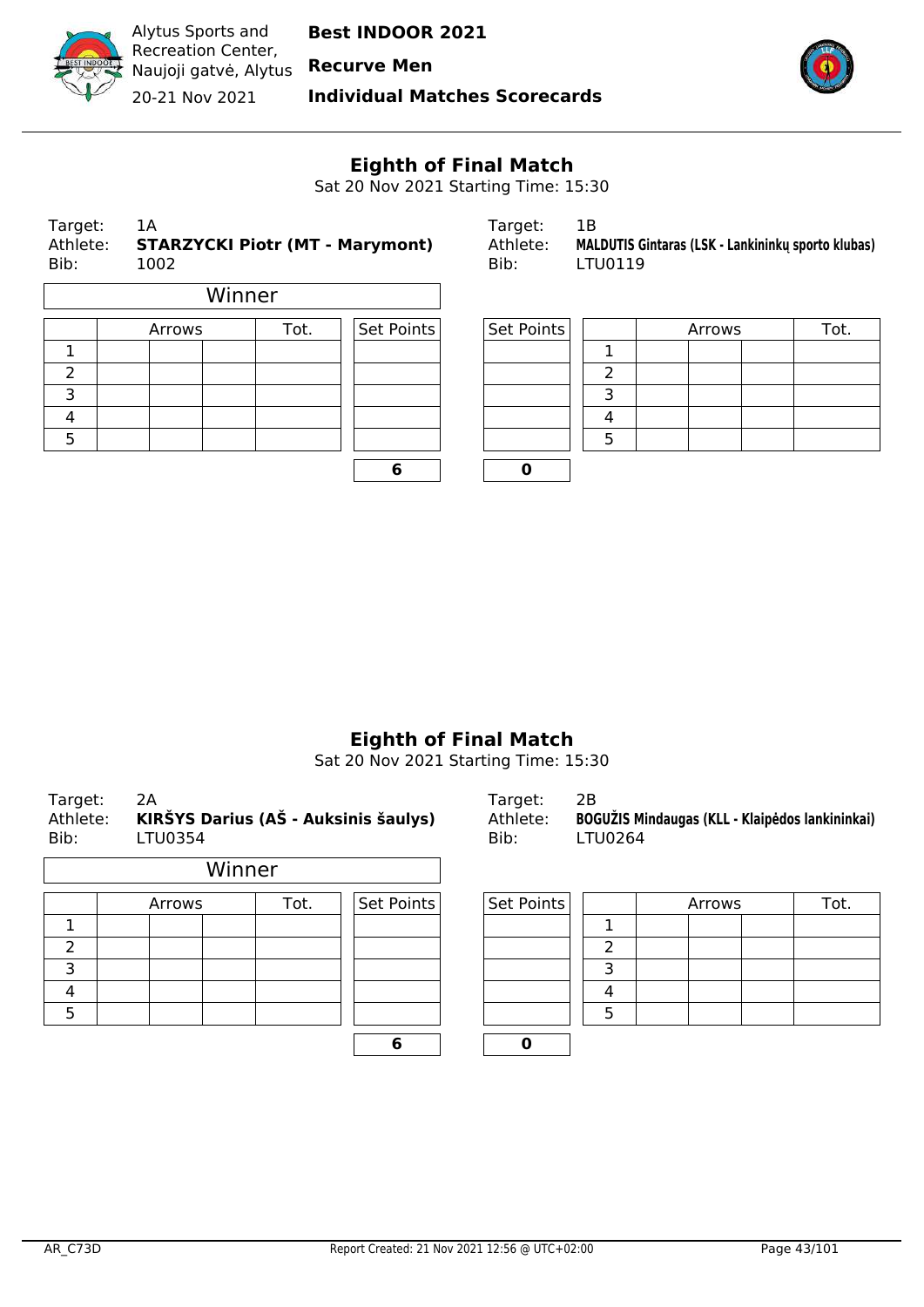# Best INDOOR 2021

**Recurve Men**

**Individual Matches Scorecards**

Alytus Sports and Recreation Center, Naujoji gatvė, Alytus

20-21 Nov 2021

## Eighth of Final Match

Sat 20 Nov 2021 Starting Time: 15:30

Target: 1A
Athlete: **STARZYCKI Piotr (MT - Marymont)**
Bib: 1002

Winner

| | Arrows | | | Tot. | Set Points |
|---|---|---|---|---|---|
| 1 | | | | | |
| 2 | | | | | |
| 3 | | | | | |
| 4 | | | | | |
| 5 | | | | | |
| | | | | | **6** |

Target: 1B
Athlete: **MALDUTIS Gintaras (LSK - Lankininkų sporto klubas)**
Bib: LTU0119

| Set Points | | Arrows | | | Tot. |
|---|---|---|---|---|---|
| | 1 | | | | |
| | 2 | | | | |
| | 3 | | | | |
| | 4 | | | | |
| | 5 | | | | |
| **0** | | | | | |

## Eighth of Final Match

Sat 20 Nov 2021 Starting Time: 15:30

Target: 2A
Athlete: **KIRŠYS Darius (AŠ - Auksinis šaulys)**
Bib: LTU0354

Winner

| | Arrows | | | Tot. | Set Points |
|---|---|---|---|---|---|
| 1 | | | | | |
| 2 | | | | | |
| 3 | | | | | |
| 4 | | | | | |
| 5 | | | | | |
| | | | | | **6** |

Target: 2B
Athlete: **BOGUŽIS Mindaugas (KLL - Klaipėdos lankininkai)**
Bib: LTU0264

| Set Points | | Arrows | | | Tot. |
|---|---|---|---|---|---|
| | 1 | | | | |
| | 2 | | | | |
| | 3 | | | | |
| | 4 | | | | |
| | 5 | | | | |
| **0** | | | | | |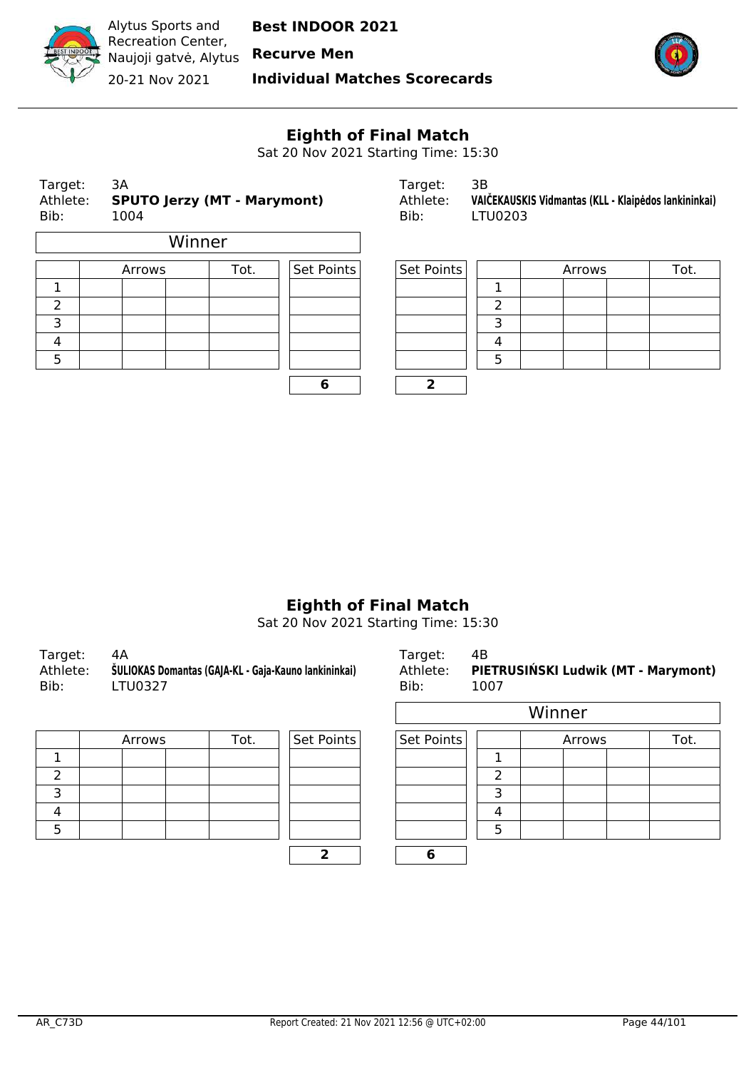## Eighth of Final Match

Sat 20 Nov 2021 Starting Time: 15:30

Target: 3A
Athlete: **SPUTO Jerzy (MT - Marymont)**
Bib: 1004

**Winner**

| | Arrows | | | Tot. | Set Points |
|---|---|---|---|---|---|
| 1 | | | | | |
| 2 | | | | | |
| 3 | | | | | |
| 4 | | | | | |
| 5 | | | | | |
| | | | | | **6** |

Target: 3B
Athlete: **VAIČEKAUSKIS Vidmantas (KLL - Klaipėdos lankininkai)**
Bib: LTU0203

| Set Points | | Arrows | | | Tot. |
|---|---|---|---|---|---|
| | 1 | | | | |
| | 2 | | | | |
| | 3 | | | | |
| | 4 | | | | |
| | 5 | | | | |
| **2** | | | | | |

## Eighth of Final Match

Sat 20 Nov 2021 Starting Time: 15:30

Target: 4A
Athlete: **ŠULIOKAS Domantas (GAJA-KL - Gaja-Kauno lankininkai)**
Bib: LTU0327

| | Arrows | | | Tot. | Set Points |
|---|---|---|---|---|---|
| 1 | | | | | |
| 2 | | | | | |
| 3 | | | | | |
| 4 | | | | | |
| 5 | | | | | |
| | | | | | **2** |

Target: 4B
Athlete: **PIETRUSIŃSKI Ludwik (MT - Marymont)**
Bib: 1007

**Winner**

| Set Points | | Arrows | | | Tot. |
|---|---|---|---|---|---|
| | 1 | | | | |
| | 2 | | | | |
| | 3 | | | | |
| | 4 | | | | |
| | 5 | | | | |
| **6** | | | | | |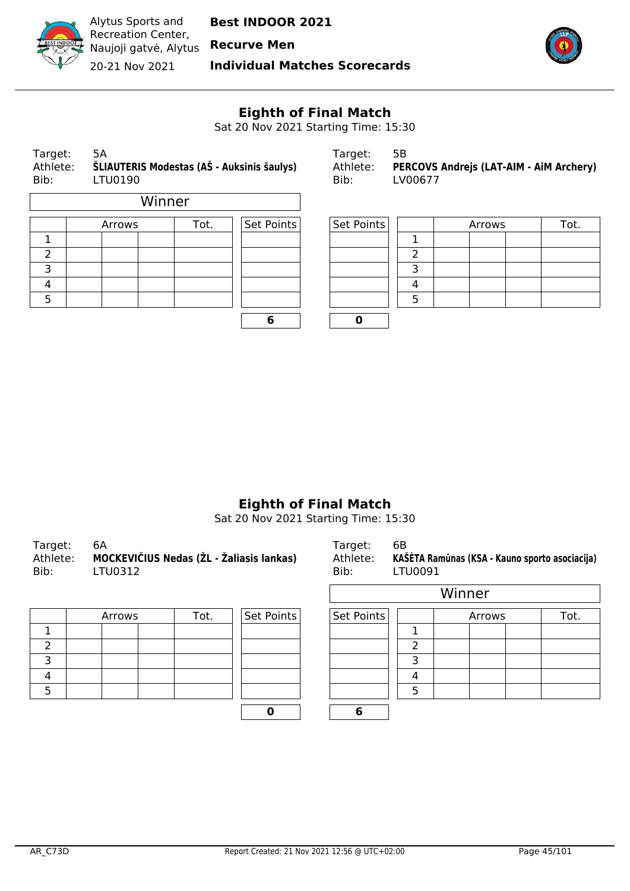Alytus Sports and Recreation Center, Naujoji gatvė, Alytus

20-21 Nov 2021

**Best INDOOR 2021**

**Recurve Men**

**Individual Matches Scorecards**

## Eighth of Final Match

Sat 20 Nov 2021 Starting Time: 15:30

Target: 5A
Athlete: **ŠLIAUTERIS Modestas (AŠ - Auksinis šaulys)**
Bib: LTU0190

Winner

| | Arrows | | | Tot. | Set Points |
|---|---|---|---|---|---|
| 1 | | | | | |
| 2 | | | | | |
| 3 | | | | | |
| 4 | | | | | |
| 5 | | | | | |
| | | | | | **6** |

Target: 5B
Athlete: **PERCOVS Andrejs (LAT-AIM - AiM Archery)**
Bib: LV00677

| Set Points | | Arrows | | | Tot. |
|---|---|---|---|---|---|
| | 1 | | | | |
| | 2 | | | | |
| | 3 | | | | |
| | 4 | | | | |
| | 5 | | | | |
| **0** | | | | | |

## Eighth of Final Match

Sat 20 Nov 2021 Starting Time: 15:30

Target: 6A
Athlete: **MOCKEVIČIUS Nedas (ŽL - Žaliasis lankas)**
Bib: LTU0312

| | Arrows | | | Tot. | Set Points |
|---|---|---|---|---|---|
| 1 | | | | | |
| 2 | | | | | |
| 3 | | | | | |
| 4 | | | | | |
| 5 | | | | | |
| | | | | | **0** |

Target: 6B
Athlete: **KAŠĖTA Ramūnas (KSA - Kauno sporto asociacija)**
Bib: LTU0091

Winner

| Set Points | | Arrows | | | Tot. |
|---|---|---|---|---|---|
| | 1 | | | | |
| | 2 | | | | |
| | 3 | | | | |
| | 4 | | | | |
| | 5 | | | | |
| **6** | | | | | |

AR_C73D Report Created: 21 Nov 2021 12:56 @ UTC+02:00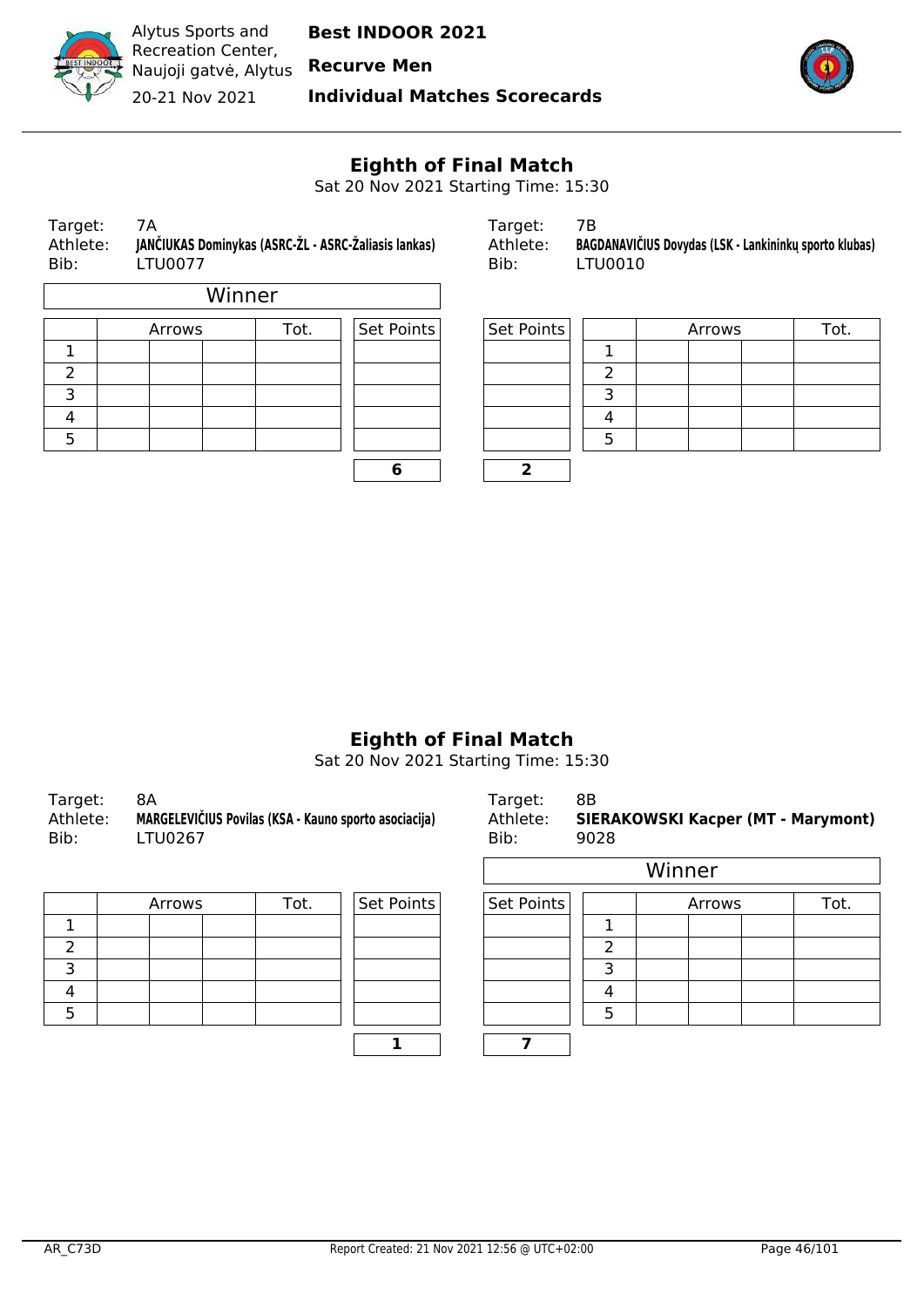Alytus Sports and Recreation Center, Naujoji gatvė, Alytus
20-21 Nov 2021

**Best INDOOR 2021**
**Recurve Men**
**Individual Matches Scorecards**

## Eighth of Final Match

Sat 20 Nov 2021 Starting Time: 15:30

| Target: | 7A | Target: | 7B |
|---|---|---|---|
| Athlete: | **JANČIUKAS Dominykas (ASRC-ŽL - ASRC-Žaliasis lankas)** | Athlete: | **BAGDANAVIČIUS Dovydas (LSK - Lankininkų sporto klubas)** |
| Bib: | LTU0077 | Bib: | LTU0010 |

**Winner**: JANČIUKAS Dominykas

| | Arrows | | | Tot. | Set Points | Set Points | | Arrows | | | Tot. |
|---|---|---|---|---|---|---|---|---|---|---|---|
| 1 | | | | | | | 1 | | | | |
| 2 | | | | | | | 2 | | | | |
| 3 | | | | | | | 3 | | | | |
| 4 | | | | | | | 4 | | | | |
| 5 | | | | | | | 5 | | | | |
| | | | | | **6** | **2** | | | | | |

## Eighth of Final Match

Sat 20 Nov 2021 Starting Time: 15:30

| Target: | 8A | Target: | 8B |
|---|---|---|---|
| Athlete: | **MARGELEVIČIUS Povilas (KSA - Kauno sporto asociacija)** | Athlete: | **SIERAKOWSKI Kacper (MT - Marymont)** |
| Bib: | LTU0267 | Bib: | 9028 |

**Winner**: SIERAKOWSKI Kacper

| | Arrows | | | Tot. | Set Points | Set Points | | Arrows | | | Tot. |
|---|---|---|---|---|---|---|---|---|---|---|---|
| 1 | | | | | | | 1 | | | | |
| 2 | | | | | | | 2 | | | | |
| 3 | | | | | | | 3 | | | | |
| 4 | | | | | | | 4 | | | | |
| 5 | | | | | | | 5 | | | | |
| | | | | | **1** | **7** | | | | | |

AR_C73D — Report Created: 21 Nov 2021 12:56 @ UTC+02:00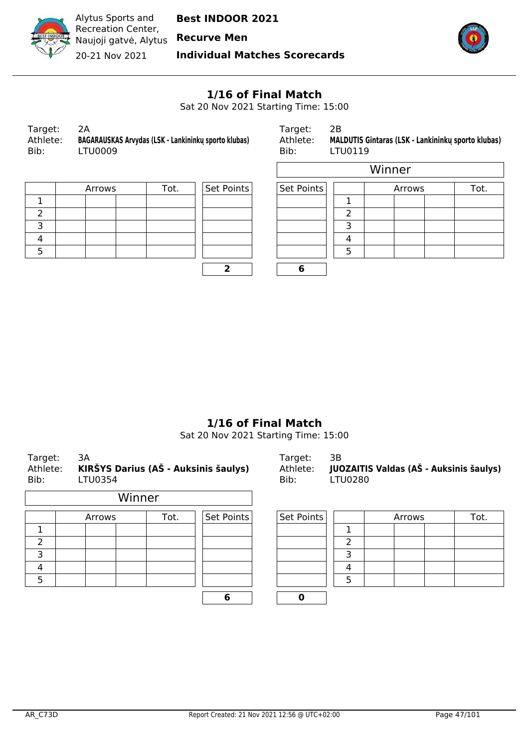Alytus Sports and Recreation Center, Naujoji gatvė, Alytus

20-21 Nov 2021

**Best INDOOR 2021**

**Recurve Men**

**Individual Matches Scorecards**

## 1/16 of Final Match

Sat 20 Nov 2021 Starting Time: 15:00

Target: 2A
Athlete: **BAGARAUSKAS Arvydas (LSK - Lankininkų sporto klubas)**
Bib: LTU0009

| | Arrows | | | Tot. | Set Points |
|---|---|---|---|---|---|
| 1 | | | | | |
| 2 | | | | | |
| 3 | | | | | |
| 4 | | | | | |
| 5 | | | | | |
| | | | | | **2** |

Target: 2B
Athlete: **MALDUTIS Gintaras (LSK - Lankininkų sporto klubas)**
Bib: LTU0119

Winner

| Set Points | | Arrows | | | Tot. |
|---|---|---|---|---|---|
| | 1 | | | | |
| | 2 | | | | |
| | 3 | | | | |
| | 4 | | | | |
| | 5 | | | | |
| **6** | | | | | |

## 1/16 of Final Match

Sat 20 Nov 2021 Starting Time: 15:00

Target: 3A
Athlete: **KIRŠYS Darius (AŠ - Auksinis šaulys)**
Bib: LTU0354

Winner

| | Arrows | | | Tot. | Set Points |
|---|---|---|---|---|---|
| 1 | | | | | |
| 2 | | | | | |
| 3 | | | | | |
| 4 | | | | | |
| 5 | | | | | |
| | | | | | **6** |

Target: 3B
Athlete: **JUOZAITIS Valdas (AŠ - Auksinis šaulys)**
Bib: LTU0280

| Set Points | | Arrows | | | Tot. |
|---|---|---|---|---|---|
| | 1 | | | | |
| | 2 | | | | |
| | 3 | | | | |
| | 4 | | | | |
| | 5 | | | | |
| **0** | | | | | |

AR_C73D Report Created: 21 Nov 2021 12:56 @ UTC+02:00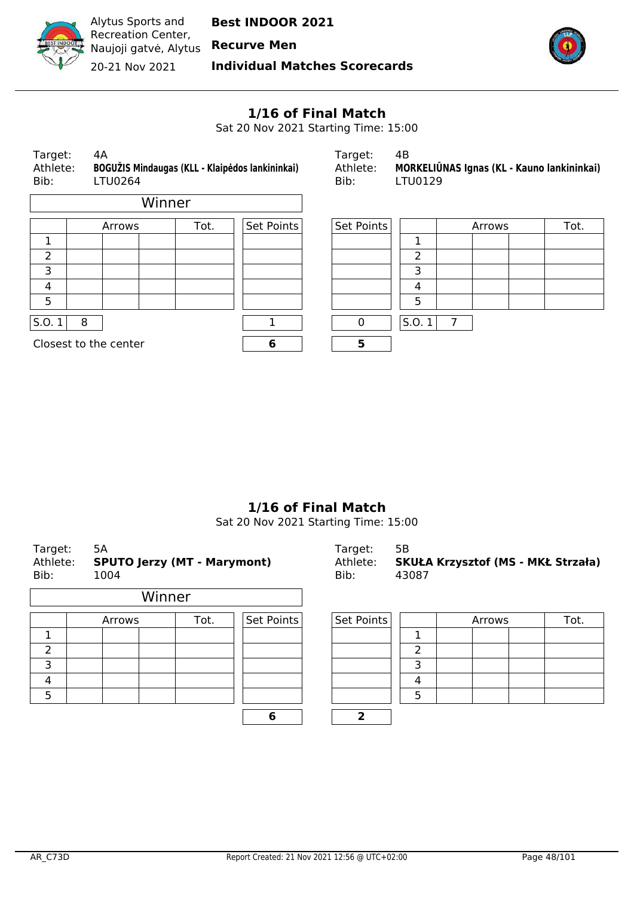## 1/16 of Final Match

Sat 20 Nov 2021 Starting Time: 15:00

| | | | |
|---|---|---|---|
| Target: | 4A | Target: | 4B |
| Athlete: | **BOGUŽIS Mindaugas (KLL - Klaipėdos lankininkai)** | Athlete: | **MORKELIŪNAS Ignas (KL - Kauno lankininkai)** |
| Bib: | LTU0264 | Bib: | LTU0129 |

**Winner**: BOGUŽIS Mindaugas

| | Arrows | | | Tot. | Set Points | Set Points | | Arrows | | | Tot. |
|---|---|---|---|---|---|---|---|---|---|---|---|
| 1 | | | | | | | 1 | | | | |
| 2 | | | | | | | 2 | | | | |
| 3 | | | | | | | 3 | | | | |
| 4 | | | | | | | 4 | | | | |
| 5 | | | | | | | 5 | | | | |
| S.O. 1 | 8 | | | | 1 | 0 | S.O. 1 | 7 | | | |
| Closest to the center | | | | | **6** | **5** | | | | | |

## 1/16 of Final Match

Sat 20 Nov 2021 Starting Time: 15:00

| | | | |
|---|---|---|---|
| Target: | 5A | Target: | 5B |
| Athlete: | **SPUTO Jerzy (MT - Marymont)** | Athlete: | **SKUŁA Krzysztof (MS - MKŁ Strzała)** |
| Bib: | 1004 | Bib: | 43087 |

**Winner**: SPUTO Jerzy

| | Arrows | | | Tot. | Set Points | Set Points | | Arrows | | | Tot. |
|---|---|---|---|---|---|---|---|---|---|---|---|
| 1 | | | | | | | 1 | | | | |
| 2 | | | | | | | 2 | | | | |
| 3 | | | | | | | 3 | | | | |
| 4 | | | | | | | 4 | | | | |
| 5 | | | | | | | 5 | | | | |
| | | | | | **6** | **2** | | | | | |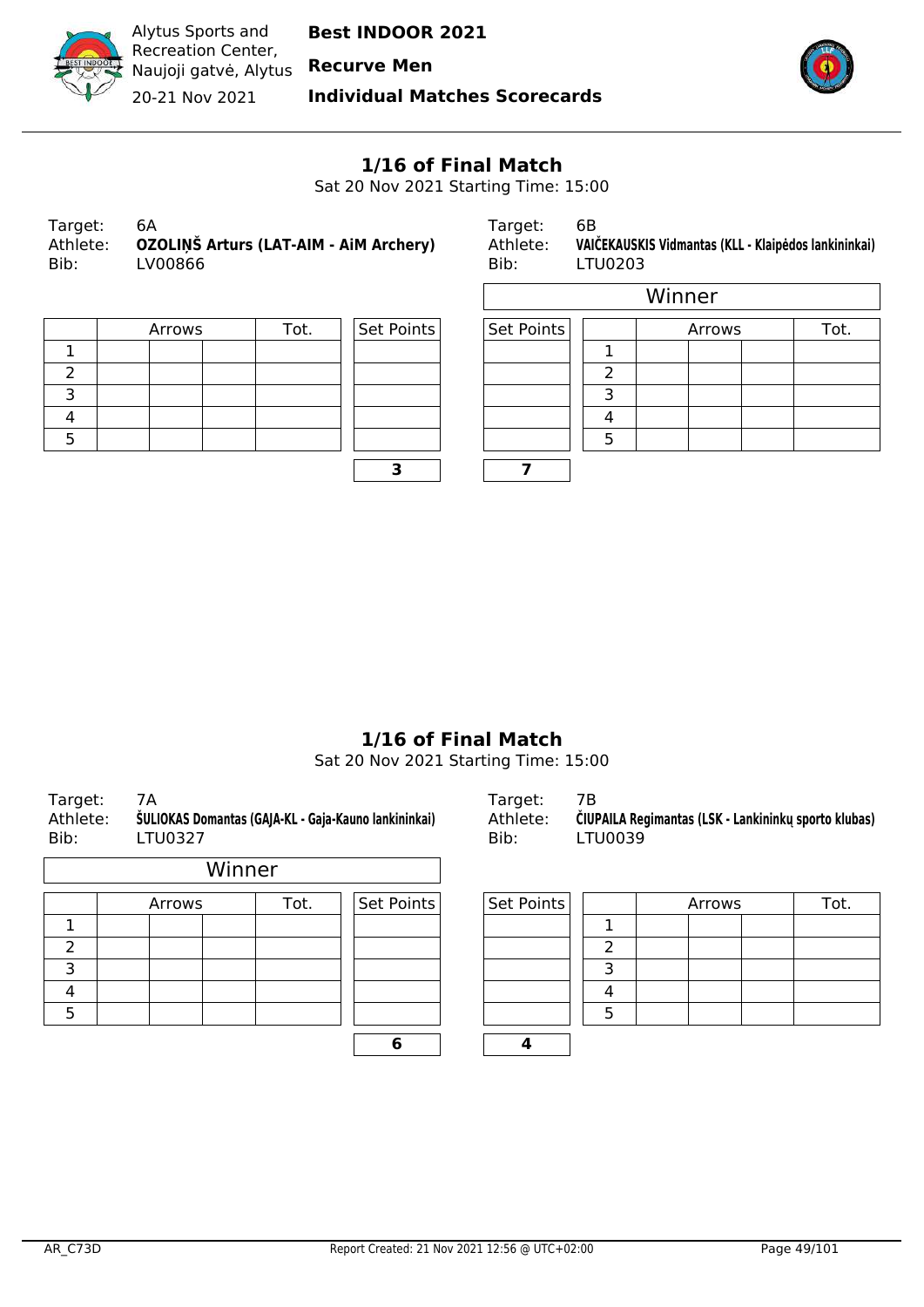Alytus Sports and Recreation Center, Naujoji gatvė, Alytus

20-21 Nov 2021

**Best INDOOR 2021**

**Recurve Men**

**Individual Matches Scorecards**

## 1/16 of Final Match

Sat 20 Nov 2021 Starting Time: 15:00

Target: 6A
Athlete: **OZOLIŅŠ Arturs (LAT-AIM - AiM Archery)**
Bib: LV00866

| | Arrows | | | Tot. | Set Points |
|---|---|---|---|---|---|
| 1 | | | | | |
| 2 | | | | | |
| 3 | | | | | |
| 4 | | | | | |
| 5 | | | | | |
| | | | | | **3** |

Target: 6B
Athlete: **VAIČEKAUSKIS Vidmantas (KLL - Klaipėdos lankininkai)**
Bib: LTU0203

Winner

| Set Points | | Arrows | | | Tot. |
|---|---|---|---|---|---|
| | 1 | | | | |
| | 2 | | | | |
| | 3 | | | | |
| | 4 | | | | |
| | 5 | | | | |
| **7** | | | | | |

## 1/16 of Final Match

Sat 20 Nov 2021 Starting Time: 15:00

Target: 7A
Athlete: **ŠULIOKAS Domantas (GAJA-KL - Gaja-Kauno lankininkai)**
Bib: LTU0327

Winner

| | Arrows | | | Tot. | Set Points |
|---|---|---|---|---|---|
| 1 | | | | | |
| 2 | | | | | |
| 3 | | | | | |
| 4 | | | | | |
| 5 | | | | | |
| | | | | | **6** |

Target: 7B
Athlete: **ČIUPAILA Regimantas (LSK - Lankininkų sporto klubas)**
Bib: LTU0039

| Set Points | | Arrows | | | Tot. |
|---|---|---|---|---|---|
| | 1 | | | | |
| | 2 | | | | |
| | 3 | | | | |
| | 4 | | | | |
| | 5 | | | | |
| **4** | | | | | |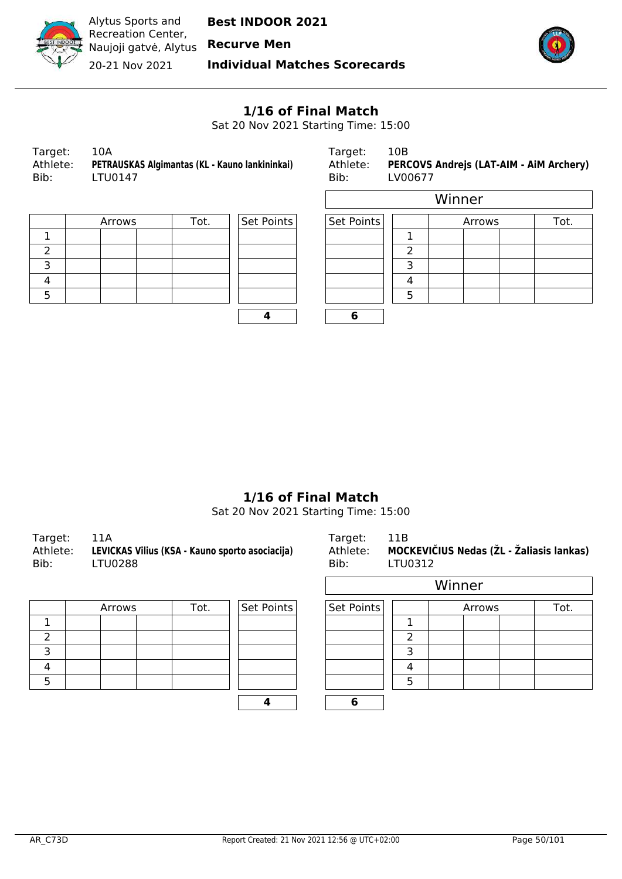Alytus Sports and Recreation Center, Naujoji gatvė, Alytus

20-21 Nov 2021

**Best INDOOR 2021**

**Recurve Men**

**Individual Matches Scorecards**

## 1/16 of Final Match

Sat 20 Nov 2021 Starting Time: 15:00

| | |
|---|---|
| Target: | 10A |
| Athlete: | **PETRAUSKAS Algimantas (KL - Kauno lankininkai)** |
| Bib: | LTU0147 |

| | Arrows | | | Tot. | Set Points |
|---|---|---|---|---|---|
| 1 | | | | | |
| 2 | | | | | |
| 3 | | | | | |
| 4 | | | | | |
| 5 | | | | | |
| | | | | | **4** |

| | |
|---|---|
| Target: | 10B |
| Athlete: | **PERCOVS Andrejs (LAT-AIM - AiM Archery)** |
| Bib: | LV00677 |

Winner

| Set Points | | Arrows | | | Tot. |
|---|---|---|---|---|---|
| | 1 | | | | |
| | 2 | | | | |
| | 3 | | | | |
| | 4 | | | | |
| | 5 | | | | |
| **6** | | | | | |

## 1/16 of Final Match

Sat 20 Nov 2021 Starting Time: 15:00

| | |
|---|---|
| Target: | 11A |
| Athlete: | **LEVICKAS Vilius (KSA - Kauno sporto asociacija)** |
| Bib: | LTU0288 |

| | Arrows | | | Tot. | Set Points |
|---|---|---|---|---|---|
| 1 | | | | | |
| 2 | | | | | |
| 3 | | | | | |
| 4 | | | | | |
| 5 | | | | | |
| | | | | | **4** |

| | |
|---|---|
| Target: | 11B |
| Athlete: | **MOCKEVIČIUS Nedas (ŽL - Žaliasis lankas)** |
| Bib: | LTU0312 |

Winner

| Set Points | | Arrows | | | Tot. |
|---|---|---|---|---|---|
| | 1 | | | | |
| | 2 | | | | |
| | 3 | | | | |
| | 4 | | | | |
| | 5 | | | | |
| **6** | | | | | |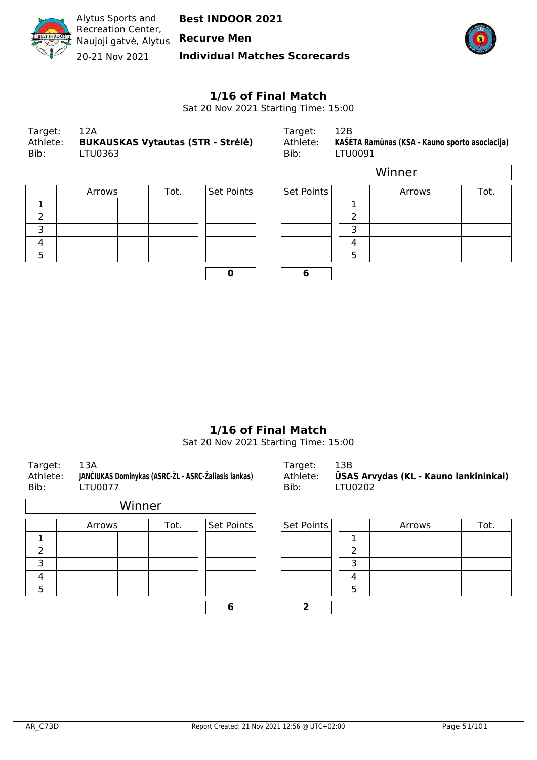## 1/16 of Final Match

Sat 20 Nov 2021 Starting Time: 15:00

Target: 12A
Athlete: **BUKAUSKAS Vytautas (STR - Strėlė)**
Bib: LTU0363

| | Arrows | | | Tot. | Set Points |
|---|---|---|---|---|---|
| 1 | | | | | |
| 2 | | | | | |
| 3 | | | | | |
| 4 | | | | | |
| 5 | | | | | |
| | | | | | **0** |

Target: 12B
Athlete: **KAŠĖTA Ramūnas (KSA - Kauno sporto asociacija)**
Bib: LTU0091

Winner

| Set Points | | Arrows | | | Tot. |
|---|---|---|---|---|---|
| | 1 | | | | |
| | 2 | | | | |
| | 3 | | | | |
| | 4 | | | | |
| | 5 | | | | |
| **6** | | | | | |

## 1/16 of Final Match

Sat 20 Nov 2021 Starting Time: 15:00

Target: 13A
Athlete: **JANČIUKAS Dominykas (ASRC-ŽL - ASRC-Žaliasis lankas)**
Bib: LTU0077

Winner

| | Arrows | | | Tot. | Set Points |
|---|---|---|---|---|---|
| 1 | | | | | |
| 2 | | | | | |
| 3 | | | | | |
| 4 | | | | | |
| 5 | | | | | |
| | | | | | **6** |

Target: 13B
Athlete: **ŪSAS Arvydas (KL - Kauno lankininkai)**
Bib: LTU0202

| Set Points | | Arrows | | | Tot. |
|---|---|---|---|---|---|
| | 1 | | | | |
| | 2 | | | | |
| | 3 | | | | |
| | 4 | | | | |
| | 5 | | | | |
| **2** | | | | | |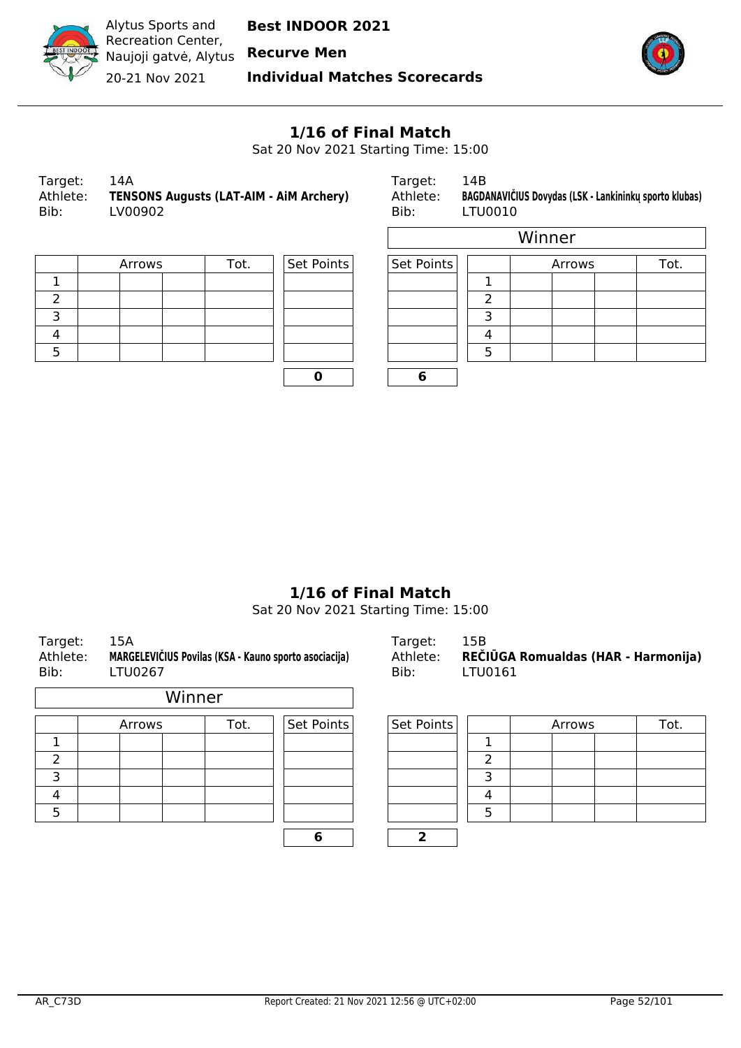Alytus Sports and Recreation Center, Naujoji gatvė, Alytus

20-21 Nov 2021

**Best INDOOR 2021**

**Recurve Men**

**Individual Matches Scorecards**

## 1/16 of Final Match

Sat 20 Nov 2021 Starting Time: 15:00

Target: 14A
Athlete: **TENSONS Augusts (LAT-AIM - AiM Archery)**
Bib: LV00902

| | Arrows | | | Tot. | Set Points |
|---|---|---|---|---|---|
| 1 | | | | | |
| 2 | | | | | |
| 3 | | | | | |
| 4 | | | | | |
| 5 | | | | | |
| | | | | | **0** |

Target: 14B
Athlete: **BAGDANAVIČIUS Dovydas (LSK - Lankininkų sporto klubas)**
Bib: LTU0010

Winner

| Set Points | | Arrows | | | Tot. |
|---|---|---|---|---|---|
| | 1 | | | | |
| | 2 | | | | |
| | 3 | | | | |
| | 4 | | | | |
| | 5 | | | | |
| **6** | | | | | |

## 1/16 of Final Match

Sat 20 Nov 2021 Starting Time: 15:00

Target: 15A
Athlete: **MARGELEVIČIUS Povilas (KSA - Kauno sporto asociacija)**
Bib: LTU0267

Winner

| | Arrows | | | Tot. | Set Points |
|---|---|---|---|---|---|
| 1 | | | | | |
| 2 | | | | | |
| 3 | | | | | |
| 4 | | | | | |
| 5 | | | | | |
| | | | | | **6** |

Target: 15B
Athlete: **REČIŪGA Romualdas (HAR - Harmonija)**
Bib: LTU0161

| Set Points | | Arrows | | | Tot. |
|---|---|---|---|---|---|
| | 1 | | | | |
| | 2 | | | | |
| | 3 | | | | |
| | 4 | | | | |
| | 5 | | | | |
| **2** | | | | | |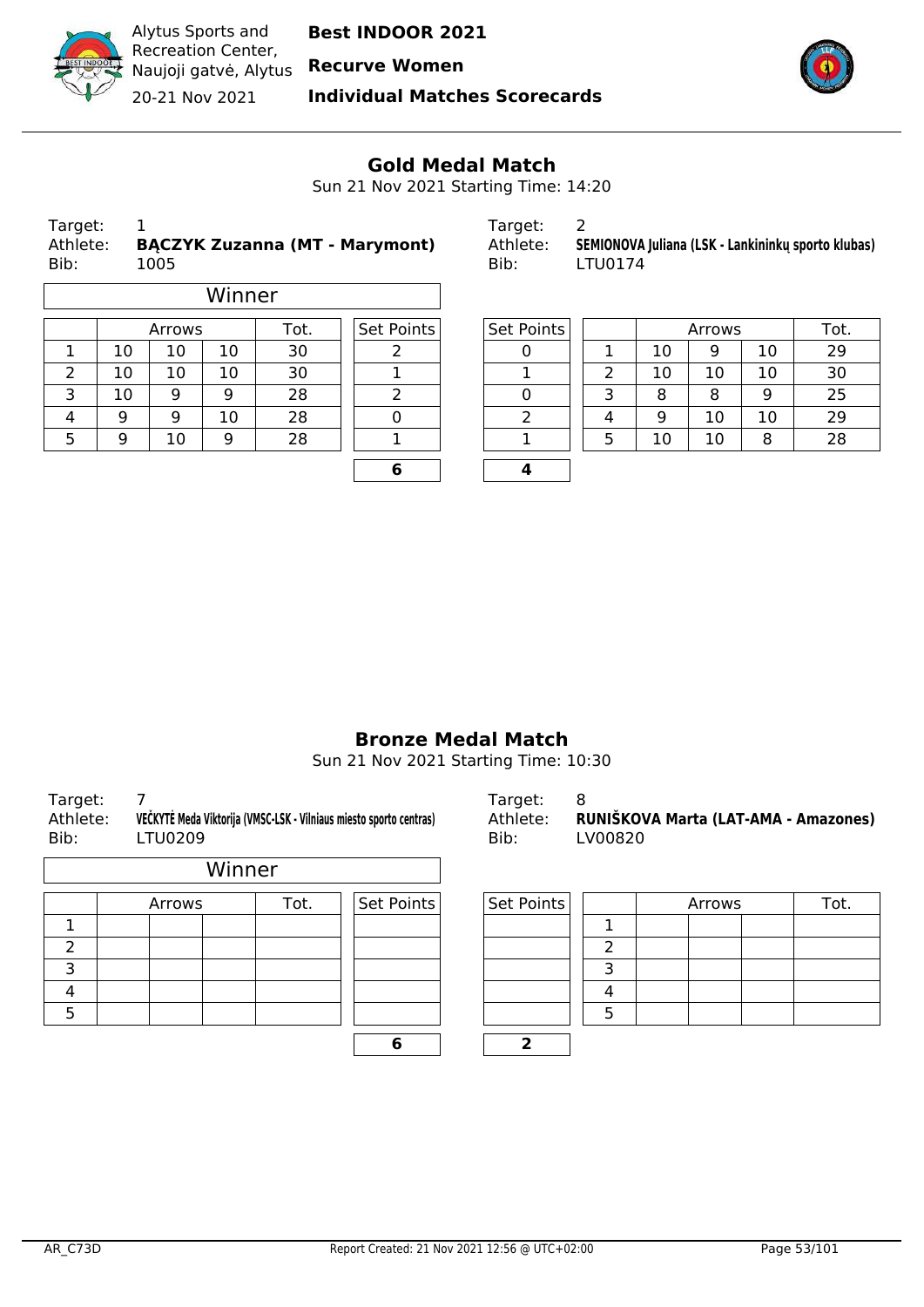Alytus Sports and Recreation Center, Naujoji gatvė, Alytus

20-21 Nov 2021

**Best INDOOR 2021**

**Recurve Women**

**Individual Matches Scorecards**

## Gold Medal Match

Sun 21 Nov 2021 Starting Time: 14:20

Target: 1
Athlete: **BĄCZYK Zuzanna (MT - Marymont)**
Bib: 1005

**Winner**

| | Arrows | | | Tot. | Set Points |
|---|---|---|---|---|---|
| 1 | 10 | 10 | 10 | 30 | 2 |
| 2 | 10 | 10 | 10 | 30 | 1 |
| 3 | 10 | 9 | 9 | 28 | 2 |
| 4 | 9 | 9 | 10 | 28 | 0 |
| 5 | 9 | 10 | 9 | 28 | 1 |
| | | | | | **6** |

Target: 2
Athlete: **SEMIONOVA Juliana (LSK - Lankininkų sporto klubas)**
Bib: LTU0174

| Set Points | | Arrows | | | Tot. |
|---|---|---|---|---|---|
| 0 | 1 | 10 | 9 | 10 | 29 |
| 1 | 2 | 10 | 10 | 10 | 30 |
| 0 | 3 | 8 | 8 | 9 | 25 |
| 2 | 4 | 9 | 10 | 10 | 29 |
| 1 | 5 | 10 | 10 | 8 | 28 |
| **4** | | | | | |

## Bronze Medal Match

Sun 21 Nov 2021 Starting Time: 10:30

Target: 7
Athlete: **VEČKYTĖ Meda Viktorija (VMSC-LSK - Vilniaus miesto sporto centras)**
Bib: LTU0209

**Winner**

| | Arrows | | | Tot. | Set Points |
|---|---|---|---|---|---|
| 1 | | | | | |
| 2 | | | | | |
| 3 | | | | | |
| 4 | | | | | |
| 5 | | | | | |
| | | | | | **6** |

Target: 8
Athlete: **RUNIŠKOVA Marta (LAT-AMA - Amazones)**
Bib: LV00820

| Set Points | | Arrows | | | Tot. |
|---|---|---|---|---|---|
| | 1 | | | | |
| | 2 | | | | |
| | 3 | | | | |
| | 4 | | | | |
| | 5 | | | | |
| **2** | | | | | |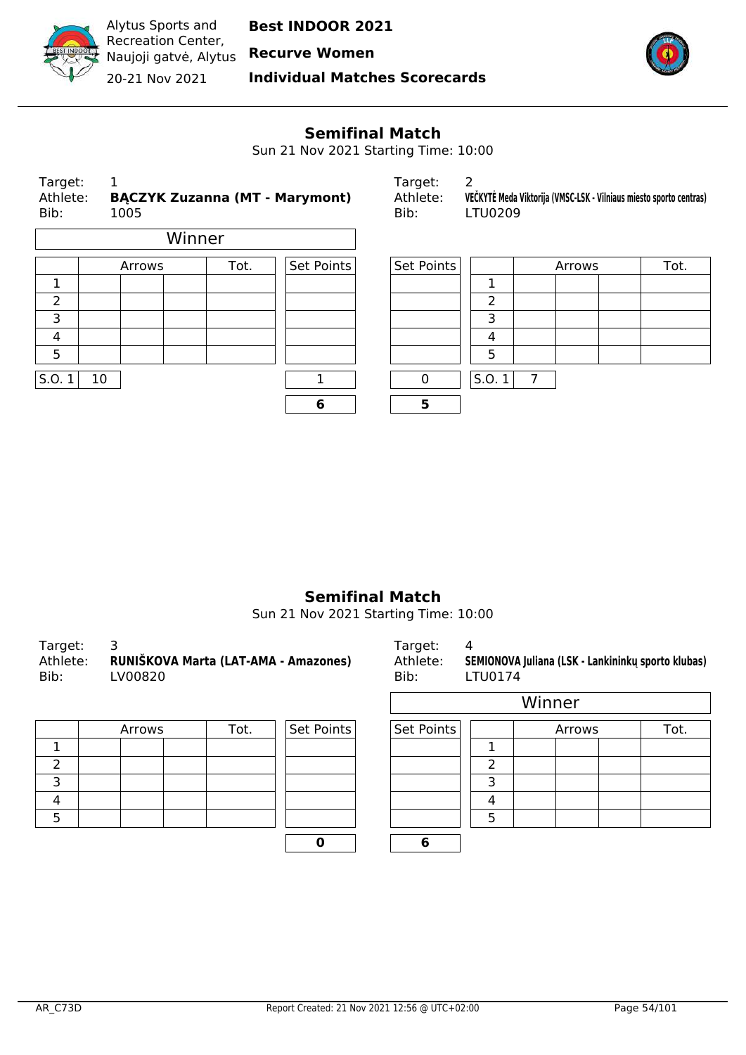Alytus Sports and Recreation Center, Naujoji gatvė, Alytus

20-21 Nov 2021

**Best INDOOR 2021**

**Recurve Women**

**Individual Matches Scorecards**

## Semifinal Match

Sun 21 Nov 2021 Starting Time: 10:00

Target: 1
Athlete: **BĄCZYK Zuzanna (MT - Marymont)**
Bib: 1005

Winner

| | Arrows | | | Tot. | Set Points |
|---|---|---|---|---|---|
| 1 | | | | | |
| 2 | | | | | |
| 3 | | | | | |
| 4 | | | | | |
| 5 | | | | | |
| S.O. 1 | 10 | | | | 1 |
| | | | | | **6** |

Target: 2
Athlete: **VEČKYTĖ Meda Viktorija (VMSC-LSK - Vilniaus miesto sporto centras)**
Bib: LTU0209

| Set Points | | Arrows | | | Tot. |
|---|---|---|---|---|---|
| | 1 | | | | |
| | 2 | | | | |
| | 3 | | | | |
| | 4 | | | | |
| | 5 | | | | |
| 0 | S.O. 1 | 7 | | | |
| **5** | | | | | |

## Semifinal Match

Sun 21 Nov 2021 Starting Time: 10:00

Target: 3
Athlete: **RUNIŠKOVA Marta (LAT-AMA - Amazones)**
Bib: LV00820

| | Arrows | | | Tot. | Set Points |
|---|---|---|---|---|---|
| 1 | | | | | |
| 2 | | | | | |
| 3 | | | | | |
| 4 | | | | | |
| 5 | | | | | |
| | | | | | **0** |

Target: 4
Athlete: **SEMIONOVA Juliana (LSK - Lankininkų sporto klubas)**
Bib: LTU0174

Winner

| Set Points | | Arrows | | | Tot. |
|---|---|---|---|---|---|
| | 1 | | | | |
| | 2 | | | | |
| | 3 | | | | |
| | 4 | | | | |
| | 5 | | | | |
| **6** | | | | | |

AR_C73D — Report Created: 21 Nov 2021 12:56 @ UTC+02:00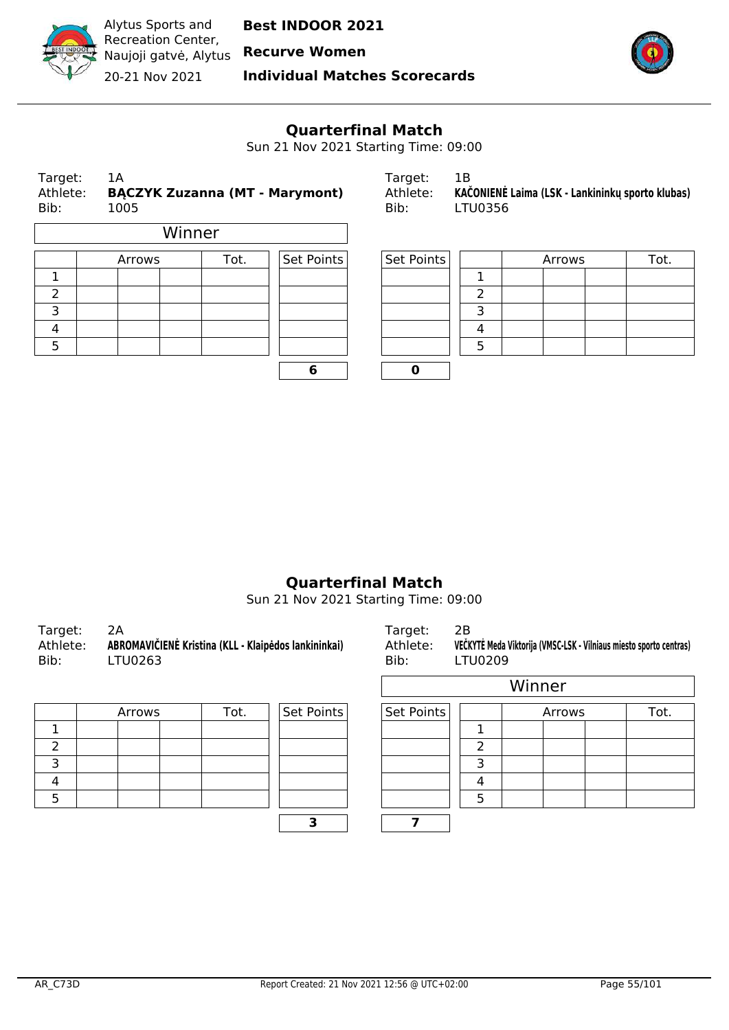Alytus Sports and Recreation Center, Naujoji gatvė, Alytus

20-21 Nov 2021

**Best INDOOR 2021**

**Recurve Women**

**Individual Matches Scorecards**

## Quarterfinal Match

Sun 21 Nov 2021 Starting Time: 09:00

| | |
|---|---|
| Target: | 1A |
| Athlete: | **BĄCZYK Zuzanna (MT - Marymont)** |
| Bib: | 1005 |

Winner

| | Arrows | | | Tot. | Set Points |
|---|---|---|---|---|---|
| 1 | | | | | |
| 2 | | | | | |
| 3 | | | | | |
| 4 | | | | | |
| 5 | | | | | |
| | | | | | **6** |

| | |
|---|---|
| Target: | 1B |
| Athlete: | **KAČONIENĖ Laima (LSK - Lankininkų sporto klubas)** |
| Bib: | LTU0356 |

| Set Points | | Arrows | | | Tot. |
|---|---|---|---|---|---|
| | 1 | | | | |
| | 2 | | | | |
| | 3 | | | | |
| | 4 | | | | |
| | 5 | | | | |
| **0** | | | | | |

## Quarterfinal Match

Sun 21 Nov 2021 Starting Time: 09:00

| | |
|---|---|
| Target: | 2A |
| Athlete: | **ABROMAVIČIENĖ Kristina (KLL - Klaipėdos lankininkai)** |
| Bib: | LTU0263 |

| | Arrows | | | Tot. | Set Points |
|---|---|---|---|---|---|
| 1 | | | | | |
| 2 | | | | | |
| 3 | | | | | |
| 4 | | | | | |
| 5 | | | | | |
| | | | | | **3** |

| | |
|---|---|
| Target: | 2B |
| Athlete: | **VEČKYTĖ Meda Viktorija (VMSC-LSK - Vilniaus miesto sporto centras)** |
| Bib: | LTU0209 |

Winner

| Set Points | | Arrows | | | Tot. |
|---|---|---|---|---|---|
| | 1 | | | | |
| | 2 | | | | |
| | 3 | | | | |
| | 4 | | | | |
| | 5 | | | | |
| **7** | | | | | |

AR_C73D — Report Created: 21 Nov 2021 12:56 @ UTC+02:00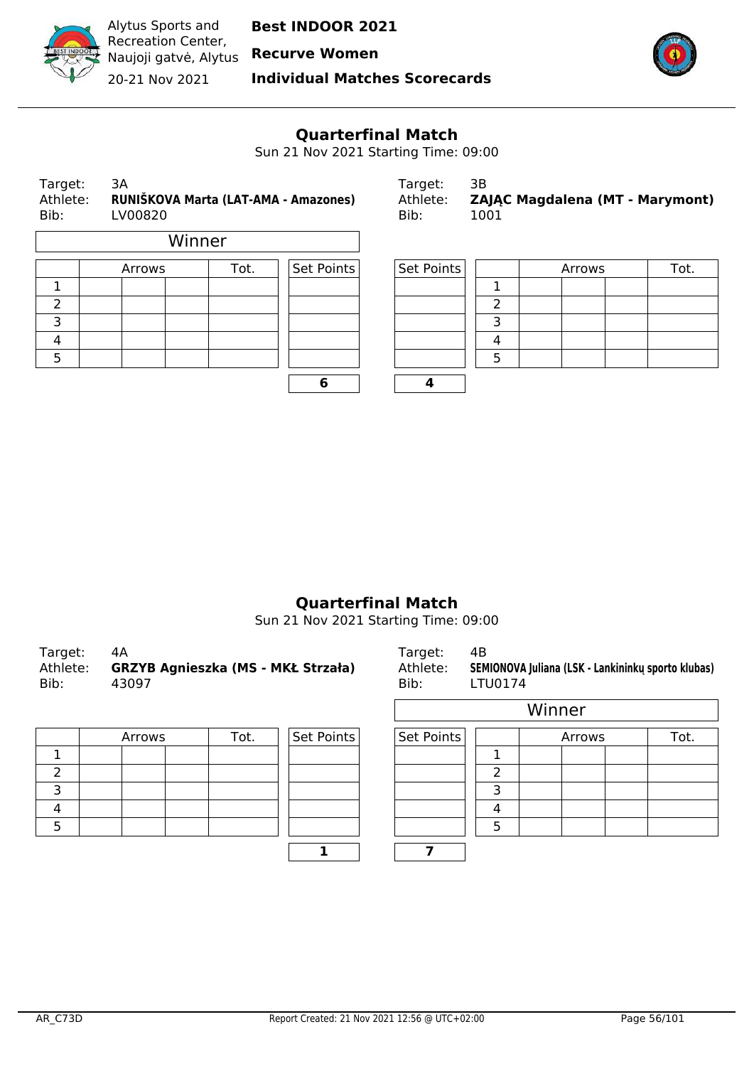Alytus Sports and Recreation Center, Naujoji gatvė, Alytus

20-21 Nov 2021

**Best INDOOR 2021**

**Recurve Women**

**Individual Matches Scorecards**

## Quarterfinal Match

Sun 21 Nov 2021 Starting Time: 09:00

| | |
|---|---|
| Target: | 3A |
| Athlete: | **RUNIŠKOVA Marta (LAT-AMA - Amazones)** |
| Bib: | LV00820 |

**Winner**

| | Arrows | | | Tot. | Set Points |
|---|---|---|---|---|---|
| 1 | | | | | |
| 2 | | | | | |
| 3 | | | | | |
| 4 | | | | | |
| 5 | | | | | |
| | | | | | **6** |

| | |
|---|---|
| Target: | 3B |
| Athlete: | **ZAJĄC Magdalena (MT - Marymont)** |
| Bib: | 1001 |

| Set Points | | Arrows | | | Tot. |
|---|---|---|---|---|---|
| | 1 | | | | |
| | 2 | | | | |
| | 3 | | | | |
| | 4 | | | | |
| | 5 | | | | |
| **4** | | | | | |

## Quarterfinal Match

Sun 21 Nov 2021 Starting Time: 09:00

| | |
|---|---|
| Target: | 4A |
| Athlete: | **GRZYB Agnieszka (MS - MKŁ Strzała)** |
| Bib: | 43097 |

| | Arrows | | | Tot. | Set Points |
|---|---|---|---|---|---|
| 1 | | | | | |
| 2 | | | | | |
| 3 | | | | | |
| 4 | | | | | |
| 5 | | | | | |
| | | | | | **1** |

| | |
|---|---|
| Target: | 4B |
| Athlete: | **SEMIONOVA Juliana (LSK - Lankininkų sporto klubas)** |
| Bib: | LTU0174 |

**Winner**

| Set Points | | Arrows | | | Tot. |
|---|---|---|---|---|---|
| | 1 | | | | |
| | 2 | | | | |
| | 3 | | | | |
| | 4 | | | | |
| | 5 | | | | |
| **7** | | | | | |

AR_C73D

Report Created: 21 Nov 2021 12:56 @ UTC+02:00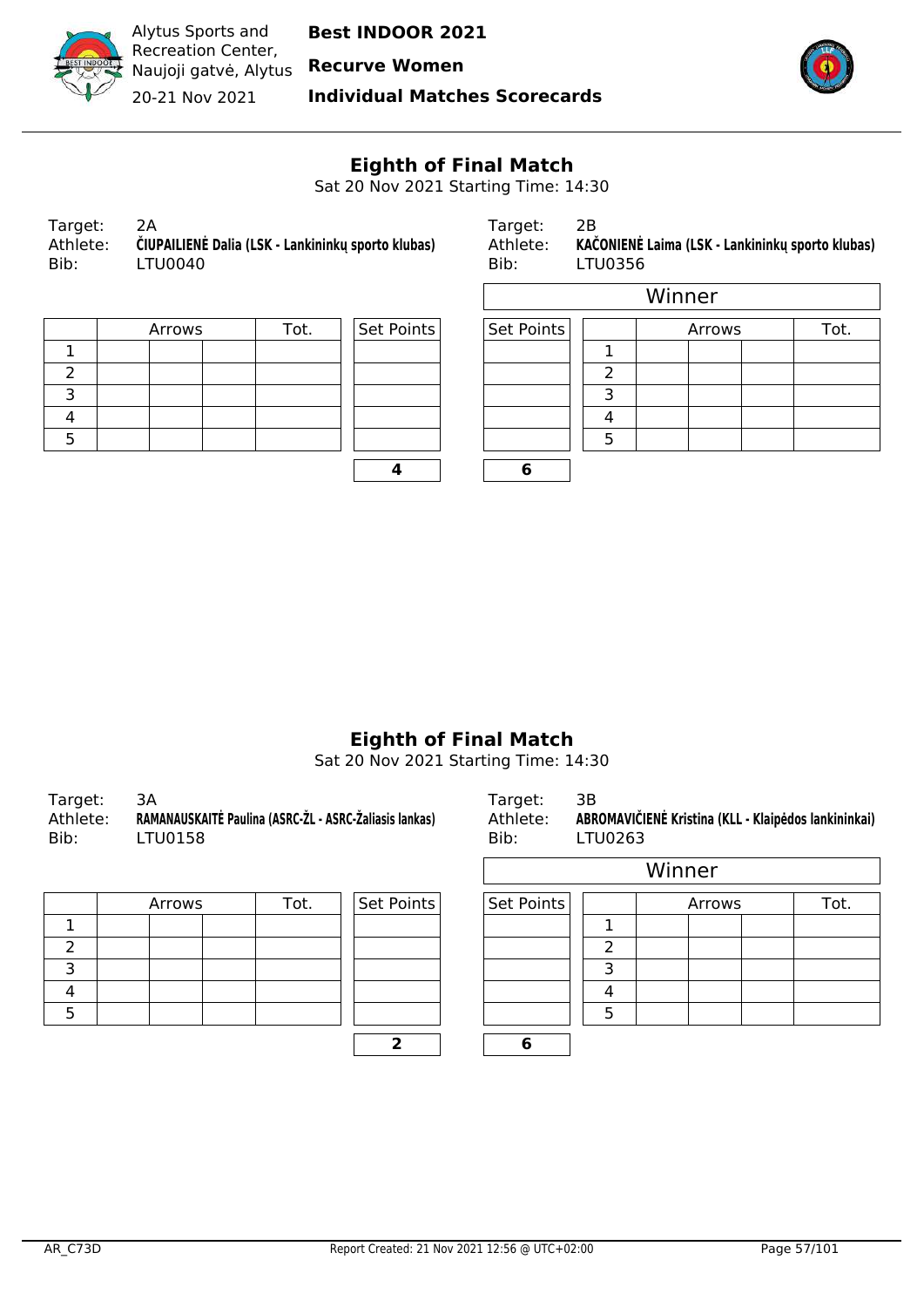Alytus Sports and Recreation Center, Naujoji gatvė, Alytus

20-21 Nov 2021

**Best INDOOR 2021**

**Recurve Women**

**Individual Matches Scorecards**

## Eighth of Final Match

Sat 20 Nov 2021 Starting Time: 14:30

Target: 2A
Athlete: **ČIUPAILIENĖ Dalia (LSK - Lankininkų sporto klubas)**
Bib: LTU0040

Target: 2B
Athlete: **KAČONIENĖ Laima (LSK - Lankininkų sporto klubas)**
Bib: LTU0356

**Winner:** KAČONIENĖ Laima

| | Arrows | | | Tot. | Set Points | Set Points | | Arrows | | | Tot. |
|---|---|---|---|---|---|---|---|---|---|---|---|
| 1 | | | | | | | 1 | | | | |
| 2 | | | | | | | 2 | | | | |
| 3 | | | | | | | 3 | | | | |
| 4 | | | | | | | 4 | | | | |
| 5 | | | | | | | 5 | | | | |
| | | | | | **4** | **6** | | | | | |

## Eighth of Final Match

Sat 20 Nov 2021 Starting Time: 14:30

Target: 3A
Athlete: **RAMANAUSKAITĖ Paulina (ASRC-ŽL - ASRC-Žaliasis lankas)**
Bib: LTU0158

Target: 3B
Athlete: **ABROMAVIČIENĖ Kristina (KLL - Klaipėdos lankininkai)**
Bib: LTU0263

**Winner:** ABROMAVIČIENĖ Kristina

| | Arrows | | | Tot. | Set Points | Set Points | | Arrows | | | Tot. |
|---|---|---|---|---|---|---|---|---|---|---|---|
| 1 | | | | | | | 1 | | | | |
| 2 | | | | | | | 2 | | | | |
| 3 | | | | | | | 3 | | | | |
| 4 | | | | | | | 4 | | | | |
| 5 | | | | | | | 5 | | | | |
| | | | | | **2** | **6** | | | | | |

AR_C73D

Report Created: 21 Nov 2021 12:56 @ UTC+02:00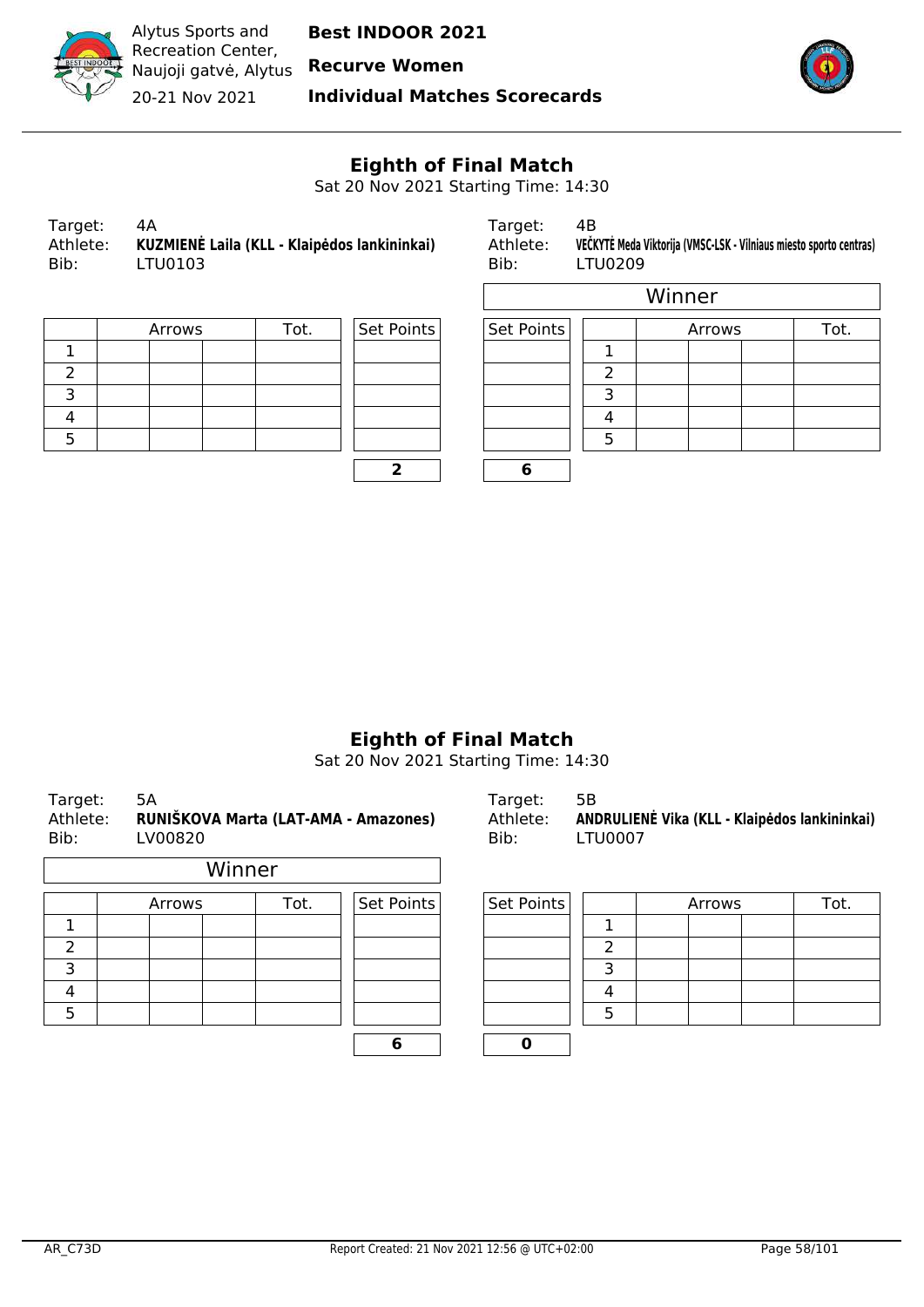Alytus Sports and Recreation Center, Naujoji gatvė, Alytus

20-21 Nov 2021

**Best INDOOR 2021**

**Recurve Women**

**Individual Matches Scorecards**

## Eighth of Final Match

Sat 20 Nov 2021 Starting Time: 14:30

Target: 4A
Athlete: **KUZMIENĖ Laila (KLL - Klaipėdos lankininkai)**
Bib: LTU0103

| | Arrows | | | Tot. | Set Points |
|---|---|---|---|---|---|
| 1 | | | | | |
| 2 | | | | | |
| 3 | | | | | |
| 4 | | | | | |
| 5 | | | | | |
| | | | | | **2** |

Target: 4B
Athlete: **VEČKYTĖ Meda Viktorija (VMSC-LSK - Vilniaus miesto sporto centras)**
Bib: LTU0209

Winner

| Set Points | | Arrows | | | Tot. |
|---|---|---|---|---|---|
| | 1 | | | | |
| | 2 | | | | |
| | 3 | | | | |
| | 4 | | | | |
| | 5 | | | | |
| **6** | | | | | |

## Eighth of Final Match

Sat 20 Nov 2021 Starting Time: 14:30

Target: 5A
Athlete: **RUNIŠKOVA Marta (LAT-AMA - Amazones)**
Bib: LV00820

Winner

| | Arrows | | | Tot. | Set Points |
|---|---|---|---|---|---|
| 1 | | | | | |
| 2 | | | | | |
| 3 | | | | | |
| 4 | | | | | |
| 5 | | | | | |
| | | | | | **6** |

Target: 5B
Athlete: **ANDRULIENĖ Vika (KLL - Klaipėdos lankininkai)**
Bib: LTU0007

| Set Points | | Arrows | | | Tot. |
|---|---|---|---|---|---|
| | 1 | | | | |
| | 2 | | | | |
| | 3 | | | | |
| | 4 | | | | |
| | 5 | | | | |
| **0** | | | | | |

AR_C73D    Report Created: 21 Nov 2021 12:56 @ UTC+02:00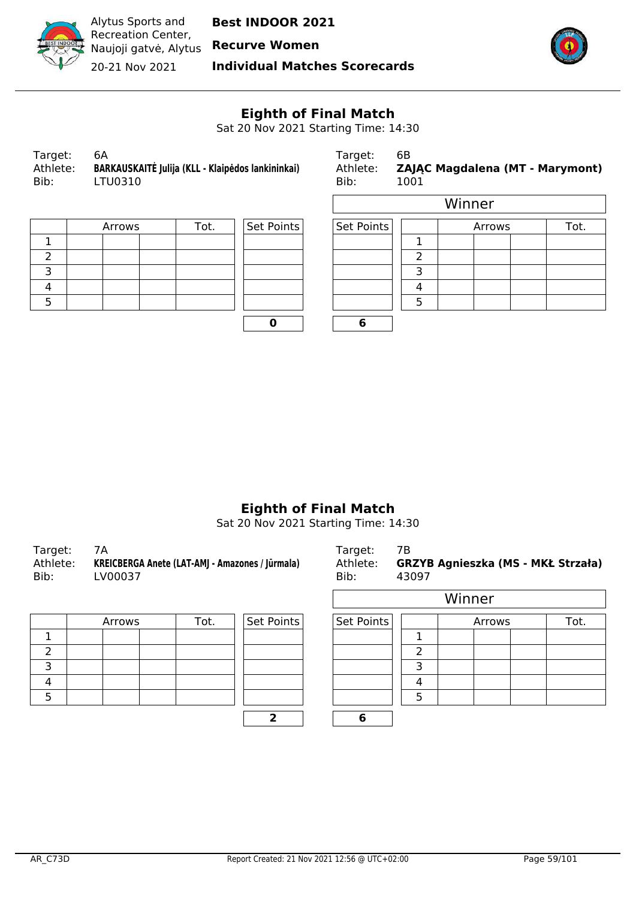Alytus Sports and Recreation Center, Naujoji gatvė, Alytus
20-21 Nov 2021

**Best INDOOR 2021**
**Recurve Women**
**Individual Matches Scorecards**

## Eighth of Final Match

Sat 20 Nov 2021 Starting Time: 14:30

Target: 6A
Athlete: **BARKAUSKAITĖ Julija (KLL - Klaipėdos lankininkai)**
Bib: LTU0310

Target: 6B
Athlete: **ZAJĄC Magdalena (MT - Marymont)**
Bib: 1001

Winner: ZAJĄC Magdalena

| | Arrows | | | Tot. | Set Points | Set Points | | Arrows | | | Tot. |
|---|---|---|---|---|---|---|---|---|---|---|---|
| 1 | | | | | | | 1 | | | | |
| 2 | | | | | | | 2 | | | | |
| 3 | | | | | | | 3 | | | | |
| 4 | | | | | | | 4 | | | | |
| 5 | | | | | | | 5 | | | | |
| | | | | | **0** | **6** | | | | | |

## Eighth of Final Match

Sat 20 Nov 2021 Starting Time: 14:30

Target: 7A
Athlete: **KREICBERGA Anete (LAT-AMJ - Amazones / Jūrmala)**
Bib: LV00037

Target: 7B
Athlete: **GRZYB Agnieszka (MS - MKŁ Strzała)**
Bib: 43097

Winner: GRZYB Agnieszka

| | Arrows | | | Tot. | Set Points | Set Points | | Arrows | | | Tot. |
|---|---|---|---|---|---|---|---|---|---|---|---|
| 1 | | | | | | | 1 | | | | |
| 2 | | | | | | | 2 | | | | |
| 3 | | | | | | | 3 | | | | |
| 4 | | | | | | | 4 | | | | |
| 5 | | | | | | | 5 | | | | |
| | | | | | **2** | **6** | | | | | |

AR_C73D
Report Created: 21 Nov 2021 12:56 @ UTC+02:00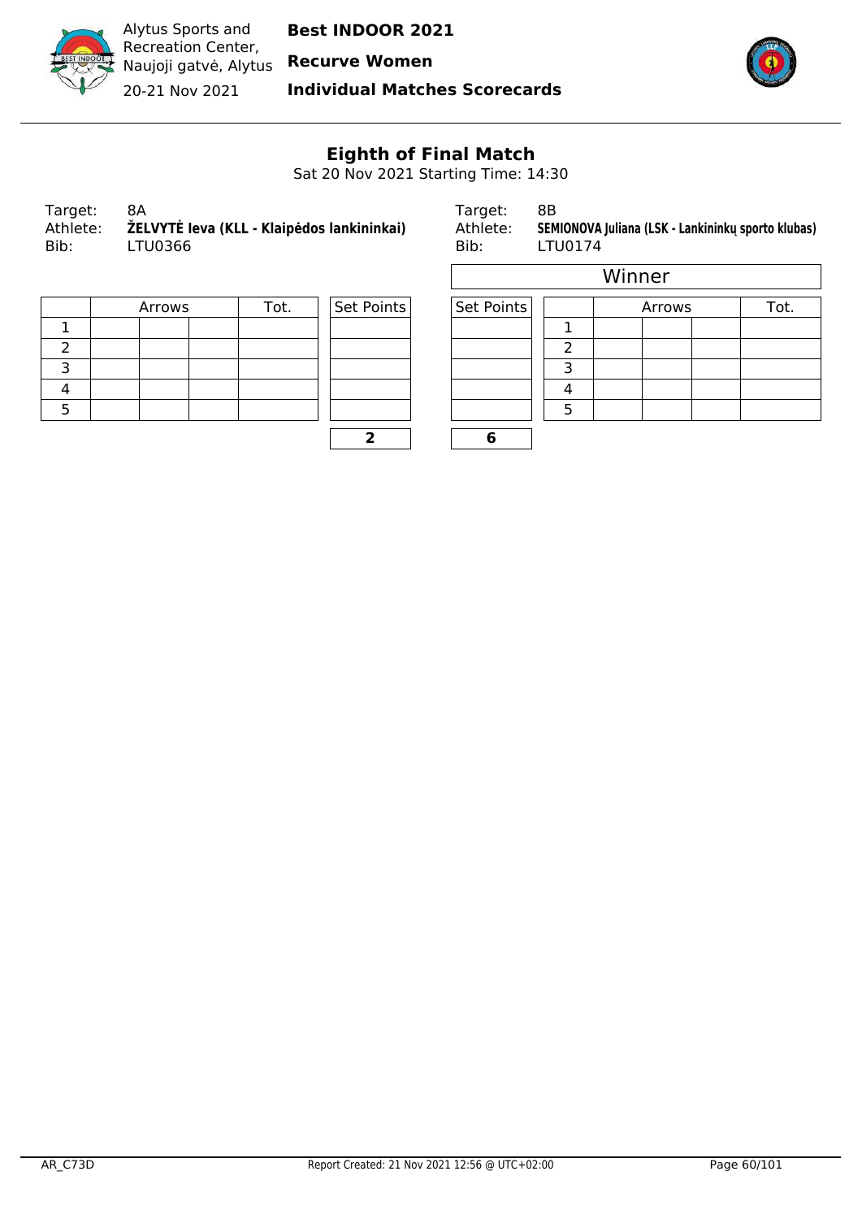Alytus Sports and Recreation Center, Naujoji gatvė, Alytus
20-21 Nov 2021

**Best INDOOR 2021**
**Recurve Women**
**Individual Matches Scorecards**

## Eighth of Final Match

Sat 20 Nov 2021 Starting Time: 14:30

| | |
|---|---|
| Target: | 8A |
| Athlete: | **ŽELVYTĖ Ieva (KLL - Klaipėdos lankininkai)** |
| Bib: | LTU0366 |

| | Arrows | | | Tot. | Set Points |
|---|---|---|---|---|---|
| 1 | | | | | |
| 2 | | | | | |
| 3 | | | | | |
| 4 | | | | | |
| 5 | | | | | |
| | | | | | **2** |

| | |
|---|---|
| Target: | 8B |
| Athlete: | **SEMIONOVA Juliana (LSK - Lankininkų sporto klubas)** |
| Bib: | LTU0174 |

Winner

| Set Points | | Arrows | | | Tot. |
|---|---|---|---|---|---|
| | 1 | | | | |
| | 2 | | | | |
| | 3 | | | | |
| | 4 | | | | |
| | 5 | | | | |
| **6** | | | | | |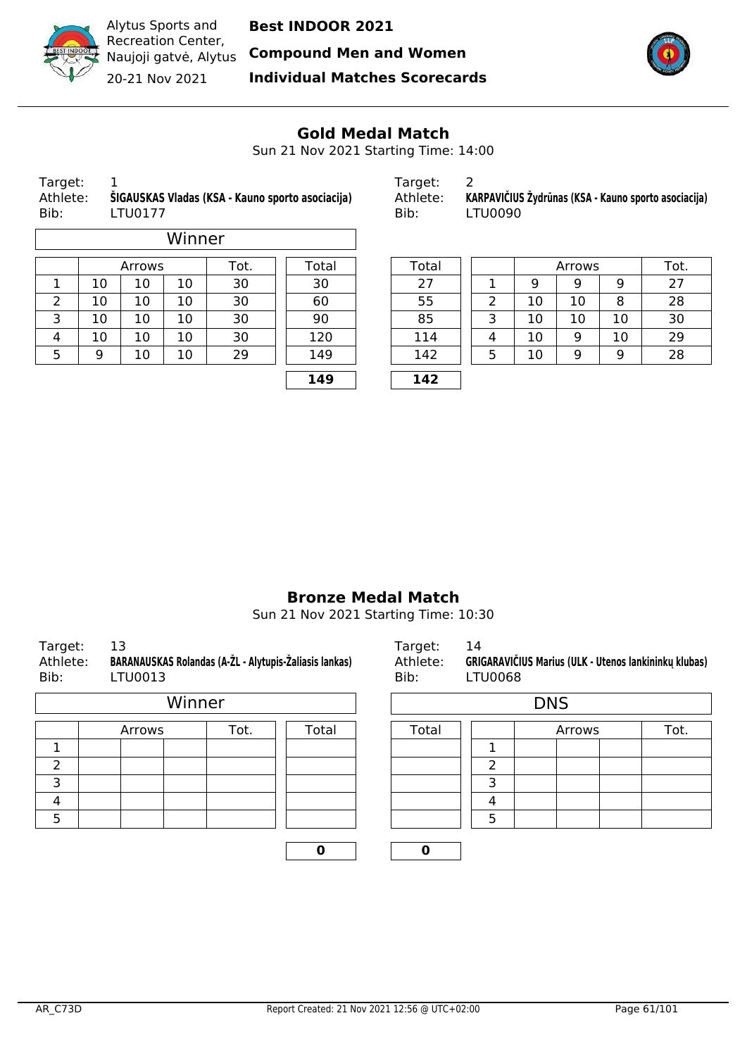Alytus Sports and Recreation Center, Naujoji gatvė, Alytus
20-21 Nov 2021

**Best INDOOR 2021**
**Compound Men and Women**
**Individual Matches Scorecards**

## Gold Medal Match

Sun 21 Nov 2021 Starting Time: 14:00

Target: 1
Athlete: **ŠIGAUSKAS Vladas (KSA - Kauno sporto asociacija)**
Bib: LTU0177

Winner

| | Arrows | | | Tot. | Total |
|---|---|---|---|---|---|
| 1 | 10 | 10 | 10 | 30 | 30 |
| 2 | 10 | 10 | 10 | 30 | 60 |
| 3 | 10 | 10 | 10 | 30 | 90 |
| 4 | 10 | 10 | 10 | 30 | 120 |
| 5 | 9 | 10 | 10 | 29 | 149 |
| | | | | | **149** |

Target: 2
Athlete: **KARPAVIČIUS Žydrūnas (KSA - Kauno sporto asociacija)**
Bib: LTU0090

| Total | | Arrows | | | Tot. |
|---|---|---|---|---|---|
| 27 | 1 | 9 | 9 | 9 | 27 |
| 55 | 2 | 10 | 10 | 8 | 28 |
| 85 | 3 | 10 | 10 | 10 | 30 |
| 114 | 4 | 10 | 9 | 10 | 29 |
| 142 | 5 | 10 | 9 | 9 | 28 |
| **142** | | | | | |

## Bronze Medal Match

Sun 21 Nov 2021 Starting Time: 10:30

Target: 13
Athlete: **BARANAUSKAS Rolandas (A-ŽL - Alytupis-Žaliasis lankas)**
Bib: LTU0013

Winner

| | Arrows | | | Tot. | Total |
|---|---|---|---|---|---|
| 1 | | | | | |
| 2 | | | | | |
| 3 | | | | | |
| 4 | | | | | |
| 5 | | | | | |
| | | | | | **0** |

Target: 14
Athlete: **GRIGARAVIČIUS Marius (ULK - Utenos lankininkų klubas)**
Bib: LTU0068

DNS

| Total | | Arrows | | | Tot. |
|---|---|---|---|---|---|
| | 1 | | | | |
| | 2 | | | | |
| | 3 | | | | |
| | 4 | | | | |
| | 5 | | | | |
| **0** | | | | | |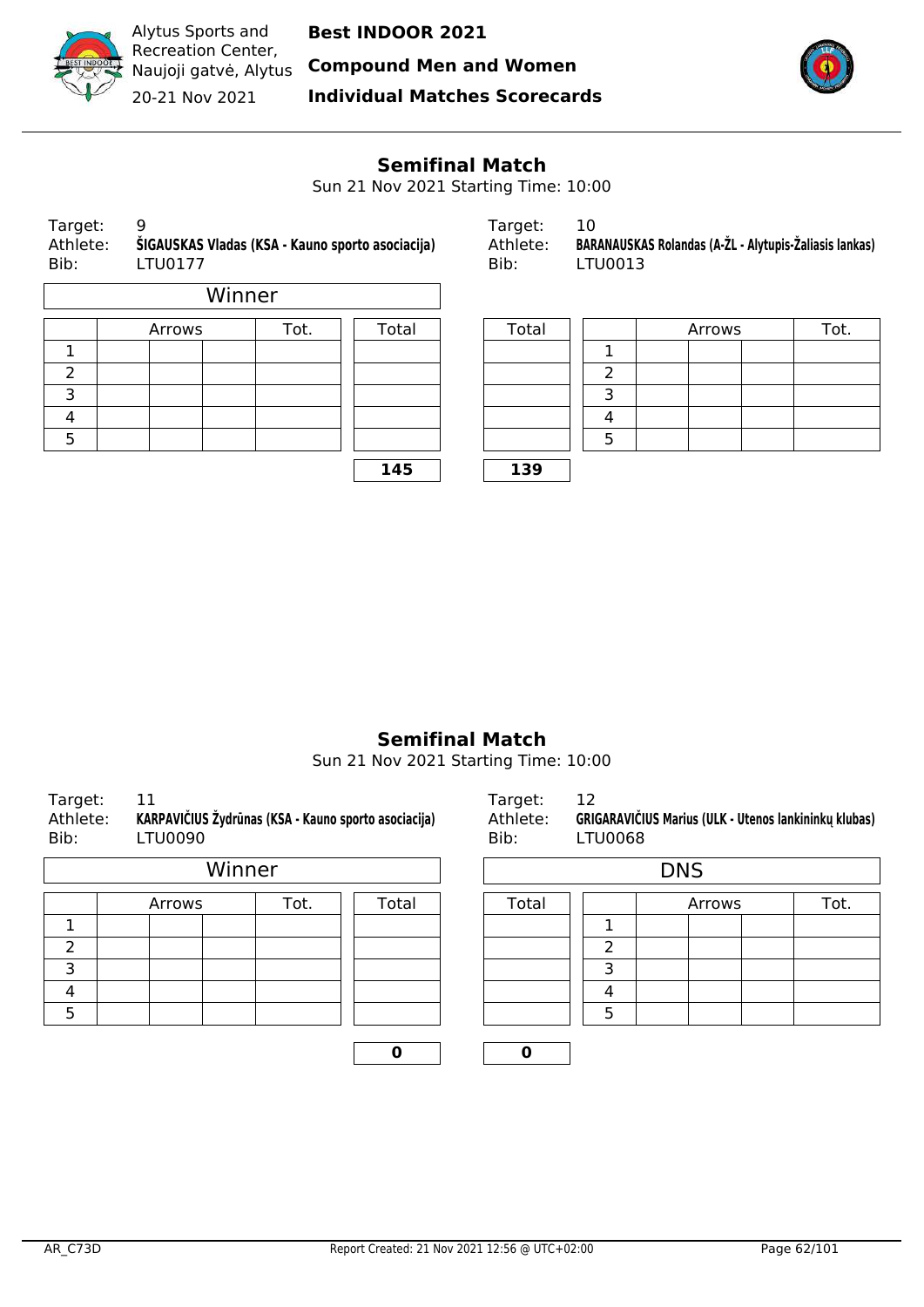Alytus Sports and Recreation Center, Naujoji gatvė, Alytus

20-21 Nov 2021

**Best INDOOR 2021**

**Compound Men and Women**

**Individual Matches Scorecards**

## Semifinal Match

Sun 21 Nov 2021 Starting Time: 10:00

Target: 9
Athlete: **ŠIGAUSKAS Vladas (KSA - Kauno sporto asociacija)**
Bib: LTU0177

Winner

| | Arrows | | | Tot. | Total |
|---|---|---|---|---|---|
| 1 | | | | | |
| 2 | | | | | |
| 3 | | | | | |
| 4 | | | | | |
| 5 | | | | | |
| | | | | | **145** |

Target: 10
Athlete: **BARANAUSKAS Rolandas (A-ŽL - Alytupis-Žaliasis lankas)**
Bib: LTU0013

| Total | | Arrows | | | Tot. |
|---|---|---|---|---|---|
| | 1 | | | | |
| | 2 | | | | |
| | 3 | | | | |
| | 4 | | | | |
| | 5 | | | | |
| **139** | | | | | |

## Semifinal Match

Sun 21 Nov 2021 Starting Time: 10:00

Target: 11
Athlete: **KARPAVIČIUS Žydrūnas (KSA - Kauno sporto asociacija)**
Bib: LTU0090

Winner

| | Arrows | | | Tot. | Total |
|---|---|---|---|---|---|
| 1 | | | | | |
| 2 | | | | | |
| 3 | | | | | |
| 4 | | | | | |
| 5 | | | | | |
| | | | | | **0** |

Target: 12
Athlete: **GRIGARAVIČIUS Marius (ULK - Utenos lankininkų klubas)**
Bib: LTU0068

DNS

| Total | | Arrows | | | Tot. |
|---|---|---|---|---|---|
| | 1 | | | | |
| | 2 | | | | |
| | 3 | | | | |
| | 4 | | | | |
| | 5 | | | | |
| **0** | | | | | |

AR_C73D — Report Created: 21 Nov 2021 12:56 @ UTC+02:00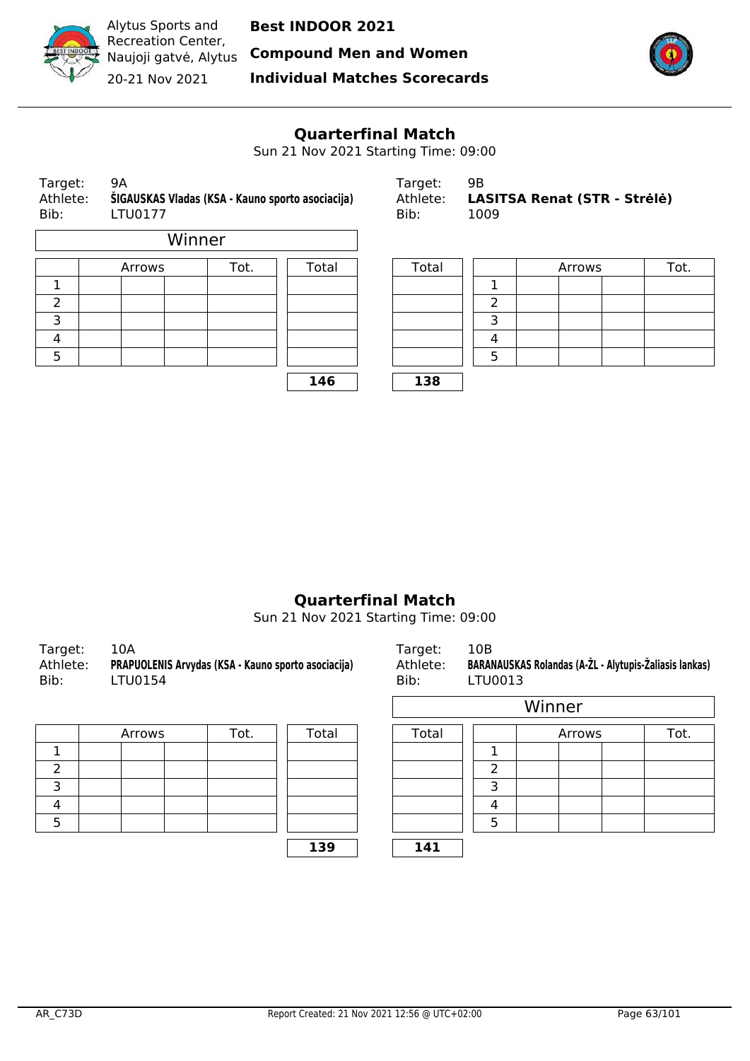Alytus Sports and Recreation Center, Naujoji gatvė, Alytus
20-21 Nov 2021

**Best INDOOR 2021**
**Compound Men and Women**
**Individual Matches Scorecards**

## Quarterfinal Match

Sun 21 Nov 2021 Starting Time: 09:00

Target: 9A
Athlete: **ŠIGAUSKAS Vladas (KSA - Kauno sporto asociacija)**
Bib: LTU0177

Winner

| | Arrows | | | Tot. | Total |
|---|---|---|---|---|---|
| 1 | | | | | |
| 2 | | | | | |
| 3 | | | | | |
| 4 | | | | | |
| 5 | | | | | |
| | | | | | **146** |

Target: 9B
Athlete: **LASITSA Renat (STR - Strėlė)**
Bib: 1009

| Total | | Arrows | | | Tot. |
|---|---|---|---|---|---|
| | 1 | | | | |
| | 2 | | | | |
| | 3 | | | | |
| | 4 | | | | |
| | 5 | | | | |
| **138** | | | | | |

## Quarterfinal Match

Sun 21 Nov 2021 Starting Time: 09:00

Target: 10A
Athlete: **PRAPUOLENIS Arvydas (KSA - Kauno sporto asociacija)**
Bib: LTU0154

| | Arrows | | | Tot. | Total |
|---|---|---|---|---|---|
| 1 | | | | | |
| 2 | | | | | |
| 3 | | | | | |
| 4 | | | | | |
| 5 | | | | | |
| | | | | | **139** |

Target: 10B
Athlete: **BARANAUSKAS Rolandas (A-ŽL - Alytupis-Žaliasis lankas)**
Bib: LTU0013

Winner

| Total | | Arrows | | | Tot. |
|---|---|---|---|---|---|
| | 1 | | | | |
| | 2 | | | | |
| | 3 | | | | |
| | 4 | | | | |
| | 5 | | | | |
| **141** | | | | | |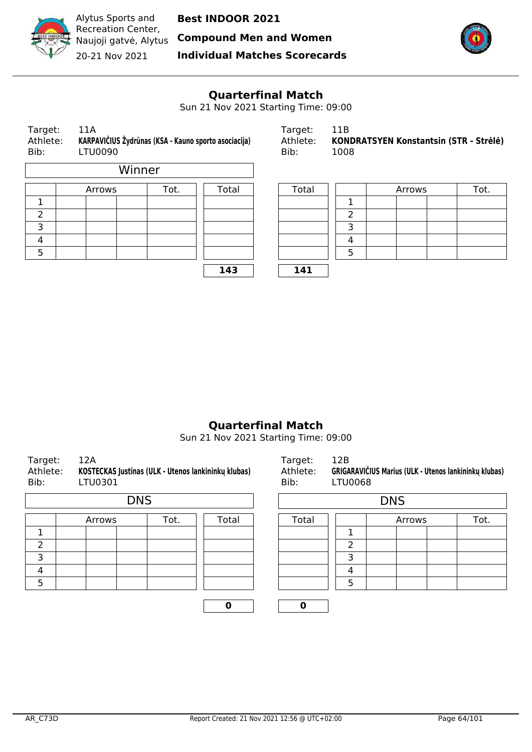## Quarterfinal Match

Sun 21 Nov 2021 Starting Time: 09:00

| | |
|---|---|
| Target: | 11A |
| Athlete: | KARPAVIČIUS Žydrūnas (KSA - Kauno sporto asociacija) |
| Bib: | LTU0090 |

| | |
|---|---|
| Target: | 11B |
| Athlete: | KONDRATSYEN Konstantsin (STR - Strėlė) |
| Bib: | 1008 |

**Winner**

| | Arrows | | | Tot. | Total | Total | | Arrows | | | Tot. |
|---|---|---|---|---|---|---|---|---|---|---|---|
| 1 | | | | | | | 1 | | | | |
| 2 | | | | | | | 2 | | | | |
| 3 | | | | | | | 3 | | | | |
| 4 | | | | | | | 4 | | | | |
| 5 | | | | | | | 5 | | | | |
| | | | | | **143** | **141** | | | | | |

## Quarterfinal Match

Sun 21 Nov 2021 Starting Time: 09:00

| | |
|---|---|
| Target: | 12A |
| Athlete: | KOSTECKAS Justinas (ULK - Utenos lankininkų klubas) |
| Bib: | LTU0301 |

| | |
|---|---|
| Target: | 12B |
| Athlete: | GRIGARAVIČIUS Marius (ULK - Utenos lankininkų klubas) |
| Bib: | LTU0068 |

**DNS** | **DNS**

| | Arrows | | | Tot. | Total | Total | | Arrows | | | Tot. |
|---|---|---|---|---|---|---|---|---|---|---|---|
| 1 | | | | | | | 1 | | | | |
| 2 | | | | | | | 2 | | | | |
| 3 | | | | | | | 3 | | | | |
| 4 | | | | | | | 4 | | | | |
| 5 | | | | | | | 5 | | | | |
| | | | | | **0** | **0** | | | | | |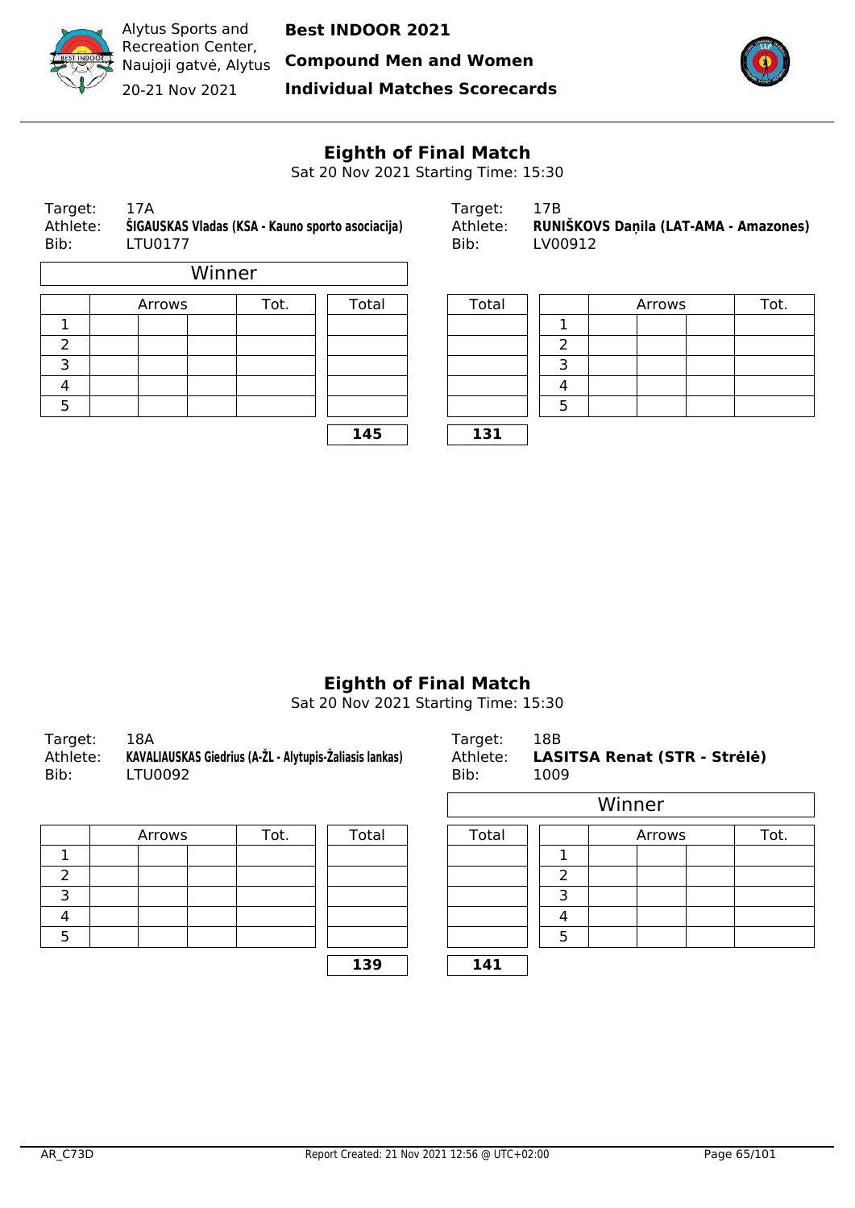Alytus Sports and Recreation Center, Naujoji gatvė, Alytus

20-21 Nov 2021

**Best INDOOR 2021**

**Compound Men and Women**

**Individual Matches Scorecards**

## Eighth of Final Match

Sat 20 Nov 2021 Starting Time: 15:30

| Target: | 17A | Target: | 17B |
|---|---|---|---|
| Athlete: | **ŠIGAUSKAS Vladas (KSA - Kauno sporto asociacija)** | Athlete: | **RUNIŠKOVS Daņila (LAT-AMA - Amazones)** |
| Bib: | LTU0177 | Bib: | LV00912 |

Winner: ŠIGAUSKAS Vladas

| | Arrows | | | Tot. | Total | Total | | Arrows | | | Tot. |
|---|---|---|---|---|---|---|---|---|---|---|---|
| 1 | | | | | | | 1 | | | | |
| 2 | | | | | | | 2 | | | | |
| 3 | | | | | | | 3 | | | | |
| 4 | | | | | | | 4 | | | | |
| 5 | | | | | | | 5 | | | | |
| | | | | | **145** | **131** | | | | | |

## Eighth of Final Match

Sat 20 Nov 2021 Starting Time: 15:30

| Target: | 18A | Target: | 18B |
|---|---|---|---|
| Athlete: | **KAVALIAUSKAS Giedrius (A-ŽL - Alytupis-Žaliasis lankas)** | Athlete: | **LASITSA Renat (STR - Strėlė)** |
| Bib: | LTU0092 | Bib: | 1009 |

Winner: LASITSA Renat

| | Arrows | | | Tot. | Total | Total | | Arrows | | | Tot. |
|---|---|---|---|---|---|---|---|---|---|---|---|
| 1 | | | | | | | 1 | | | | |
| 2 | | | | | | | 2 | | | | |
| 3 | | | | | | | 3 | | | | |
| 4 | | | | | | | 4 | | | | |
| 5 | | | | | | | 5 | | | | |
| | | | | | **139** | **141** | | | | | |

AR_C73D

Report Created: 21 Nov 2021 12:56 @ UTC+02:00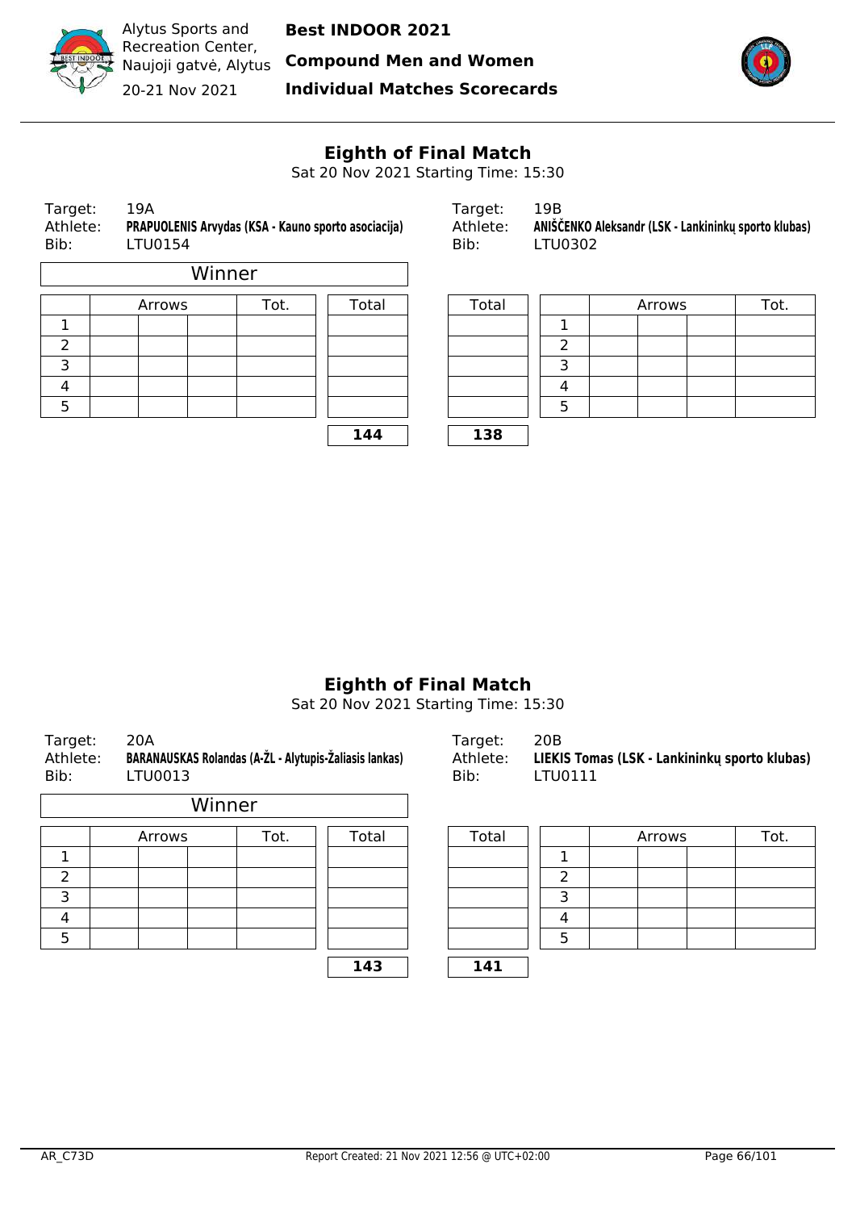Alytus Sports and Recreation Center, Naujoji gatvė, Alytus

20-21 Nov 2021

**Best INDOOR 2021**

**Compound Men and Women**

**Individual Matches Scorecards**

## Eighth of Final Match

Sat 20 Nov 2021 Starting Time: 15:30

| | |
|---|---|
| Target: | 19A |
| Athlete: | **PRAPUOLENIS Arvydas (KSA - Kauno sporto asociacija)** |
| Bib: | LTU0154 |

| | |
|---|---|
| Target: | 19B |
| Athlete: | **ANIŠČENKO Aleksandr (LSK - Lankininkų sporto klubas)** |
| Bib: | LTU0302 |

Winner

| | Arrows | | | Tot. | Total | Total | | Arrows | | | Tot. |
|---|---|---|---|---|---|---|---|---|---|---|---|
| 1 | | | | | | | 1 | | | | |
| 2 | | | | | | | 2 | | | | |
| 3 | | | | | | | 3 | | | | |
| 4 | | | | | | | 4 | | | | |
| 5 | | | | | | | 5 | | | | |
| | | | | | **144** | **138** | | | | | |

## Eighth of Final Match

Sat 20 Nov 2021 Starting Time: 15:30

| | |
|---|---|
| Target: | 20A |
| Athlete: | **BARANAUSKAS Rolandas (A-ŽL - Alytupis-Žaliasis lankas)** |
| Bib: | LTU0013 |

| | |
|---|---|
| Target: | 20B |
| Athlete: | **LIEKIS Tomas (LSK - Lankininkų sporto klubas)** |
| Bib: | LTU0111 |

Winner

| | Arrows | | | Tot. | Total | Total | | Arrows | | | Tot. |
|---|---|---|---|---|---|---|---|---|---|---|---|
| 1 | | | | | | | 1 | | | | |
| 2 | | | | | | | 2 | | | | |
| 3 | | | | | | | 3 | | | | |
| 4 | | | | | | | 4 | | | | |
| 5 | | | | | | | 5 | | | | |
| | | | | | **143** | **141** | | | | | |

AR_C73D

Report Created: 21 Nov 2021 12:56 @ UTC+02:00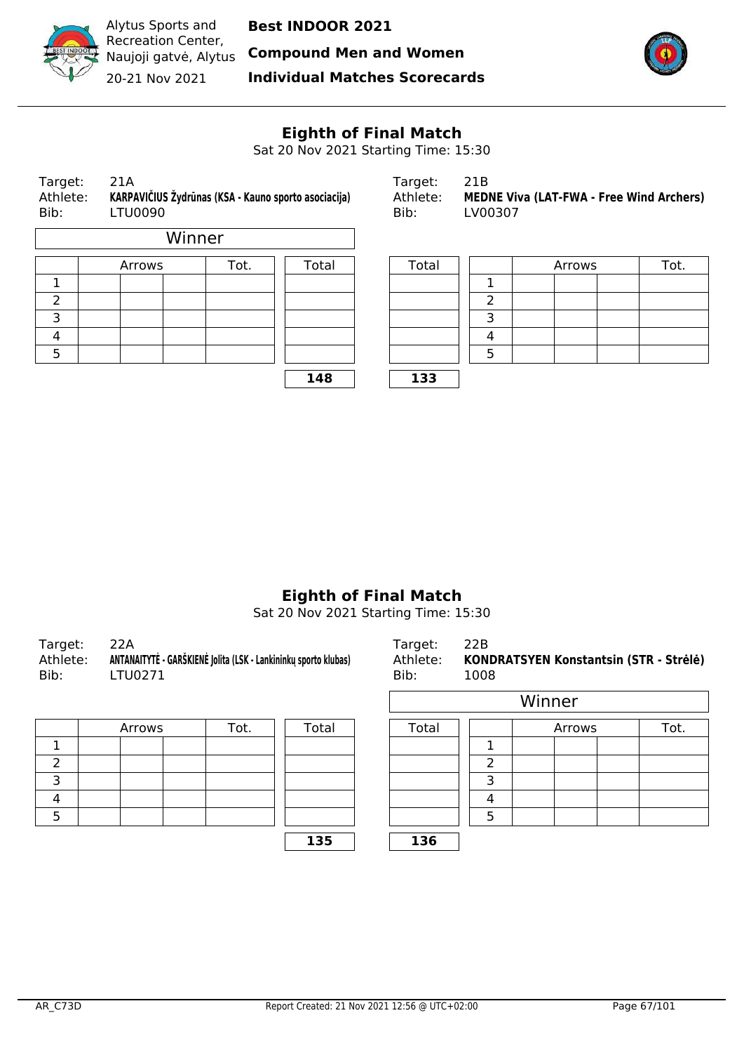Alytus Sports and Recreation Center, Naujoji gatvė, Alytus

20-21 Nov 2021

**Best INDOOR 2021**

**Compound Men and Women**

**Individual Matches Scorecards**

## Eighth of Final Match

Sat 20 Nov 2021 Starting Time: 15:30

| | | | |
|---|---|---|---|
| Target: | 21A | Target: | 21B |
| Athlete: | **KARPAVIČIUS Žydrūnas (KSA - Kauno sporto asociacija)** | Athlete: | **MEDNE Viva (LAT-FWA - Free Wind Archers)** |
| Bib: | LTU0090 | Bib: | LV00307 |

Winner: KARPAVIČIUS Žydrūnas

| | Arrows | | | Tot. | Total | Total | | Arrows | | | Tot. |
|---|---|---|---|---|---|---|---|---|---|---|---|
| 1 | | | | | | | 1 | | | | |
| 2 | | | | | | | 2 | | | | |
| 3 | | | | | | | 3 | | | | |
| 4 | | | | | | | 4 | | | | |
| 5 | | | | | | | 5 | | | | |
| | | | | | **148** | **133** | | | | | |

## Eighth of Final Match

Sat 20 Nov 2021 Starting Time: 15:30

| | | | |
|---|---|---|---|
| Target: | 22A | Target: | 22B |
| Athlete: | **ANTANAITYTĖ - GARŠKIENĖ Jolita (LSK - Lankininkų sporto klubas)** | Athlete: | **KONDRATSYEN Konstantsin (STR - Strėlė)** |
| Bib: | LTU0271 | Bib: | 1008 |

Winner: KONDRATSYEN Konstantsin

| | Arrows | | | Tot. | Total | Total | | Arrows | | | Tot. |
|---|---|---|---|---|---|---|---|---|---|---|---|
| 1 | | | | | | | 1 | | | | |
| 2 | | | | | | | 2 | | | | |
| 3 | | | | | | | 3 | | | | |
| 4 | | | | | | | 4 | | | | |
| 5 | | | | | | | 5 | | | | |
| | | | | | **135** | **136** | | | | | |

AR_C73D    Report Created: 21 Nov 2021 12:56 @ UTC+02:00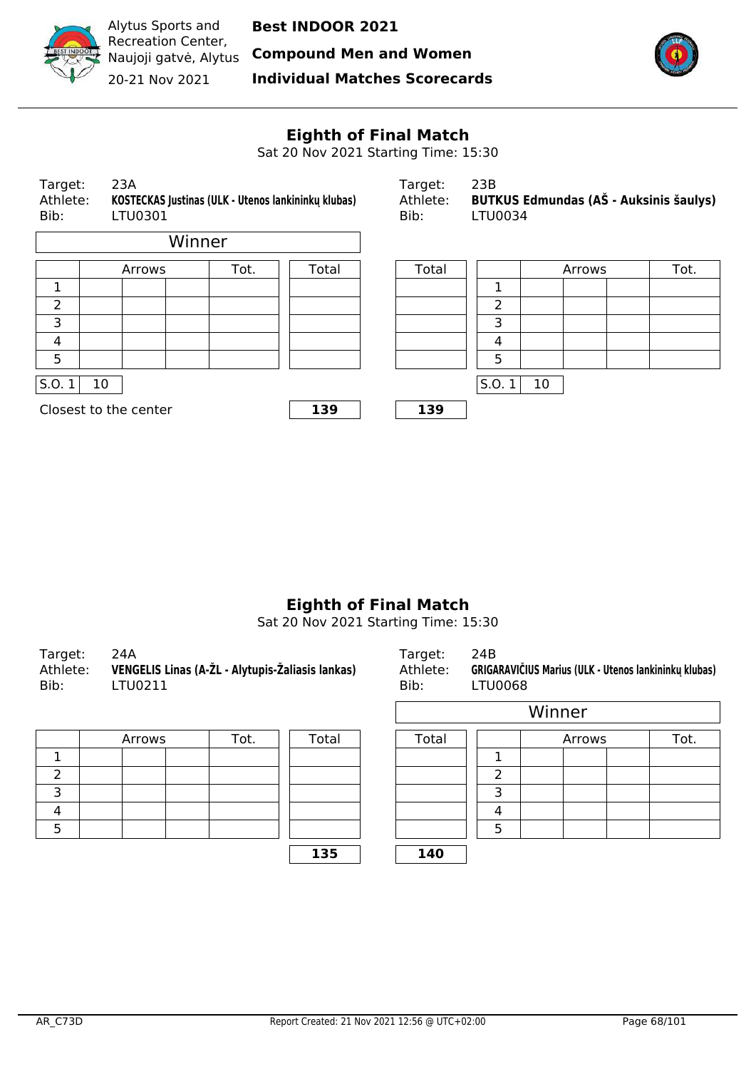Alytus Sports and Recreation Center, Naujoji gatvė, Alytus
20-21 Nov 2021

**Best INDOOR 2021**
**Compound Men and Women**
**Individual Matches Scorecards**

## Eighth of Final Match

Sat 20 Nov 2021 Starting Time: 15:30

| | |
|---|---|
| Target: | 23A |
| Athlete: | **KOSTECKAS Justinas (ULK - Utenos lankininkų klubas)** |
| Bib: | LTU0301 |

Winner

| | Arrows | | | Tot. | Total |
|---|---|---|---|---|---|
| 1 | | | | | |
| 2 | | | | | |
| 3 | | | | | |
| 4 | | | | | |
| 5 | | | | | |
| S.O. 1 | 10 | | | | |
| Closest to the center | | | | | **139** |

| | |
|---|---|
| Target: | 23B |
| Athlete: | **BUTKUS Edmundas (AŠ - Auksinis šaulys)** |
| Bib: | LTU0034 |

| Total | | Arrows | | | Tot. |
|---|---|---|---|---|---|
| | 1 | | | | |
| | 2 | | | | |
| | 3 | | | | |
| | 4 | | | | |
| | 5 | | | | |
| | S.O. 1 | 10 | | | |
| **139** | | | | | |

## Eighth of Final Match

Sat 20 Nov 2021 Starting Time: 15:30

| | |
|---|---|
| Target: | 24A |
| Athlete: | **VENGELIS Linas (A-ŽL - Alytupis-Žaliasis lankas)** |
| Bib: | LTU0211 |

| | Arrows | | | Tot. | Total |
|---|---|---|---|---|---|
| 1 | | | | | |
| 2 | | | | | |
| 3 | | | | | |
| 4 | | | | | |
| 5 | | | | | |
| | | | | | **135** |

| | |
|---|---|
| Target: | 24B |
| Athlete: | **GRIGARAVIČIUS Marius (ULK - Utenos lankininkų klubas)** |
| Bib: | LTU0068 |

Winner

| Total | | Arrows | | | Tot. |
|---|---|---|---|---|---|
| | 1 | | | | |
| | 2 | | | | |
| | 3 | | | | |
| | 4 | | | | |
| | 5 | | | | |
| **140** | | | | | |

AR_C73D    Report Created: 21 Nov 2021 12:56 @ UTC+02:00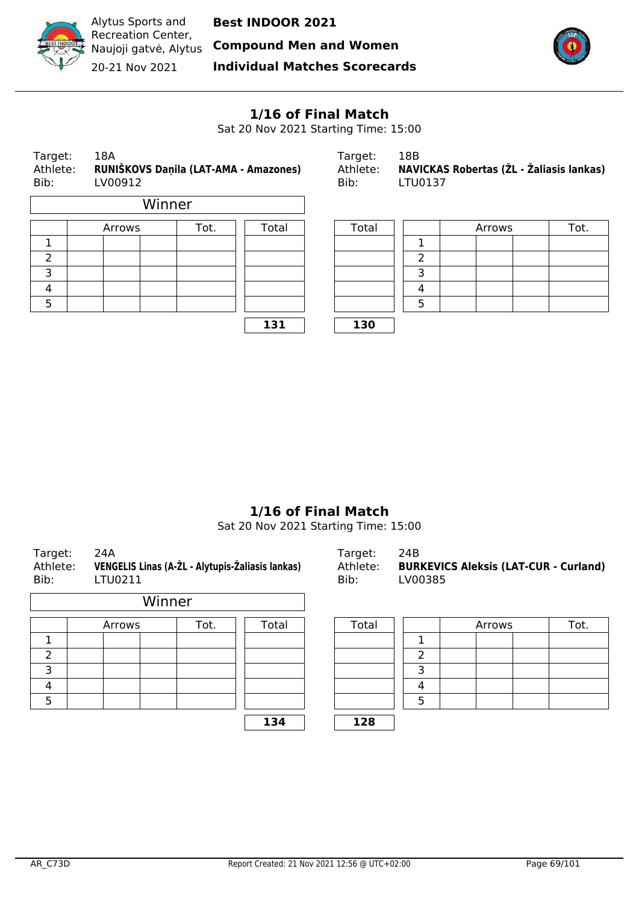## 1/16 of Final Match

Sat 20 Nov 2021 Starting Time: 15:00

| | | | |
|---|---|---|---|
| Target: | 18A | Target: | 18B |
| Athlete: | **RUNIŠKOVS Daņila (LAT-AMA - Amazones)** | Athlete: | **NAVICKAS Robertas (ŽL - Žaliasis lankas)** |
| Bib: | LV00912 | Bib: | LTU0137 |

Winner

| | Arrows | | | Tot. | Total | Total | | Arrows | | | Tot. |
|---|---|---|---|---|---|---|---|---|---|---|---|
| 1 | | | | | | | 1 | | | | |
| 2 | | | | | | | 2 | | | | |
| 3 | | | | | | | 3 | | | | |
| 4 | | | | | | | 4 | | | | |
| 5 | | | | | | | 5 | | | | |
| | | | | | **131** | **130** | | | | | |

## 1/16 of Final Match

Sat 20 Nov 2021 Starting Time: 15:00

| | | | |
|---|---|---|---|
| Target: | 24A | Target: | 24B |
| Athlete: | **VENGELIS Linas (A-ŽL - Alytupis-Žaliasis lankas)** | Athlete: | **BURKEVICS Aleksis (LAT-CUR - Curland)** |
| Bib: | LTU0211 | Bib: | LV00385 |

Winner

| | Arrows | | | Tot. | Total | Total | | Arrows | | | Tot. |
|---|---|---|---|---|---|---|---|---|---|---|---|
| 1 | | | | | | | 1 | | | | |
| 2 | | | | | | | 2 | | | | |
| 3 | | | | | | | 3 | | | | |
| 4 | | | | | | | 4 | | | | |
| 5 | | | | | | | 5 | | | | |
| | | | | | **134** | **128** | | | | | |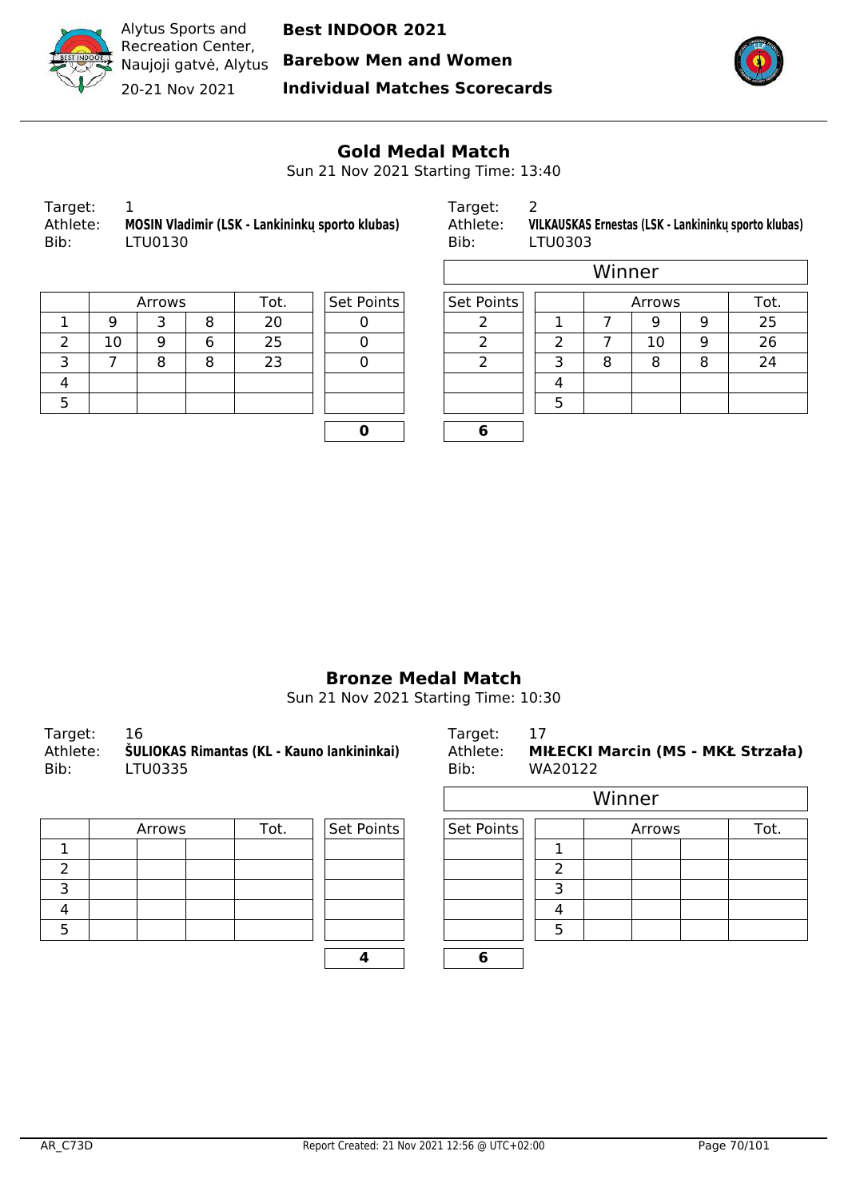Alytus Sports and Recreation Center, Naujoji gatvė, Alytus

20-21 Nov 2021

**Best INDOOR 2021**

**Barebow Men and Women**

**Individual Matches Scorecards**

## Gold Medal Match

Sun 21 Nov 2021 Starting Time: 13:40

Target: 1
Athlete: **MOSIN Vladimir (LSK - Lankininkų sporto klubas)**
Bib: LTU0130

| | Arrows | | | Tot. | Set Points |
|---|---|---|---|---|---|
| 1 | 9 | 3 | 8 | 20 | 0 |
| 2 | 10 | 9 | 6 | 25 | 0 |
| 3 | 7 | 8 | 8 | 23 | 0 |
| 4 | | | | | |
| 5 | | | | | |
| | | | | | **0** |

Target: 2
Athlete: **VILKAUSKAS Ernestas (LSK - Lankininkų sporto klubas)**
Bib: LTU0303

Winner

| Set Points | | Arrows | | | Tot. |
|---|---|---|---|---|---|
| 2 | 1 | 7 | 9 | 9 | 25 |
| 2 | 2 | 7 | 10 | 9 | 26 |
| 2 | 3 | 8 | 8 | 8 | 24 |
| | 4 | | | | |
| | 5 | | | | |
| **6** | | | | | |

## Bronze Medal Match

Sun 21 Nov 2021 Starting Time: 10:30

Target: 16
Athlete: **ŠULIOKAS Rimantas (KL - Kauno lankininkai)**
Bib: LTU0335

| | Arrows | | | Tot. | Set Points |
|---|---|---|---|---|---|
| 1 | | | | | |
| 2 | | | | | |
| 3 | | | | | |
| 4 | | | | | |
| 5 | | | | | |
| | | | | | **4** |

Target: 17
Athlete: **MIŁECKI Marcin (MS - MKŁ Strzała)**
Bib: WA20122

Winner

| Set Points | | Arrows | | | Tot. |
|---|---|---|---|---|---|
| | 1 | | | | |
| | 2 | | | | |
| | 3 | | | | |
| | 4 | | | | |
| | 5 | | | | |
| **6** | | | | | |

AR_C73D | Report Created: 21 Nov 2021 12:56 @ UTC+02:00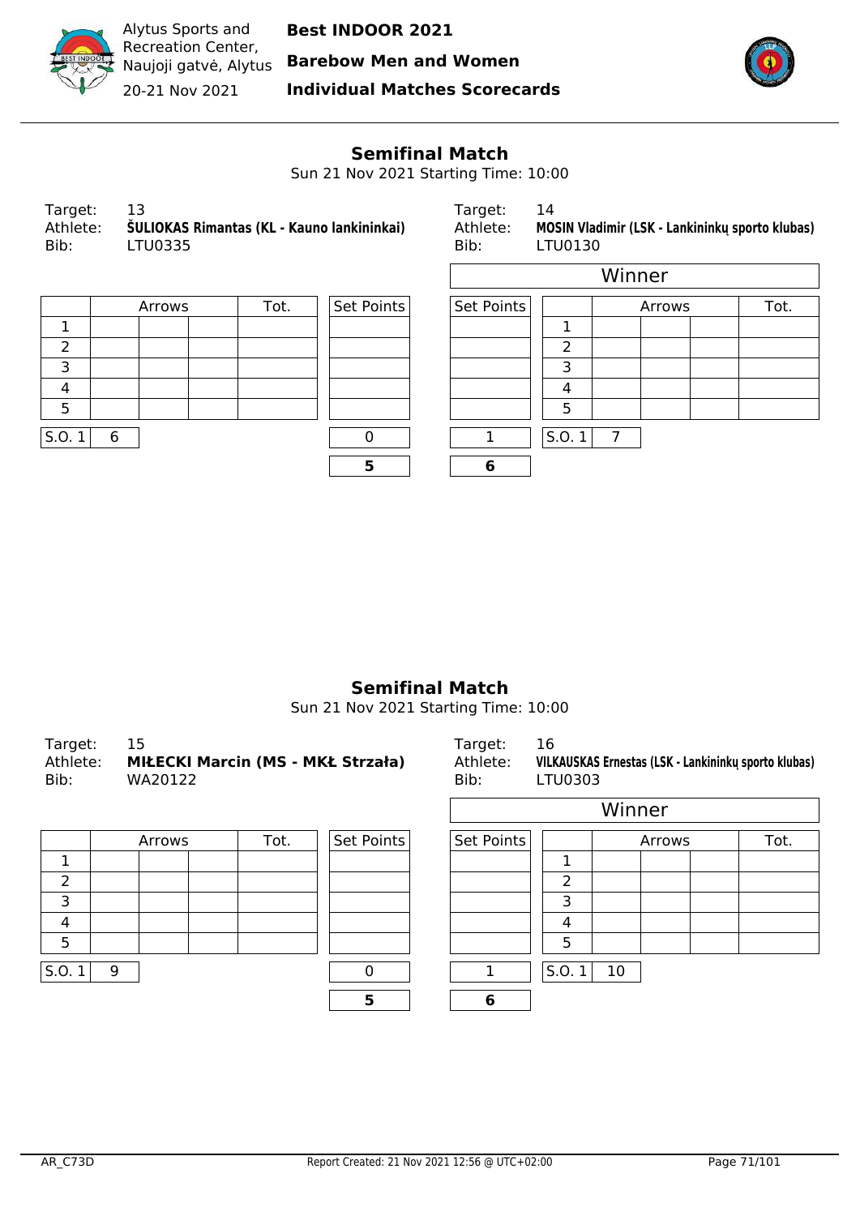Alytus Sports and Recreation Center, Naujoji gatvė, Alytus

20-21 Nov 2021

**Best INDOOR 2021**

**Barebow Men and Women**

**Individual Matches Scorecards**

## Semifinal Match

Sun 21 Nov 2021 Starting Time: 10:00

Target: 13
Athlete: **ŠULIOKAS Rimantas (KL - Kauno lankininkai)**
Bib: LTU0335

Target: 14
Athlete: **MOSIN Vladimir (LSK - Lankininkų sporto klubas)**
Bib: LTU0130

Winner: MOSIN Vladimir

| | Arrows | | | Tot. | Set Points |
|---|---|---|---|---|---|
| 1 | | | | | |
| 2 | | | | | |
| 3 | | | | | |
| 4 | | | | | |
| 5 | | | | | |
| S.O. 1 | 6 | | | | 0 |
| | | | | | **5** |

| Set Points | | Arrows | | | Tot. |
|---|---|---|---|---|---|
| | 1 | | | | |
| | 2 | | | | |
| | 3 | | | | |
| | 4 | | | | |
| | 5 | | | | |
| 1 | S.O. 1 | 7 | | | |
| **6** | | | | | |

## Semifinal Match

Sun 21 Nov 2021 Starting Time: 10:00

Target: 15
Athlete: **MIŁECKI Marcin (MS - MKŁ Strzała)**
Bib: WA20122

Target: 16
Athlete: **VILKAUSKAS Ernestas (LSK - Lankininkų sporto klubas)**
Bib: LTU0303

Winner: VILKAUSKAS Ernestas

| | Arrows | | | Tot. | Set Points |
|---|---|---|---|---|---|
| 1 | | | | | |
| 2 | | | | | |
| 3 | | | | | |
| 4 | | | | | |
| 5 | | | | | |
| S.O. 1 | 9 | | | | 0 |
| | | | | | **5** |

| Set Points | | Arrows | | | Tot. |
|---|---|---|---|---|---|
| | 1 | | | | |
| | 2 | | | | |
| | 3 | | | | |
| | 4 | | | | |
| | 5 | | | | |
| 1 | S.O. 1 | 10 | | | |
| **6** | | | | | |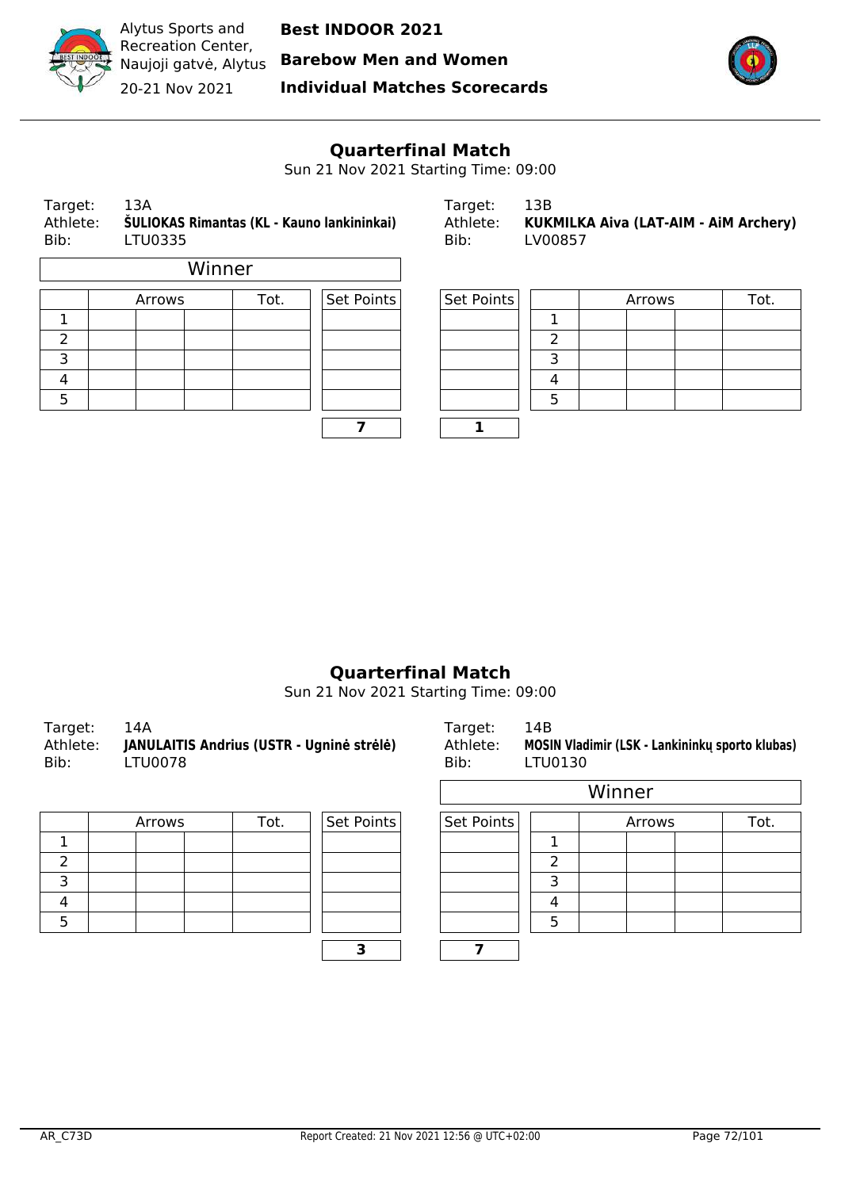Alytus Sports and Recreation Center, Naujoji gatvė, Alytus

20-21 Nov 2021

**Best INDOOR 2021**

**Barebow Men and Women**

**Individual Matches Scorecards**

## Quarterfinal Match

Sun 21 Nov 2021 Starting Time: 09:00

Target: 13A
Athlete: **ŠULIOKAS Rimantas (KL - Kauno lankininkai)**
Bib: LTU0335

Winner

| | Arrows | | | Tot. | Set Points |
|---|---|---|---|---|---|
| 1 | | | | | |
| 2 | | | | | |
| 3 | | | | | |
| 4 | | | | | |
| 5 | | | | | |
| | | | | | **7** |

Target: 13B
Athlete: **KUKMILKA Aiva (LAT-AIM - AiM Archery)**
Bib: LV00857

| Set Points | | Arrows | | | Tot. |
|---|---|---|---|---|---|
| | 1 | | | | |
| | 2 | | | | |
| | 3 | | | | |
| | 4 | | | | |
| | 5 | | | | |
| **1** | | | | | |

## Quarterfinal Match

Sun 21 Nov 2021 Starting Time: 09:00

Target: 14A
Athlete: **JANULAITIS Andrius (USTR - Ugninė strėlė)**
Bib: LTU0078

| | Arrows | | | Tot. | Set Points |
|---|---|---|---|---|---|
| 1 | | | | | |
| 2 | | | | | |
| 3 | | | | | |
| 4 | | | | | |
| 5 | | | | | |
| | | | | | **3** |

Target: 14B
Athlete: **MOSIN Vladimir (LSK - Lankininkų sporto klubas)**
Bib: LTU0130

Winner

| Set Points | | Arrows | | | Tot. |
|---|---|---|---|---|---|
| | 1 | | | | |
| | 2 | | | | |
| | 3 | | | | |
| | 4 | | | | |
| | 5 | | | | |
| **7** | | | | | |

AR_C73D — Report Created: 21 Nov 2021 12:56 @ UTC+02:00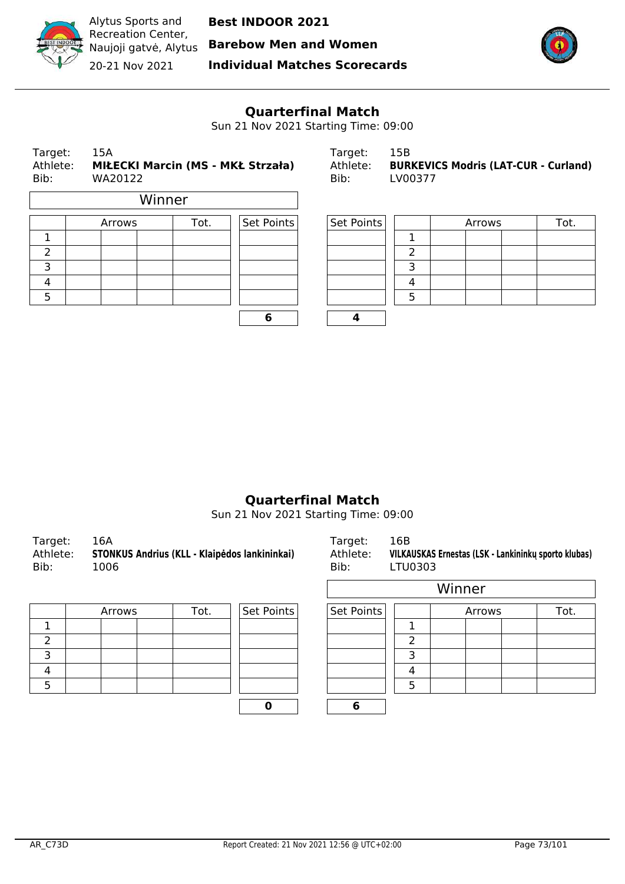Alytus Sports and Recreation Center, Naujoji gatvė, Alytus
20-21 Nov 2021

**Best INDOOR 2021**
**Barebow Men and Women**
**Individual Matches Scorecards**

## Quarterfinal Match

Sun 21 Nov 2021 Starting Time: 09:00

Target: 15A
Athlete: **MIŁECKI Marcin (MS - MKŁ Strzała)**
Bib: WA20122

Winner

| | Arrows | | | Tot. | Set Points |
|---|---|---|---|---|---|
| 1 | | | | | |
| 2 | | | | | |
| 3 | | | | | |
| 4 | | | | | |
| 5 | | | | | |
| | | | | | **6** |

Target: 15B
Athlete: **BURKEVICS Modris (LAT-CUR - Curland)**
Bib: LV00377

| Set Points | | Arrows | | | Tot. |
|---|---|---|---|---|---|
| | 1 | | | | |
| | 2 | | | | |
| | 3 | | | | |
| | 4 | | | | |
| | 5 | | | | |
| **4** | | | | | |

## Quarterfinal Match

Sun 21 Nov 2021 Starting Time: 09:00

Target: 16A
Athlete: **STONKUS Andrius (KLL - Klaipėdos lankininkai)**
Bib: 1006

| | Arrows | | | Tot. | Set Points |
|---|---|---|---|---|---|
| 1 | | | | | |
| 2 | | | | | |
| 3 | | | | | |
| 4 | | | | | |
| 5 | | | | | |
| | | | | | **0** |

Target: 16B
Athlete: **VILKAUSKAS Ernestas (LSK - Lankininkų sporto klubas)**
Bib: LTU0303

Winner

| Set Points | | Arrows | | | Tot. |
|---|---|---|---|---|---|
| | 1 | | | | |
| | 2 | | | | |
| | 3 | | | | |
| | 4 | | | | |
| | 5 | | | | |
| **6** | | | | | |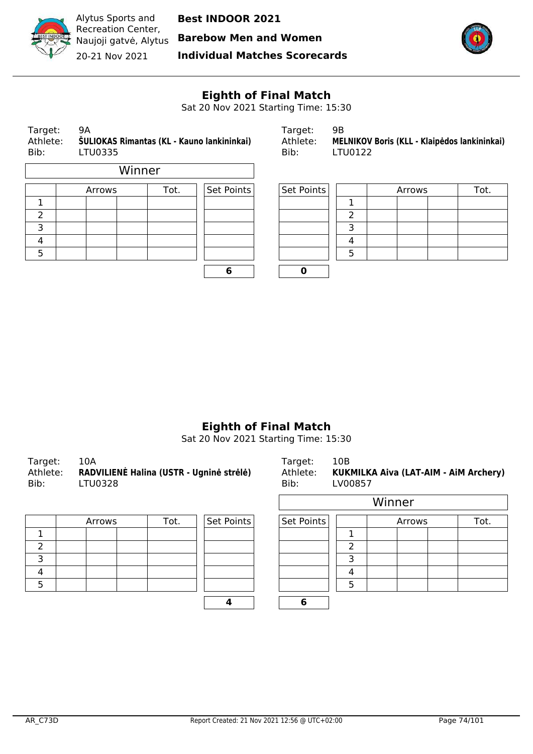Alytus Sports and Recreation Center, Naujoji gatvė, Alytus
20-21 Nov 2021

**Best INDOOR 2021**
**Barebow Men and Women**
**Individual Matches Scorecards**

## Eighth of Final Match

Sat 20 Nov 2021 Starting Time: 15:30

Target: 9A
Athlete: **ŠULIOKAS Rimantas (KL - Kauno lankininkai)**
Bib: LTU0335

**Winner**

| | Arrows | | | Tot. | Set Points |
|---|---|---|---|---|---|
| 1 | | | | | |
| 2 | | | | | |
| 3 | | | | | |
| 4 | | | | | |
| 5 | | | | | |
| | | | | | **6** |

Target: 9B
Athlete: **MELNIKOV Boris (KLL - Klaipėdos lankininkai)**
Bib: LTU0122

| Set Points | | Arrows | | | Tot. |
|---|---|---|---|---|---|
| | 1 | | | | |
| | 2 | | | | |
| | 3 | | | | |
| | 4 | | | | |
| | 5 | | | | |
| **0** | | | | | |

## Eighth of Final Match

Sat 20 Nov 2021 Starting Time: 15:30

Target: 10A
Athlete: **RADVILIENĖ Halina (USTR - Ugninė strėlė)**
Bib: LTU0328

| | Arrows | | | Tot. | Set Points |
|---|---|---|---|---|---|
| 1 | | | | | |
| 2 | | | | | |
| 3 | | | | | |
| 4 | | | | | |
| 5 | | | | | |
| | | | | | **4** |

Target: 10B
Athlete: **KUKMILKA Aiva (LAT-AIM - AiM Archery)**
Bib: LV00857

**Winner**

| Set Points | | Arrows | | | Tot. |
|---|---|---|---|---|---|
| | 1 | | | | |
| | 2 | | | | |
| | 3 | | | | |
| | 4 | | | | |
| | 5 | | | | |
| **6** | | | | | |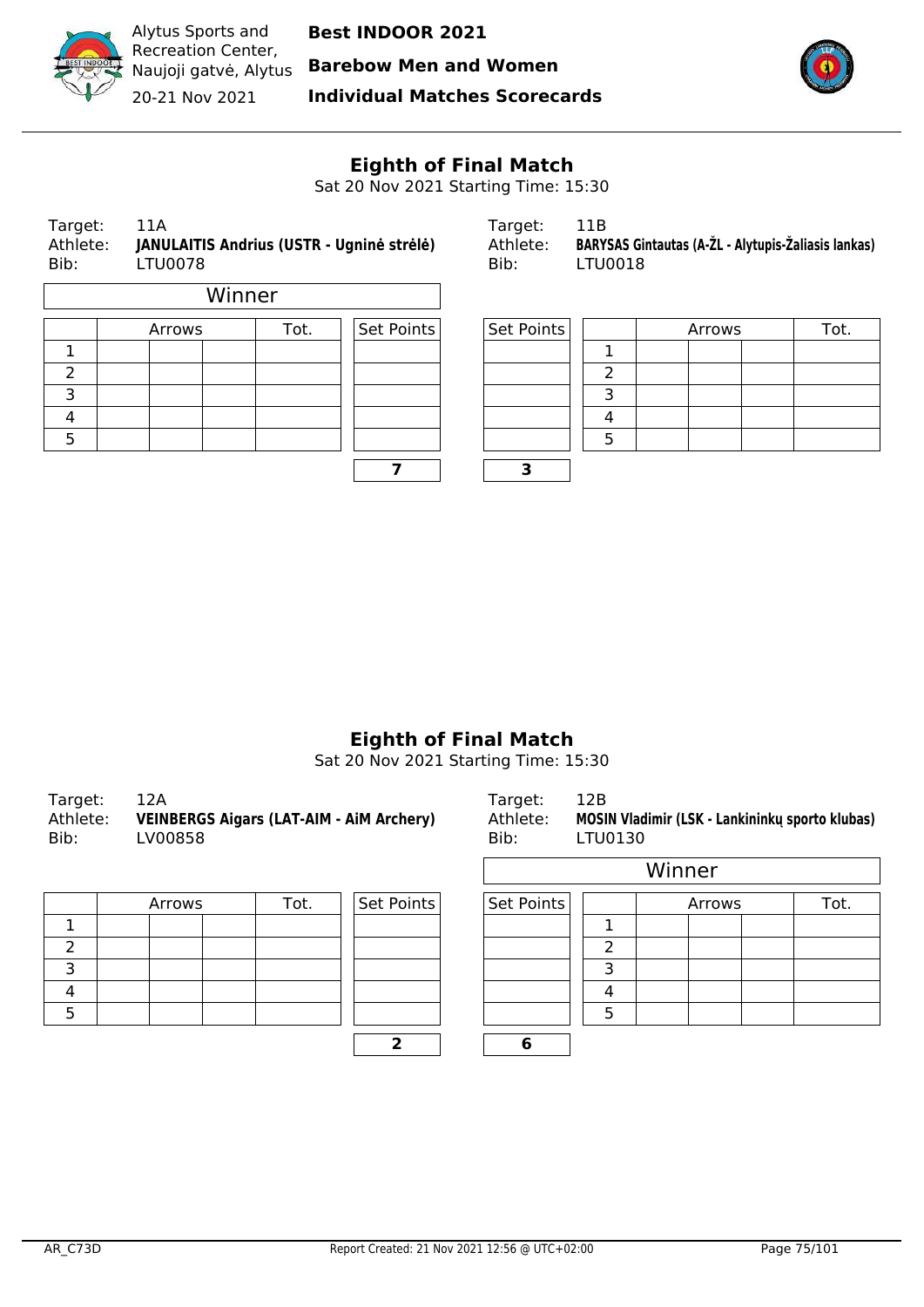Alytus Sports and Recreation Center, Naujoji gatvė, Alytus
20-21 Nov 2021

**Best INDOOR 2021**
**Barebow Men and Women**
**Individual Matches Scorecards**

## Eighth of Final Match

Sat 20 Nov 2021 Starting Time: 15:30

Target: 11A
Athlete: **JANULAITIS Andrius (USTR - Ugninė strėlė)**
Bib: LTU0078

Winner

| | Arrows | | | Tot. | Set Points |
|---|---|---|---|---|---|
| 1 | | | | | |
| 2 | | | | | |
| 3 | | | | | |
| 4 | | | | | |
| 5 | | | | | |
| | | | | | **7** |

Target: 11B
Athlete: **BARYSAS Gintautas (A-ŽL - Alytupis-Žaliasis lankas)**
Bib: LTU0018

| Set Points | | Arrows | | | Tot. |
|---|---|---|---|---|---|
| | 1 | | | | |
| | 2 | | | | |
| | 3 | | | | |
| | 4 | | | | |
| | 5 | | | | |
| **3** | | | | | |

## Eighth of Final Match

Sat 20 Nov 2021 Starting Time: 15:30

Target: 12A
Athlete: **VEINBERGS Aigars (LAT-AIM - AiM Archery)**
Bib: LV00858

| | Arrows | | | Tot. | Set Points |
|---|---|---|---|---|---|
| 1 | | | | | |
| 2 | | | | | |
| 3 | | | | | |
| 4 | | | | | |
| 5 | | | | | |
| | | | | | **2** |

Target: 12B
Athlete: **MOSIN Vladimir (LSK - Lankininkų sporto klubas)**
Bib: LTU0130

Winner

| Set Points | | Arrows | | | Tot. |
|---|---|---|---|---|---|
| | 1 | | | | |
| | 2 | | | | |
| | 3 | | | | |
| | 4 | | | | |
| | 5 | | | | |
| **6** | | | | | |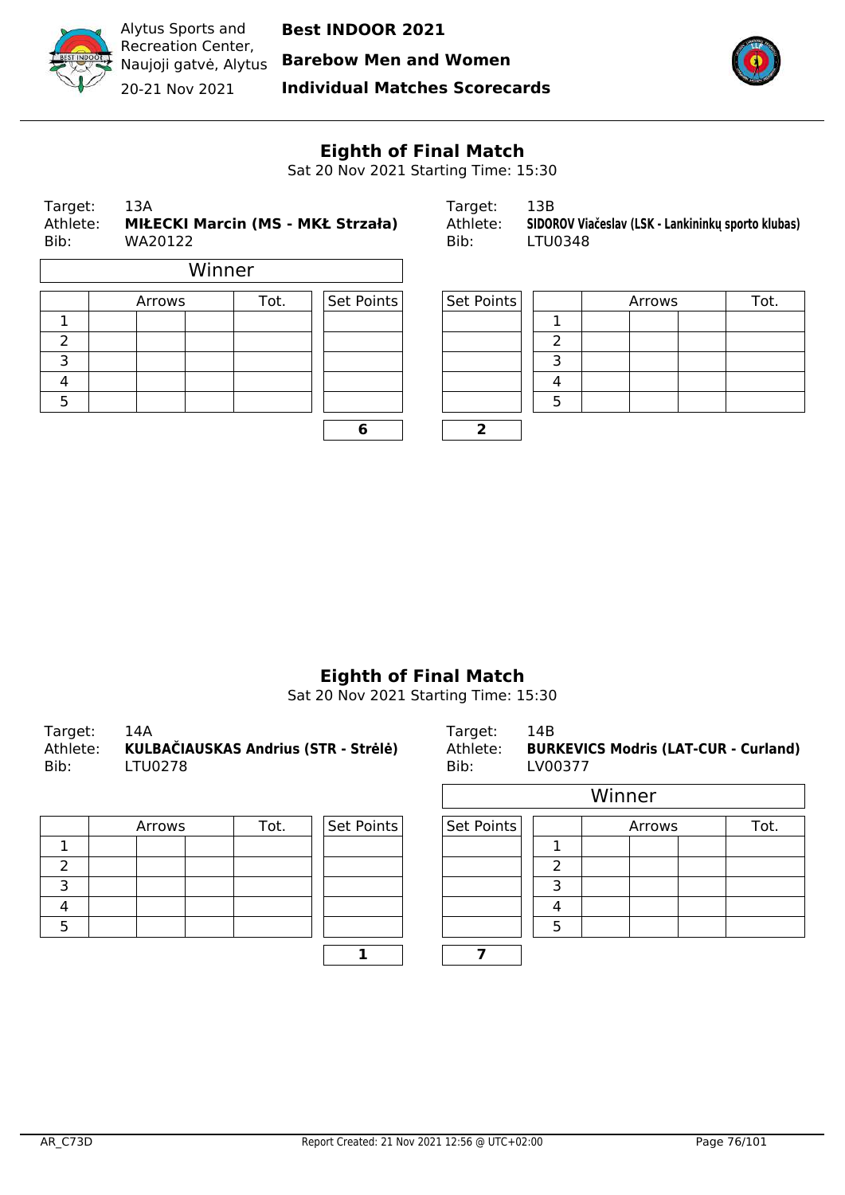## Eighth of Final Match

Sat 20 Nov 2021 Starting Time: 15:30

| | |
|---|---|
| Target: | 13A |
| Athlete: | **MIŁECKI Marcin (MS - MKŁ Strzała)** |
| Bib: | WA20122 |

| | |
|---|---|
| Target: | 13B |
| Athlete: | **SIDOROV Viačeslav (LSK - Lankininkų sporto klubas)** |
| Bib: | LTU0348 |

**Winner**: MIŁECKI Marcin

| | Arrows | | | Tot. | Set Points | Set Points | | Arrows | | | Tot. |
|---|---|---|---|---|---|---|---|---|---|---|---|
| 1 | | | | | | | 1 | | | | |
| 2 | | | | | | | 2 | | | | |
| 3 | | | | | | | 3 | | | | |
| 4 | | | | | | | 4 | | | | |
| 5 | | | | | | | 5 | | | | |
| | | | | | **6** | **2** | | | | | |

## Eighth of Final Match

Sat 20 Nov 2021 Starting Time: 15:30

| | |
|---|---|
| Target: | 14A |
| Athlete: | **KULBAČIAUSKAS Andrius (STR - Strėlė)** |
| Bib: | LTU0278 |

| | |
|---|---|
| Target: | 14B |
| Athlete: | **BURKEVICS Modris (LAT-CUR - Curland)** |
| Bib: | LV00377 |

**Winner**: BURKEVICS Modris

| | Arrows | | | Tot. | Set Points | Set Points | | Arrows | | | Tot. |
|---|---|---|---|---|---|---|---|---|---|---|---|
| 1 | | | | | | | 1 | | | | |
| 2 | | | | | | | 2 | | | | |
| 3 | | | | | | | 3 | | | | |
| 4 | | | | | | | 4 | | | | |
| 5 | | | | | | | 5 | | | | |
| | | | | | **1** | **7** | | | | | |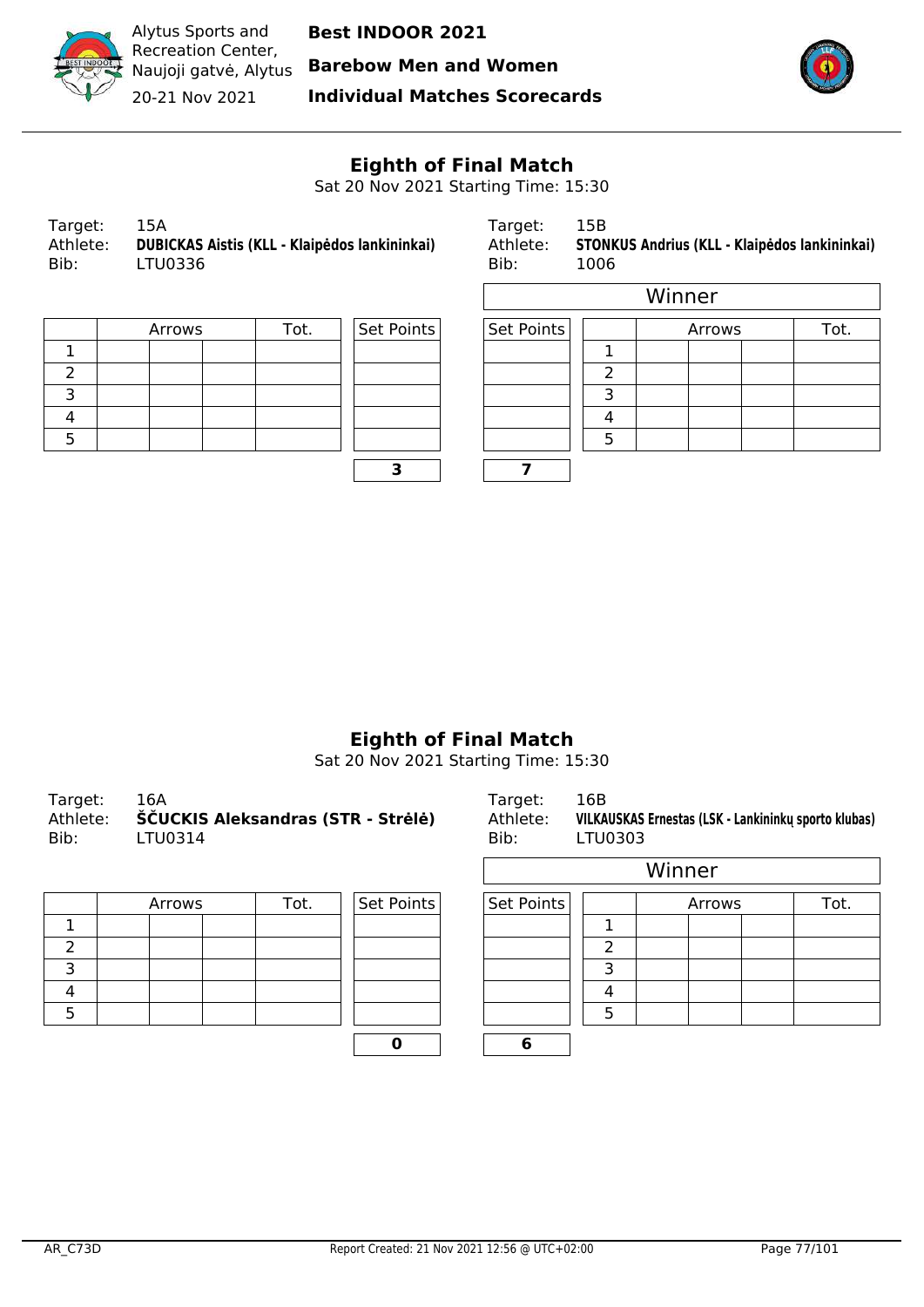Alytus Sports and Recreation Center, Naujoji gatvė, Alytus

20-21 Nov 2021

**Best INDOOR 2021**

**Barebow Men and Women**

**Individual Matches Scorecards**

## Eighth of Final Match

Sat 20 Nov 2021 Starting Time: 15:30

Target: 15A
Athlete: **DUBICKAS Aistis (KLL - Klaipėdos lankininkai)**
Bib: LTU0336

| | Arrows | | | Tot. | Set Points |
|---|---|---|---|---|---|
| 1 | | | | | |
| 2 | | | | | |
| 3 | | | | | |
| 4 | | | | | |
| 5 | | | | | |
| | | | | | **3** |

Target: 15B
Athlete: **STONKUS Andrius (KLL - Klaipėdos lankininkai)**
Bib: 1006

Winner

| Set Points | | Arrows | | | Tot. |
|---|---|---|---|---|---|
| | 1 | | | | |
| | 2 | | | | |
| | 3 | | | | |
| | 4 | | | | |
| | 5 | | | | |
| **7** | | | | | |

## Eighth of Final Match

Sat 20 Nov 2021 Starting Time: 15:30

Target: 16A
Athlete: **ŠČUCKIS Aleksandras (STR - Strėlė)**
Bib: LTU0314

| | Arrows | | | Tot. | Set Points |
|---|---|---|---|---|---|
| 1 | | | | | |
| 2 | | | | | |
| 3 | | | | | |
| 4 | | | | | |
| 5 | | | | | |
| | | | | | **0** |

Target: 16B
Athlete: **VILKAUSKAS Ernestas (LSK - Lankininkų sporto klubas)**
Bib: LTU0303

Winner

| Set Points | | Arrows | | | Tot. |
|---|---|---|---|---|---|
| | 1 | | | | |
| | 2 | | | | |
| | 3 | | | | |
| | 4 | | | | |
| | 5 | | | | |
| **6** | | | | | |

AR_C73D    Report Created: 21 Nov 2021 12:56 @ UTC+02:00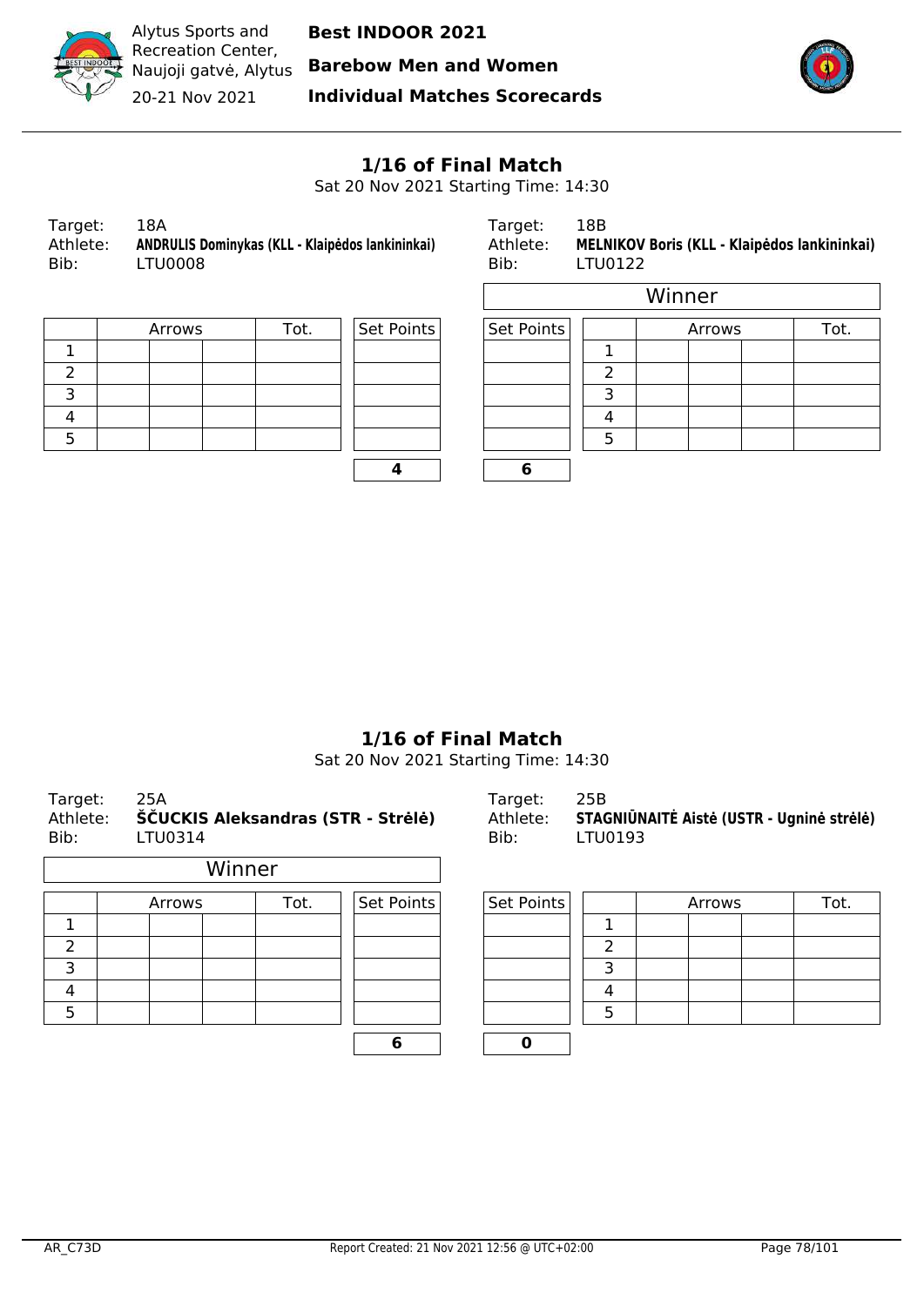Alytus Sports and Recreation Center, Naujoji gatvė, Alytus

20-21 Nov 2021

**Best INDOOR 2021**

**Barebow Men and Women**

**Individual Matches Scorecards**

## 1/16 of Final Match

Sat 20 Nov 2021 Starting Time: 14:30

Target: 18A
Athlete: **ANDRULIS Dominykas (KLL - Klaipėdos lankininkai)**
Bib: LTU0008

| | Arrows | | | Tot. | Set Points |
|---|---|---|---|---|---|
| 1 | | | | | |
| 2 | | | | | |
| 3 | | | | | |
| 4 | | | | | |
| 5 | | | | | |
| | | | | | **4** |

Target: 18B
Athlete: **MELNIKOV Boris (KLL - Klaipėdos lankininkai)**
Bib: LTU0122

Winner

| Set Points | | Arrows | | | Tot. |
|---|---|---|---|---|---|
| | 1 | | | | |
| | 2 | | | | |
| | 3 | | | | |
| | 4 | | | | |
| | 5 | | | | |
| **6** | | | | | |

## 1/16 of Final Match

Sat 20 Nov 2021 Starting Time: 14:30

Target: 25A
Athlete: **ŠČUCKIS Aleksandras (STR - Strėlė)**
Bib: LTU0314

Winner

| | Arrows | | | Tot. | Set Points |
|---|---|---|---|---|---|
| 1 | | | | | |
| 2 | | | | | |
| 3 | | | | | |
| 4 | | | | | |
| 5 | | | | | |
| | | | | | **6** |

Target: 25B
Athlete: **STAGNIŪNAITĖ Aistė (USTR - Ugninė strėlė)**
Bib: LTU0193

| Set Points | | Arrows | | | Tot. |
|---|---|---|---|---|---|
| | 1 | | | | |
| | 2 | | | | |
| | 3 | | | | |
| | 4 | | | | |
| | 5 | | | | |
| **0** | | | | | |

AR_C73D — Report Created: 21 Nov 2021 12:56 @ UTC+02:00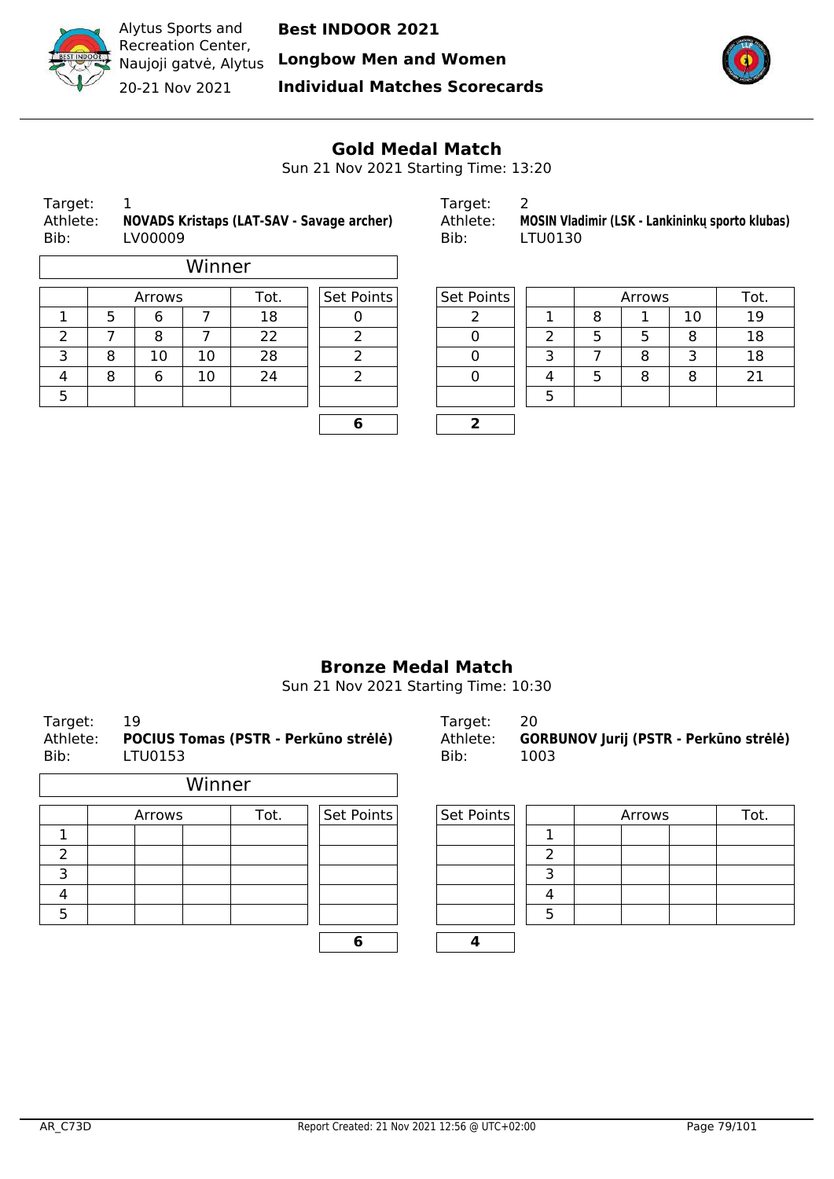Alytus Sports and Recreation Center, Naujoji gatvė, Alytus

20-21 Nov 2021

**Best INDOOR 2021**

**Longbow Men and Women**

**Individual Matches Scorecards**

## Gold Medal Match

Sun 21 Nov 2021 Starting Time: 13:20

Target: 1
Athlete: **NOVADS Kristaps (LAT-SAV - Savage archer)**
Bib: LV00009

Winner

| | Arrows | | | Tot. | Set Points |
|---|---|---|---|---|---|
| 1 | 5 | 6 | 7 | 18 | 0 |
| 2 | 7 | 8 | 7 | 22 | 2 |
| 3 | 8 | 10 | 10 | 28 | 2 |
| 4 | 8 | 6 | 10 | 24 | 2 |
| 5 | | | | | |
| | | | | | **6** |

Target: 2
Athlete: **MOSIN Vladimir (LSK - Lankininkų sporto klubas)**
Bib: LTU0130

| Set Points | | Arrows | | | Tot. |
|---|---|---|---|---|---|
| 2 | 1 | 8 | 1 | 10 | 19 |
| 0 | 2 | 5 | 5 | 8 | 18 |
| 0 | 3 | 7 | 8 | 3 | 18 |
| 0 | 4 | 5 | 8 | 8 | 21 |
| | 5 | | | | |
| **2** | | | | | |

## Bronze Medal Match

Sun 21 Nov 2021 Starting Time: 10:30

Target: 19
Athlete: **POCIUS Tomas (PSTR - Perkūno strėlė)**
Bib: LTU0153

Winner

| | Arrows | | | Tot. | Set Points |
|---|---|---|---|---|---|
| 1 | | | | | |
| 2 | | | | | |
| 3 | | | | | |
| 4 | | | | | |
| 5 | | | | | |
| | | | | | **6** |

Target: 20
Athlete: **GORBUNOV Jurij (PSTR - Perkūno strėlė)**
Bib: 1003

| Set Points | | Arrows | | | Tot. |
|---|---|---|---|---|---|
| | 1 | | | | |
| | 2 | | | | |
| | 3 | | | | |
| | 4 | | | | |
| | 5 | | | | |
| **4** | | | | | |

AR_C73D

Report Created: 21 Nov 2021 12:56 @ UTC+02:00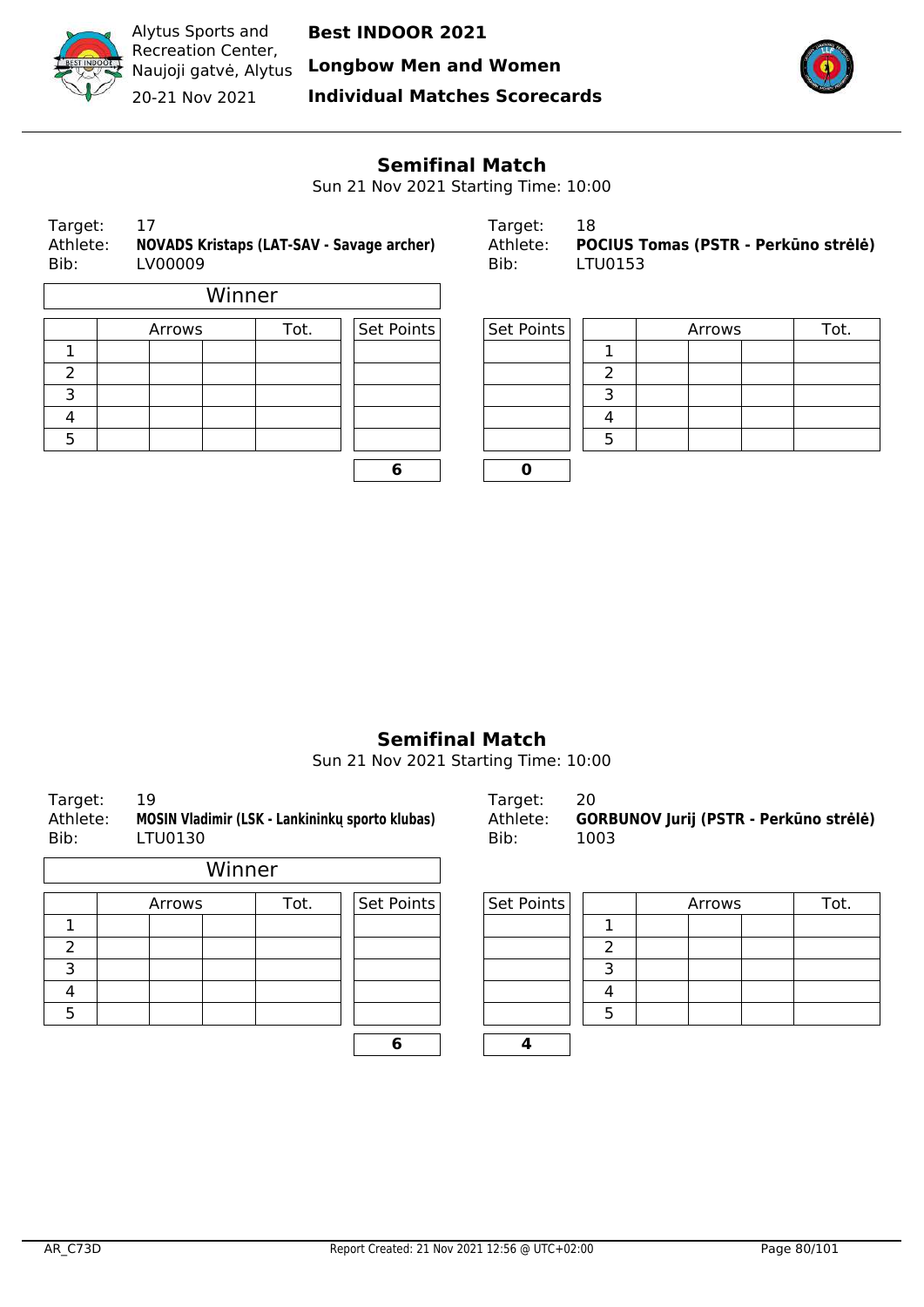Alytus Sports and Recreation Center, Naujoji gatvė, Alytus

20-21 Nov 2021

**Best INDOOR 2021**

**Longbow Men and Women**

**Individual Matches Scorecards**

## Semifinal Match

Sun 21 Nov 2021 Starting Time: 10:00

Target: 17
Athlete: **NOVADS Kristaps (LAT-SAV - Savage archer)**
Bib: LV00009

Winner

| | Arrows | | | Tot. | Set Points |
|---|---|---|---|---|---|
| 1 | | | | | |
| 2 | | | | | |
| 3 | | | | | |
| 4 | | | | | |
| 5 | | | | | |
| | | | | | **6** |

Target: 18
Athlete: **POCIUS Tomas (PSTR - Perkūno strėlė)**
Bib: LTU0153

| Set Points | | Arrows | | | Tot. |
|---|---|---|---|---|---|
| | 1 | | | | |
| | 2 | | | | |
| | 3 | | | | |
| | 4 | | | | |
| | 5 | | | | |
| **0** | | | | | |

## Semifinal Match

Sun 21 Nov 2021 Starting Time: 10:00

Target: 19
Athlete: **MOSIN Vladimir (LSK - Lankininkų sporto klubas)**
Bib: LTU0130

Winner

| | Arrows | | | Tot. | Set Points |
|---|---|---|---|---|---|
| 1 | | | | | |
| 2 | | | | | |
| 3 | | | | | |
| 4 | | | | | |
| 5 | | | | | |
| | | | | | **6** |

Target: 20
Athlete: **GORBUNOV Jurij (PSTR - Perkūno strėlė)**
Bib: 1003

| Set Points | | Arrows | | | Tot. |
|---|---|---|---|---|---|
| | 1 | | | | |
| | 2 | | | | |
| | 3 | | | | |
| | 4 | | | | |
| | 5 | | | | |
| **4** | | | | | |

AR_C73D Report Created: 21 Nov 2021 12:56 @ UTC+02:00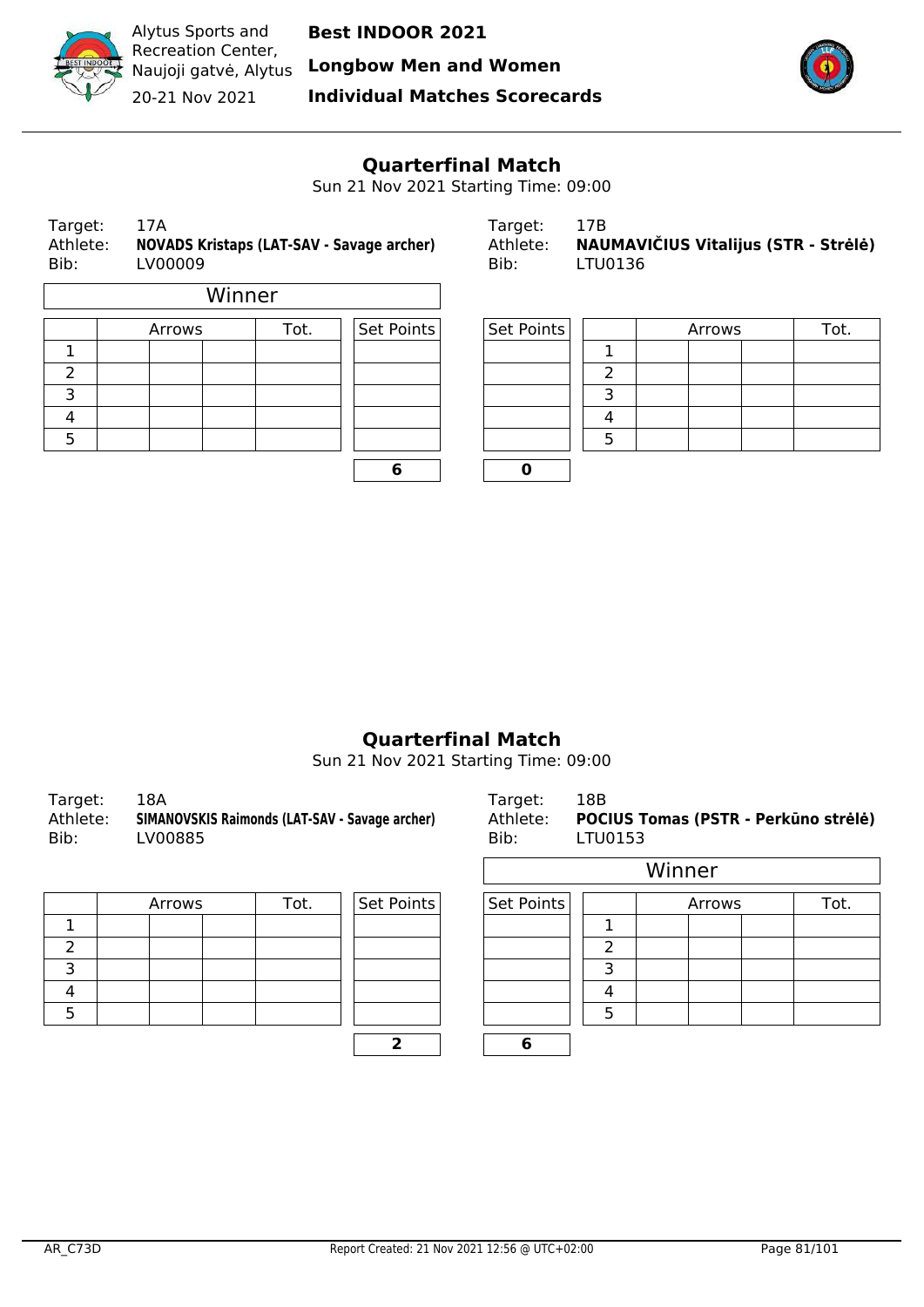Alytus Sports and Recreation Center, Naujoji gatvė, Alytus

20-21 Nov 2021

**Best INDOOR 2021**

**Longbow Men and Women**

**Individual Matches Scorecards**

## Quarterfinal Match

Sun 21 Nov 2021 Starting Time: 09:00

Target: 17A
Athlete: **NOVADS Kristaps (LAT-SAV - Savage archer)**
Bib: LV00009

**Winner**

| | Arrows | | | Tot. | Set Points |
|---|---|---|---|---|---|
| 1 | | | | | |
| 2 | | | | | |
| 3 | | | | | |
| 4 | | | | | |
| 5 | | | | | |
| | | | | | **6** |

Target: 17B
Athlete: **NAUMAVIČIUS Vitalijus (STR - Strėlė)**
Bib: LTU0136

| Set Points | | Arrows | | | Tot. |
|---|---|---|---|---|---|
| | 1 | | | | |
| | 2 | | | | |
| | 3 | | | | |
| | 4 | | | | |
| | 5 | | | | |
| **0** | | | | | |

## Quarterfinal Match

Sun 21 Nov 2021 Starting Time: 09:00

Target: 18A
Athlete: **SIMANOVSKIS Raimonds (LAT-SAV - Savage archer)**
Bib: LV00885

| | Arrows | | | Tot. | Set Points |
|---|---|---|---|---|---|
| 1 | | | | | |
| 2 | | | | | |
| 3 | | | | | |
| 4 | | | | | |
| 5 | | | | | |
| | | | | | **2** |

Target: 18B
Athlete: **POCIUS Tomas (PSTR - Perkūno strėlė)**
Bib: LTU0153

**Winner**

| Set Points | | Arrows | | | Tot. |
|---|---|---|---|---|---|
| | 1 | | | | |
| | 2 | | | | |
| | 3 | | | | |
| | 4 | | | | |
| | 5 | | | | |
| **6** | | | | | |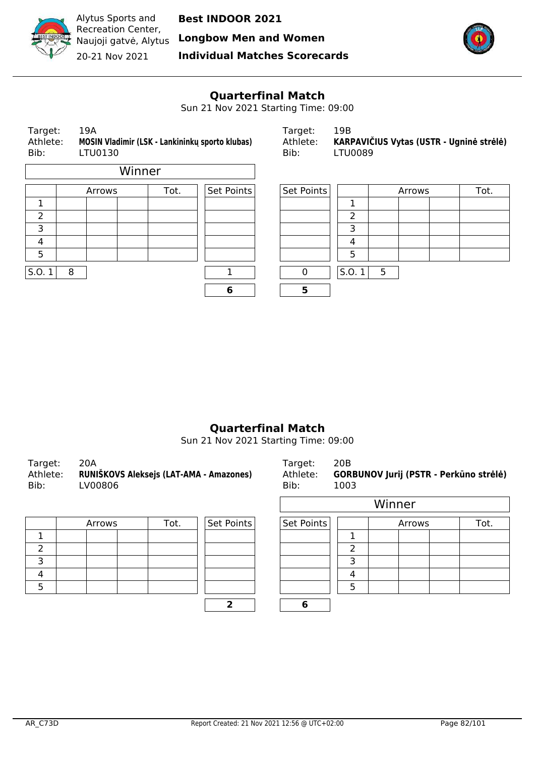Alytus Sports and Recreation Center, Naujoji gatvė, Alytus
20-21 Nov 2021

**Best INDOOR 2021**
**Longbow Men and Women**
**Individual Matches Scorecards**

## Quarterfinal Match

Sun 21 Nov 2021 Starting Time: 09:00

Target: 19A
Athlete: **MOSIN Vladimir (LSK - Lankininkų sporto klubas)**
Bib: LTU0130

Winner

| | Arrows | | | Tot. | Set Points |
|---|---|---|---|---|---|
| 1 | | | | | |
| 2 | | | | | |
| 3 | | | | | |
| 4 | | | | | |
| 5 | | | | | |
| S.O. 1 | 8 | | | | 1 |
| | | | | | **6** |

Target: 19B
Athlete: **KARPAVIČIUS Vytas (USTR - Ugninė strėlė)**
Bib: LTU0089

| Set Points | | Arrows | | | Tot. |
|---|---|---|---|---|---|
| | 1 | | | | |
| | 2 | | | | |
| | 3 | | | | |
| | 4 | | | | |
| | 5 | | | | |
| 0 | S.O. 1 | 5 | | | |
| **5** | | | | | |

## Quarterfinal Match

Sun 21 Nov 2021 Starting Time: 09:00

Target: 20A
Athlete: **RUNIŠKOVS Aleksejs (LAT-AMA - Amazones)**
Bib: LV00806

| | Arrows | | | Tot. | Set Points |
|---|---|---|---|---|---|
| 1 | | | | | |
| 2 | | | | | |
| 3 | | | | | |
| 4 | | | | | |
| 5 | | | | | |
| | | | | | **2** |

Target: 20B
Athlete: **GORBUNOV Jurij (PSTR - Perkūno strėlė)**
Bib: 1003

Winner

| Set Points | | Arrows | | | Tot. |
|---|---|---|---|---|---|
| | 1 | | | | |
| | 2 | | | | |
| | 3 | | | | |
| | 4 | | | | |
| | 5 | | | | |
| **6** | | | | | |

AR_C73D — Report Created: 21 Nov 2021 12:56 @ UTC+02:00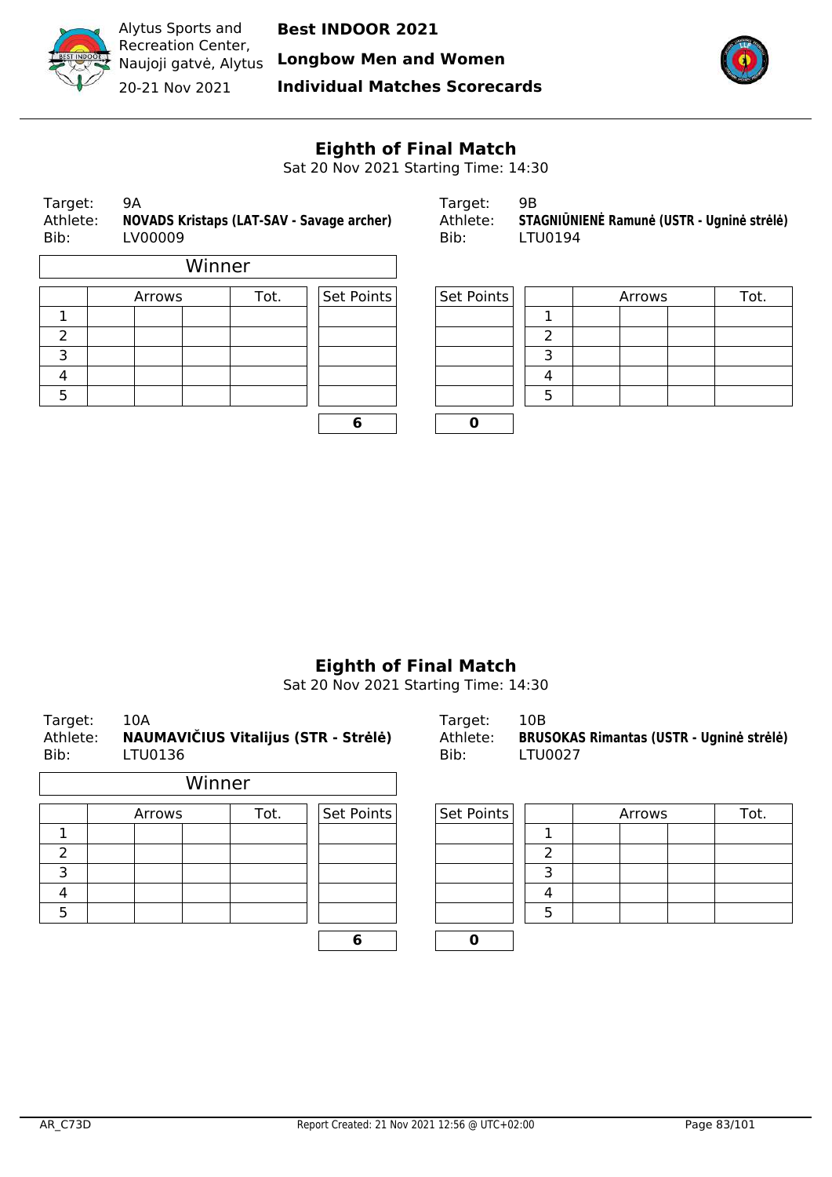Alytus Sports and Recreation Center, Naujoji gatvė, Alytus
20-21 Nov 2021

**Best INDOOR 2021**
**Longbow Men and Women**
**Individual Matches Scorecards**

## Eighth of Final Match

Sat 20 Nov 2021 Starting Time: 14:30

Target: 9A
Athlete: **NOVADS Kristaps (LAT-SAV - Savage archer)**
Bib: LV00009

Winner

| | Arrows | | | Tot. | Set Points |
|---|---|---|---|---|---|
| 1 | | | | | |
| 2 | | | | | |
| 3 | | | | | |
| 4 | | | | | |
| 5 | | | | | |
| | | | | | **6** |

Target: 9B
Athlete: **STAGNIŪNIENĖ Ramunė (USTR - Ugninė strėlė)**
Bib: LTU0194

| Set Points | | Arrows | | | Tot. |
|---|---|---|---|---|---|
| | 1 | | | | |
| | 2 | | | | |
| | 3 | | | | |
| | 4 | | | | |
| | 5 | | | | |
| **0** | | | | | |

## Eighth of Final Match

Sat 20 Nov 2021 Starting Time: 14:30

Target: 10A
Athlete: **NAUMAVIČIUS Vitalijus (STR - Strėlė)**
Bib: LTU0136

Winner

| | Arrows | | | Tot. | Set Points |
|---|---|---|---|---|---|
| 1 | | | | | |
| 2 | | | | | |
| 3 | | | | | |
| 4 | | | | | |
| 5 | | | | | |
| | | | | | **6** |

Target: 10B
Athlete: **BRUSOKAS Rimantas (USTR - Ugninė strėlė)**
Bib: LTU0027

| Set Points | | Arrows | | | Tot. |
|---|---|---|---|---|---|
| | 1 | | | | |
| | 2 | | | | |
| | 3 | | | | |
| | 4 | | | | |
| | 5 | | | | |
| **0** | | | | | |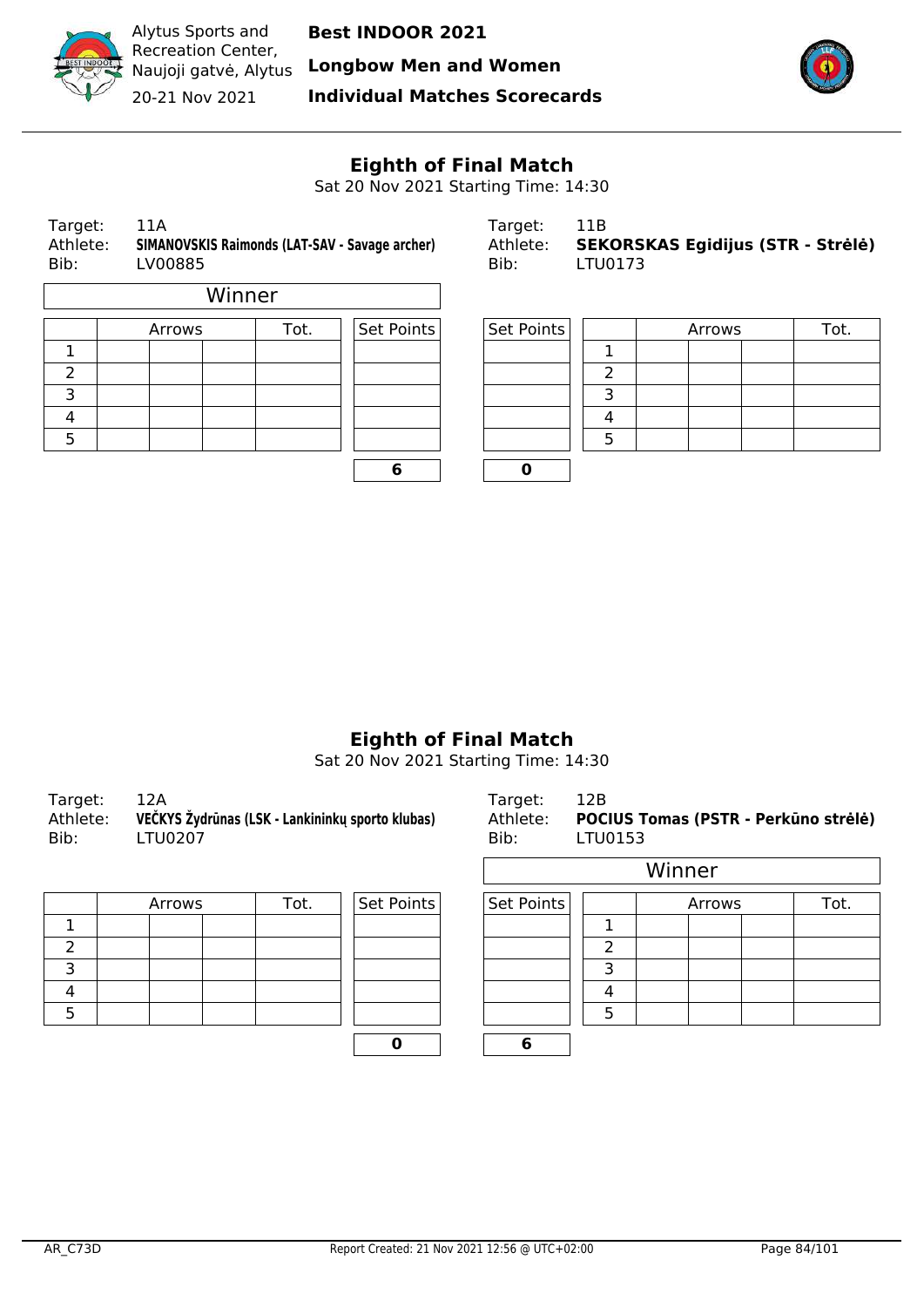## Eighth of Final Match

Sat 20 Nov 2021 Starting Time: 14:30

Target: 11A
Athlete: **SIMANOVSKIS Raimonds (LAT-SAV - Savage archer)**
Bib: LV00885

Winner

| | Arrows | | | Tot. | Set Points |
|---|---|---|---|---|---|
| 1 | | | | | |
| 2 | | | | | |
| 3 | | | | | |
| 4 | | | | | |
| 5 | | | | | |
| | | | | | **6** |

Target: 11B
Athlete: **SEKORSKAS Egidijus (STR - Strėlė)**
Bib: LTU0173

| Set Points | | Arrows | | | Tot. |
|---|---|---|---|---|---|
| | 1 | | | | |
| | 2 | | | | |
| | 3 | | | | |
| | 4 | | | | |
| | 5 | | | | |
| **0** | | | | | |

## Eighth of Final Match

Sat 20 Nov 2021 Starting Time: 14:30

Target: 12A
Athlete: **VEČKYS Žydrūnas (LSK - Lankininkų sporto klubas)**
Bib: LTU0207

| | Arrows | | | Tot. | Set Points |
|---|---|---|---|---|---|
| 1 | | | | | |
| 2 | | | | | |
| 3 | | | | | |
| 4 | | | | | |
| 5 | | | | | |
| | | | | | **0** |

Target: 12B
Athlete: **POCIUS Tomas (PSTR - Perkūno strėlė)**
Bib: LTU0153

Winner

| Set Points | | Arrows | | | Tot. |
|---|---|---|---|---|---|
| | 1 | | | | |
| | 2 | | | | |
| | 3 | | | | |
| | 4 | | | | |
| | 5 | | | | |
| **6** | | | | | |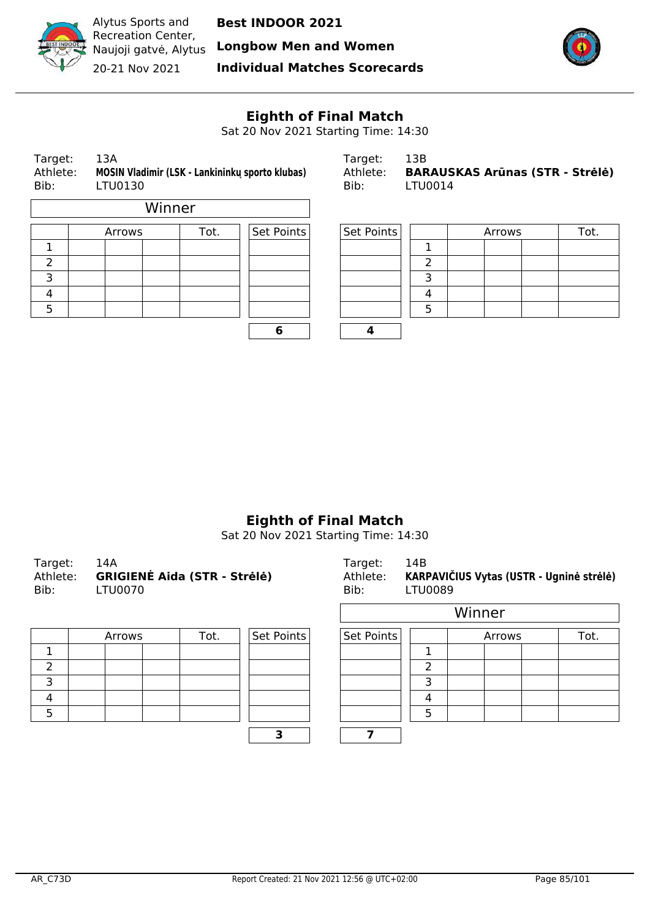Alytus Sports and Recreation Center, Naujoji gatvė, Alytus
20-21 Nov 2021

**Best INDOOR 2021**
**Longbow Men and Women**
**Individual Matches Scorecards**

## Eighth of Final Match

Sat 20 Nov 2021 Starting Time: 14:30

Target: 13A
Athlete: **MOSIN Vladimir (LSK - Lankininkų sporto klubas)**
Bib: LTU0130

Winner

| | Arrows | | | Tot. | Set Points |
|---|---|---|---|---|---|
| 1 | | | | | |
| 2 | | | | | |
| 3 | | | | | |
| 4 | | | | | |
| 5 | | | | | |
| | | | | | **6** |

Target: 13B
Athlete: **BARAUSKAS Arūnas (STR - Strėlė)**
Bib: LTU0014

| Set Points | | Arrows | | | Tot. |
|---|---|---|---|---|---|
| | 1 | | | | |
| | 2 | | | | |
| | 3 | | | | |
| | 4 | | | | |
| | 5 | | | | |
| **4** | | | | | |

## Eighth of Final Match

Sat 20 Nov 2021 Starting Time: 14:30

Target: 14A
Athlete: **GRIGIENĖ Aida (STR - Strėlė)**
Bib: LTU0070

| | Arrows | | | Tot. | Set Points |
|---|---|---|---|---|---|
| 1 | | | | | |
| 2 | | | | | |
| 3 | | | | | |
| 4 | | | | | |
| 5 | | | | | |
| | | | | | **3** |

Target: 14B
Athlete: **KARPAVIČIUS Vytas (USTR - Ugninė strėlė)**
Bib: LTU0089

Winner

| Set Points | | Arrows | | | Tot. |
|---|---|---|---|---|---|
| | 1 | | | | |
| | 2 | | | | |
| | 3 | | | | |
| | 4 | | | | |
| | 5 | | | | |
| **7** | | | | | |

AR_C73D — Report Created: 21 Nov 2021 12:56 @ UTC+02:00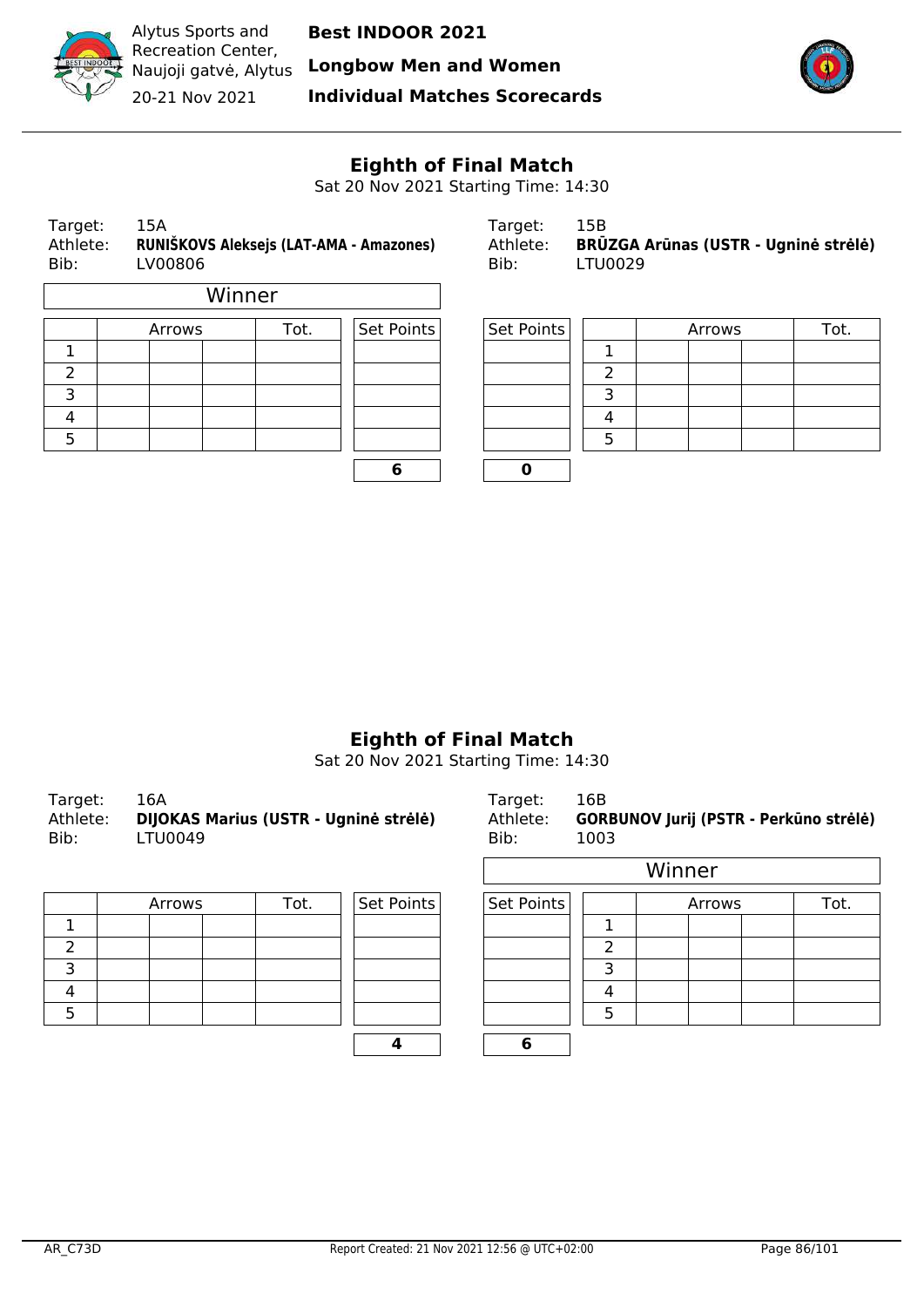Alytus Sports and Recreation Center, Naujoji gatvė, Alytus
20-21 Nov 2021

**Best INDOOR 2021**
**Longbow Men and Women**
**Individual Matches Scorecards**

## Eighth of Final Match

Sat 20 Nov 2021 Starting Time: 14:30

Target: 15A
Athlete: **RUNIŠKOVS Aleksejs (LAT-AMA - Amazones)**
Bib: LV00806

Winner

| | Arrows | | | Tot. | Set Points |
|---|---|---|---|---|---|
| 1 | | | | | |
| 2 | | | | | |
| 3 | | | | | |
| 4 | | | | | |
| 5 | | | | | |
| | | | | | **6** |

Target: 15B
Athlete: **BRŪZGA Arūnas (USTR - Ugninė strėlė)**
Bib: LTU0029

| Set Points | | Arrows | | | Tot. |
|---|---|---|---|---|---|
| | 1 | | | | |
| | 2 | | | | |
| | 3 | | | | |
| | 4 | | | | |
| | 5 | | | | |
| **0** | | | | | |

## Eighth of Final Match

Sat 20 Nov 2021 Starting Time: 14:30

Target: 16A
Athlete: **DIJOKAS Marius (USTR - Ugninė strėlė)**
Bib: LTU0049

| | Arrows | | | Tot. | Set Points |
|---|---|---|---|---|---|
| 1 | | | | | |
| 2 | | | | | |
| 3 | | | | | |
| 4 | | | | | |
| 5 | | | | | |
| | | | | | **4** |

Target: 16B
Athlete: **GORBUNOV Jurij (PSTR - Perkūno strėlė)**
Bib: 1003

Winner

| Set Points | | Arrows | | | Tot. |
|---|---|---|---|---|---|
| | 1 | | | | |
| | 2 | | | | |
| | 3 | | | | |
| | 4 | | | | |
| | 5 | | | | |
| **6** | | | | | |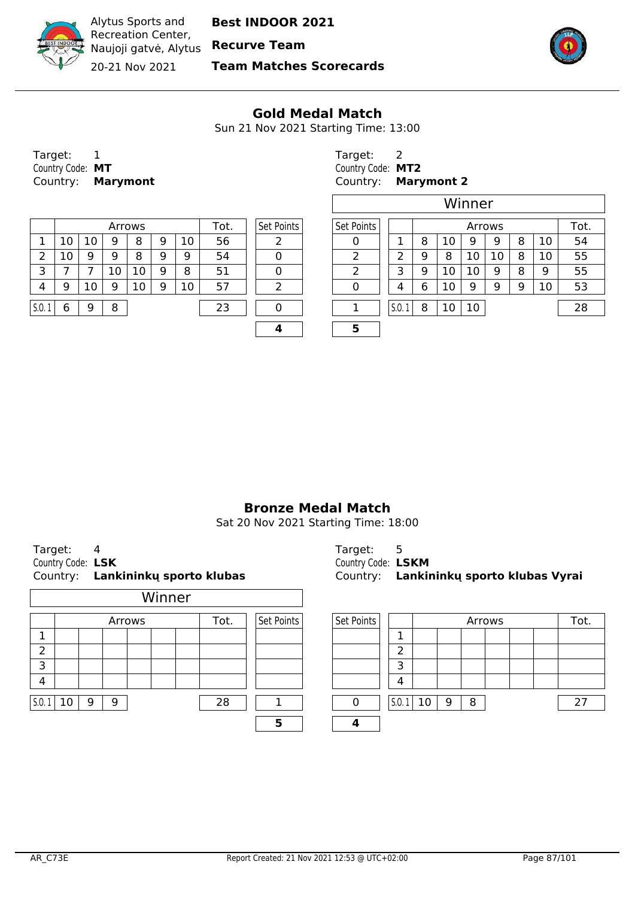Alytus Sports and Recreation Center, Naujoji gatvė, Alytus

20-21 Nov 2021

**Best INDOOR 2021**

**Recurve Team**

**Team Matches Scorecards**

## Gold Medal Match

Sun 21 Nov 2021 Starting Time: 13:00

Target: 1
Country Code: **MT**
Country: **Marymont**

| | Arrows | | | | | | Tot. | Set Points |
|---|---|---|---|---|---|---|---|---|
| 1 | 10 | 10 | 9 | 8 | 9 | 10 | 56 | 2 |
| 2 | 10 | 9 | 9 | 8 | 9 | 9 | 54 | 0 |
| 3 | 7 | 7 | 10 | 10 | 9 | 8 | 51 | 0 |
| 4 | 9 | 10 | 9 | 10 | 9 | 10 | 57 | 2 |
| S.O. 1 | 6 | 9 | 8 | | | | 23 | 0 |
| | | | | | | | | **4** |

Target: 2
Country Code: **MT2**
Country: **Marymont 2**

Winner

| Set Points | | Arrows | | | | | | Tot. |
|---|---|---|---|---|---|---|---|---|
| 0 | 1 | 8 | 10 | 9 | 9 | 8 | 10 | 54 |
| 2 | 2 | 9 | 8 | 10 | 10 | 8 | 10 | 55 |
| 2 | 3 | 9 | 10 | 10 | 9 | 8 | 9 | 55 |
| 0 | 4 | 6 | 10 | 9 | 9 | 9 | 10 | 53 |
| 1 | S.O. 1 | 8 | 10 | 10 | | | | 28 |
| **5** | | | | | | | | |

## Bronze Medal Match

Sat 20 Nov 2021 Starting Time: 18:00

Target: 4
Country Code: **LSK**
Country: **Lankininkų sporto klubas**

Winner

| | Arrows | | | | | | Tot. | Set Points |
|---|---|---|---|---|---|---|---|---|
| 1 | | | | | | | | |
| 2 | | | | | | | | |
| 3 | | | | | | | | |
| 4 | | | | | | | | |
| S.O. 1 | 10 | 9 | 9 | | | | 28 | 1 |
| | | | | | | | | **5** |

Target: 5
Country Code: **LSKM**
Country: **Lankininkų sporto klubas Vyrai**

| Set Points | | Arrows | | | | | | Tot. |
|---|---|---|---|---|---|---|---|---|
| | 1 | | | | | | | |
| | 2 | | | | | | | |
| | 3 | | | | | | | |
| | 4 | | | | | | | |
| 0 | S.O. 1 | 10 | 9 | 8 | | | | 27 |
| **4** | | | | | | | | |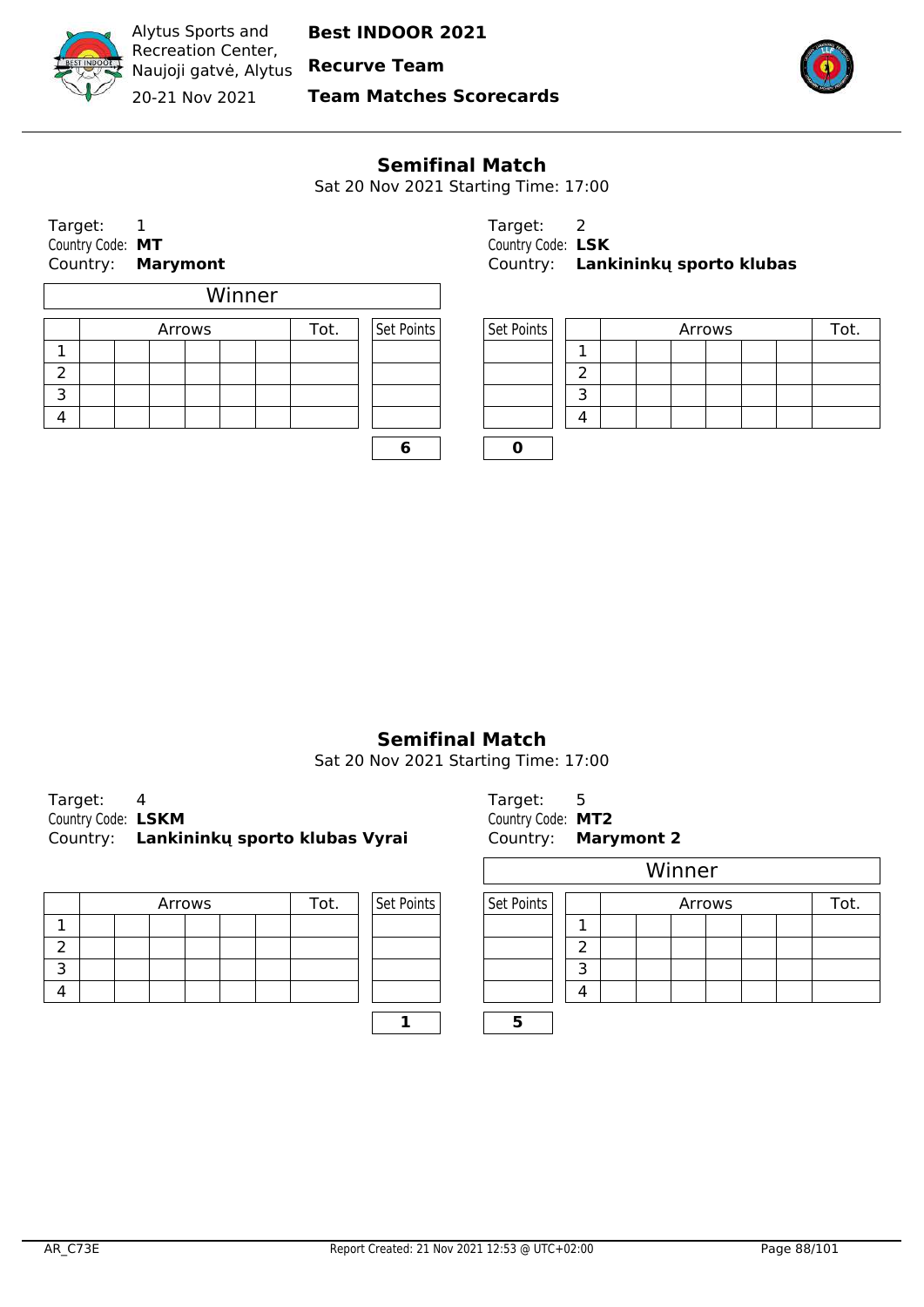Alytus Sports and Recreation Center, Naujoji gatvė, Alytus
20-21 Nov 2021

**Best INDOOR 2021**
**Recurve Team**
**Team Matches Scorecards**

## Semifinal Match

Sat 20 Nov 2021 Starting Time: 17:00

Target: 1
Country Code: **MT**
Country: **Marymont**

Winner

| | Arrows | | | | | | Tot. | Set Points |
|---|---|---|---|---|---|---|---|---|
| 1 | | | | | | | | |
| 2 | | | | | | | | |
| 3 | | | | | | | | |
| 4 | | | | | | | | |
| | | | | | | | | **6** |

Target: 2
Country Code: **LSK**
Country: **Lankininkų sporto klubas**

| Set Points | | Arrows | | | | | | Tot. |
|---|---|---|---|---|---|---|---|---|
| | 1 | | | | | | | |
| | 2 | | | | | | | |
| | 3 | | | | | | | |
| | 4 | | | | | | | |
| **0** | | | | | | | | |

## Semifinal Match

Sat 20 Nov 2021 Starting Time: 17:00

Target: 4
Country Code: **LSKM**
Country: **Lankininkų sporto klubas Vyrai**

| | Arrows | | | | | | Tot. | Set Points |
|---|---|---|---|---|---|---|---|---|
| 1 | | | | | | | | |
| 2 | | | | | | | | |
| 3 | | | | | | | | |
| 4 | | | | | | | | |
| | | | | | | | | **1** |

Target: 5
Country Code: **MT2**
Country: **Marymont 2**

Winner

| Set Points | | Arrows | | | | | | Tot. |
|---|---|---|---|---|---|---|---|---|
| | 1 | | | | | | | |
| | 2 | | | | | | | |
| | 3 | | | | | | | |
| | 4 | | | | | | | |
| **5** | | | | | | | | |

AR_C73E — Report Created: 21 Nov 2021 12:53 @ UTC+02:00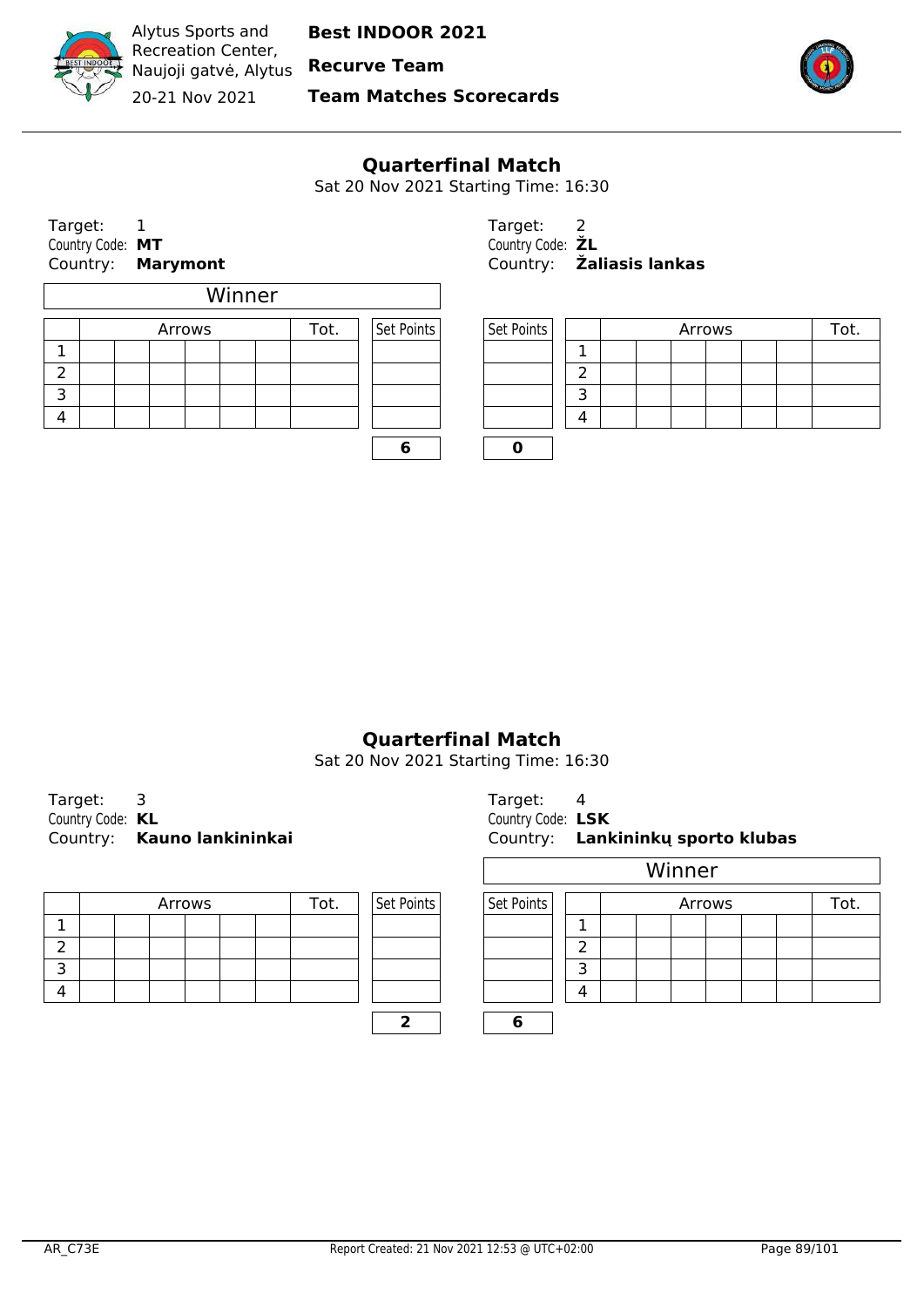Alytus Sports and Recreation Center, Naujoji gatvė, Alytus
20-21 Nov 2021

**Best INDOOR 2021**
**Recurve Team**
**Team Matches Scorecards**

## Quarterfinal Match

Sat 20 Nov 2021 Starting Time: 16:30

Target: 1
Country Code: **MT**
Country: **Marymont**

Winner

| | Arrows | | | | | | Tot. | Set Points |
|---|---|---|---|---|---|---|---|---|
| 1 | | | | | | | | |
| 2 | | | | | | | | |
| 3 | | | | | | | | |
| 4 | | | | | | | | |
| | | | | | | | | **6** |

Target: 2
Country Code: **ŽL**
Country: **Žaliasis lankas**

| Set Points | | Arrows | | | | | | Tot. |
|---|---|---|---|---|---|---|---|---|
| | 1 | | | | | | | |
| | 2 | | | | | | | |
| | 3 | | | | | | | |
| | 4 | | | | | | | |
| **0** | | | | | | | | |

## Quarterfinal Match

Sat 20 Nov 2021 Starting Time: 16:30

Target: 3
Country Code: **KL**
Country: **Kauno lankininkai**

| | Arrows | | | | | | Tot. | Set Points |
|---|---|---|---|---|---|---|---|---|
| 1 | | | | | | | | |
| 2 | | | | | | | | |
| 3 | | | | | | | | |
| 4 | | | | | | | | |
| | | | | | | | | **2** |

Target: 4
Country Code: **LSK**
Country: **Lankininkų sporto klubas**

Winner

| Set Points | | Arrows | | | | | | Tot. |
|---|---|---|---|---|---|---|---|---|
| | 1 | | | | | | | |
| | 2 | | | | | | | |
| | 3 | | | | | | | |
| | 4 | | | | | | | |
| **6** | | | | | | | | |

AR_C73E Report Created: 21 Nov 2021 12:53 @ UTC+02:00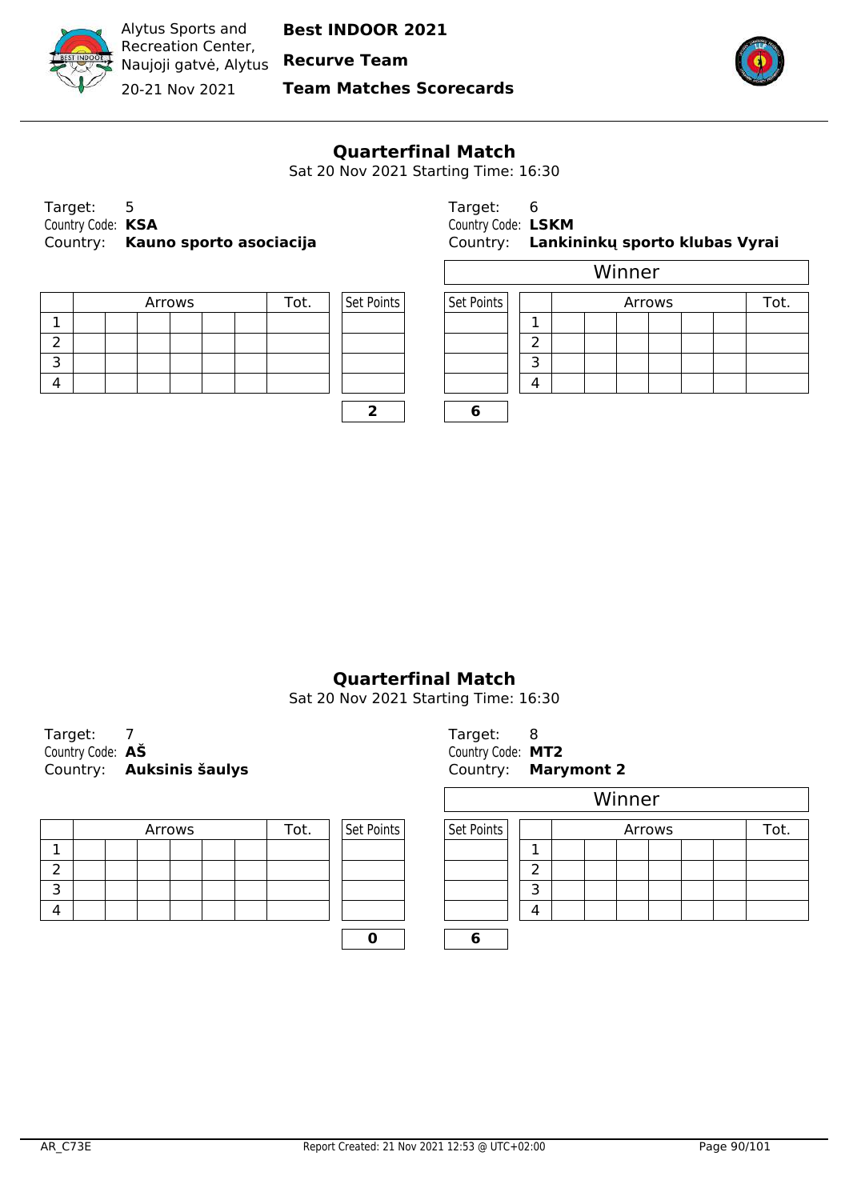Alytus Sports and Recreation Center, Naujoji gatvė, Alytus

20-21 Nov 2021

**Best INDOOR 2021**

**Recurve Team**

**Team Matches Scorecards**

## Quarterfinal Match

Sat 20 Nov 2021 Starting Time: 16:30

Target: 5
Country Code: **KSA**
Country: **Kauno sporto asociacija**

| | Arrows | | | | | | Tot. | Set Points |
|---|---|---|---|---|---|---|---|---|
| 1 | | | | | | | | |
| 2 | | | | | | | | |
| 3 | | | | | | | | |
| 4 | | | | | | | | |
| | | | | | | | | **2** |

Target: 6
Country Code: **LSKM**
Country: **Lankininkų sporto klubas Vyrai**

Winner

| Set Points | | Arrows | | | | | | Tot. |
|---|---|---|---|---|---|---|---|---|
| | 1 | | | | | | | |
| | 2 | | | | | | | |
| | 3 | | | | | | | |
| | 4 | | | | | | | |
| **6** | | | | | | | | |

## Quarterfinal Match

Sat 20 Nov 2021 Starting Time: 16:30

Target: 7
Country Code: **AŠ**
Country: **Auksinis šaulys**

| | Arrows | | | | | | Tot. | Set Points |
|---|---|---|---|---|---|---|---|---|
| 1 | | | | | | | | |
| 2 | | | | | | | | |
| 3 | | | | | | | | |
| 4 | | | | | | | | |
| | | | | | | | | **0** |

Target: 8
Country Code: **MT2**
Country: **Marymont 2**

Winner

| Set Points | | Arrows | | | | | | Tot. |
|---|---|---|---|---|---|---|---|---|
| | 1 | | | | | | | |
| | 2 | | | | | | | |
| | 3 | | | | | | | |
| | 4 | | | | | | | |
| **6** | | | | | | | | |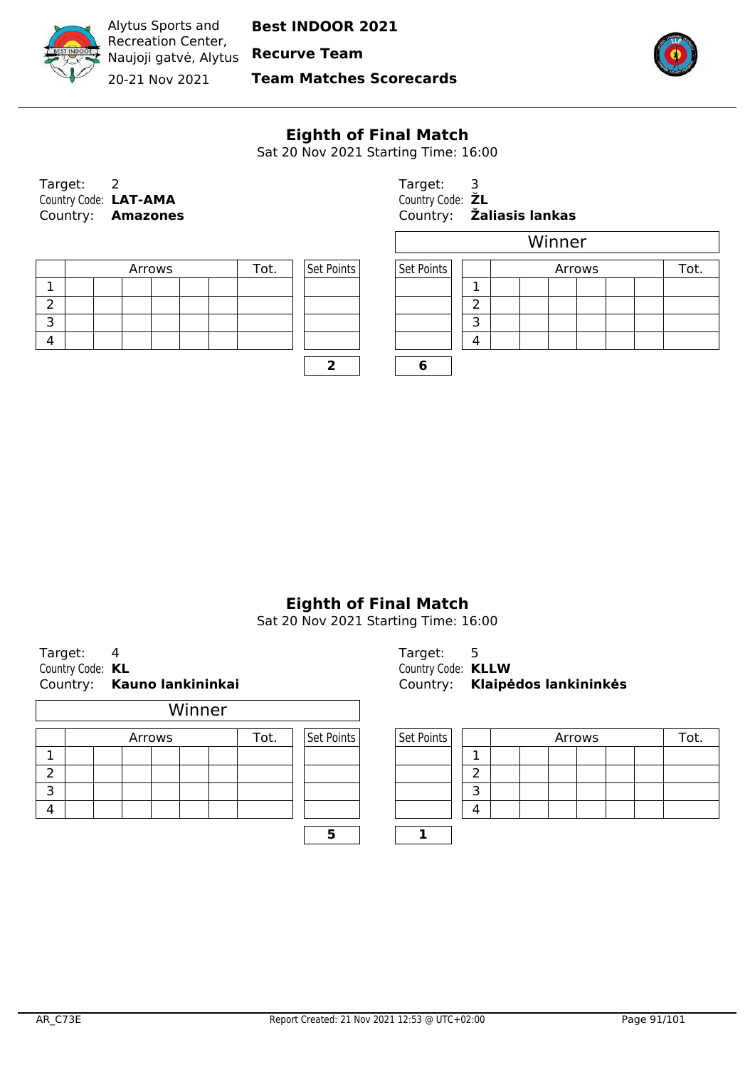Alytus Sports and Recreation Center, Naujoji gatvė, Alytus
20-21 Nov 2021

**Best INDOOR 2021**
**Recurve Team**
**Team Matches Scorecards**

## Eighth of Final Match

Sat 20 Nov 2021 Starting Time: 16:00

Target: 2
Country Code: **LAT-AMA**
Country: **Amazones**

Target: 3
Country Code: **ŽL**
Country: **Žaliasis lankas**

Winner: Žaliasis lankas

| | Arrows | | | | | | Tot. | Set Points |
|---|---|---|---|---|---|---|---|---|
| 1 | | | | | | | | |
| 2 | | | | | | | | |
| 3 | | | | | | | | |
| 4 | | | | | | | | |
| | | | | | | | | **2** |

| Set Points | | Arrows | | | | | | Tot. |
|---|---|---|---|---|---|---|---|---|
| | 1 | | | | | | | |
| | 2 | | | | | | | |
| | 3 | | | | | | | |
| | 4 | | | | | | | |
| **6** | | | | | | | | |

## Eighth of Final Match

Sat 20 Nov 2021 Starting Time: 16:00

Target: 4
Country Code: **KL**
Country: **Kauno lankininkai**

Target: 5
Country Code: **KLLW**
Country: **Klaipėdos lankininkės**

Winner: Kauno lankininkai

| | Arrows | | | | | | Tot. | Set Points |
|---|---|---|---|---|---|---|---|---|
| 1 | | | | | | | | |
| 2 | | | | | | | | |
| 3 | | | | | | | | |
| 4 | | | | | | | | |
| | | | | | | | | **5** |

| Set Points | | Arrows | | | | | | Tot. |
|---|---|---|---|---|---|---|---|---|
| | 1 | | | | | | | |
| | 2 | | | | | | | |
| | 3 | | | | | | | |
| | 4 | | | | | | | |
| **1** | | | | | | | | |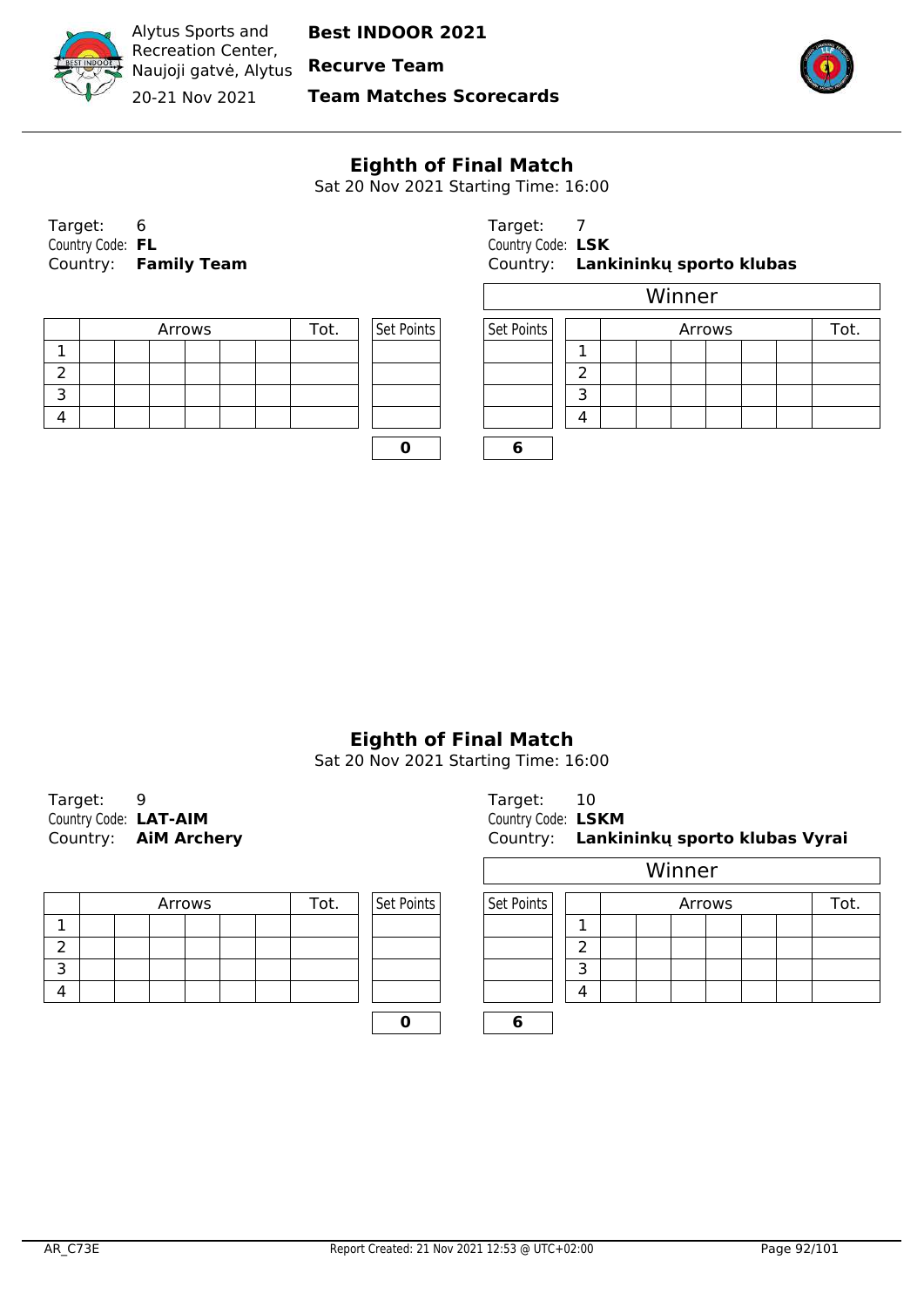Alytus Sports and Recreation Center, Naujoji gatvė, Alytus
20-21 Nov 2021

**Best INDOOR 2021**
**Recurve Team**
**Team Matches Scorecards**

## Eighth of Final Match

Sat 20 Nov 2021 Starting Time: 16:00

Target: 6
Country Code: **FL**
Country: **Family Team**

| | Arrows | | | | | | Tot. | Set Points |
|---|---|---|---|---|---|---|---|---|
| 1 | | | | | | | | |
| 2 | | | | | | | | |
| 3 | | | | | | | | |
| 4 | | | | | | | | |
| | | | | | | | | **0** |

Target: 7
Country Code: **LSK**
Country: **Lankininkų sporto klubas**

Winner

| Set Points | | Arrows | | | | | | Tot. |
|---|---|---|---|---|---|---|---|---|
| | 1 | | | | | | | |
| | 2 | | | | | | | |
| | 3 | | | | | | | |
| | 4 | | | | | | | |
| **6** | | | | | | | | |

## Eighth of Final Match

Sat 20 Nov 2021 Starting Time: 16:00

Target: 9
Country Code: **LAT-AIM**
Country: **AiM Archery**

| | Arrows | | | | | | Tot. | Set Points |
|---|---|---|---|---|---|---|---|---|
| 1 | | | | | | | | |
| 2 | | | | | | | | |
| 3 | | | | | | | | |
| 4 | | | | | | | | |
| | | | | | | | | **0** |

Target: 10
Country Code: **LSKM**
Country: **Lankininkų sporto klubas Vyrai**

Winner

| Set Points | | Arrows | | | | | | Tot. |
|---|---|---|---|---|---|---|---|---|
| | 1 | | | | | | | |
| | 2 | | | | | | | |
| | 3 | | | | | | | |
| | 4 | | | | | | | |
| **6** | | | | | | | | |

AR_C73E    Report Created: 21 Nov 2021 12:53 @ UTC+02:00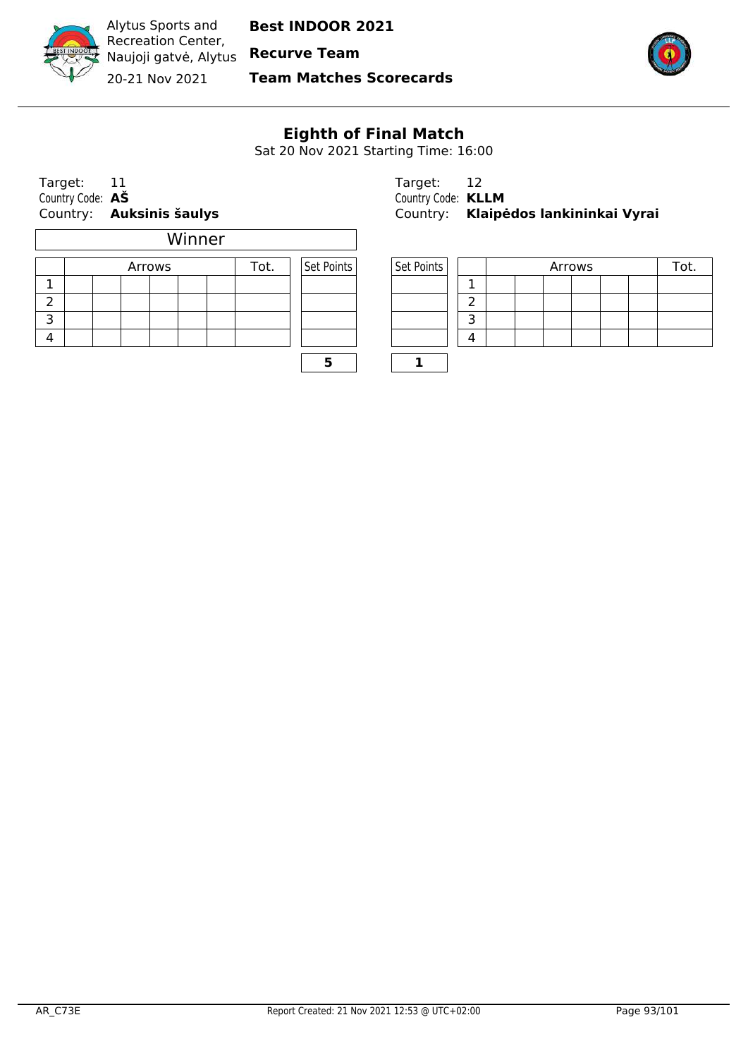Alytus Sports and Recreation Center, Naujoji gatvė, Alytus

20-21 Nov 2021

**Best INDOOR 2021**

**Recurve Team**

**Team Matches Scorecards**

## Eighth of Final Match

Sat 20 Nov 2021 Starting Time: 16:00

Target: 11
Country Code: **AŠ**
Country: **Auksinis šaulys**

Winner

| | Arrows | | | | | | Tot. | Set Points |
|---|---|---|---|---|---|---|---|---|
| 1 | | | | | | | | |
| 2 | | | | | | | | |
| 3 | | | | | | | | |
| 4 | | | | | | | | |
| | | | | | | | | **5** |

Target: 12
Country Code: **KLLM**
Country: **Klaipėdos lankininkai Vyrai**

| Set Points | | Arrows | | | | | | Tot. |
|---|---|---|---|---|---|---|---|---|
| | 1 | | | | | | | |
| | 2 | | | | | | | |
| | 3 | | | | | | | |
| | 4 | | | | | | | |
| **1** | | | | | | | | |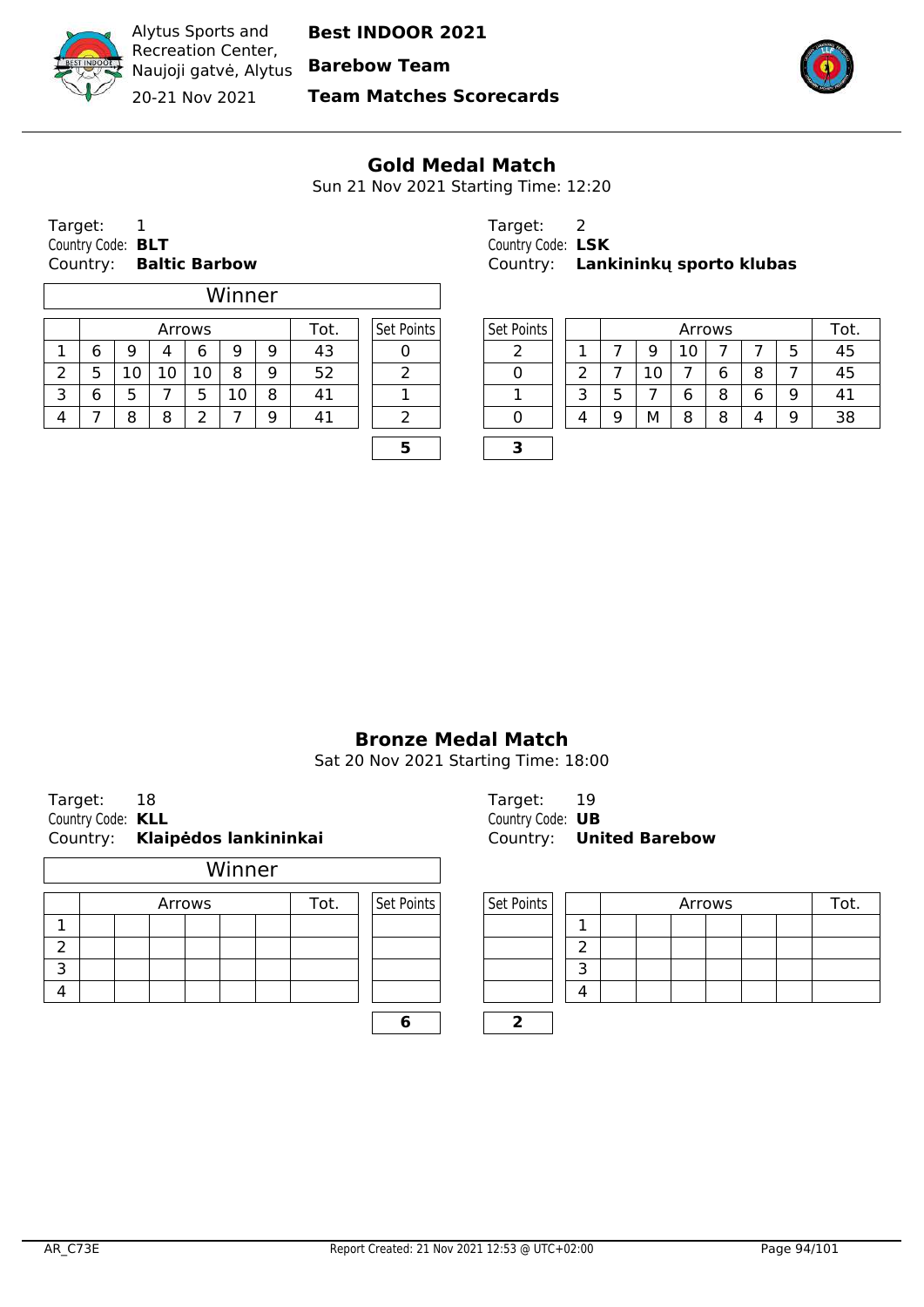Alytus Sports and Recreation Center, Naujoji gatvė, Alytus

20-21 Nov 2021

**Best INDOOR 2021**

**Barebow Team**

**Team Matches Scorecards**

## Gold Medal Match

Sun 21 Nov 2021 Starting Time: 12:20

Target: 1
Country Code: **BLT**
Country: **Baltic Barbow**

Winner

| | Arrows | | | | | | Tot. | Set Points |
|---|---|---|---|---|---|---|---|---|
| 1 | 6 | 9 | 4 | 6 | 9 | 9 | 43 | 0 |
| 2 | 5 | 10 | 10 | 10 | 8 | 9 | 52 | 2 |
| 3 | 6 | 5 | 7 | 5 | 10 | 8 | 41 | 1 |
| 4 | 7 | 8 | 8 | 2 | 7 | 9 | 41 | 2 |
| | | | | | | | | **5** |

Target: 2
Country Code: **LSK**
Country: **Lankininkų sporto klubas**

| Set Points | | Arrows | | | | | | Tot. |
|---|---|---|---|---|---|---|---|---|
| 2 | 1 | 7 | 9 | 10 | 7 | 7 | 5 | 45 |
| 0 | 2 | 7 | 10 | 7 | 6 | 8 | 7 | 45 |
| 1 | 3 | 5 | 7 | 6 | 8 | 6 | 9 | 41 |
| 0 | 4 | 9 | M | 8 | 8 | 4 | 9 | 38 |
| **3** | | | | | | | | |

## Bronze Medal Match

Sat 20 Nov 2021 Starting Time: 18:00

Target: 18
Country Code: **KLL**
Country: **Klaipėdos lankininkai**

Winner

| | Arrows | | | | | | Tot. | Set Points |
|---|---|---|---|---|---|---|---|---|
| 1 | | | | | | | | |
| 2 | | | | | | | | |
| 3 | | | | | | | | |
| 4 | | | | | | | | |
| | | | | | | | | **6** |

Target: 19
Country Code: **UB**
Country: **United Barebow**

| Set Points | | Arrows | | | | | | Tot. |
|---|---|---|---|---|---|---|---|---|
| | 1 | | | | | | | |
| | 2 | | | | | | | |
| | 3 | | | | | | | |
| | 4 | | | | | | | |
| **2** | | | | | | | | |

AR_C73E

Report Created: 21 Nov 2021 12:53 @ UTC+02:00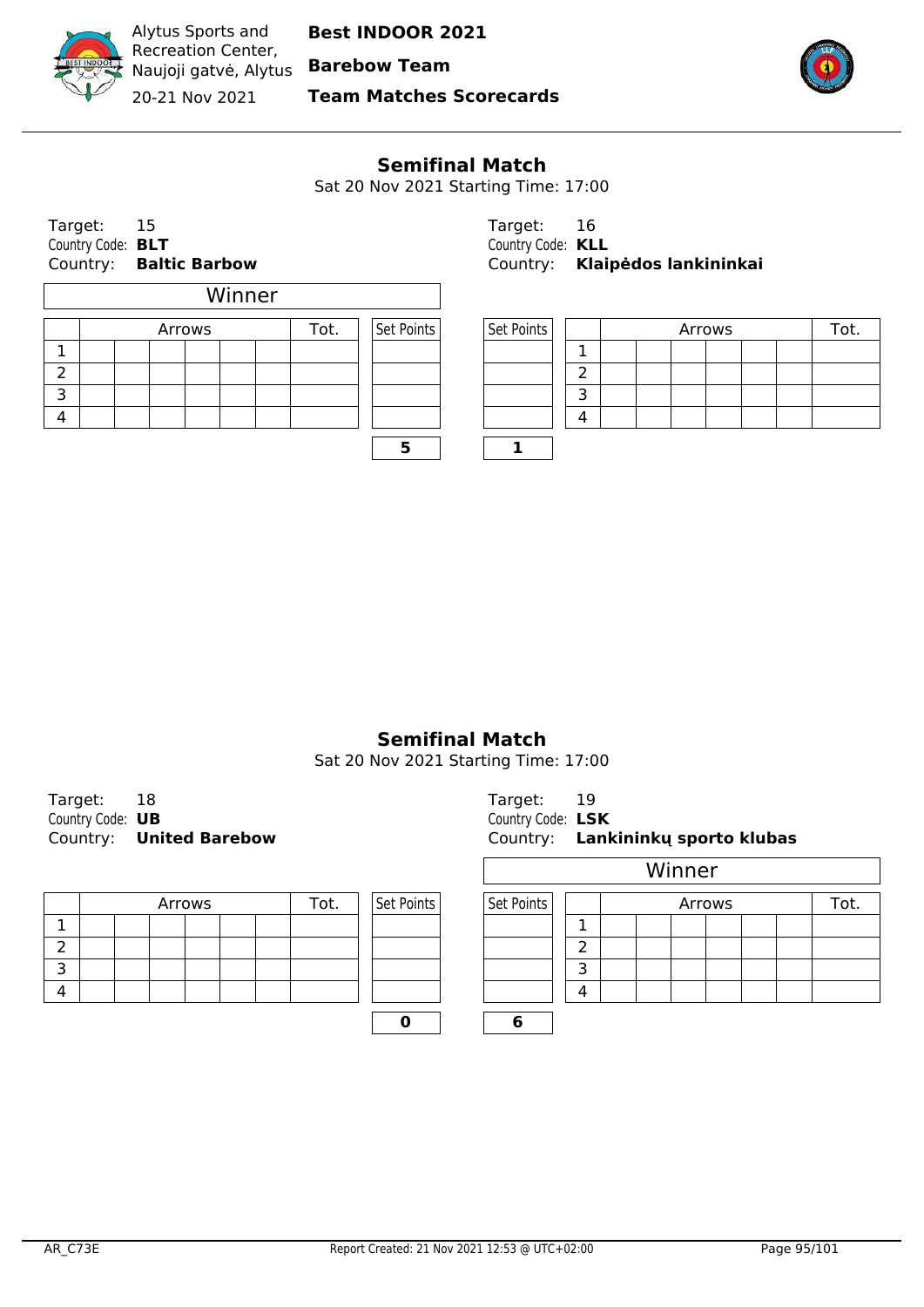Alytus Sports and Recreation Center, Naujoji gatvė, Alytus

20-21 Nov 2021

**Best INDOOR 2021**

**Barebow Team**

**Team Matches Scorecards**

## Semifinal Match

Sat 20 Nov 2021 Starting Time: 17:00

Target: 15
Country Code: **BLT**
Country: **Baltic Barbow**

Winner

| | Arrows | | | | | | Tot. | Set Points |
|---|---|---|---|---|---|---|---|---|
| 1 | | | | | | | | |
| 2 | | | | | | | | |
| 3 | | | | | | | | |
| 4 | | | | | | | | |
| | | | | | | | | **5** |

Target: 16
Country Code: **KLL**
Country: **Klaipėdos lankininkai**

| Set Points | | Arrows | | | | | | Tot. |
|---|---|---|---|---|---|---|---|---|
| | 1 | | | | | | | |
| | 2 | | | | | | | |
| | 3 | | | | | | | |
| | 4 | | | | | | | |
| **1** | | | | | | | | |

## Semifinal Match

Sat 20 Nov 2021 Starting Time: 17:00

Target: 18
Country Code: **UB**
Country: **United Barebow**

| | Arrows | | | | | | Tot. | Set Points |
|---|---|---|---|---|---|---|---|---|
| 1 | | | | | | | | |
| 2 | | | | | | | | |
| 3 | | | | | | | | |
| 4 | | | | | | | | |
| | | | | | | | | **0** |

Target: 19
Country Code: **LSK**
Country: **Lankininkų sporto klubas**

Winner

| Set Points | | Arrows | | | | | | Tot. |
|---|---|---|---|---|---|---|---|---|
| | 1 | | | | | | | |
| | 2 | | | | | | | |
| | 3 | | | | | | | |
| | 4 | | | | | | | |
| **6** | | | | | | | | |

AR_C73E

Report Created: 21 Nov 2021 12:53 @ UTC+02:00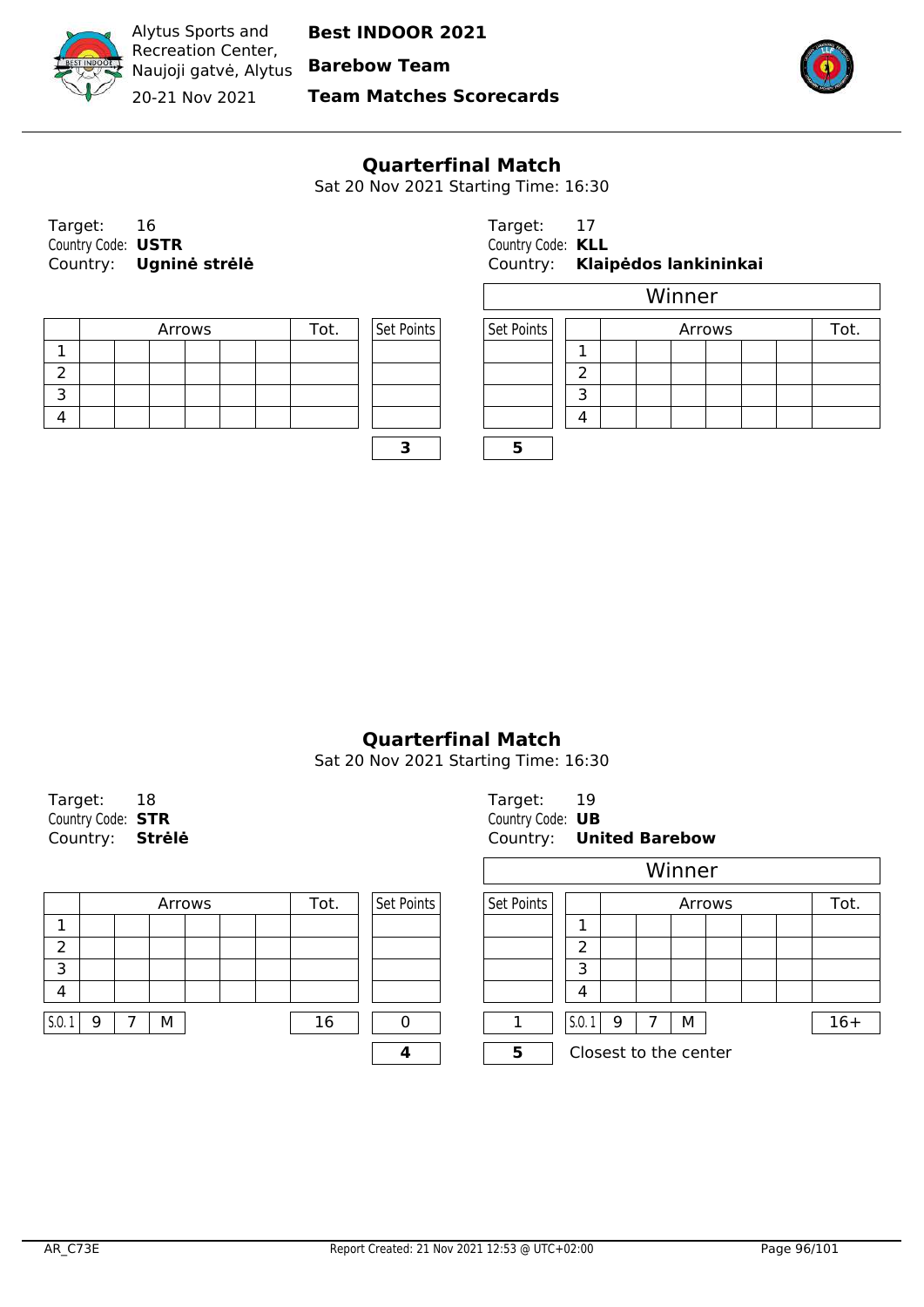Alytus Sports and Recreation Center, Naujoji gatvė, Alytus

20-21 Nov 2021

**Best INDOOR 2021**

**Barebow Team**

**Team Matches Scorecards**

## Quarterfinal Match

Sat 20 Nov 2021 Starting Time: 16:30

Target: 16
Country Code: **USTR**
Country: **Ugninė strėlė**

Target: 17
Country Code: **KLL**
Country: **Klaipėdos lankininkai**

Winner: Klaipėdos lankininkai

| | Arrows | | | | | | Tot. | Set Points | Set Points | | Arrows | | | | | | Tot. |
|---|---|---|---|---|---|---|---|---|---|---|---|---|---|---|---|---|---|
| 1 | | | | | | | | | | 1 | | | | | | | |
| 2 | | | | | | | | | | 2 | | | | | | | |
| 3 | | | | | | | | | | 3 | | | | | | | |
| 4 | | | | | | | | | | 4 | | | | | | | |
| | | | | | | | | **3** | **5** | | | | | | | | |

## Quarterfinal Match

Sat 20 Nov 2021 Starting Time: 16:30

Target: 18
Country Code: **STR**
Country: **Strėlė**

Target: 19
Country Code: **UB**
Country: **United Barebow**

Winner: United Barebow

| | Arrows | | | | | | Tot. | Set Points | Set Points | | Arrows | | | | | | Tot. |
|---|---|---|---|---|---|---|---|---|---|---|---|---|---|---|---|---|---|
| 1 | | | | | | | | | | 1 | | | | | | | |
| 2 | | | | | | | | | | 2 | | | | | | | |
| 3 | | | | | | | | | | 3 | | | | | | | |
| 4 | | | | | | | | | | 4 | | | | | | | |
| S.O. 1 | 9 | 7 | M | | | | 16 | 0 | 1 | S.O. 1 | 9 | 7 | M | | | | 16+ |
| | | | | | | | | **4** | **5** | Closest to the center | | | | | | | |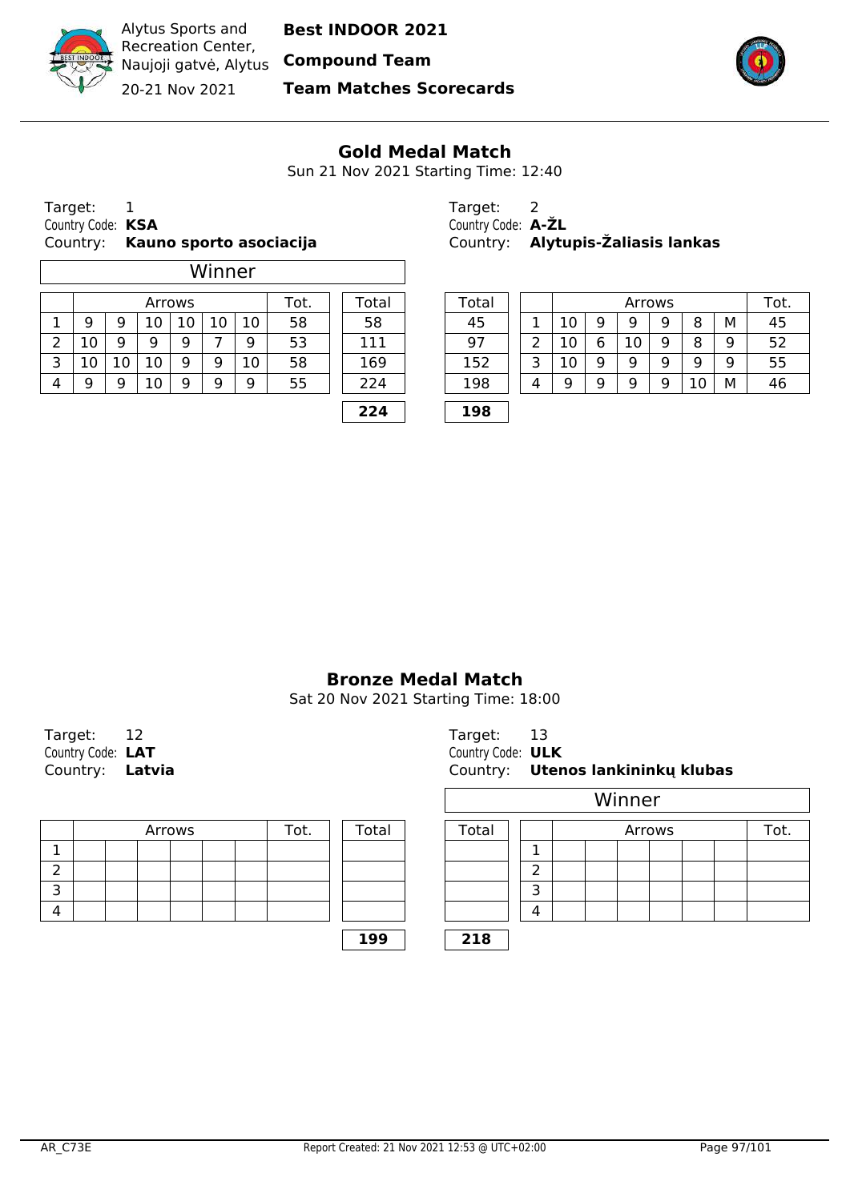Alytus Sports and Recreation Center, Naujoji gatvė, Alytus

20-21 Nov 2021

**Best INDOOR 2021**

**Compound Team**

**Team Matches Scorecards**

## Gold Medal Match

Sun 21 Nov 2021 Starting Time: 12:40

Target: 1
Country Code: **KSA**
Country: **Kauno sporto asociacija**

Winner

| | Arrows | | | | | | Tot. | Total |
|---|---|---|---|---|---|---|---|---|
| 1 | 9 | 9 | 10 | 10 | 10 | 10 | 58 | 58 |
| 2 | 10 | 9 | 9 | 9 | 7 | 9 | 53 | 111 |
| 3 | 10 | 10 | 10 | 9 | 9 | 10 | 58 | 169 |
| 4 | 9 | 9 | 10 | 9 | 9 | 9 | 55 | 224 |
| | | | | | | | | **224** |

Target: 2
Country Code: **A-ŽL**
Country: **Alytupis-Žaliasis lankas**

| Total | | Arrows | | | | | | Tot. |
|---|---|---|---|---|---|---|---|---|
| 45 | 1 | 10 | 9 | 9 | 9 | 8 | M | 45 |
| 97 | 2 | 10 | 6 | 10 | 9 | 8 | 9 | 52 |
| 152 | 3 | 10 | 9 | 9 | 9 | 9 | 9 | 55 |
| 198 | 4 | 9 | 9 | 9 | 9 | 10 | M | 46 |
| **198** | | | | | | | | |

## Bronze Medal Match

Sat 20 Nov 2021 Starting Time: 18:00

Target: 12
Country Code: **LAT**
Country: **Latvia**

| | Arrows | | | | | | Tot. | Total |
|---|---|---|---|---|---|---|---|---|
| 1 | | | | | | | | |
| 2 | | | | | | | | |
| 3 | | | | | | | | |
| 4 | | | | | | | | |
| | | | | | | | | **199** |

Target: 13
Country Code: **ULK**
Country: **Utenos lankininkų klubas**

Winner

| Total | | Arrows | | | | | | Tot. |
|---|---|---|---|---|---|---|---|---|
| | 1 | | | | | | | |
| | 2 | | | | | | | |
| | 3 | | | | | | | |
| | 4 | | | | | | | |
| **218** | | | | | | | | |

AR_C73E

Report Created: 21 Nov 2021 12:53 @ UTC+02:00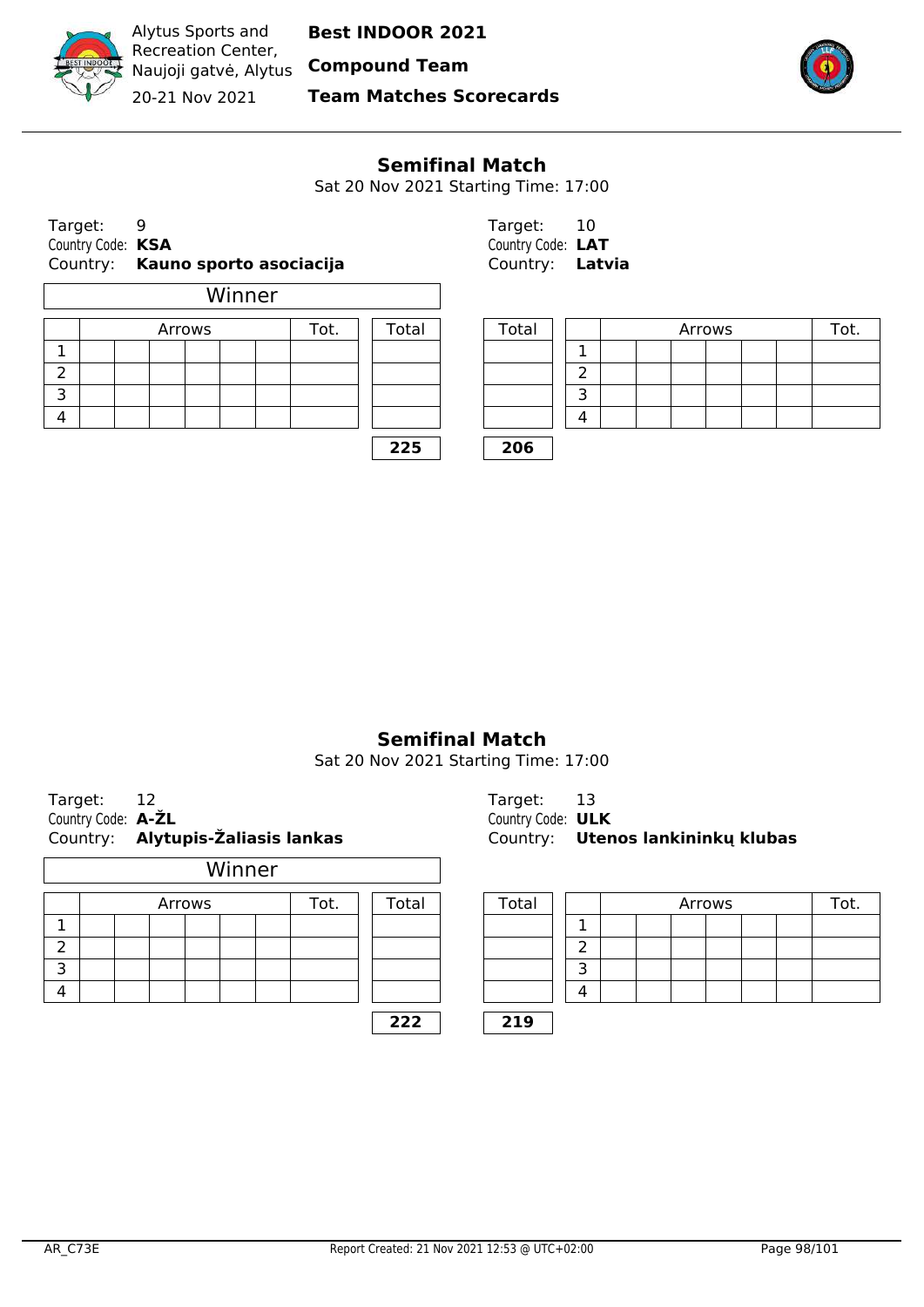Alytus Sports and Recreation Center, Naujoji gatvė, Alytus

20-21 Nov 2021

**Best INDOOR 2021**

**Compound Team**

**Team Matches Scorecards**

## Semifinal Match

Sat 20 Nov 2021 Starting Time: 17:00

Target: 9
Country Code: **KSA**
Country: **Kauno sporto asociacija**

Winner

| | Arrows | | | | | | Tot. | Total |
|---|---|---|---|---|---|---|---|---|
| 1 | | | | | | | | |
| 2 | | | | | | | | |
| 3 | | | | | | | | |
| 4 | | | | | | | | |
| | | | | | | | | **225** |

Target: 10
Country Code: **LAT**
Country: **Latvia**

| Total | | Arrows | | | | | | Tot. |
|---|---|---|---|---|---|---|---|---|
| | 1 | | | | | | | |
| | 2 | | | | | | | |
| | 3 | | | | | | | |
| | 4 | | | | | | | |
| **206** | | | | | | | | |

## Semifinal Match

Sat 20 Nov 2021 Starting Time: 17:00

Target: 12
Country Code: **A-ŽL**
Country: **Alytupis-Žaliasis lankas**

Winner

| | Arrows | | | | | | Tot. | Total |
|---|---|---|---|---|---|---|---|---|
| 1 | | | | | | | | |
| 2 | | | | | | | | |
| 3 | | | | | | | | |
| 4 | | | | | | | | |
| | | | | | | | | **222** |

Target: 13
Country Code: **ULK**
Country: **Utenos lankininkų klubas**

| Total | | Arrows | | | | | | Tot. |
|---|---|---|---|---|---|---|---|---|
| | 1 | | | | | | | |
| | 2 | | | | | | | |
| | 3 | | | | | | | |
| | 4 | | | | | | | |
| **219** | | | | | | | | |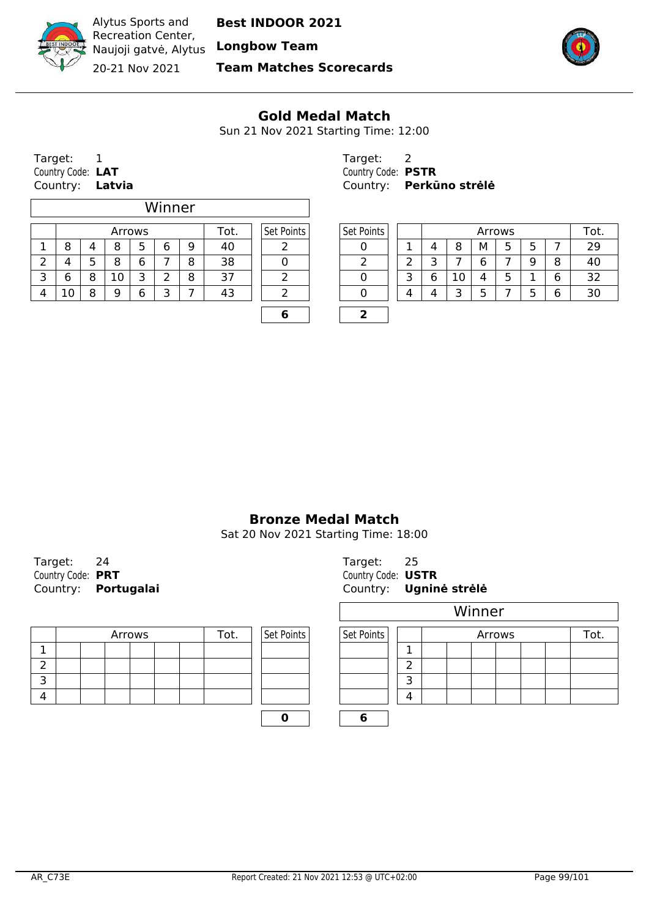Alytus Sports and Recreation Center, Naujoji gatvė, Alytus

20-21 Nov 2021

**Best INDOOR 2021**

**Longbow Team**

**Team Matches Scorecards**

## Gold Medal Match

Sun 21 Nov 2021 Starting Time: 12:00

Target: 1
Country Code: **LAT**
Country: **Latvia**

Winner

| | Arrows | | | | | | Tot. | Set Points |
|---|---|---|---|---|---|---|---|---|
| 1 | 8 | 4 | 8 | 5 | 6 | 9 | 40 | 2 |
| 2 | 4 | 5 | 8 | 6 | 7 | 8 | 38 | 0 |
| 3 | 6 | 8 | 10 | 3 | 2 | 8 | 37 | 2 |
| 4 | 10 | 8 | 9 | 6 | 3 | 7 | 43 | 2 |
| | | | | | | | | **6** |

Target: 2
Country Code: **PSTR**
Country: **Perkūno strėlė**

| Set Points | | Arrows | | | | | | Tot. |
|---|---|---|---|---|---|---|---|---|
| 0 | 1 | 4 | 8 | M | 5 | 5 | 7 | 29 |
| 2 | 2 | 3 | 7 | 6 | 7 | 9 | 8 | 40 |
| 0 | 3 | 6 | 10 | 4 | 5 | 1 | 6 | 32 |
| 0 | 4 | 4 | 3 | 5 | 7 | 5 | 6 | 30 |
| **2** | | | | | | | | |

## Bronze Medal Match

Sat 20 Nov 2021 Starting Time: 18:00

Target: 24
Country Code: **PRT**
Country: **Portugalai**

| | Arrows | | | | | | Tot. | Set Points |
|---|---|---|---|---|---|---|---|---|
| 1 | | | | | | | | |
| 2 | | | | | | | | |
| 3 | | | | | | | | |
| 4 | | | | | | | | |
| | | | | | | | | **0** |

Target: 25
Country Code: **USTR**
Country: **Ugninė strėlė**

Winner

| Set Points | | Arrows | | | | | | Tot. |
|---|---|---|---|---|---|---|---|---|
| | 1 | | | | | | | |
| | 2 | | | | | | | |
| | 3 | | | | | | | |
| | 4 | | | | | | | |
| **6** | | | | | | | | |

AR_C73E Report Created: 21 Nov 2021 12:53 @ UTC+02:00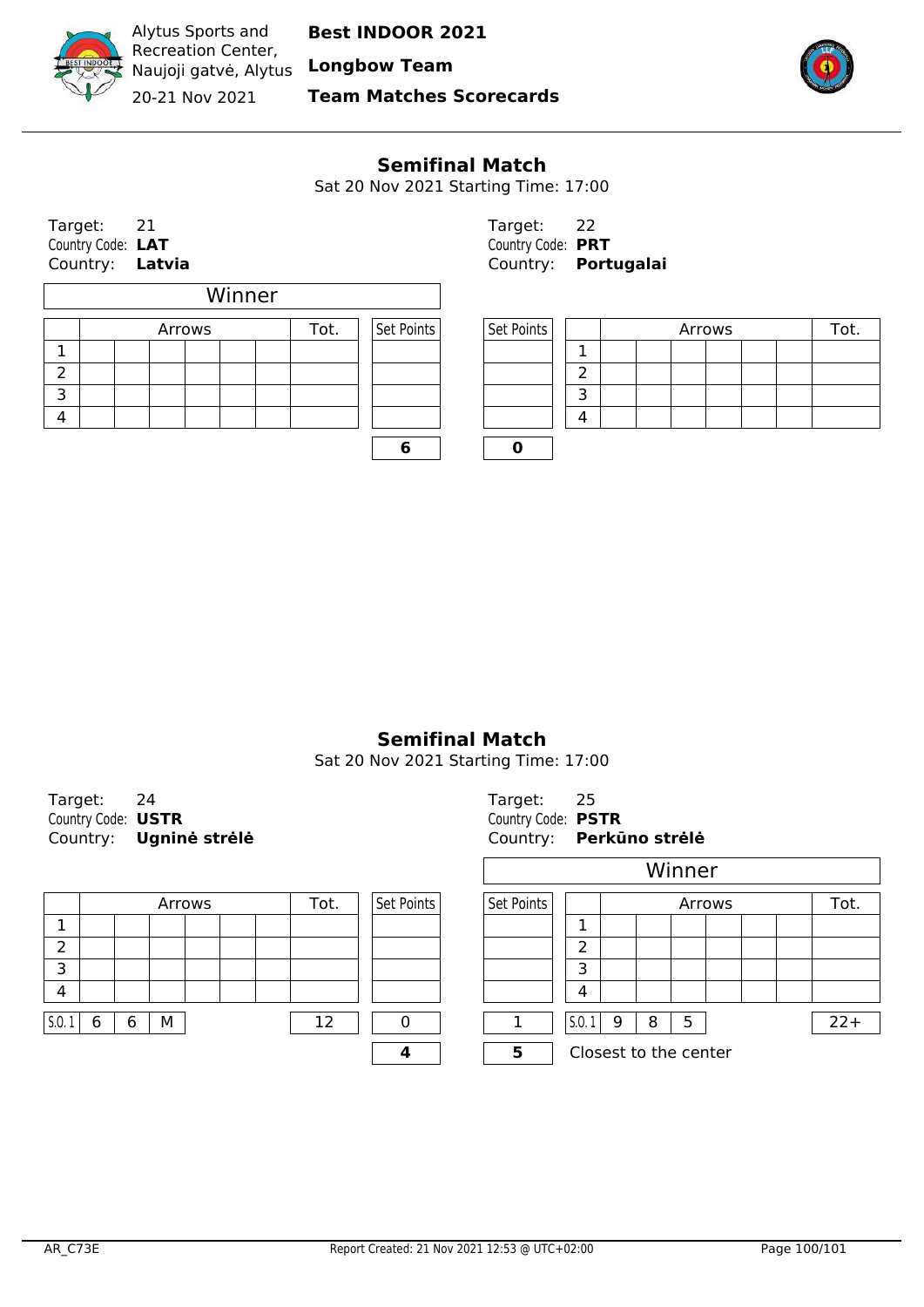Alytus Sports and Recreation Center, Naujoji gatvė, Alytus

20-21 Nov 2021

**Best INDOOR 2021**

**Longbow Team**

**Team Matches Scorecards**

## Semifinal Match

Sat 20 Nov 2021 Starting Time: 17:00

Target: 21
Country Code: **LAT**
Country: **Latvia**

Winner

| | Arrows | | | | | | Tot. | Set Points |
|---|---|---|---|---|---|---|---|---|
| 1 | | | | | | | | |
| 2 | | | | | | | | |
| 3 | | | | | | | | |
| 4 | | | | | | | | |
| | | | | | | | | **6** |

Target: 22
Country Code: **PRT**
Country: **Portugalai**

| Set Points | | Arrows | | | | | | Tot. |
|---|---|---|---|---|---|---|---|---|
| | 1 | | | | | | | |
| | 2 | | | | | | | |
| | 3 | | | | | | | |
| | 4 | | | | | | | |
| **0** | | | | | | | | |

## Semifinal Match

Sat 20 Nov 2021 Starting Time: 17:00

Target: 24
Country Code: **USTR**
Country: **Ugninė strėlė**

| | Arrows | | | | | | Tot. | Set Points |
|---|---|---|---|---|---|---|---|---|
| 1 | | | | | | | | |
| 2 | | | | | | | | |
| 3 | | | | | | | | |
| 4 | | | | | | | | |
| S.O. 1 | 6 | 6 | M | | | | 12 | 0 |
| | | | | | | | | **4** |

Target: 25
Country Code: **PSTR**
Country: **Perkūno strėlė**

Winner

| Set Points | | Arrows | | | | | | Tot. |
|---|---|---|---|---|---|---|---|---|
| | 1 | | | | | | | |
| | 2 | | | | | | | |
| | 3 | | | | | | | |
| | 4 | | | | | | | |
| 1 | S.O. 1 | 9 | 8 | 5 | | | | 22+ |
| **5** | Closest to the center | | | | | | | |

AR_C73E

Report Created: 21 Nov 2021 12:53 @ UTC+02:00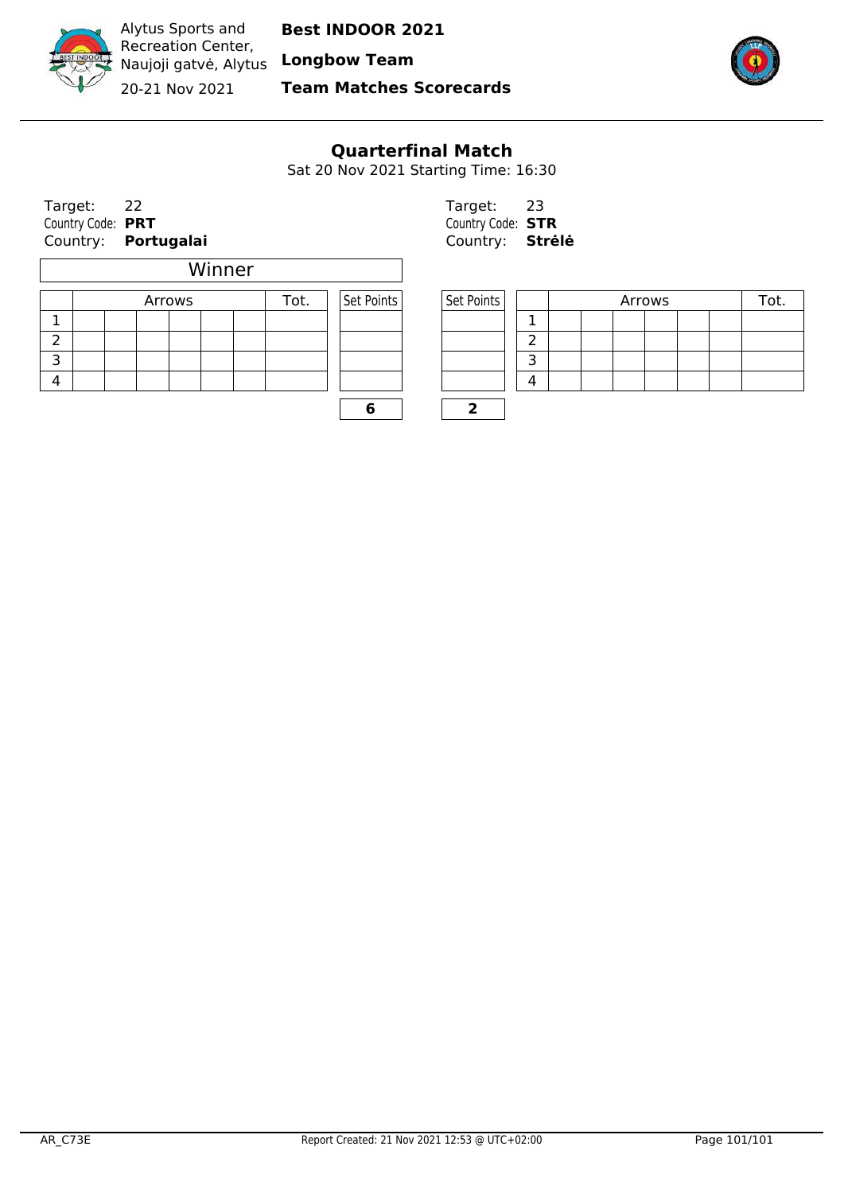Alytus Sports and Recreation Center, Naujoji gatvė, Alytus

20-21 Nov 2021

**Best INDOOR 2021**

**Longbow Team**

**Team Matches Scorecards**

## Quarterfinal Match

Sat 20 Nov 2021 Starting Time: 16:30

Target: 22
Country Code: **PRT**
Country: **Portugalai**

Winner

| | Arrows | | | | | | Tot. | Set Points |
|---|---|---|---|---|---|---|---|---|
| 1 | | | | | | | | |
| 2 | | | | | | | | |
| 3 | | | | | | | | |
| 4 | | | | | | | | |
| | | | | | | | | **6** |

Target: 23
Country Code: **STR**
Country: **Strėlė**

| Set Points | | Arrows | | | | | | Tot. |
|---|---|---|---|---|---|---|---|---|
| | 1 | | | | | | | |
| | 2 | | | | | | | |
| | 3 | | | | | | | |
| | 4 | | | | | | | |
| **2** | | | | | | | | |

AR_C73E Report Created: 21 Nov 2021 12:53 @ UTC+02:00